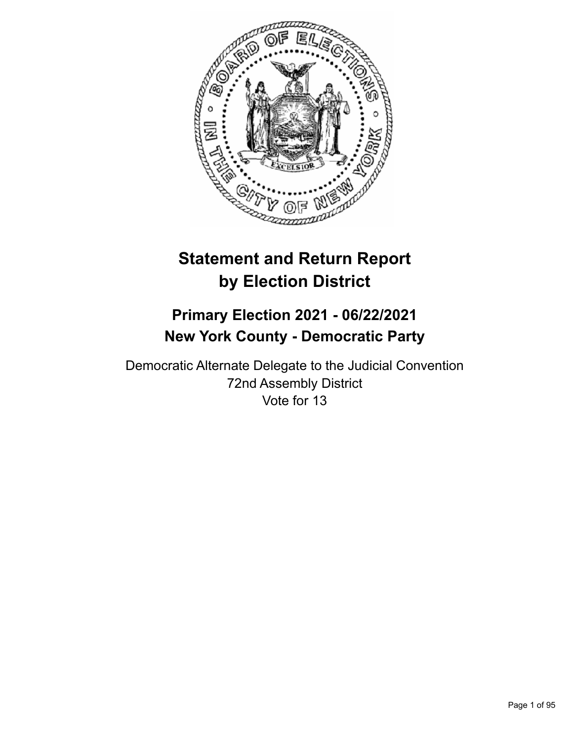# Statement and Return Report by Election District

## Primary Election 2021 - 06/22/2021
## New York County - Democratic Party

Democratic Alternate Delegate to the Judicial Convention
72nd Assembly District
Vote for 13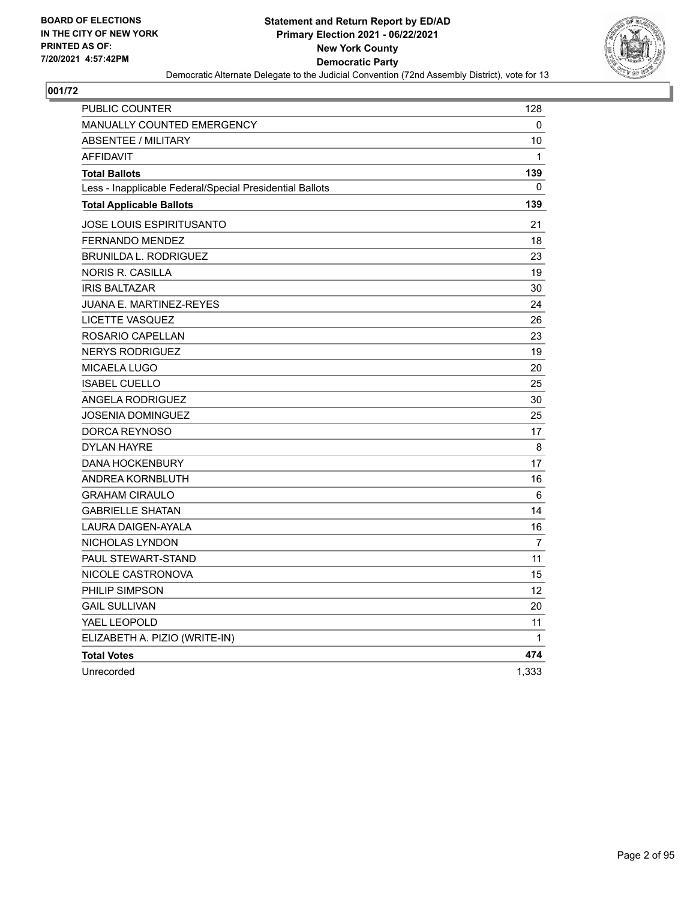BOARD OF ELECTIONS
IN THE CITY OF NEW YORK
PRINTED AS OF:
7/20/2021 4:57:42PM

**Statement and Return Report by ED/AD**
**Primary Election 2021 - 06/22/2021**
**New York County**
**Democratic Party**
Democratic Alternate Delegate to the Judicial Convention (72nd Assembly District), vote for 13

## 001/72

| | |
|---|---|
| PUBLIC COUNTER | 128 |
| MANUALLY COUNTED EMERGENCY | 0 |
| ABSENTEE / MILITARY | 10 |
| AFFIDAVIT | 1 |
| **Total Ballots** | **139** |
| Less - Inapplicable Federal/Special Presidential Ballots | 0 |
| **Total Applicable Ballots** | **139** |
| JOSE LOUIS ESPIRITUSANTO | 21 |
| FERNANDO MENDEZ | 18 |
| BRUNILDA L. RODRIGUEZ | 23 |
| NORIS R. CASILLA | 19 |
| IRIS BALTAZAR | 30 |
| JUANA E. MARTINEZ-REYES | 24 |
| LICETTE VASQUEZ | 26 |
| ROSARIO CAPELLAN | 23 |
| NERYS RODRIGUEZ | 19 |
| MICAELA LUGO | 20 |
| ISABEL CUELLO | 25 |
| ANGELA RODRIGUEZ | 30 |
| JOSENIA DOMINGUEZ | 25 |
| DORCA REYNOSO | 17 |
| DYLAN HAYRE | 8 |
| DANA HOCKENBURY | 17 |
| ANDREA KORNBLUTH | 16 |
| GRAHAM CIRAULO | 6 |
| GABRIELLE SHATAN | 14 |
| LAURA DAIGEN-AYALA | 16 |
| NICHOLAS LYNDON | 7 |
| PAUL STEWART-STAND | 11 |
| NICOLE CASTRONOVA | 15 |
| PHILIP SIMPSON | 12 |
| GAIL SULLIVAN | 20 |
| YAEL LEOPOLD | 11 |
| ELIZABETH A. PIZIO (WRITE-IN) | 1 |
| **Total Votes** | **474** |
| Unrecorded | 1,333 |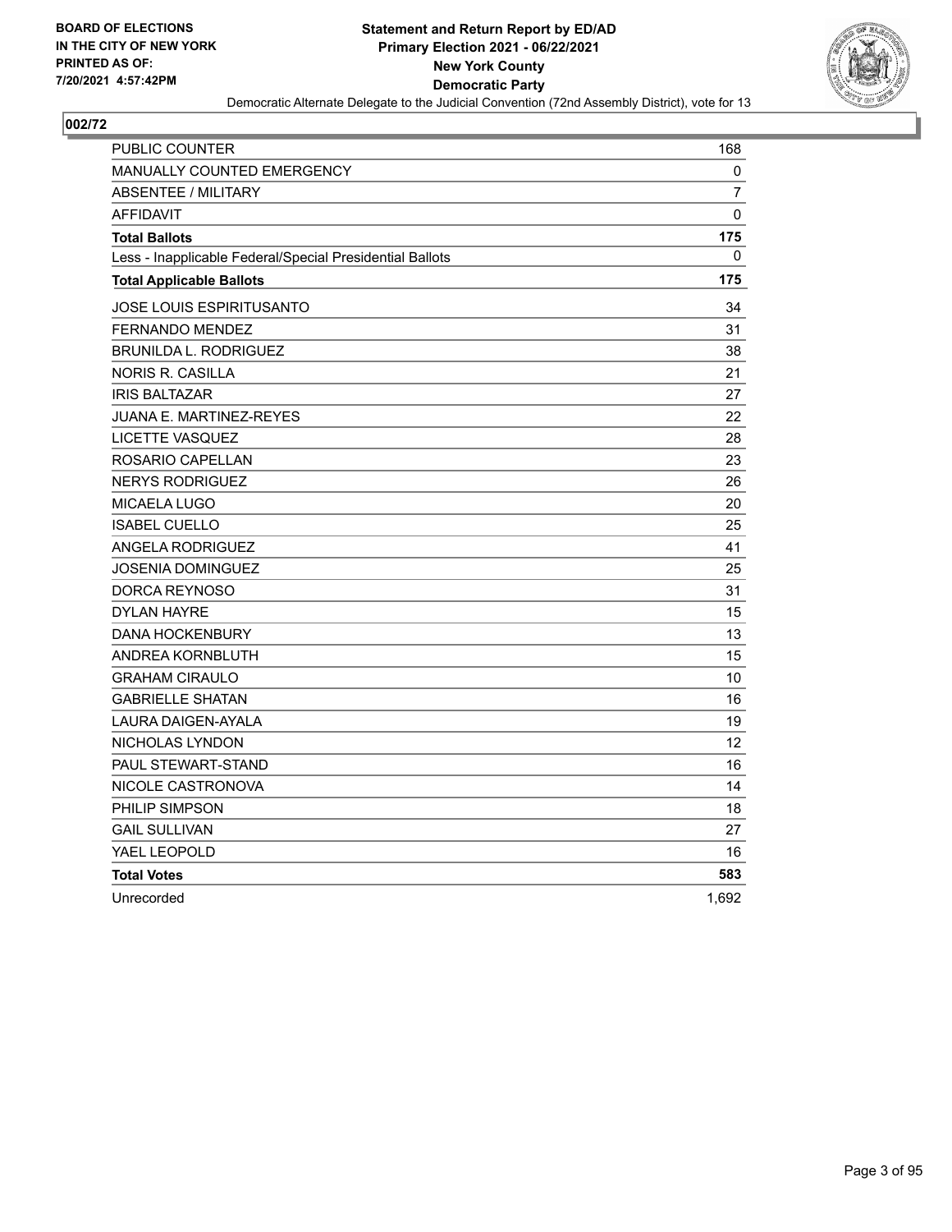**BOARD OF ELECTIONS IN THE CITY OF NEW YORK PRINTED AS OF: 7/20/2021 4:57:42PM**

**Statement and Return Report by ED/AD**
**Primary Election 2021 - 06/22/2021**
**New York County**
**Democratic Party**
Democratic Alternate Delegate to the Judicial Convention (72nd Assembly District), vote for 13

## 002/72

| | |
|---|---|
| PUBLIC COUNTER | 168 |
| MANUALLY COUNTED EMERGENCY | 0 |
| ABSENTEE / MILITARY | 7 |
| AFFIDAVIT | 0 |
| **Total Ballots** | **175** |
| Less - Inapplicable Federal/Special Presidential Ballots | 0 |
| **Total Applicable Ballots** | **175** |
| JOSE LOUIS ESPIRITUSANTO | 34 |
| FERNANDO MENDEZ | 31 |
| BRUNILDA L. RODRIGUEZ | 38 |
| NORIS R. CASILLA | 21 |
| IRIS BALTAZAR | 27 |
| JUANA E. MARTINEZ-REYES | 22 |
| LICETTE VASQUEZ | 28 |
| ROSARIO CAPELLAN | 23 |
| NERYS RODRIGUEZ | 26 |
| MICAELA LUGO | 20 |
| ISABEL CUELLO | 25 |
| ANGELA RODRIGUEZ | 41 |
| JOSENIA DOMINGUEZ | 25 |
| DORCA REYNOSO | 31 |
| DYLAN HAYRE | 15 |
| DANA HOCKENBURY | 13 |
| ANDREA KORNBLUTH | 15 |
| GRAHAM CIRAULO | 10 |
| GABRIELLE SHATAN | 16 |
| LAURA DAIGEN-AYALA | 19 |
| NICHOLAS LYNDON | 12 |
| PAUL STEWART-STAND | 16 |
| NICOLE CASTRONOVA | 14 |
| PHILIP SIMPSON | 18 |
| GAIL SULLIVAN | 27 |
| YAEL LEOPOLD | 16 |
| **Total Votes** | **583** |
| Unrecorded | 1,692 |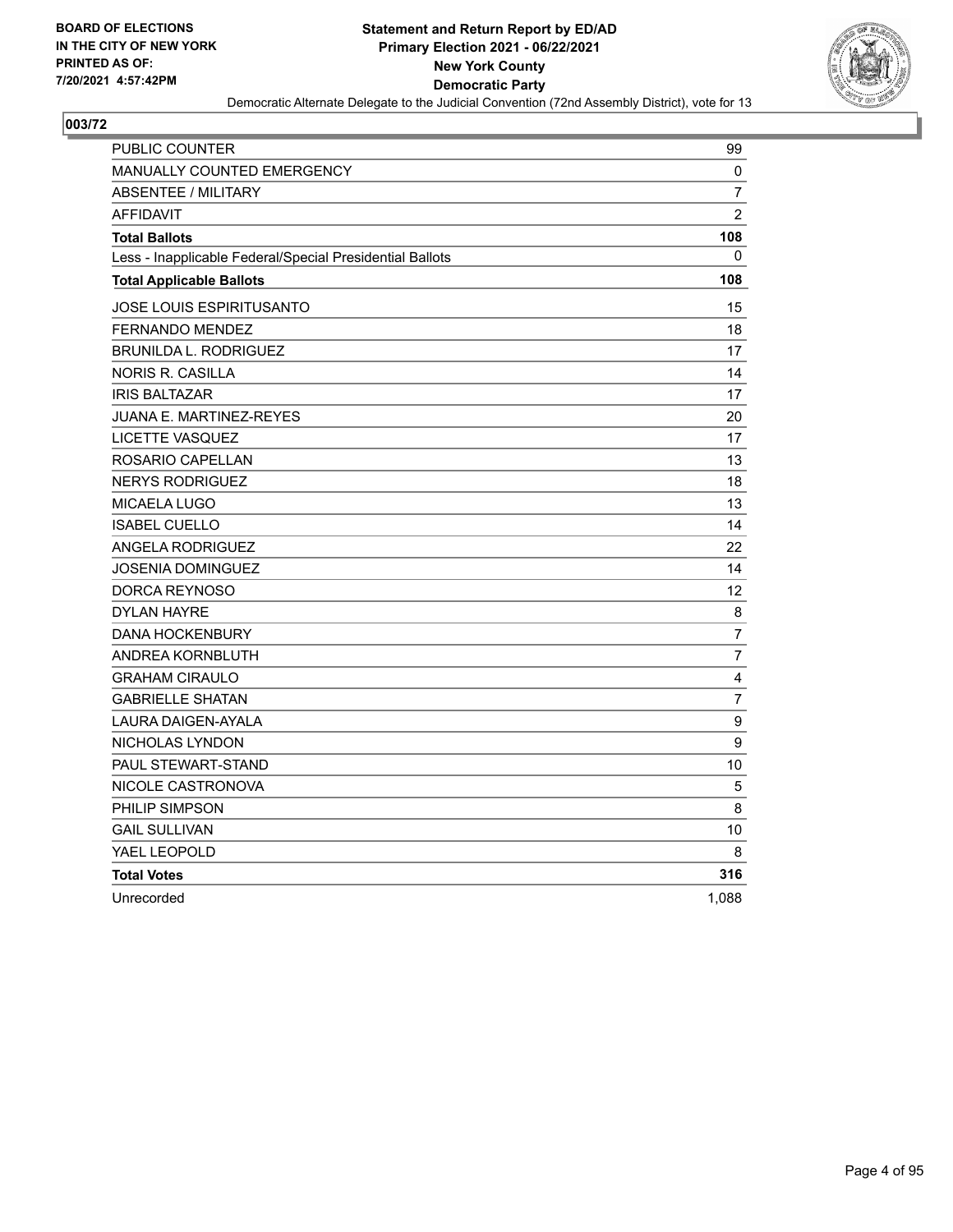**BOARD OF ELECTIONS IN THE CITY OF NEW YORK PRINTED AS OF: 7/20/2021 4:57:42PM**

**Statement and Return Report by ED/AD**
**Primary Election 2021 - 06/22/2021**
**New York County**
**Democratic Party**
Democratic Alternate Delegate to the Judicial Convention (72nd Assembly District), vote for 13

## 003/72

| | |
|---|---|
| PUBLIC COUNTER | 99 |
| MANUALLY COUNTED EMERGENCY | 0 |
| ABSENTEE / MILITARY | 7 |
| AFFIDAVIT | 2 |
| **Total Ballots** | **108** |
| Less - Inapplicable Federal/Special Presidential Ballots | 0 |
| **Total Applicable Ballots** | **108** |
| JOSE LOUIS ESPIRITUSANTO | 15 |
| FERNANDO MENDEZ | 18 |
| BRUNILDA L. RODRIGUEZ | 17 |
| NORIS R. CASILLA | 14 |
| IRIS BALTAZAR | 17 |
| JUANA E. MARTINEZ-REYES | 20 |
| LICETTE VASQUEZ | 17 |
| ROSARIO CAPELLAN | 13 |
| NERYS RODRIGUEZ | 18 |
| MICAELA LUGO | 13 |
| ISABEL CUELLO | 14 |
| ANGELA RODRIGUEZ | 22 |
| JOSENIA DOMINGUEZ | 14 |
| DORCA REYNOSO | 12 |
| DYLAN HAYRE | 8 |
| DANA HOCKENBURY | 7 |
| ANDREA KORNBLUTH | 7 |
| GRAHAM CIRAULO | 4 |
| GABRIELLE SHATAN | 7 |
| LAURA DAIGEN-AYALA | 9 |
| NICHOLAS LYNDON | 9 |
| PAUL STEWART-STAND | 10 |
| NICOLE CASTRONOVA | 5 |
| PHILIP SIMPSON | 8 |
| GAIL SULLIVAN | 10 |
| YAEL LEOPOLD | 8 |
| **Total Votes** | **316** |
| Unrecorded | 1,088 |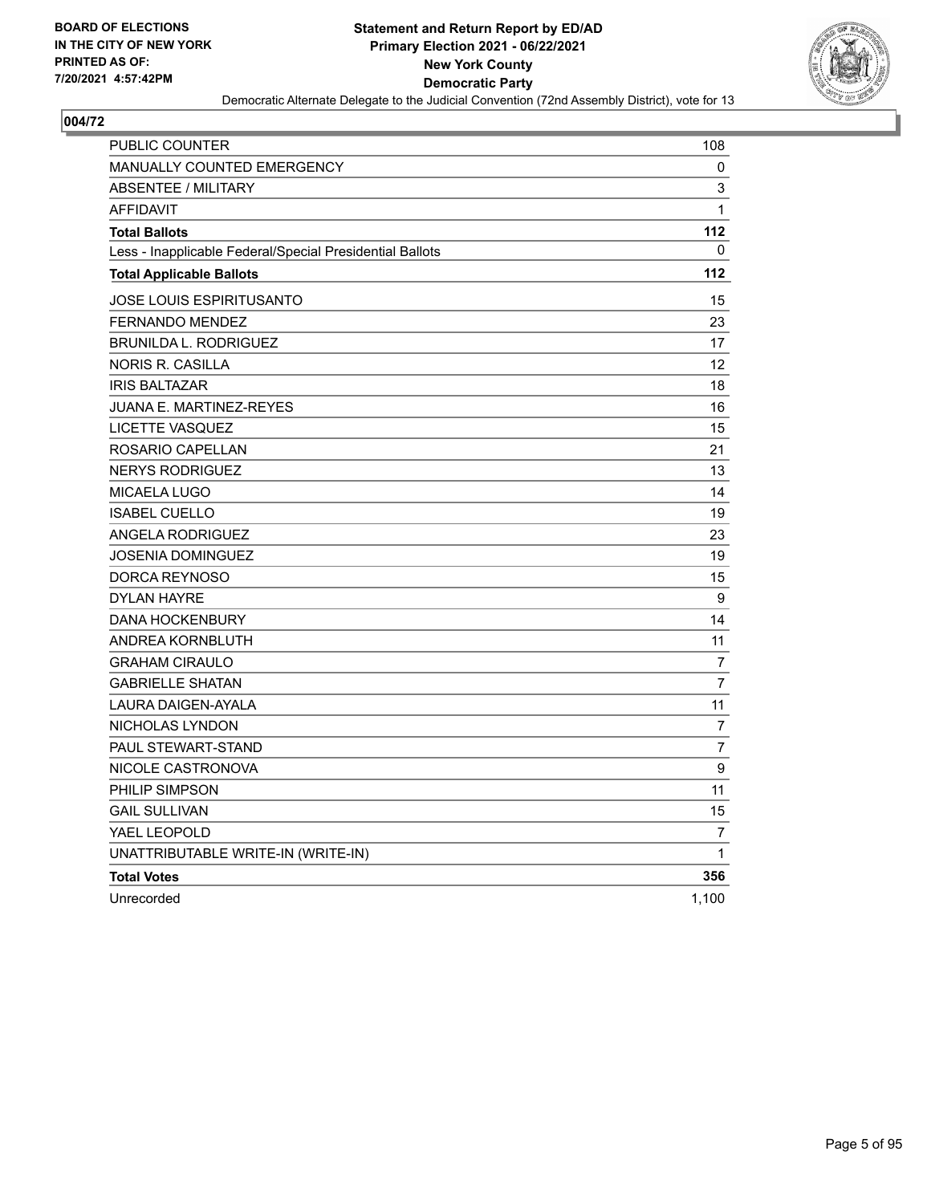**BOARD OF ELECTIONS IN THE CITY OF NEW YORK PRINTED AS OF: 7/20/2021 4:57:42PM**

**Statement and Return Report by ED/AD Primary Election 2021 - 06/22/2021 New York County Democratic Party**

Democratic Alternate Delegate to the Judicial Convention (72nd Assembly District), vote for 13

## 004/72

| | |
|---|---|
| PUBLIC COUNTER | 108 |
| MANUALLY COUNTED EMERGENCY | 0 |
| ABSENTEE / MILITARY | 3 |
| AFFIDAVIT | 1 |
| **Total Ballots** | **112** |
| Less - Inapplicable Federal/Special Presidential Ballots | 0 |
| **Total Applicable Ballots** | **112** |
| JOSE LOUIS ESPIRITUSANTO | 15 |
| FERNANDO MENDEZ | 23 |
| BRUNILDA L. RODRIGUEZ | 17 |
| NORIS R. CASILLA | 12 |
| IRIS BALTAZAR | 18 |
| JUANA E. MARTINEZ-REYES | 16 |
| LICETTE VASQUEZ | 15 |
| ROSARIO CAPELLAN | 21 |
| NERYS RODRIGUEZ | 13 |
| MICAELA LUGO | 14 |
| ISABEL CUELLO | 19 |
| ANGELA RODRIGUEZ | 23 |
| JOSENIA DOMINGUEZ | 19 |
| DORCA REYNOSO | 15 |
| DYLAN HAYRE | 9 |
| DANA HOCKENBURY | 14 |
| ANDREA KORNBLUTH | 11 |
| GRAHAM CIRAULO | 7 |
| GABRIELLE SHATAN | 7 |
| LAURA DAIGEN-AYALA | 11 |
| NICHOLAS LYNDON | 7 |
| PAUL STEWART-STAND | 7 |
| NICOLE CASTRONOVA | 9 |
| PHILIP SIMPSON | 11 |
| GAIL SULLIVAN | 15 |
| YAEL LEOPOLD | 7 |
| UNATTRIBUTABLE WRITE-IN (WRITE-IN) | 1 |
| **Total Votes** | **356** |
| Unrecorded | 1,100 |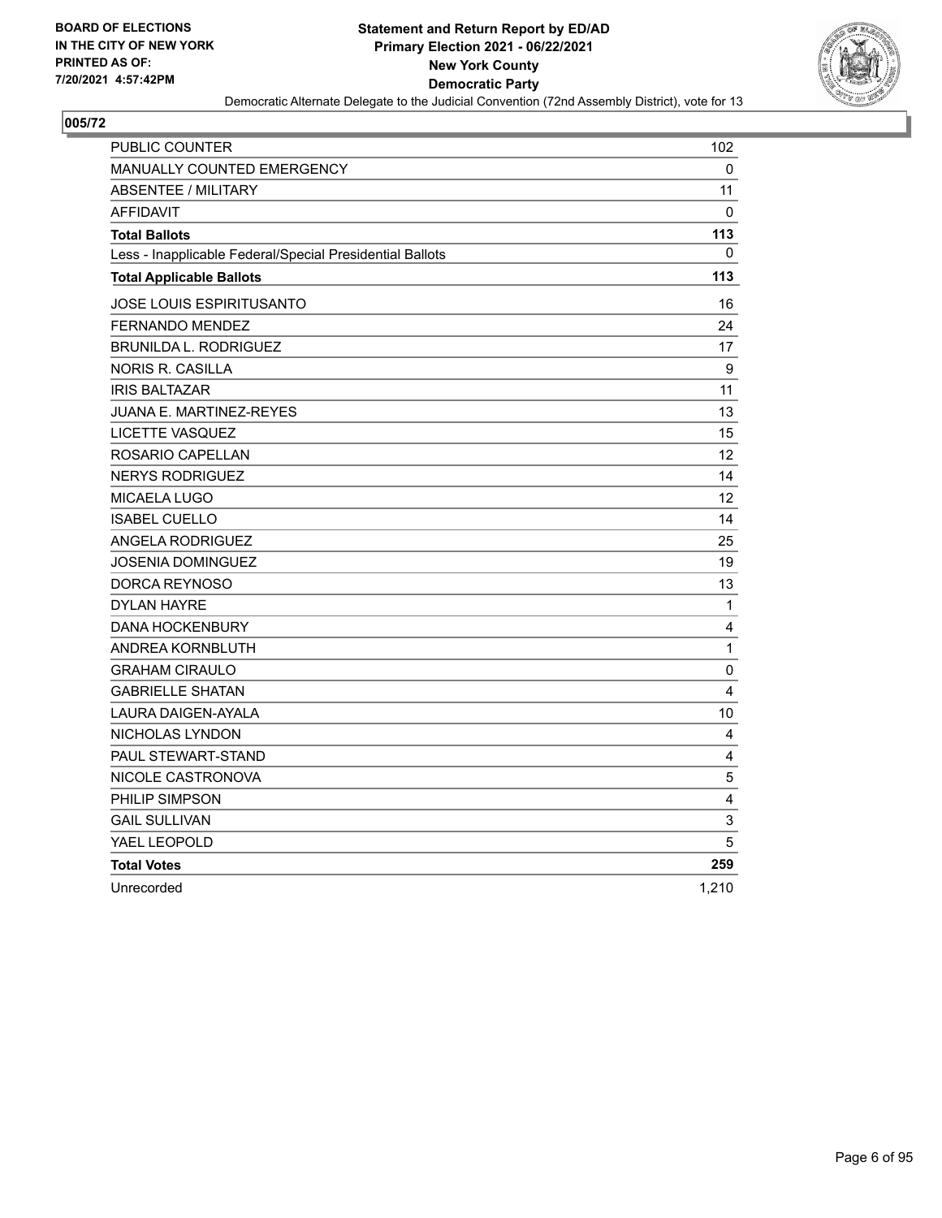BOARD OF ELECTIONS
IN THE CITY OF NEW YORK
PRINTED AS OF:
7/20/2021 4:57:42PM

**Statement and Return Report by ED/AD**
**Primary Election 2021 - 06/22/2021**
**New York County**
**Democratic Party**
Democratic Alternate Delegate to the Judicial Convention (72nd Assembly District), vote for 13

## 005/72

| | |
|---|---|
| PUBLIC COUNTER | 102 |
| MANUALLY COUNTED EMERGENCY | 0 |
| ABSENTEE / MILITARY | 11 |
| AFFIDAVIT | 0 |
| **Total Ballots** | **113** |
| Less - Inapplicable Federal/Special Presidential Ballots | 0 |
| **Total Applicable Ballots** | **113** |
| JOSE LOUIS ESPIRITUSANTO | 16 |
| FERNANDO MENDEZ | 24 |
| BRUNILDA L. RODRIGUEZ | 17 |
| NORIS R. CASILLA | 9 |
| IRIS BALTAZAR | 11 |
| JUANA E. MARTINEZ-REYES | 13 |
| LICETTE VASQUEZ | 15 |
| ROSARIO CAPELLAN | 12 |
| NERYS RODRIGUEZ | 14 |
| MICAELA LUGO | 12 |
| ISABEL CUELLO | 14 |
| ANGELA RODRIGUEZ | 25 |
| JOSENIA DOMINGUEZ | 19 |
| DORCA REYNOSO | 13 |
| DYLAN HAYRE | 1 |
| DANA HOCKENBURY | 4 |
| ANDREA KORNBLUTH | 1 |
| GRAHAM CIRAULO | 0 |
| GABRIELLE SHATAN | 4 |
| LAURA DAIGEN-AYALA | 10 |
| NICHOLAS LYNDON | 4 |
| PAUL STEWART-STAND | 4 |
| NICOLE CASTRONOVA | 5 |
| PHILIP SIMPSON | 4 |
| GAIL SULLIVAN | 3 |
| YAEL LEOPOLD | 5 |
| **Total Votes** | **259** |
| Unrecorded | 1,210 |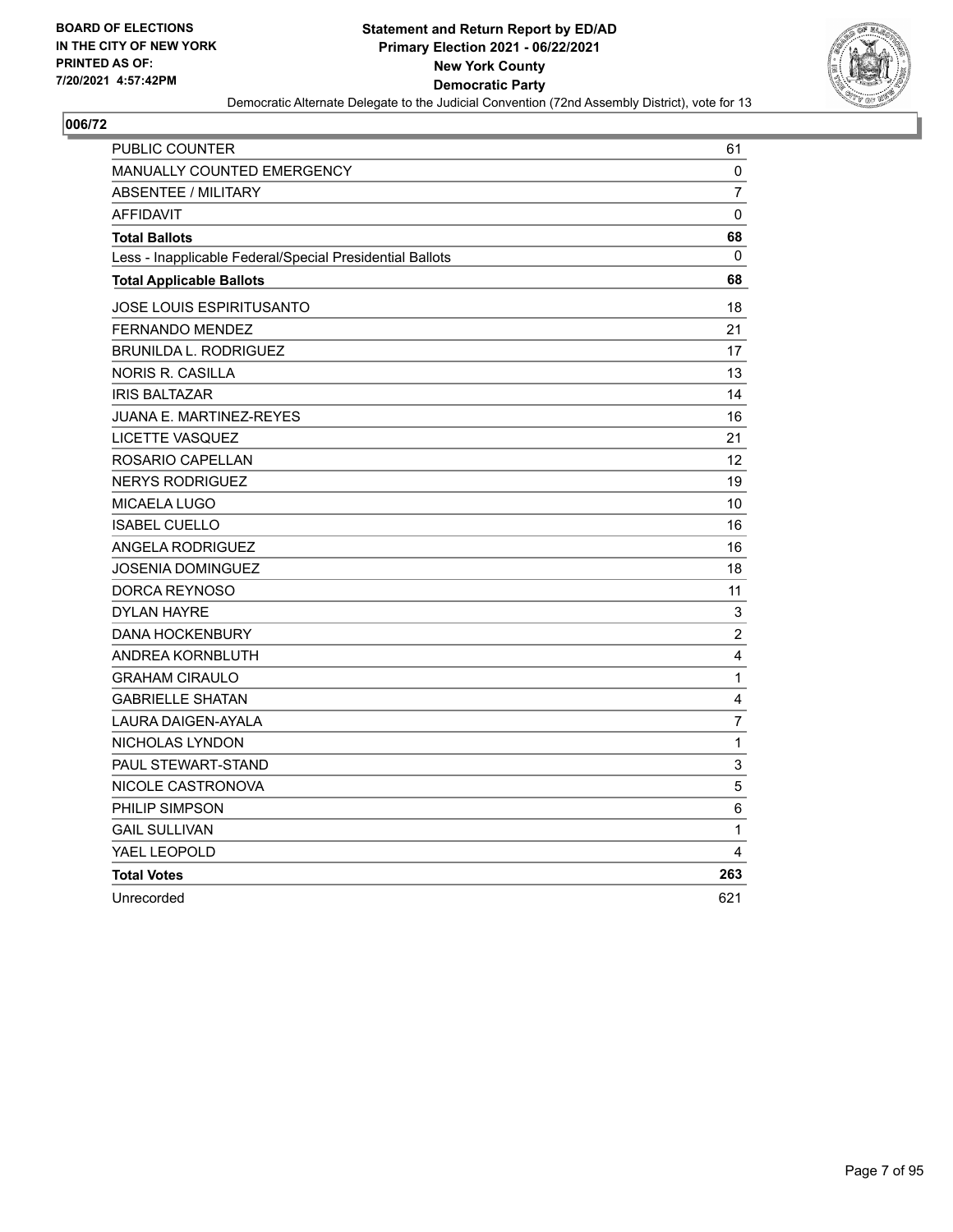BOARD OF ELECTIONS
IN THE CITY OF NEW YORK
PRINTED AS OF:
7/20/2021 4:57:42PM

**Statement and Return Report by ED/AD**
**Primary Election 2021 - 06/22/2021**
**New York County**
**Democratic Party**
Democratic Alternate Delegate to the Judicial Convention (72nd Assembly District), vote for 13

## 006/72

| | |
|---|---|
| PUBLIC COUNTER | 61 |
| MANUALLY COUNTED EMERGENCY | 0 |
| ABSENTEE / MILITARY | 7 |
| AFFIDAVIT | 0 |
| **Total Ballots** | **68** |
| Less - Inapplicable Federal/Special Presidential Ballots | 0 |
| **Total Applicable Ballots** | **68** |
| JOSE LOUIS ESPIRITUSANTO | 18 |
| FERNANDO MENDEZ | 21 |
| BRUNILDA L. RODRIGUEZ | 17 |
| NORIS R. CASILLA | 13 |
| IRIS BALTAZAR | 14 |
| JUANA E. MARTINEZ-REYES | 16 |
| LICETTE VASQUEZ | 21 |
| ROSARIO CAPELLAN | 12 |
| NERYS RODRIGUEZ | 19 |
| MICAELA LUGO | 10 |
| ISABEL CUELLO | 16 |
| ANGELA RODRIGUEZ | 16 |
| JOSENIA DOMINGUEZ | 18 |
| DORCA REYNOSO | 11 |
| DYLAN HAYRE | 3 |
| DANA HOCKENBURY | 2 |
| ANDREA KORNBLUTH | 4 |
| GRAHAM CIRAULO | 1 |
| GABRIELLE SHATAN | 4 |
| LAURA DAIGEN-AYALA | 7 |
| NICHOLAS LYNDON | 1 |
| PAUL STEWART-STAND | 3 |
| NICOLE CASTRONOVA | 5 |
| PHILIP SIMPSON | 6 |
| GAIL SULLIVAN | 1 |
| YAEL LEOPOLD | 4 |
| **Total Votes** | **263** |
| Unrecorded | 621 |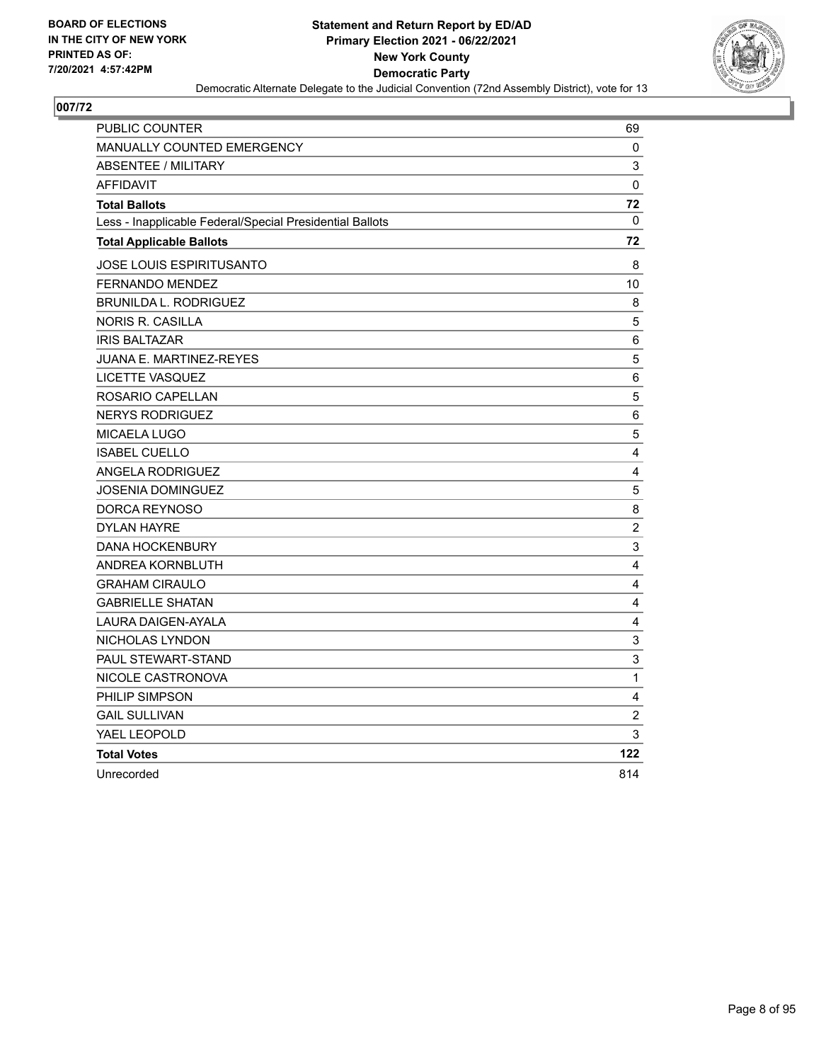**BOARD OF ELECTIONS IN THE CITY OF NEW YORK PRINTED AS OF: 7/20/2021 4:57:42PM**

**Statement and Return Report by ED/AD**
**Primary Election 2021 - 06/22/2021**
**New York County**
**Democratic Party**
Democratic Alternate Delegate to the Judicial Convention (72nd Assembly District), vote for 13

## 007/72

| | |
|---|---|
| PUBLIC COUNTER | 69 |
| MANUALLY COUNTED EMERGENCY | 0 |
| ABSENTEE / MILITARY | 3 |
| AFFIDAVIT | 0 |
| **Total Ballots** | **72** |
| Less - Inapplicable Federal/Special Presidential Ballots | 0 |
| **Total Applicable Ballots** | **72** |
| JOSE LOUIS ESPIRITUSANTO | 8 |
| FERNANDO MENDEZ | 10 |
| BRUNILDA L. RODRIGUEZ | 8 |
| NORIS R. CASILLA | 5 |
| IRIS BALTAZAR | 6 |
| JUANA E. MARTINEZ-REYES | 5 |
| LICETTE VASQUEZ | 6 |
| ROSARIO CAPELLAN | 5 |
| NERYS RODRIGUEZ | 6 |
| MICAELA LUGO | 5 |
| ISABEL CUELLO | 4 |
| ANGELA RODRIGUEZ | 4 |
| JOSENIA DOMINGUEZ | 5 |
| DORCA REYNOSO | 8 |
| DYLAN HAYRE | 2 |
| DANA HOCKENBURY | 3 |
| ANDREA KORNBLUTH | 4 |
| GRAHAM CIRAULO | 4 |
| GABRIELLE SHATAN | 4 |
| LAURA DAIGEN-AYALA | 4 |
| NICHOLAS LYNDON | 3 |
| PAUL STEWART-STAND | 3 |
| NICOLE CASTRONOVA | 1 |
| PHILIP SIMPSON | 4 |
| GAIL SULLIVAN | 2 |
| YAEL LEOPOLD | 3 |
| **Total Votes** | **122** |
| Unrecorded | 814 |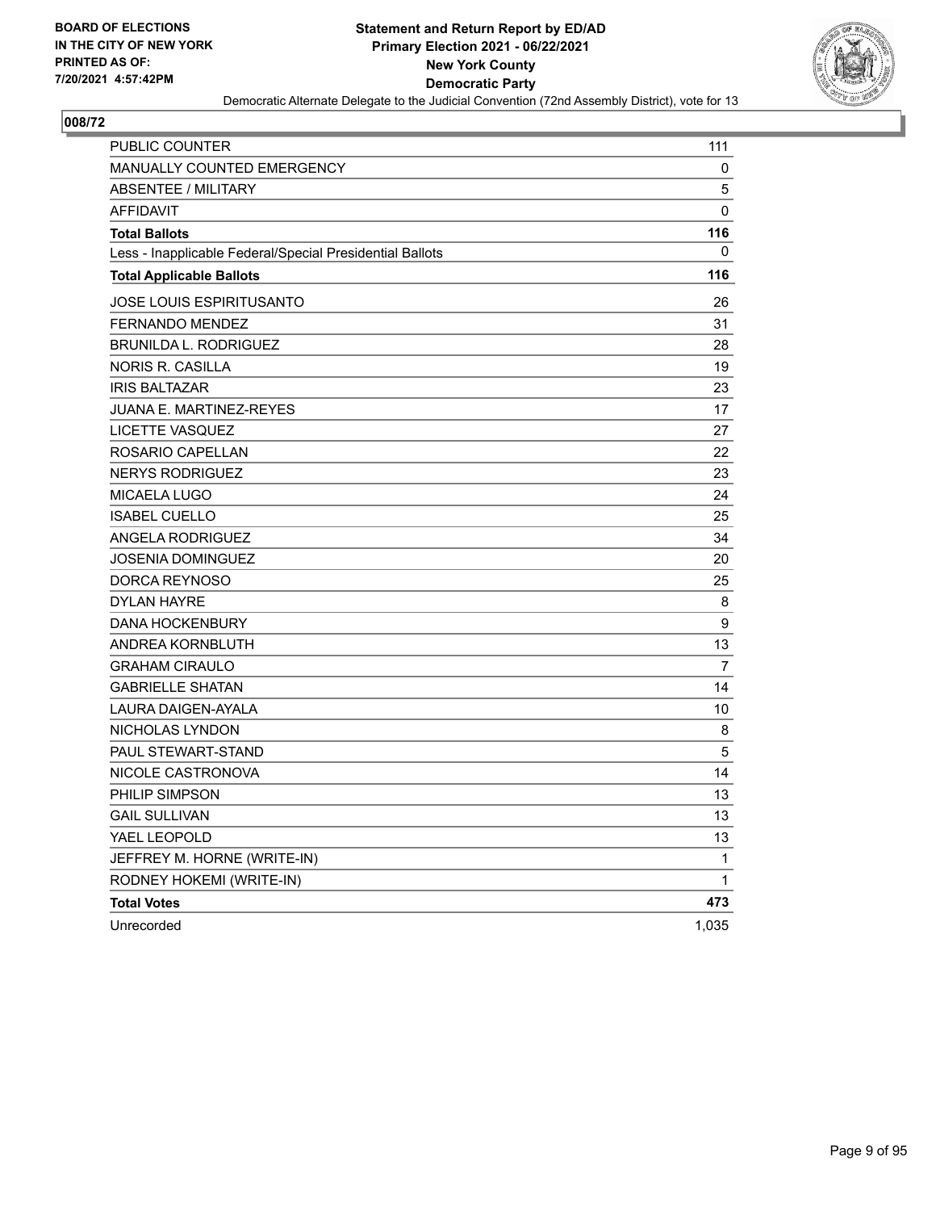BOARD OF ELECTIONS
IN THE CITY OF NEW YORK
PRINTED AS OF:
7/20/2021 4:57:42PM

**Statement and Return Report by ED/AD**
**Primary Election 2021 - 06/22/2021**
**New York County**
**Democratic Party**
Democratic Alternate Delegate to the Judicial Convention (72nd Assembly District), vote for 13

## 008/72

| | |
|---|---|
| PUBLIC COUNTER | 111 |
| MANUALLY COUNTED EMERGENCY | 0 |
| ABSENTEE / MILITARY | 5 |
| AFFIDAVIT | 0 |
| **Total Ballots** | **116** |
| Less - Inapplicable Federal/Special Presidential Ballots | 0 |
| **Total Applicable Ballots** | **116** |
| JOSE LOUIS ESPIRITUSANTO | 26 |
| FERNANDO MENDEZ | 31 |
| BRUNILDA L. RODRIGUEZ | 28 |
| NORIS R. CASILLA | 19 |
| IRIS BALTAZAR | 23 |
| JUANA E. MARTINEZ-REYES | 17 |
| LICETTE VASQUEZ | 27 |
| ROSARIO CAPELLAN | 22 |
| NERYS RODRIGUEZ | 23 |
| MICAELA LUGO | 24 |
| ISABEL CUELLO | 25 |
| ANGELA RODRIGUEZ | 34 |
| JOSENIA DOMINGUEZ | 20 |
| DORCA REYNOSO | 25 |
| DYLAN HAYRE | 8 |
| DANA HOCKENBURY | 9 |
| ANDREA KORNBLUTH | 13 |
| GRAHAM CIRAULO | 7 |
| GABRIELLE SHATAN | 14 |
| LAURA DAIGEN-AYALA | 10 |
| NICHOLAS LYNDON | 8 |
| PAUL STEWART-STAND | 5 |
| NICOLE CASTRONOVA | 14 |
| PHILIP SIMPSON | 13 |
| GAIL SULLIVAN | 13 |
| YAEL LEOPOLD | 13 |
| JEFFREY M. HORNE (WRITE-IN) | 1 |
| RODNEY HOKEMI (WRITE-IN) | 1 |
| **Total Votes** | **473** |
| Unrecorded | 1,035 |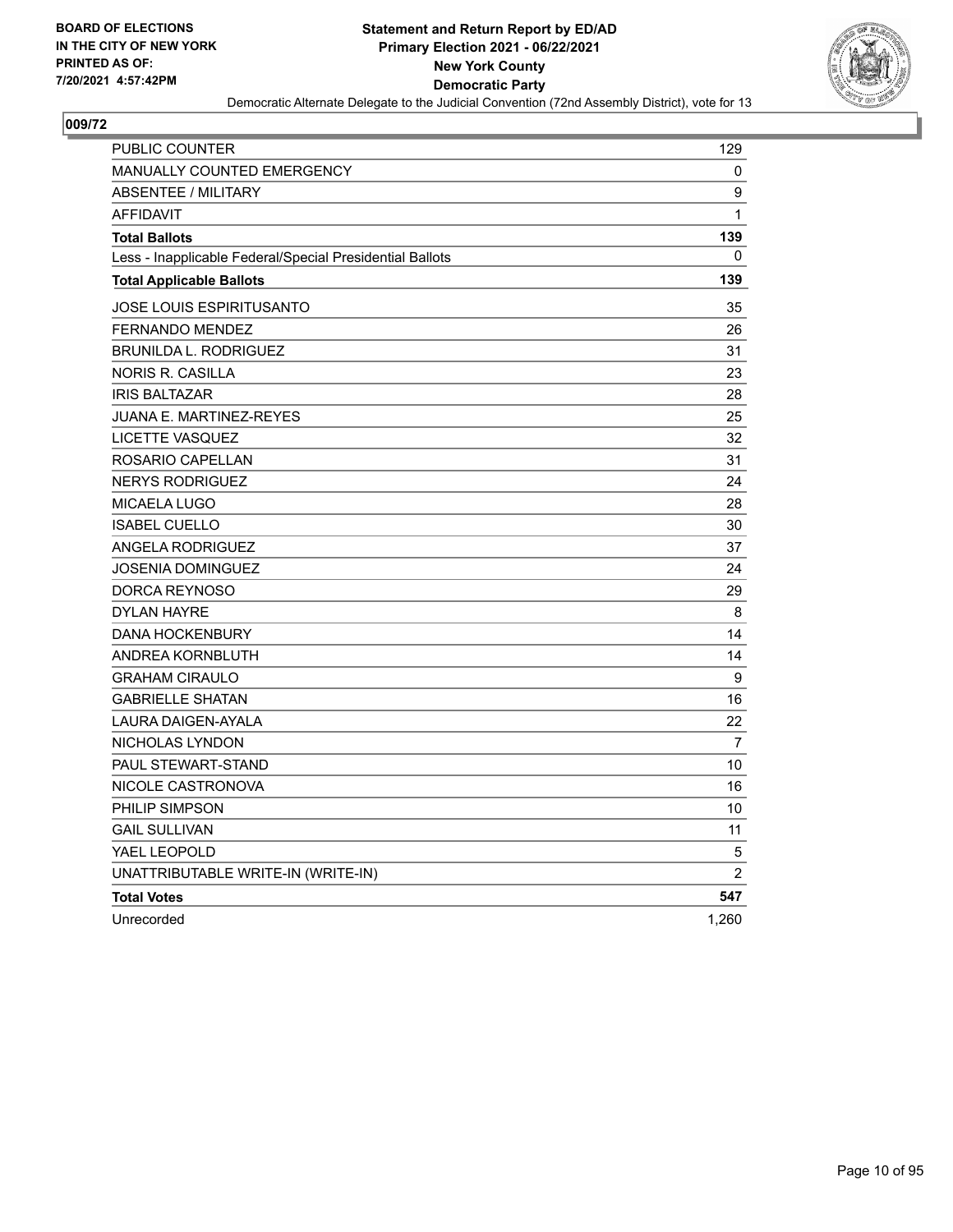BOARD OF ELECTIONS
IN THE CITY OF NEW YORK
PRINTED AS OF:
7/20/2021 4:57:42PM

**Statement and Return Report by ED/AD**
**Primary Election 2021 - 06/22/2021**
**New York County**
**Democratic Party**
Democratic Alternate Delegate to the Judicial Convention (72nd Assembly District), vote for 13

## 009/72

| | |
|---|---|
| PUBLIC COUNTER | 129 |
| MANUALLY COUNTED EMERGENCY | 0 |
| ABSENTEE / MILITARY | 9 |
| AFFIDAVIT | 1 |
| **Total Ballots** | **139** |
| Less - Inapplicable Federal/Special Presidential Ballots | 0 |
| **Total Applicable Ballots** | **139** |
| JOSE LOUIS ESPIRITUSANTO | 35 |
| FERNANDO MENDEZ | 26 |
| BRUNILDA L. RODRIGUEZ | 31 |
| NORIS R. CASILLA | 23 |
| IRIS BALTAZAR | 28 |
| JUANA E. MARTINEZ-REYES | 25 |
| LICETTE VASQUEZ | 32 |
| ROSARIO CAPELLAN | 31 |
| NERYS RODRIGUEZ | 24 |
| MICAELA LUGO | 28 |
| ISABEL CUELLO | 30 |
| ANGELA RODRIGUEZ | 37 |
| JOSENIA DOMINGUEZ | 24 |
| DORCA REYNOSO | 29 |
| DYLAN HAYRE | 8 |
| DANA HOCKENBURY | 14 |
| ANDREA KORNBLUTH | 14 |
| GRAHAM CIRAULO | 9 |
| GABRIELLE SHATAN | 16 |
| LAURA DAIGEN-AYALA | 22 |
| NICHOLAS LYNDON | 7 |
| PAUL STEWART-STAND | 10 |
| NICOLE CASTRONOVA | 16 |
| PHILIP SIMPSON | 10 |
| GAIL SULLIVAN | 11 |
| YAEL LEOPOLD | 5 |
| UNATTRIBUTABLE WRITE-IN (WRITE-IN) | 2 |
| **Total Votes** | **547** |
| Unrecorded | 1,260 |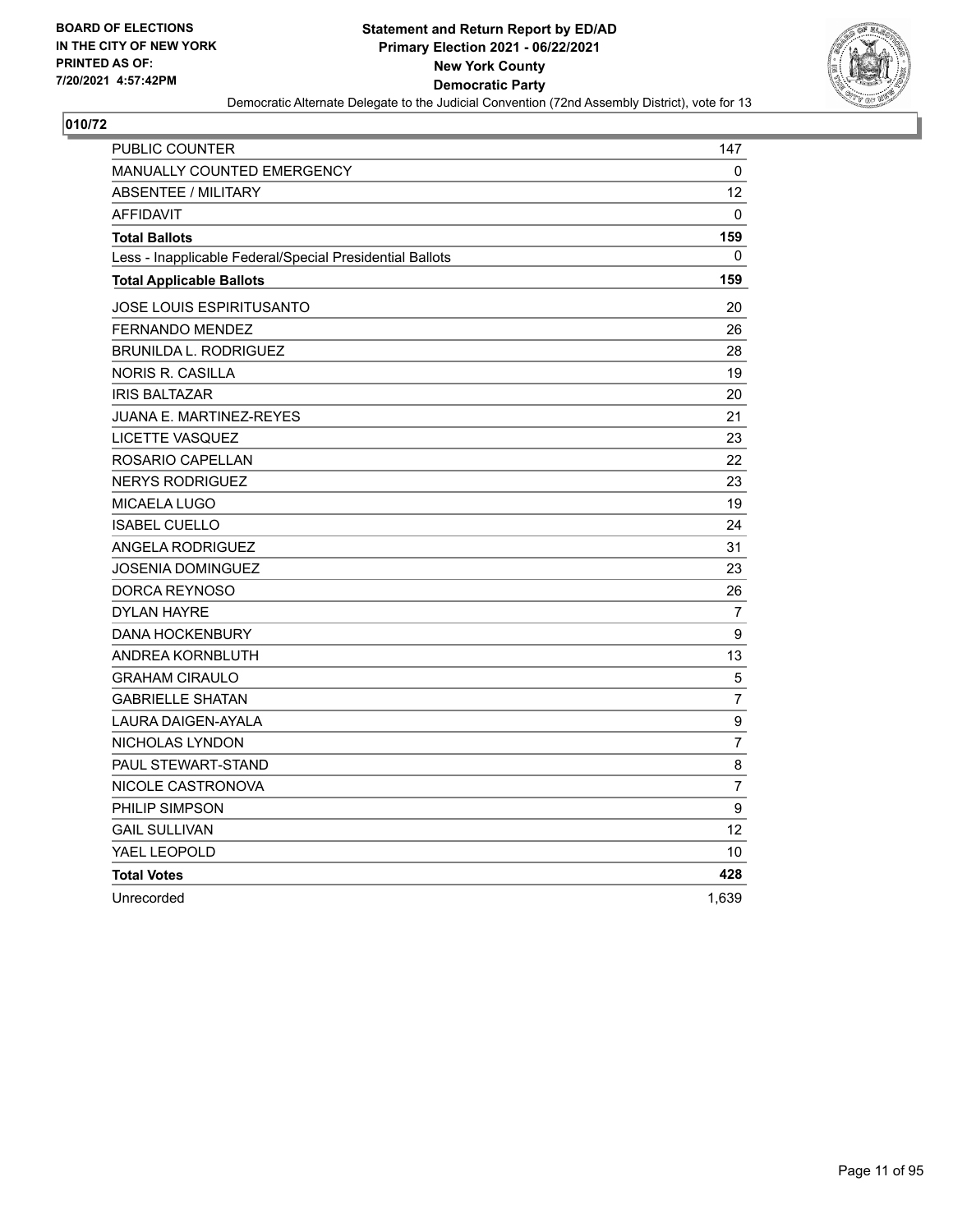**BOARD OF ELECTIONS IN THE CITY OF NEW YORK PRINTED AS OF: 7/20/2021 4:57:42PM**

# Statement and Return Report by ED/AD
## Primary Election 2021 - 06/22/2021
## New York County
## Democratic Party

Democratic Alternate Delegate to the Judicial Convention (72nd Assembly District), vote for 13

### 010/72

| | |
|---|---|
| PUBLIC COUNTER | 147 |
| MANUALLY COUNTED EMERGENCY | 0 |
| ABSENTEE / MILITARY | 12 |
| AFFIDAVIT | 0 |
| **Total Ballots** | **159** |
| Less - Inapplicable Federal/Special Presidential Ballots | 0 |
| **Total Applicable Ballots** | **159** |
| JOSE LOUIS ESPIRITUSANTO | 20 |
| FERNANDO MENDEZ | 26 |
| BRUNILDA L. RODRIGUEZ | 28 |
| NORIS R. CASILLA | 19 |
| IRIS BALTAZAR | 20 |
| JUANA E. MARTINEZ-REYES | 21 |
| LICETTE VASQUEZ | 23 |
| ROSARIO CAPELLAN | 22 |
| NERYS RODRIGUEZ | 23 |
| MICAELA LUGO | 19 |
| ISABEL CUELLO | 24 |
| ANGELA RODRIGUEZ | 31 |
| JOSENIA DOMINGUEZ | 23 |
| DORCA REYNOSO | 26 |
| DYLAN HAYRE | 7 |
| DANA HOCKENBURY | 9 |
| ANDREA KORNBLUTH | 13 |
| GRAHAM CIRAULO | 5 |
| GABRIELLE SHATAN | 7 |
| LAURA DAIGEN-AYALA | 9 |
| NICHOLAS LYNDON | 7 |
| PAUL STEWART-STAND | 8 |
| NICOLE CASTRONOVA | 7 |
| PHILIP SIMPSON | 9 |
| GAIL SULLIVAN | 12 |
| YAEL LEOPOLD | 10 |
| **Total Votes** | **428** |
| Unrecorded | 1,639 |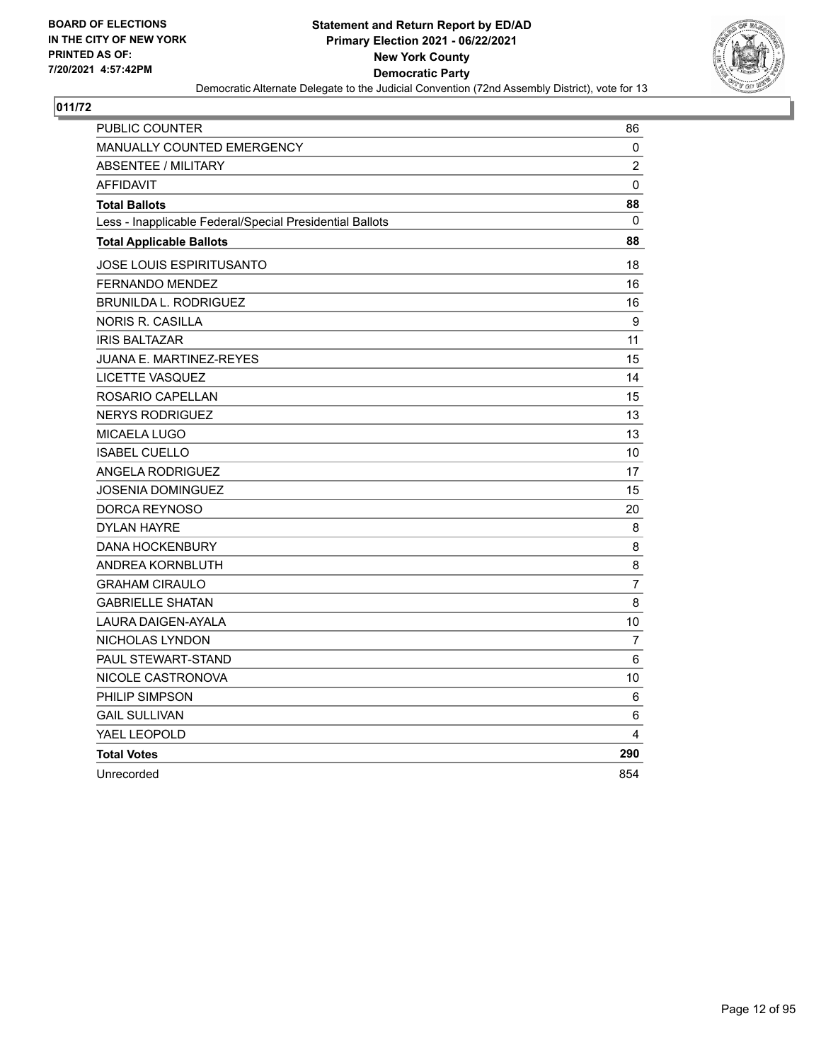BOARD OF ELECTIONS
IN THE CITY OF NEW YORK
PRINTED AS OF:
7/20/2021 4:57:42PM

**Statement and Return Report by ED/AD**
**Primary Election 2021 - 06/22/2021**
**New York County**
**Democratic Party**
Democratic Alternate Delegate to the Judicial Convention (72nd Assembly District), vote for 13

**011/72**

| | |
|---|---|
| PUBLIC COUNTER | 86 |
| MANUALLY COUNTED EMERGENCY | 0 |
| ABSENTEE / MILITARY | 2 |
| AFFIDAVIT | 0 |
| **Total Ballots** | **88** |
| Less - Inapplicable Federal/Special Presidential Ballots | 0 |
| **Total Applicable Ballots** | **88** |
| JOSE LOUIS ESPIRITUSANTO | 18 |
| FERNANDO MENDEZ | 16 |
| BRUNILDA L. RODRIGUEZ | 16 |
| NORIS R. CASILLA | 9 |
| IRIS BALTAZAR | 11 |
| JUANA E. MARTINEZ-REYES | 15 |
| LICETTE VASQUEZ | 14 |
| ROSARIO CAPELLAN | 15 |
| NERYS RODRIGUEZ | 13 |
| MICAELA LUGO | 13 |
| ISABEL CUELLO | 10 |
| ANGELA RODRIGUEZ | 17 |
| JOSENIA DOMINGUEZ | 15 |
| DORCA REYNOSO | 20 |
| DYLAN HAYRE | 8 |
| DANA HOCKENBURY | 8 |
| ANDREA KORNBLUTH | 8 |
| GRAHAM CIRAULO | 7 |
| GABRIELLE SHATAN | 8 |
| LAURA DAIGEN-AYALA | 10 |
| NICHOLAS LYNDON | 7 |
| PAUL STEWART-STAND | 6 |
| NICOLE CASTRONOVA | 10 |
| PHILIP SIMPSON | 6 |
| GAIL SULLIVAN | 6 |
| YAEL LEOPOLD | 4 |
| **Total Votes** | **290** |
| Unrecorded | 854 |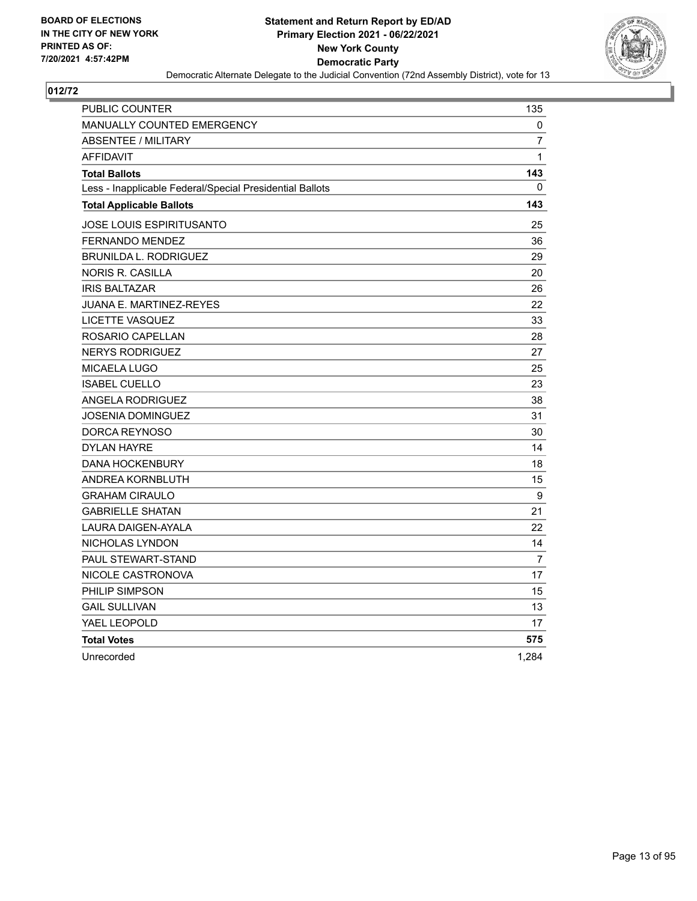**BOARD OF ELECTIONS IN THE CITY OF NEW YORK PRINTED AS OF: 7/20/2021 4:57:42PM**

**Statement and Return Report by ED/AD**
**Primary Election 2021 - 06/22/2021**
**New York County**
**Democratic Party**
Democratic Alternate Delegate to the Judicial Convention (72nd Assembly District), vote for 13

## 012/72

| | |
|---|---|
| PUBLIC COUNTER | 135 |
| MANUALLY COUNTED EMERGENCY | 0 |
| ABSENTEE / MILITARY | 7 |
| AFFIDAVIT | 1 |
| **Total Ballots** | **143** |
| Less - Inapplicable Federal/Special Presidential Ballots | 0 |
| **Total Applicable Ballots** | **143** |
| JOSE LOUIS ESPIRITUSANTO | 25 |
| FERNANDO MENDEZ | 36 |
| BRUNILDA L. RODRIGUEZ | 29 |
| NORIS R. CASILLA | 20 |
| IRIS BALTAZAR | 26 |
| JUANA E. MARTINEZ-REYES | 22 |
| LICETTE VASQUEZ | 33 |
| ROSARIO CAPELLAN | 28 |
| NERYS RODRIGUEZ | 27 |
| MICAELA LUGO | 25 |
| ISABEL CUELLO | 23 |
| ANGELA RODRIGUEZ | 38 |
| JOSENIA DOMINGUEZ | 31 |
| DORCA REYNOSO | 30 |
| DYLAN HAYRE | 14 |
| DANA HOCKENBURY | 18 |
| ANDREA KORNBLUTH | 15 |
| GRAHAM CIRAULO | 9 |
| GABRIELLE SHATAN | 21 |
| LAURA DAIGEN-AYALA | 22 |
| NICHOLAS LYNDON | 14 |
| PAUL STEWART-STAND | 7 |
| NICOLE CASTRONOVA | 17 |
| PHILIP SIMPSON | 15 |
| GAIL SULLIVAN | 13 |
| YAEL LEOPOLD | 17 |
| **Total Votes** | **575** |
| Unrecorded | 1,284 |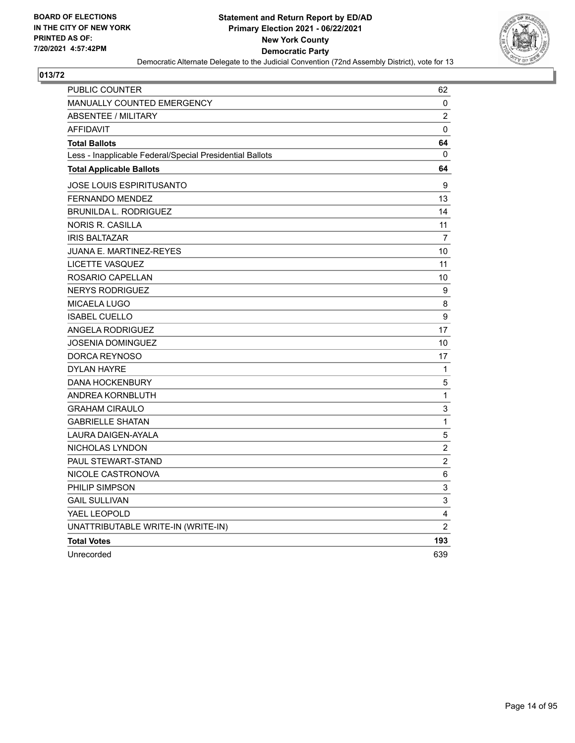**BOARD OF ELECTIONS IN THE CITY OF NEW YORK PRINTED AS OF: 7/20/2021 4:57:42PM**

**Statement and Return Report by ED/AD**
**Primary Election 2021 - 06/22/2021**
**New York County**
**Democratic Party**
Democratic Alternate Delegate to the Judicial Convention (72nd Assembly District), vote for 13

## 013/72

| | |
|---|---|
| PUBLIC COUNTER | 62 |
| MANUALLY COUNTED EMERGENCY | 0 |
| ABSENTEE / MILITARY | 2 |
| AFFIDAVIT | 0 |
| **Total Ballots** | **64** |
| Less - Inapplicable Federal/Special Presidential Ballots | 0 |
| **Total Applicable Ballots** | **64** |
| JOSE LOUIS ESPIRITUSANTO | 9 |
| FERNANDO MENDEZ | 13 |
| BRUNILDA L. RODRIGUEZ | 14 |
| NORIS R. CASILLA | 11 |
| IRIS BALTAZAR | 7 |
| JUANA E. MARTINEZ-REYES | 10 |
| LICETTE VASQUEZ | 11 |
| ROSARIO CAPELLAN | 10 |
| NERYS RODRIGUEZ | 9 |
| MICAELA LUGO | 8 |
| ISABEL CUELLO | 9 |
| ANGELA RODRIGUEZ | 17 |
| JOSENIA DOMINGUEZ | 10 |
| DORCA REYNOSO | 17 |
| DYLAN HAYRE | 1 |
| DANA HOCKENBURY | 5 |
| ANDREA KORNBLUTH | 1 |
| GRAHAM CIRAULO | 3 |
| GABRIELLE SHATAN | 1 |
| LAURA DAIGEN-AYALA | 5 |
| NICHOLAS LYNDON | 2 |
| PAUL STEWART-STAND | 2 |
| NICOLE CASTRONOVA | 6 |
| PHILIP SIMPSON | 3 |
| GAIL SULLIVAN | 3 |
| YAEL LEOPOLD | 4 |
| UNATTRIBUTABLE WRITE-IN (WRITE-IN) | 2 |
| **Total Votes** | **193** |
| Unrecorded | 639 |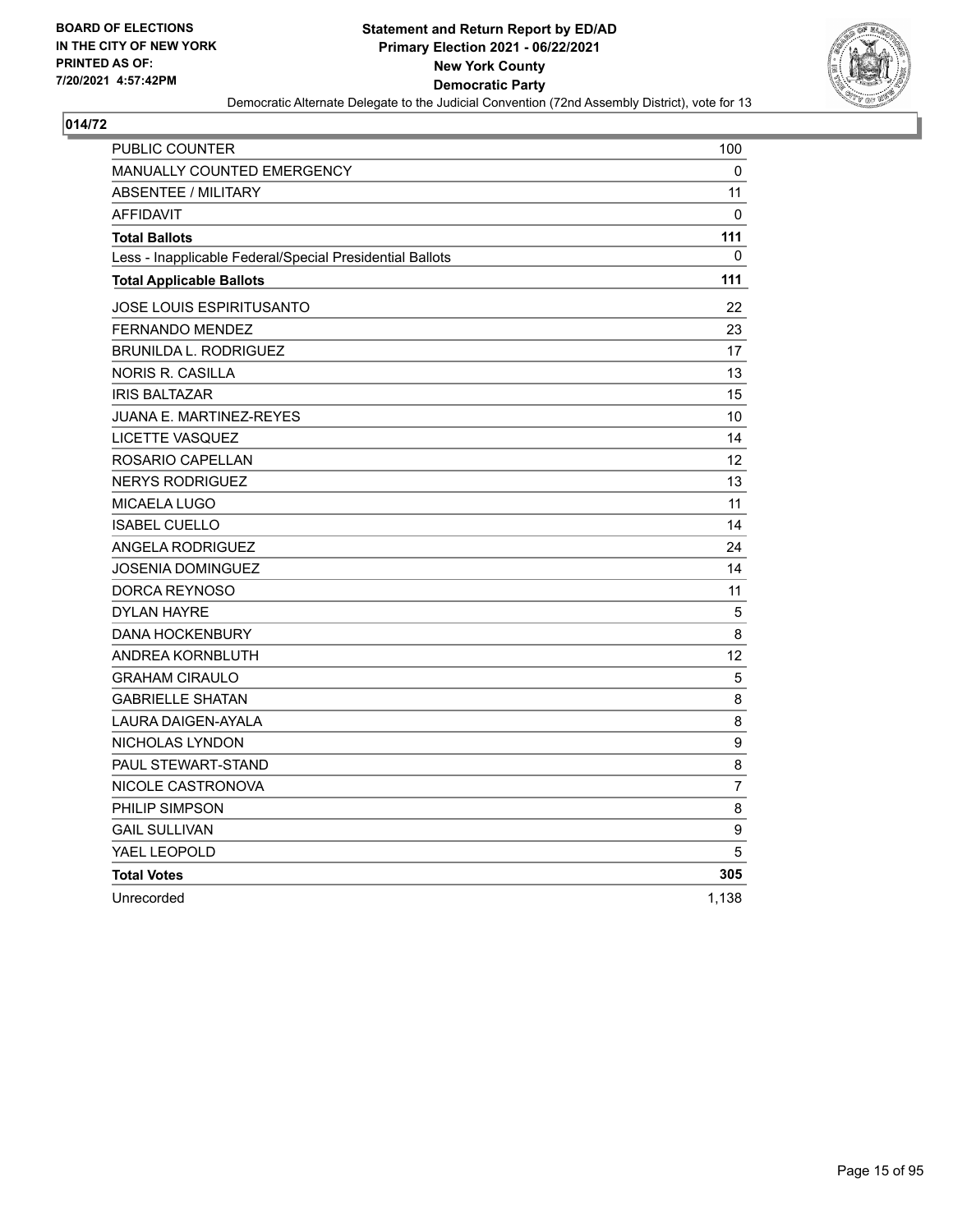**BOARD OF ELECTIONS IN THE CITY OF NEW YORK PRINTED AS OF: 7/20/2021 4:57:42PM**

**Statement and Return Report by ED/AD Primary Election 2021 - 06/22/2021 New York County Democratic Party**

Democratic Alternate Delegate to the Judicial Convention (72nd Assembly District), vote for 13

## 014/72

| | |
|---|---|
| PUBLIC COUNTER | 100 |
| MANUALLY COUNTED EMERGENCY | 0 |
| ABSENTEE / MILITARY | 11 |
| AFFIDAVIT | 0 |
| **Total Ballots** | **111** |
| Less - Inapplicable Federal/Special Presidential Ballots | 0 |
| **Total Applicable Ballots** | **111** |
| JOSE LOUIS ESPIRITUSANTO | 22 |
| FERNANDO MENDEZ | 23 |
| BRUNILDA L. RODRIGUEZ | 17 |
| NORIS R. CASILLA | 13 |
| IRIS BALTAZAR | 15 |
| JUANA E. MARTINEZ-REYES | 10 |
| LICETTE VASQUEZ | 14 |
| ROSARIO CAPELLAN | 12 |
| NERYS RODRIGUEZ | 13 |
| MICAELA LUGO | 11 |
| ISABEL CUELLO | 14 |
| ANGELA RODRIGUEZ | 24 |
| JOSENIA DOMINGUEZ | 14 |
| DORCA REYNOSO | 11 |
| DYLAN HAYRE | 5 |
| DANA HOCKENBURY | 8 |
| ANDREA KORNBLUTH | 12 |
| GRAHAM CIRAULO | 5 |
| GABRIELLE SHATAN | 8 |
| LAURA DAIGEN-AYALA | 8 |
| NICHOLAS LYNDON | 9 |
| PAUL STEWART-STAND | 8 |
| NICOLE CASTRONOVA | 7 |
| PHILIP SIMPSON | 8 |
| GAIL SULLIVAN | 9 |
| YAEL LEOPOLD | 5 |
| **Total Votes** | **305** |
| Unrecorded | 1,138 |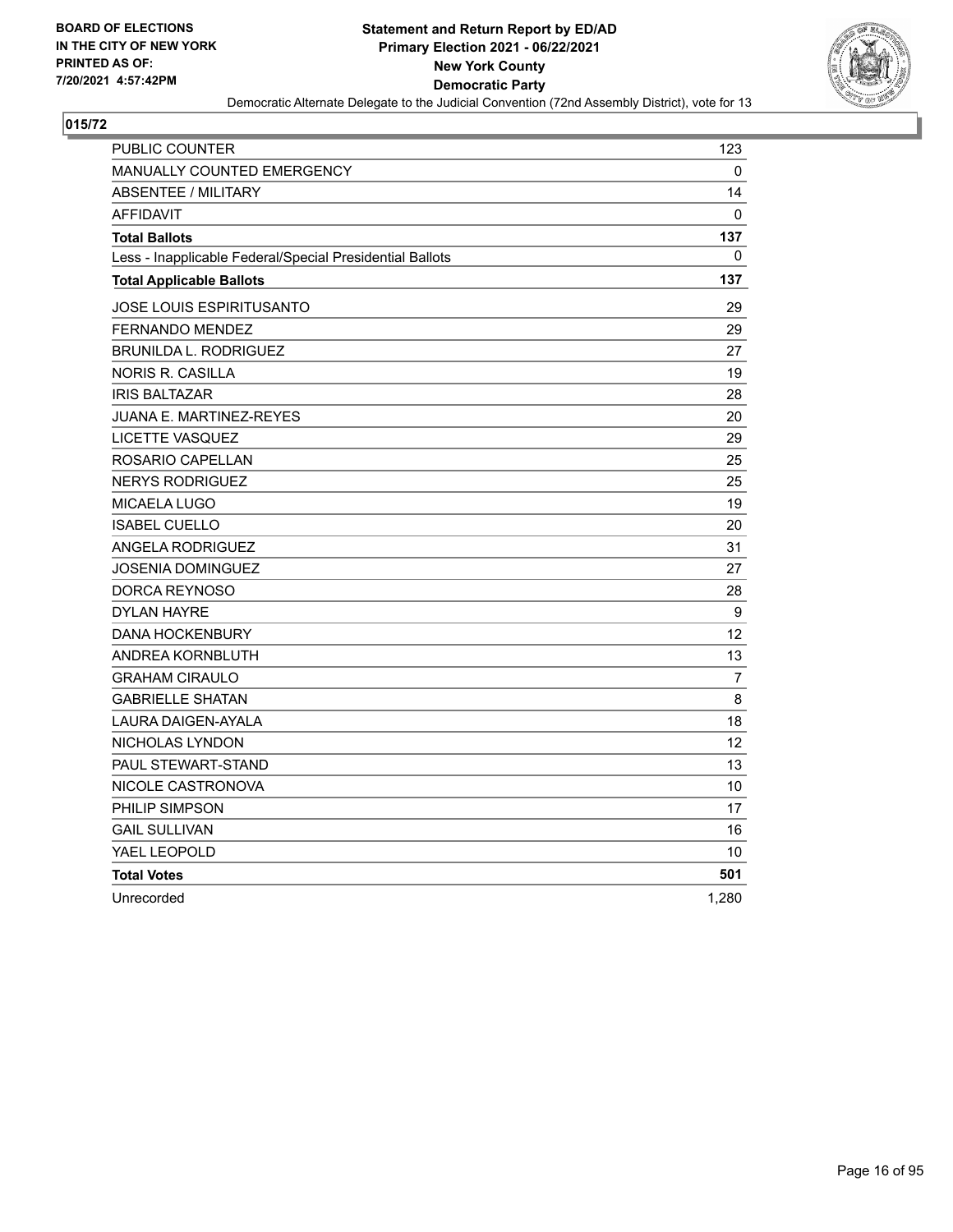BOARD OF ELECTIONS
IN THE CITY OF NEW YORK
PRINTED AS OF:
7/20/2021 4:57:42PM

**Statement and Return Report by ED/AD**
**Primary Election 2021 - 06/22/2021**
**New York County**
**Democratic Party**
Democratic Alternate Delegate to the Judicial Convention (72nd Assembly District), vote for 13

## 015/72

| | |
|---|---|
| PUBLIC COUNTER | 123 |
| MANUALLY COUNTED EMERGENCY | 0 |
| ABSENTEE / MILITARY | 14 |
| AFFIDAVIT | 0 |
| **Total Ballots** | **137** |
| Less - Inapplicable Federal/Special Presidential Ballots | 0 |
| **Total Applicable Ballots** | **137** |
| JOSE LOUIS ESPIRITUSANTO | 29 |
| FERNANDO MENDEZ | 29 |
| BRUNILDA L. RODRIGUEZ | 27 |
| NORIS R. CASILLA | 19 |
| IRIS BALTAZAR | 28 |
| JUANA E. MARTINEZ-REYES | 20 |
| LICETTE VASQUEZ | 29 |
| ROSARIO CAPELLAN | 25 |
| NERYS RODRIGUEZ | 25 |
| MICAELA LUGO | 19 |
| ISABEL CUELLO | 20 |
| ANGELA RODRIGUEZ | 31 |
| JOSENIA DOMINGUEZ | 27 |
| DORCA REYNOSO | 28 |
| DYLAN HAYRE | 9 |
| DANA HOCKENBURY | 12 |
| ANDREA KORNBLUTH | 13 |
| GRAHAM CIRAULO | 7 |
| GABRIELLE SHATAN | 8 |
| LAURA DAIGEN-AYALA | 18 |
| NICHOLAS LYNDON | 12 |
| PAUL STEWART-STAND | 13 |
| NICOLE CASTRONOVA | 10 |
| PHILIP SIMPSON | 17 |
| GAIL SULLIVAN | 16 |
| YAEL LEOPOLD | 10 |
| **Total Votes** | **501** |
| Unrecorded | 1,280 |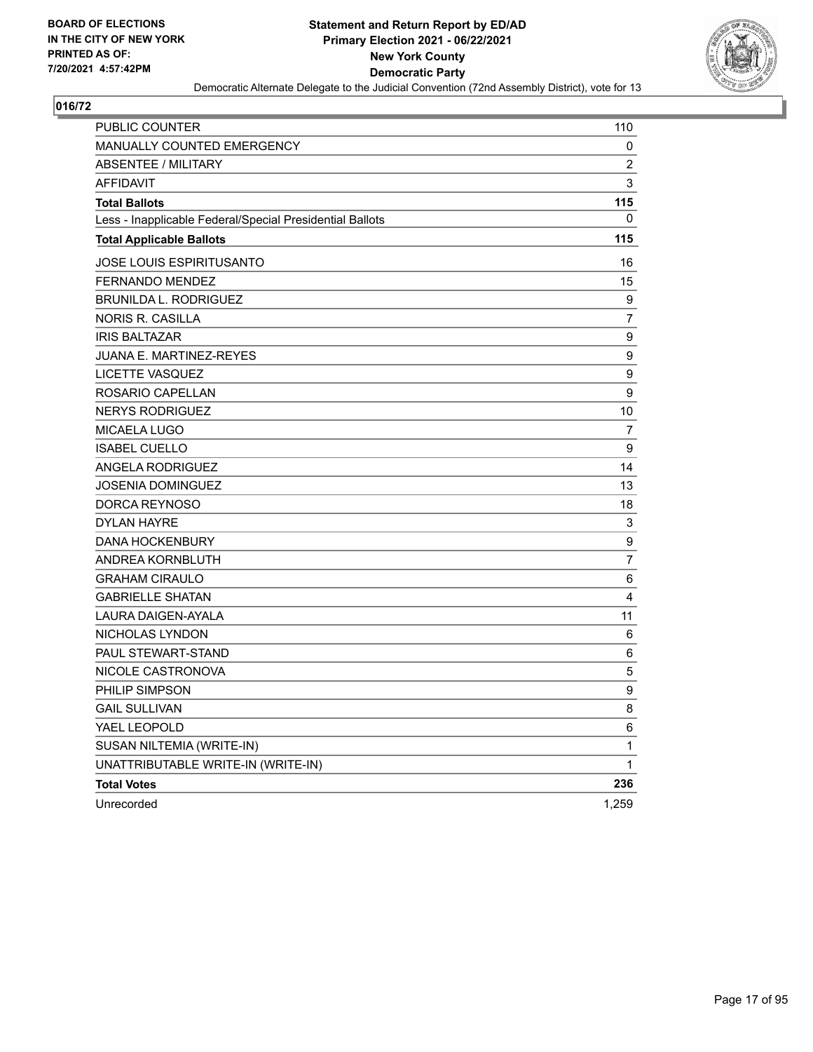**BOARD OF ELECTIONS IN THE CITY OF NEW YORK PRINTED AS OF: 7/20/2021 4:57:42PM**

**Statement and Return Report by ED/AD**
**Primary Election 2021 - 06/22/2021**
**New York County**
**Democratic Party**
Democratic Alternate Delegate to the Judicial Convention (72nd Assembly District), vote for 13

## 016/72

| | |
|---|---|
| PUBLIC COUNTER | 110 |
| MANUALLY COUNTED EMERGENCY | 0 |
| ABSENTEE / MILITARY | 2 |
| AFFIDAVIT | 3 |
| **Total Ballots** | **115** |
| Less - Inapplicable Federal/Special Presidential Ballots | 0 |
| **Total Applicable Ballots** | **115** |
| JOSE LOUIS ESPIRITUSANTO | 16 |
| FERNANDO MENDEZ | 15 |
| BRUNILDA L. RODRIGUEZ | 9 |
| NORIS R. CASILLA | 7 |
| IRIS BALTAZAR | 9 |
| JUANA E. MARTINEZ-REYES | 9 |
| LICETTE VASQUEZ | 9 |
| ROSARIO CAPELLAN | 9 |
| NERYS RODRIGUEZ | 10 |
| MICAELA LUGO | 7 |
| ISABEL CUELLO | 9 |
| ANGELA RODRIGUEZ | 14 |
| JOSENIA DOMINGUEZ | 13 |
| DORCA REYNOSO | 18 |
| DYLAN HAYRE | 3 |
| DANA HOCKENBURY | 9 |
| ANDREA KORNBLUTH | 7 |
| GRAHAM CIRAULO | 6 |
| GABRIELLE SHATAN | 4 |
| LAURA DAIGEN-AYALA | 11 |
| NICHOLAS LYNDON | 6 |
| PAUL STEWART-STAND | 6 |
| NICOLE CASTRONOVA | 5 |
| PHILIP SIMPSON | 9 |
| GAIL SULLIVAN | 8 |
| YAEL LEOPOLD | 6 |
| SUSAN NILTEMIA (WRITE-IN) | 1 |
| UNATTRIBUTABLE WRITE-IN (WRITE-IN) | 1 |
| **Total Votes** | **236** |
| Unrecorded | 1,259 |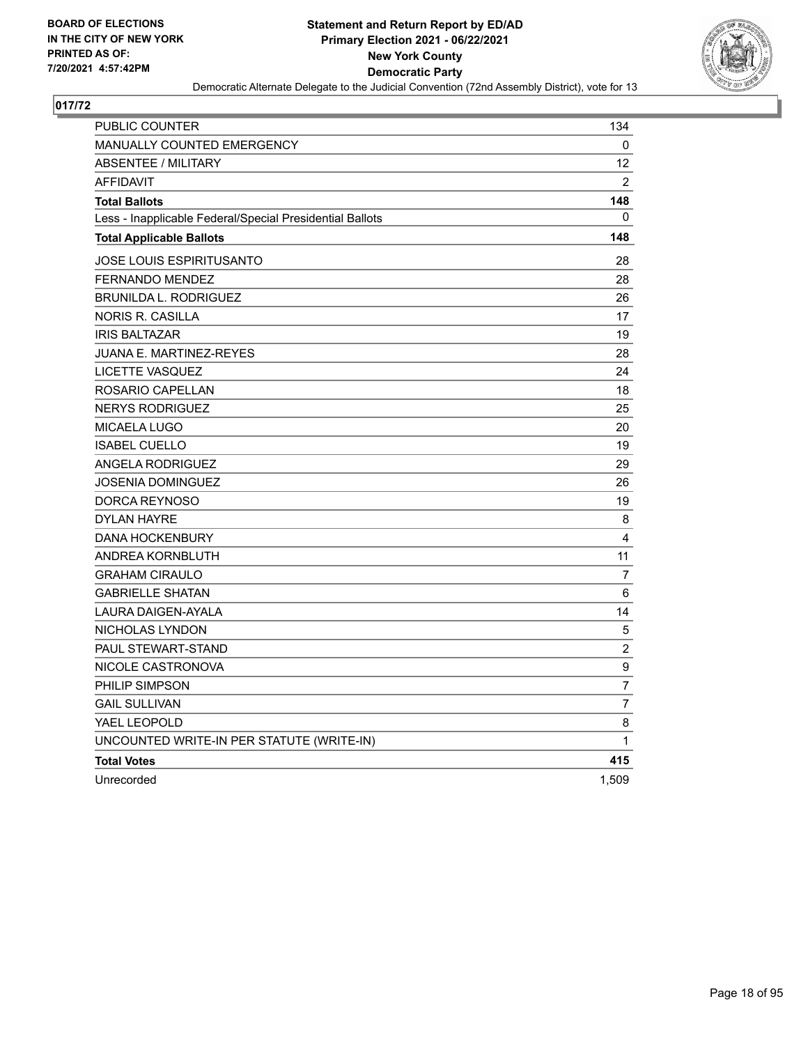BOARD OF ELECTIONS
IN THE CITY OF NEW YORK
PRINTED AS OF:
7/20/2021 4:57:42PM

**Statement and Return Report by ED/AD**
**Primary Election 2021 - 06/22/2021**
**New York County**
**Democratic Party**
Democratic Alternate Delegate to the Judicial Convention (72nd Assembly District), vote for 13

## 017/72

| | |
|---|---|
| PUBLIC COUNTER | 134 |
| MANUALLY COUNTED EMERGENCY | 0 |
| ABSENTEE / MILITARY | 12 |
| AFFIDAVIT | 2 |
| **Total Ballots** | **148** |
| Less - Inapplicable Federal/Special Presidential Ballots | 0 |
| **Total Applicable Ballots** | **148** |
| JOSE LOUIS ESPIRITUSANTO | 28 |
| FERNANDO MENDEZ | 28 |
| BRUNILDA L. RODRIGUEZ | 26 |
| NORIS R. CASILLA | 17 |
| IRIS BALTAZAR | 19 |
| JUANA E. MARTINEZ-REYES | 28 |
| LICETTE VASQUEZ | 24 |
| ROSARIO CAPELLAN | 18 |
| NERYS RODRIGUEZ | 25 |
| MICAELA LUGO | 20 |
| ISABEL CUELLO | 19 |
| ANGELA RODRIGUEZ | 29 |
| JOSENIA DOMINGUEZ | 26 |
| DORCA REYNOSO | 19 |
| DYLAN HAYRE | 8 |
| DANA HOCKENBURY | 4 |
| ANDREA KORNBLUTH | 11 |
| GRAHAM CIRAULO | 7 |
| GABRIELLE SHATAN | 6 |
| LAURA DAIGEN-AYALA | 14 |
| NICHOLAS LYNDON | 5 |
| PAUL STEWART-STAND | 2 |
| NICOLE CASTRONOVA | 9 |
| PHILIP SIMPSON | 7 |
| GAIL SULLIVAN | 7 |
| YAEL LEOPOLD | 8 |
| UNCOUNTED WRITE-IN PER STATUTE (WRITE-IN) | 1 |
| **Total Votes** | **415** |
| Unrecorded | 1,509 |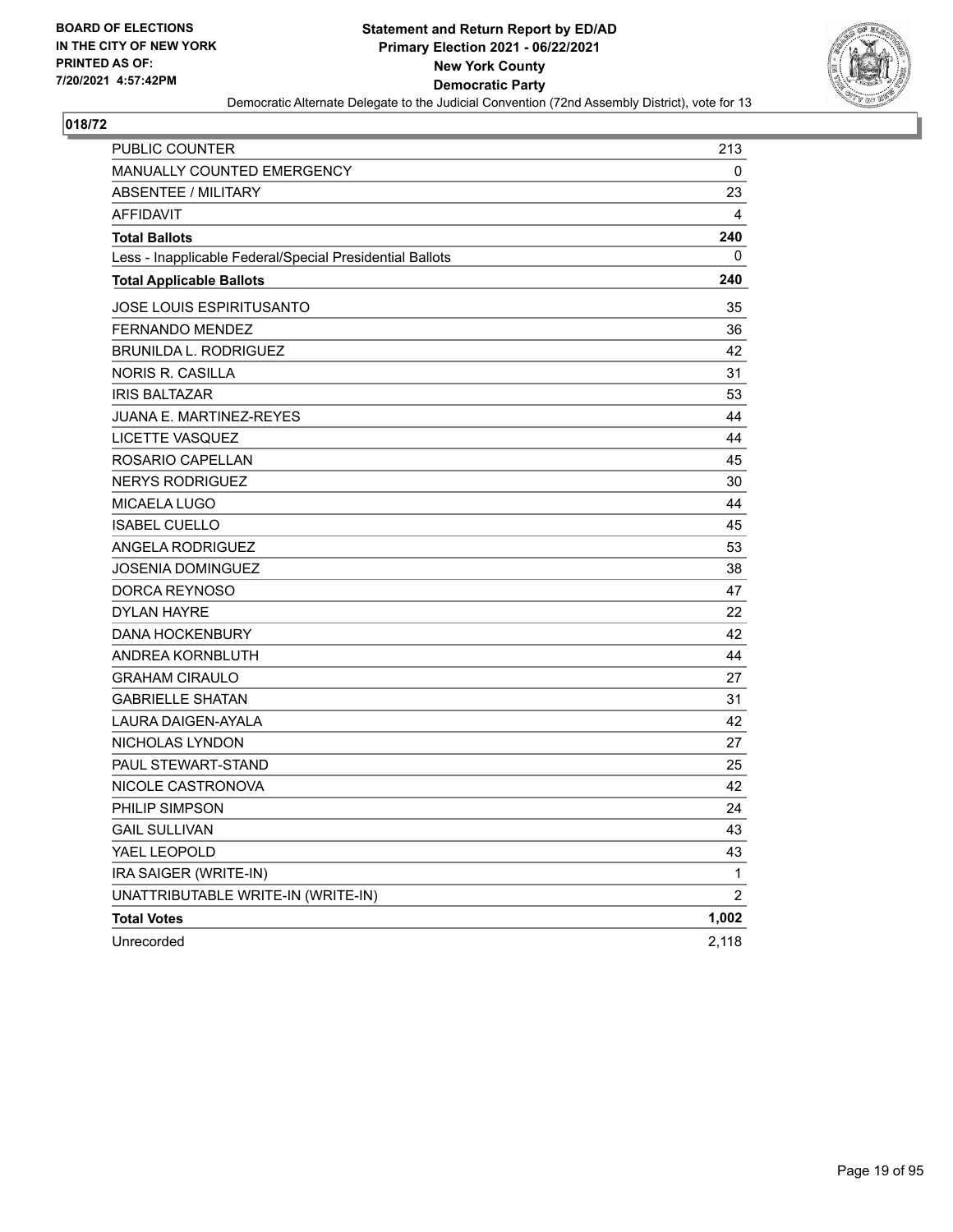**BOARD OF ELECTIONS IN THE CITY OF NEW YORK PRINTED AS OF: 7/20/2021 4:57:42PM**

**Statement and Return Report by ED/AD**
**Primary Election 2021 - 06/22/2021**
**New York County**
**Democratic Party**
Democratic Alternate Delegate to the Judicial Convention (72nd Assembly District), vote for 13

## 018/72

| | |
|---|---|
| PUBLIC COUNTER | 213 |
| MANUALLY COUNTED EMERGENCY | 0 |
| ABSENTEE / MILITARY | 23 |
| AFFIDAVIT | 4 |
| **Total Ballots** | **240** |
| Less - Inapplicable Federal/Special Presidential Ballots | 0 |
| **Total Applicable Ballots** | **240** |
| JOSE LOUIS ESPIRITUSANTO | 35 |
| FERNANDO MENDEZ | 36 |
| BRUNILDA L. RODRIGUEZ | 42 |
| NORIS R. CASILLA | 31 |
| IRIS BALTAZAR | 53 |
| JUANA E. MARTINEZ-REYES | 44 |
| LICETTE VASQUEZ | 44 |
| ROSARIO CAPELLAN | 45 |
| NERYS RODRIGUEZ | 30 |
| MICAELA LUGO | 44 |
| ISABEL CUELLO | 45 |
| ANGELA RODRIGUEZ | 53 |
| JOSENIA DOMINGUEZ | 38 |
| DORCA REYNOSO | 47 |
| DYLAN HAYRE | 22 |
| DANA HOCKENBURY | 42 |
| ANDREA KORNBLUTH | 44 |
| GRAHAM CIRAULO | 27 |
| GABRIELLE SHATAN | 31 |
| LAURA DAIGEN-AYALA | 42 |
| NICHOLAS LYNDON | 27 |
| PAUL STEWART-STAND | 25 |
| NICOLE CASTRONOVA | 42 |
| PHILIP SIMPSON | 24 |
| GAIL SULLIVAN | 43 |
| YAEL LEOPOLD | 43 |
| IRA SAIGER (WRITE-IN) | 1 |
| UNATTRIBUTABLE WRITE-IN (WRITE-IN) | 2 |
| **Total Votes** | **1,002** |
| Unrecorded | 2,118 |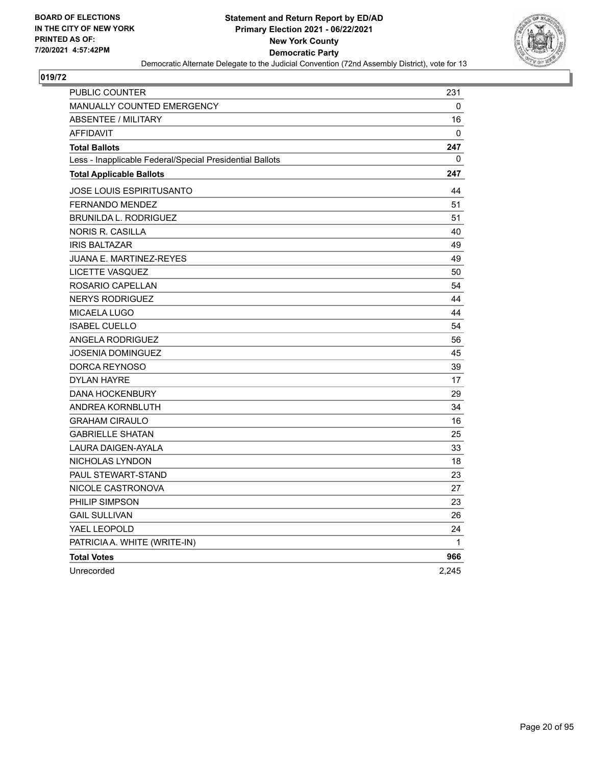**BOARD OF ELECTIONS IN THE CITY OF NEW YORK PRINTED AS OF: 7/20/2021 4:57:42PM**

**Statement and Return Report by ED/AD**
**Primary Election 2021 - 06/22/2021**
**New York County**
**Democratic Party**
Democratic Alternate Delegate to the Judicial Convention (72nd Assembly District), vote for 13

## 019/72

| | |
|---|---|
| PUBLIC COUNTER | 231 |
| MANUALLY COUNTED EMERGENCY | 0 |
| ABSENTEE / MILITARY | 16 |
| AFFIDAVIT | 0 |
| **Total Ballots** | **247** |
| Less - Inapplicable Federal/Special Presidential Ballots | 0 |
| **Total Applicable Ballots** | **247** |
| JOSE LOUIS ESPIRITUSANTO | 44 |
| FERNANDO MENDEZ | 51 |
| BRUNILDA L. RODRIGUEZ | 51 |
| NORIS R. CASILLA | 40 |
| IRIS BALTAZAR | 49 |
| JUANA E. MARTINEZ-REYES | 49 |
| LICETTE VASQUEZ | 50 |
| ROSARIO CAPELLAN | 54 |
| NERYS RODRIGUEZ | 44 |
| MICAELA LUGO | 44 |
| ISABEL CUELLO | 54 |
| ANGELA RODRIGUEZ | 56 |
| JOSENIA DOMINGUEZ | 45 |
| DORCA REYNOSO | 39 |
| DYLAN HAYRE | 17 |
| DANA HOCKENBURY | 29 |
| ANDREA KORNBLUTH | 34 |
| GRAHAM CIRAULO | 16 |
| GABRIELLE SHATAN | 25 |
| LAURA DAIGEN-AYALA | 33 |
| NICHOLAS LYNDON | 18 |
| PAUL STEWART-STAND | 23 |
| NICOLE CASTRONOVA | 27 |
| PHILIP SIMPSON | 23 |
| GAIL SULLIVAN | 26 |
| YAEL LEOPOLD | 24 |
| PATRICIA A. WHITE (WRITE-IN) | 1 |
| **Total Votes** | **966** |
| Unrecorded | 2,245 |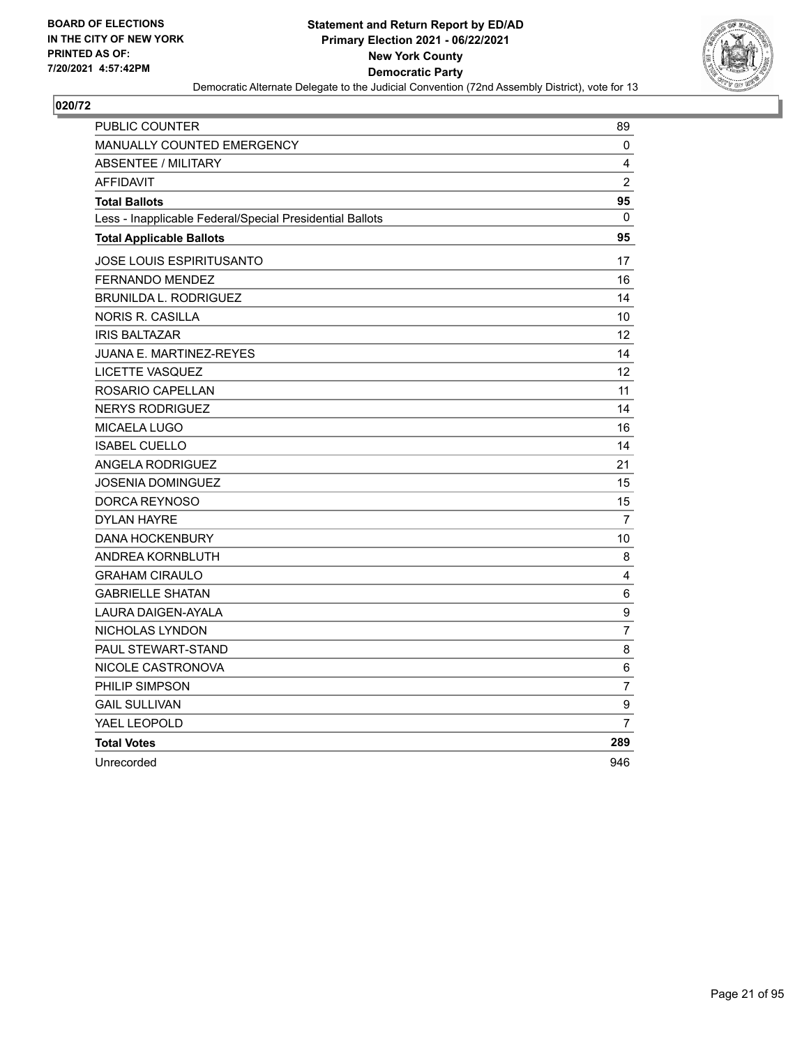**BOARD OF ELECTIONS IN THE CITY OF NEW YORK PRINTED AS OF: 7/20/2021 4:57:42PM**

**Statement and Return Report by ED/AD**
**Primary Election 2021 - 06/22/2021**
**New York County**
**Democratic Party**
Democratic Alternate Delegate to the Judicial Convention (72nd Assembly District), vote for 13

**020/72**

| | |
|---|---|
| PUBLIC COUNTER | 89 |
| MANUALLY COUNTED EMERGENCY | 0 |
| ABSENTEE / MILITARY | 4 |
| AFFIDAVIT | 2 |
| **Total Ballots** | **95** |
| Less - Inapplicable Federal/Special Presidential Ballots | 0 |
| **Total Applicable Ballots** | **95** |
| JOSE LOUIS ESPIRITUSANTO | 17 |
| FERNANDO MENDEZ | 16 |
| BRUNILDA L. RODRIGUEZ | 14 |
| NORIS R. CASILLA | 10 |
| IRIS BALTAZAR | 12 |
| JUANA E. MARTINEZ-REYES | 14 |
| LICETTE VASQUEZ | 12 |
| ROSARIO CAPELLAN | 11 |
| NERYS RODRIGUEZ | 14 |
| MICAELA LUGO | 16 |
| ISABEL CUELLO | 14 |
| ANGELA RODRIGUEZ | 21 |
| JOSENIA DOMINGUEZ | 15 |
| DORCA REYNOSO | 15 |
| DYLAN HAYRE | 7 |
| DANA HOCKENBURY | 10 |
| ANDREA KORNBLUTH | 8 |
| GRAHAM CIRAULO | 4 |
| GABRIELLE SHATAN | 6 |
| LAURA DAIGEN-AYALA | 9 |
| NICHOLAS LYNDON | 7 |
| PAUL STEWART-STAND | 8 |
| NICOLE CASTRONOVA | 6 |
| PHILIP SIMPSON | 7 |
| GAIL SULLIVAN | 9 |
| YAEL LEOPOLD | 7 |
| **Total Votes** | **289** |
| Unrecorded | 946 |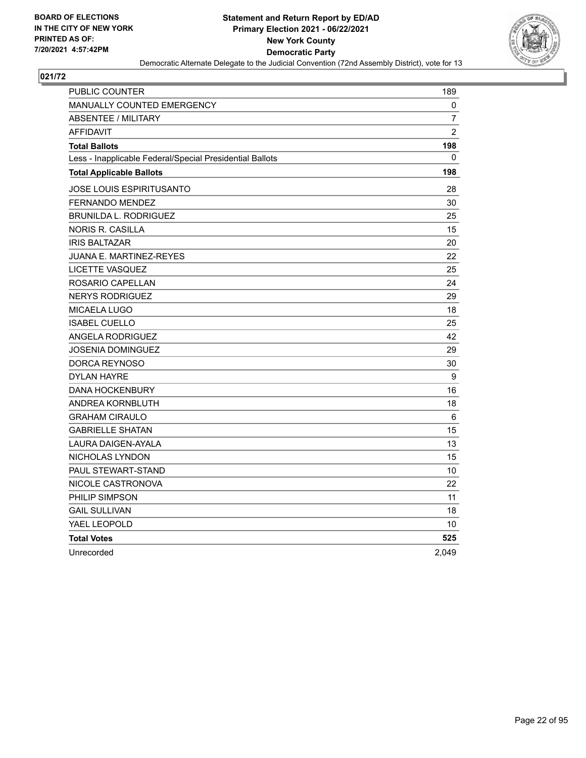**BOARD OF ELECTIONS IN THE CITY OF NEW YORK PRINTED AS OF: 7/20/2021 4:57:42PM**

**Statement and Return Report by ED/AD**
**Primary Election 2021 - 06/22/2021**
**New York County**
**Democratic Party**
Democratic Alternate Delegate to the Judicial Convention (72nd Assembly District), vote for 13

**021/72**

| | |
|---|---|
| PUBLIC COUNTER | 189 |
| MANUALLY COUNTED EMERGENCY | 0 |
| ABSENTEE / MILITARY | 7 |
| AFFIDAVIT | 2 |
| **Total Ballots** | **198** |
| Less - Inapplicable Federal/Special Presidential Ballots | 0 |
| **Total Applicable Ballots** | **198** |
| JOSE LOUIS ESPIRITUSANTO | 28 |
| FERNANDO MENDEZ | 30 |
| BRUNILDA L. RODRIGUEZ | 25 |
| NORIS R. CASILLA | 15 |
| IRIS BALTAZAR | 20 |
| JUANA E. MARTINEZ-REYES | 22 |
| LICETTE VASQUEZ | 25 |
| ROSARIO CAPELLAN | 24 |
| NERYS RODRIGUEZ | 29 |
| MICAELA LUGO | 18 |
| ISABEL CUELLO | 25 |
| ANGELA RODRIGUEZ | 42 |
| JOSENIA DOMINGUEZ | 29 |
| DORCA REYNOSO | 30 |
| DYLAN HAYRE | 9 |
| DANA HOCKENBURY | 16 |
| ANDREA KORNBLUTH | 18 |
| GRAHAM CIRAULO | 6 |
| GABRIELLE SHATAN | 15 |
| LAURA DAIGEN-AYALA | 13 |
| NICHOLAS LYNDON | 15 |
| PAUL STEWART-STAND | 10 |
| NICOLE CASTRONOVA | 22 |
| PHILIP SIMPSON | 11 |
| GAIL SULLIVAN | 18 |
| YAEL LEOPOLD | 10 |
| **Total Votes** | **525** |
| Unrecorded | 2,049 |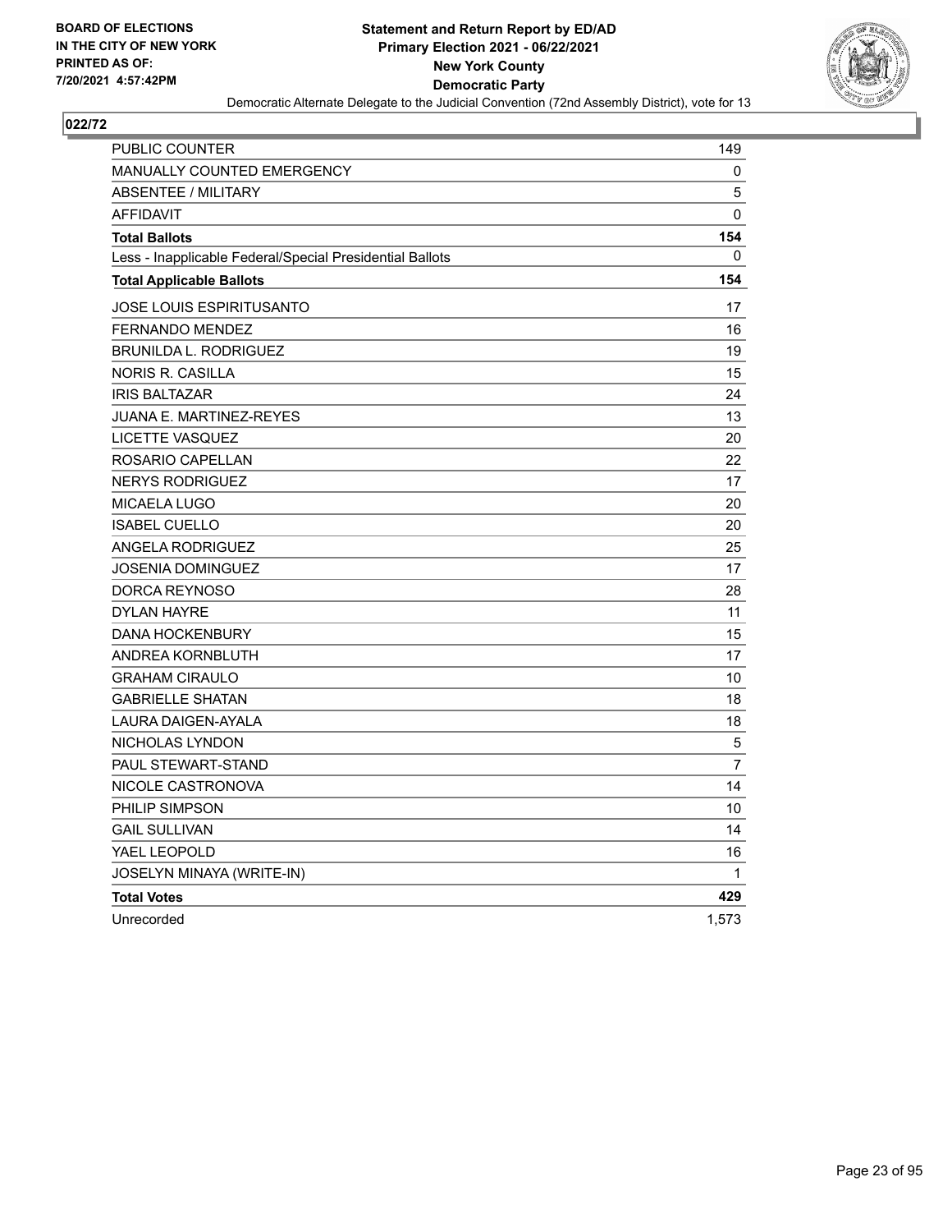BOARD OF ELECTIONS
IN THE CITY OF NEW YORK
PRINTED AS OF:
7/20/2021 4:57:42PM

**Statement and Return Report by ED/AD**
**Primary Election 2021 - 06/22/2021**
**New York County**
**Democratic Party**
Democratic Alternate Delegate to the Judicial Convention (72nd Assembly District), vote for 13

## 022/72

| | |
|---|---|
| PUBLIC COUNTER | 149 |
| MANUALLY COUNTED EMERGENCY | 0 |
| ABSENTEE / MILITARY | 5 |
| AFFIDAVIT | 0 |
| **Total Ballots** | **154** |
| Less - Inapplicable Federal/Special Presidential Ballots | 0 |
| **Total Applicable Ballots** | **154** |
| JOSE LOUIS ESPIRITUSANTO | 17 |
| FERNANDO MENDEZ | 16 |
| BRUNILDA L. RODRIGUEZ | 19 |
| NORIS R. CASILLA | 15 |
| IRIS BALTAZAR | 24 |
| JUANA E. MARTINEZ-REYES | 13 |
| LICETTE VASQUEZ | 20 |
| ROSARIO CAPELLAN | 22 |
| NERYS RODRIGUEZ | 17 |
| MICAELA LUGO | 20 |
| ISABEL CUELLO | 20 |
| ANGELA RODRIGUEZ | 25 |
| JOSENIA DOMINGUEZ | 17 |
| DORCA REYNOSO | 28 |
| DYLAN HAYRE | 11 |
| DANA HOCKENBURY | 15 |
| ANDREA KORNBLUTH | 17 |
| GRAHAM CIRAULO | 10 |
| GABRIELLE SHATAN | 18 |
| LAURA DAIGEN-AYALA | 18 |
| NICHOLAS LYNDON | 5 |
| PAUL STEWART-STAND | 7 |
| NICOLE CASTRONOVA | 14 |
| PHILIP SIMPSON | 10 |
| GAIL SULLIVAN | 14 |
| YAEL LEOPOLD | 16 |
| JOSELYN MINAYA (WRITE-IN) | 1 |
| **Total Votes** | **429** |
| Unrecorded | 1,573 |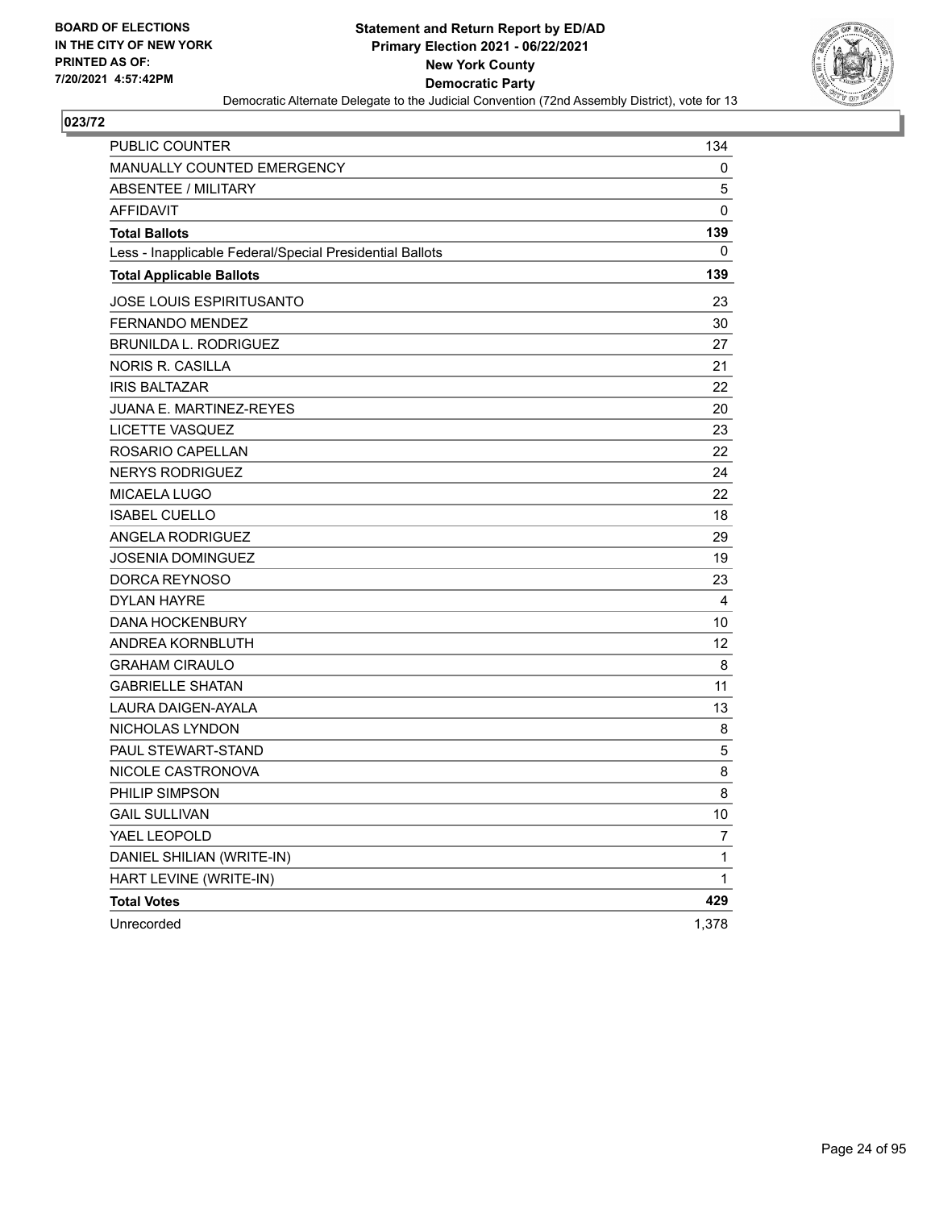**BOARD OF ELECTIONS IN THE CITY OF NEW YORK PRINTED AS OF: 7/20/2021 4:57:42PM**

**Statement and Return Report by ED/AD**
**Primary Election 2021 - 06/22/2021**
**New York County**
**Democratic Party**
Democratic Alternate Delegate to the Judicial Convention (72nd Assembly District), vote for 13

## 023/72

| | |
|---|---|
| PUBLIC COUNTER | 134 |
| MANUALLY COUNTED EMERGENCY | 0 |
| ABSENTEE / MILITARY | 5 |
| AFFIDAVIT | 0 |
| **Total Ballots** | **139** |
| Less - Inapplicable Federal/Special Presidential Ballots | 0 |
| **Total Applicable Ballots** | **139** |
| JOSE LOUIS ESPIRITUSANTO | 23 |
| FERNANDO MENDEZ | 30 |
| BRUNILDA L. RODRIGUEZ | 27 |
| NORIS R. CASILLA | 21 |
| IRIS BALTAZAR | 22 |
| JUANA E. MARTINEZ-REYES | 20 |
| LICETTE VASQUEZ | 23 |
| ROSARIO CAPELLAN | 22 |
| NERYS RODRIGUEZ | 24 |
| MICAELA LUGO | 22 |
| ISABEL CUELLO | 18 |
| ANGELA RODRIGUEZ | 29 |
| JOSENIA DOMINGUEZ | 19 |
| DORCA REYNOSO | 23 |
| DYLAN HAYRE | 4 |
| DANA HOCKENBURY | 10 |
| ANDREA KORNBLUTH | 12 |
| GRAHAM CIRAULO | 8 |
| GABRIELLE SHATAN | 11 |
| LAURA DAIGEN-AYALA | 13 |
| NICHOLAS LYNDON | 8 |
| PAUL STEWART-STAND | 5 |
| NICOLE CASTRONOVA | 8 |
| PHILIP SIMPSON | 8 |
| GAIL SULLIVAN | 10 |
| YAEL LEOPOLD | 7 |
| DANIEL SHILIAN (WRITE-IN) | 1 |
| HART LEVINE (WRITE-IN) | 1 |
| **Total Votes** | **429** |
| Unrecorded | 1,378 |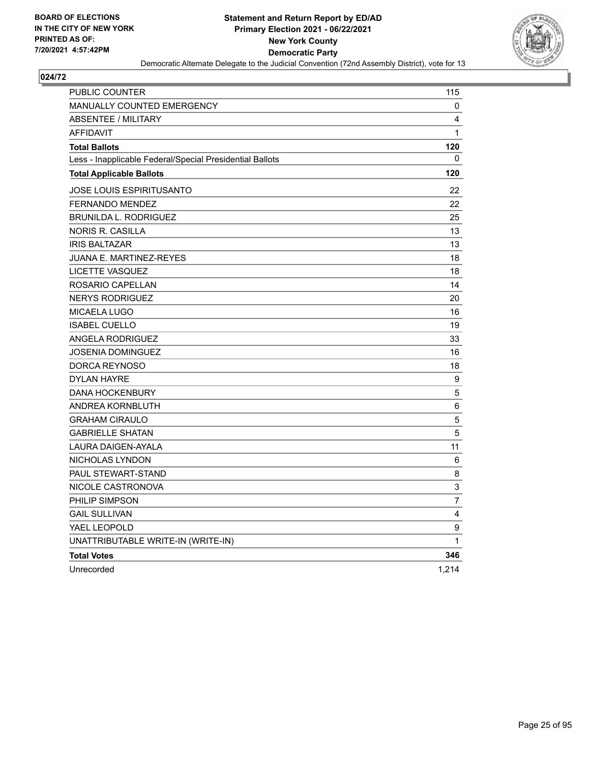**BOARD OF ELECTIONS IN THE CITY OF NEW YORK PRINTED AS OF: 7/20/2021 4:57:42PM**

**Statement and Return Report by ED/AD**
**Primary Election 2021 - 06/22/2021**
**New York County**
**Democratic Party**
Democratic Alternate Delegate to the Judicial Convention (72nd Assembly District), vote for 13

## 024/72

| | |
|---|---|
| PUBLIC COUNTER | 115 |
| MANUALLY COUNTED EMERGENCY | 0 |
| ABSENTEE / MILITARY | 4 |
| AFFIDAVIT | 1 |
| **Total Ballots** | **120** |
| Less - Inapplicable Federal/Special Presidential Ballots | 0 |
| **Total Applicable Ballots** | **120** |
| JOSE LOUIS ESPIRITUSANTO | 22 |
| FERNANDO MENDEZ | 22 |
| BRUNILDA L. RODRIGUEZ | 25 |
| NORIS R. CASILLA | 13 |
| IRIS BALTAZAR | 13 |
| JUANA E. MARTINEZ-REYES | 18 |
| LICETTE VASQUEZ | 18 |
| ROSARIO CAPELLAN | 14 |
| NERYS RODRIGUEZ | 20 |
| MICAELA LUGO | 16 |
| ISABEL CUELLO | 19 |
| ANGELA RODRIGUEZ | 33 |
| JOSENIA DOMINGUEZ | 16 |
| DORCA REYNOSO | 18 |
| DYLAN HAYRE | 9 |
| DANA HOCKENBURY | 5 |
| ANDREA KORNBLUTH | 6 |
| GRAHAM CIRAULO | 5 |
| GABRIELLE SHATAN | 5 |
| LAURA DAIGEN-AYALA | 11 |
| NICHOLAS LYNDON | 6 |
| PAUL STEWART-STAND | 8 |
| NICOLE CASTRONOVA | 3 |
| PHILIP SIMPSON | 7 |
| GAIL SULLIVAN | 4 |
| YAEL LEOPOLD | 9 |
| UNATTRIBUTABLE WRITE-IN (WRITE-IN) | 1 |
| **Total Votes** | **346** |
| Unrecorded | 1,214 |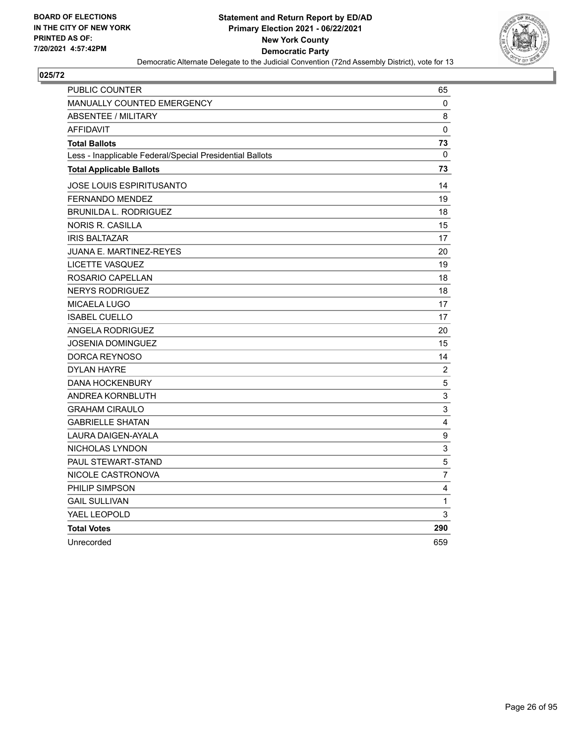BOARD OF ELECTIONS
IN THE CITY OF NEW YORK
PRINTED AS OF:
7/20/2021 4:57:42PM

**Statement and Return Report by ED/AD**
**Primary Election 2021 - 06/22/2021**
**New York County**
**Democratic Party**
Democratic Alternate Delegate to the Judicial Convention (72nd Assembly District), vote for 13

## 025/72

| | |
|---|---|
| PUBLIC COUNTER | 65 |
| MANUALLY COUNTED EMERGENCY | 0 |
| ABSENTEE / MILITARY | 8 |
| AFFIDAVIT | 0 |
| **Total Ballots** | **73** |
| Less - Inapplicable Federal/Special Presidential Ballots | 0 |
| **Total Applicable Ballots** | **73** |
| JOSE LOUIS ESPIRITUSANTO | 14 |
| FERNANDO MENDEZ | 19 |
| BRUNILDA L. RODRIGUEZ | 18 |
| NORIS R. CASILLA | 15 |
| IRIS BALTAZAR | 17 |
| JUANA E. MARTINEZ-REYES | 20 |
| LICETTE VASQUEZ | 19 |
| ROSARIO CAPELLAN | 18 |
| NERYS RODRIGUEZ | 18 |
| MICAELA LUGO | 17 |
| ISABEL CUELLO | 17 |
| ANGELA RODRIGUEZ | 20 |
| JOSENIA DOMINGUEZ | 15 |
| DORCA REYNOSO | 14 |
| DYLAN HAYRE | 2 |
| DANA HOCKENBURY | 5 |
| ANDREA KORNBLUTH | 3 |
| GRAHAM CIRAULO | 3 |
| GABRIELLE SHATAN | 4 |
| LAURA DAIGEN-AYALA | 9 |
| NICHOLAS LYNDON | 3 |
| PAUL STEWART-STAND | 5 |
| NICOLE CASTRONOVA | 7 |
| PHILIP SIMPSON | 4 |
| GAIL SULLIVAN | 1 |
| YAEL LEOPOLD | 3 |
| **Total Votes** | **290** |
| Unrecorded | 659 |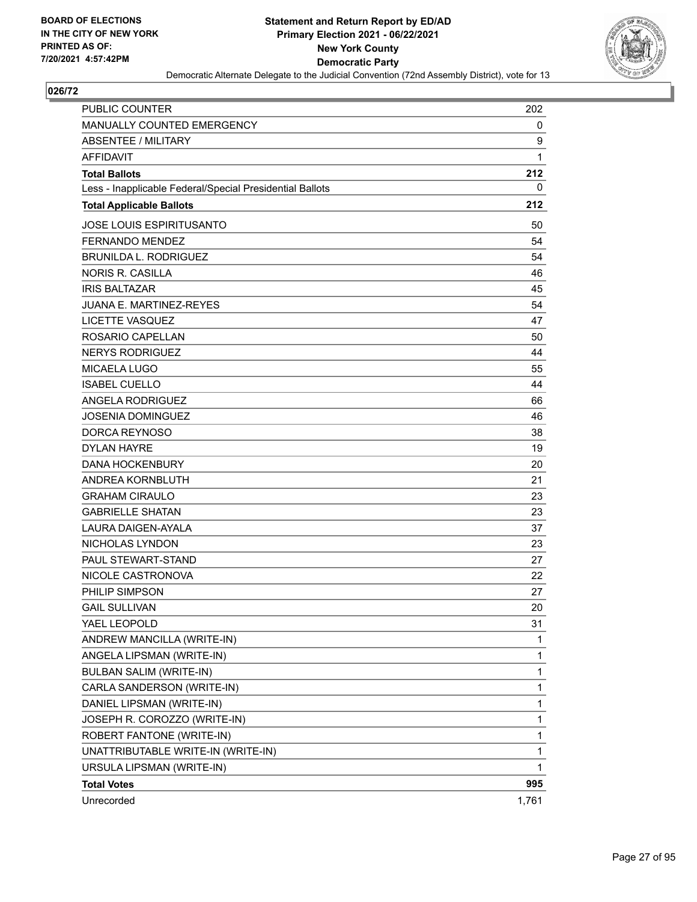BOARD OF ELECTIONS
IN THE CITY OF NEW YORK
PRINTED AS OF:
7/20/2021 4:57:42PM

**Statement and Return Report by ED/AD**
**Primary Election 2021 - 06/22/2021**
**New York County**
**Democratic Party**
Democratic Alternate Delegate to the Judicial Convention (72nd Assembly District), vote for 13

## 026/72

| | |
|---|---|
| PUBLIC COUNTER | 202 |
| MANUALLY COUNTED EMERGENCY | 0 |
| ABSENTEE / MILITARY | 9 |
| AFFIDAVIT | 1 |
| **Total Ballots** | **212** |
| Less - Inapplicable Federal/Special Presidential Ballots | 0 |
| **Total Applicable Ballots** | **212** |
| JOSE LOUIS ESPIRITUSANTO | 50 |
| FERNANDO MENDEZ | 54 |
| BRUNILDA L. RODRIGUEZ | 54 |
| NORIS R. CASILLA | 46 |
| IRIS BALTAZAR | 45 |
| JUANA E. MARTINEZ-REYES | 54 |
| LICETTE VASQUEZ | 47 |
| ROSARIO CAPELLAN | 50 |
| NERYS RODRIGUEZ | 44 |
| MICAELA LUGO | 55 |
| ISABEL CUELLO | 44 |
| ANGELA RODRIGUEZ | 66 |
| JOSENIA DOMINGUEZ | 46 |
| DORCA REYNOSO | 38 |
| DYLAN HAYRE | 19 |
| DANA HOCKENBURY | 20 |
| ANDREA KORNBLUTH | 21 |
| GRAHAM CIRAULO | 23 |
| GABRIELLE SHATAN | 23 |
| LAURA DAIGEN-AYALA | 37 |
| NICHOLAS LYNDON | 23 |
| PAUL STEWART-STAND | 27 |
| NICOLE CASTRONOVA | 22 |
| PHILIP SIMPSON | 27 |
| GAIL SULLIVAN | 20 |
| YAEL LEOPOLD | 31 |
| ANDREW MANCILLA (WRITE-IN) | 1 |
| ANGELA LIPSMAN (WRITE-IN) | 1 |
| BULBAN SALIM (WRITE-IN) | 1 |
| CARLA SANDERSON (WRITE-IN) | 1 |
| DANIEL LIPSMAN (WRITE-IN) | 1 |
| JOSEPH R. COROZZO (WRITE-IN) | 1 |
| ROBERT FANTONE (WRITE-IN) | 1 |
| UNATTRIBUTABLE WRITE-IN (WRITE-IN) | 1 |
| URSULA LIPSMAN (WRITE-IN) | 1 |
| **Total Votes** | **995** |
| Unrecorded | 1,761 |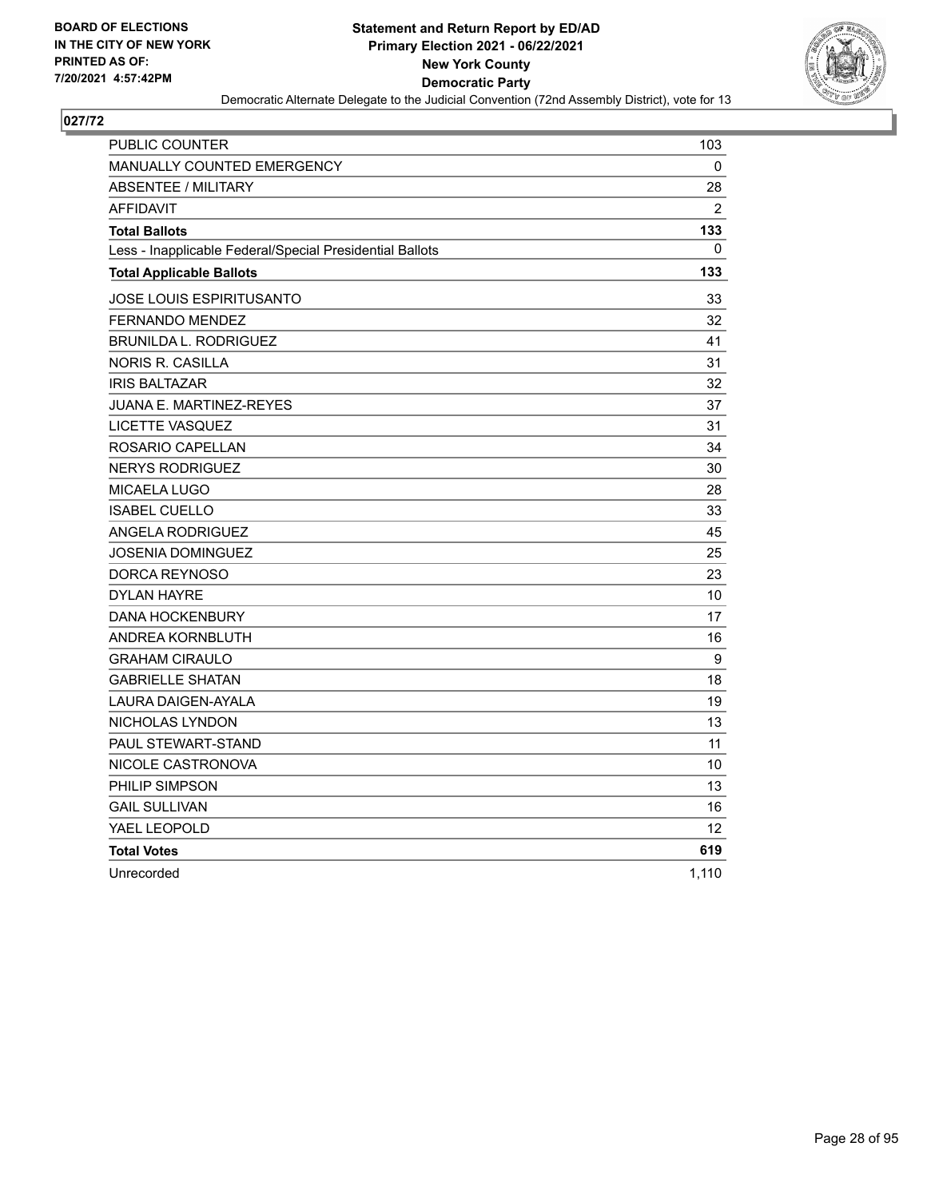**BOARD OF ELECTIONS IN THE CITY OF NEW YORK PRINTED AS OF: 7/20/2021 4:57:42PM**

**Statement and Return Report by ED/AD**
**Primary Election 2021 - 06/22/2021**
**New York County**
**Democratic Party**
Democratic Alternate Delegate to the Judicial Convention (72nd Assembly District), vote for 13

**027/72**

| | |
|---|---|
| PUBLIC COUNTER | 103 |
| MANUALLY COUNTED EMERGENCY | 0 |
| ABSENTEE / MILITARY | 28 |
| AFFIDAVIT | 2 |
| **Total Ballots** | **133** |
| Less - Inapplicable Federal/Special Presidential Ballots | 0 |
| **Total Applicable Ballots** | **133** |
| JOSE LOUIS ESPIRITUSANTO | 33 |
| FERNANDO MENDEZ | 32 |
| BRUNILDA L. RODRIGUEZ | 41 |
| NORIS R. CASILLA | 31 |
| IRIS BALTAZAR | 32 |
| JUANA E. MARTINEZ-REYES | 37 |
| LICETTE VASQUEZ | 31 |
| ROSARIO CAPELLAN | 34 |
| NERYS RODRIGUEZ | 30 |
| MICAELA LUGO | 28 |
| ISABEL CUELLO | 33 |
| ANGELA RODRIGUEZ | 45 |
| JOSENIA DOMINGUEZ | 25 |
| DORCA REYNOSO | 23 |
| DYLAN HAYRE | 10 |
| DANA HOCKENBURY | 17 |
| ANDREA KORNBLUTH | 16 |
| GRAHAM CIRAULO | 9 |
| GABRIELLE SHATAN | 18 |
| LAURA DAIGEN-AYALA | 19 |
| NICHOLAS LYNDON | 13 |
| PAUL STEWART-STAND | 11 |
| NICOLE CASTRONOVA | 10 |
| PHILIP SIMPSON | 13 |
| GAIL SULLIVAN | 16 |
| YAEL LEOPOLD | 12 |
| **Total Votes** | **619** |
| Unrecorded | 1,110 |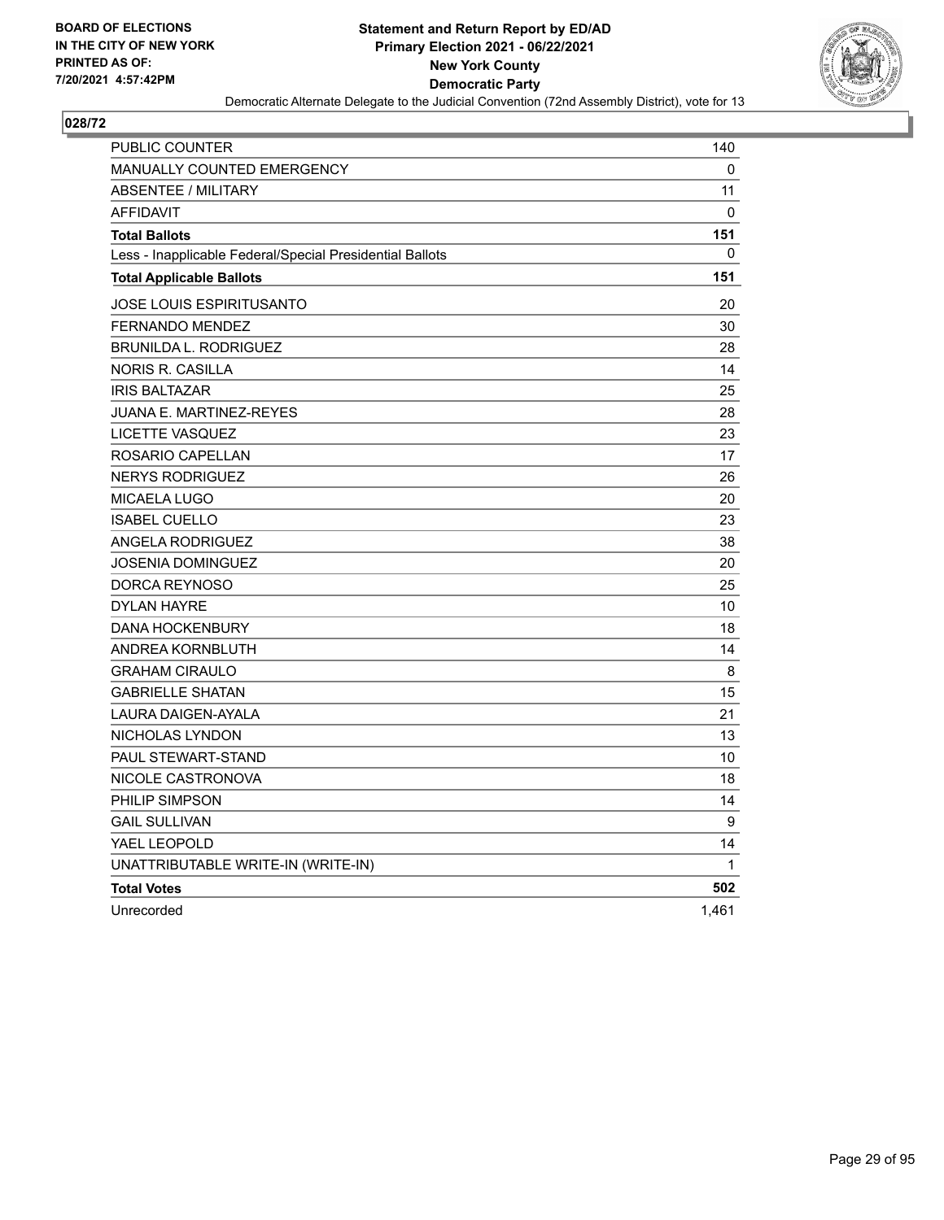**BOARD OF ELECTIONS IN THE CITY OF NEW YORK PRINTED AS OF: 7/20/2021 4:57:42PM**

**Statement and Return Report by ED/AD**
**Primary Election 2021 - 06/22/2021**
**New York County**
**Democratic Party**
Democratic Alternate Delegate to the Judicial Convention (72nd Assembly District), vote for 13

## 028/72

| | |
|---|---|
| PUBLIC COUNTER | 140 |
| MANUALLY COUNTED EMERGENCY | 0 |
| ABSENTEE / MILITARY | 11 |
| AFFIDAVIT | 0 |
| **Total Ballots** | **151** |
| Less - Inapplicable Federal/Special Presidential Ballots | 0 |
| **Total Applicable Ballots** | **151** |
| JOSE LOUIS ESPIRITUSANTO | 20 |
| FERNANDO MENDEZ | 30 |
| BRUNILDA L. RODRIGUEZ | 28 |
| NORIS R. CASILLA | 14 |
| IRIS BALTAZAR | 25 |
| JUANA E. MARTINEZ-REYES | 28 |
| LICETTE VASQUEZ | 23 |
| ROSARIO CAPELLAN | 17 |
| NERYS RODRIGUEZ | 26 |
| MICAELA LUGO | 20 |
| ISABEL CUELLO | 23 |
| ANGELA RODRIGUEZ | 38 |
| JOSENIA DOMINGUEZ | 20 |
| DORCA REYNOSO | 25 |
| DYLAN HAYRE | 10 |
| DANA HOCKENBURY | 18 |
| ANDREA KORNBLUTH | 14 |
| GRAHAM CIRAULO | 8 |
| GABRIELLE SHATAN | 15 |
| LAURA DAIGEN-AYALA | 21 |
| NICHOLAS LYNDON | 13 |
| PAUL STEWART-STAND | 10 |
| NICOLE CASTRONOVA | 18 |
| PHILIP SIMPSON | 14 |
| GAIL SULLIVAN | 9 |
| YAEL LEOPOLD | 14 |
| UNATTRIBUTABLE WRITE-IN (WRITE-IN) | 1 |
| **Total Votes** | **502** |
| Unrecorded | 1,461 |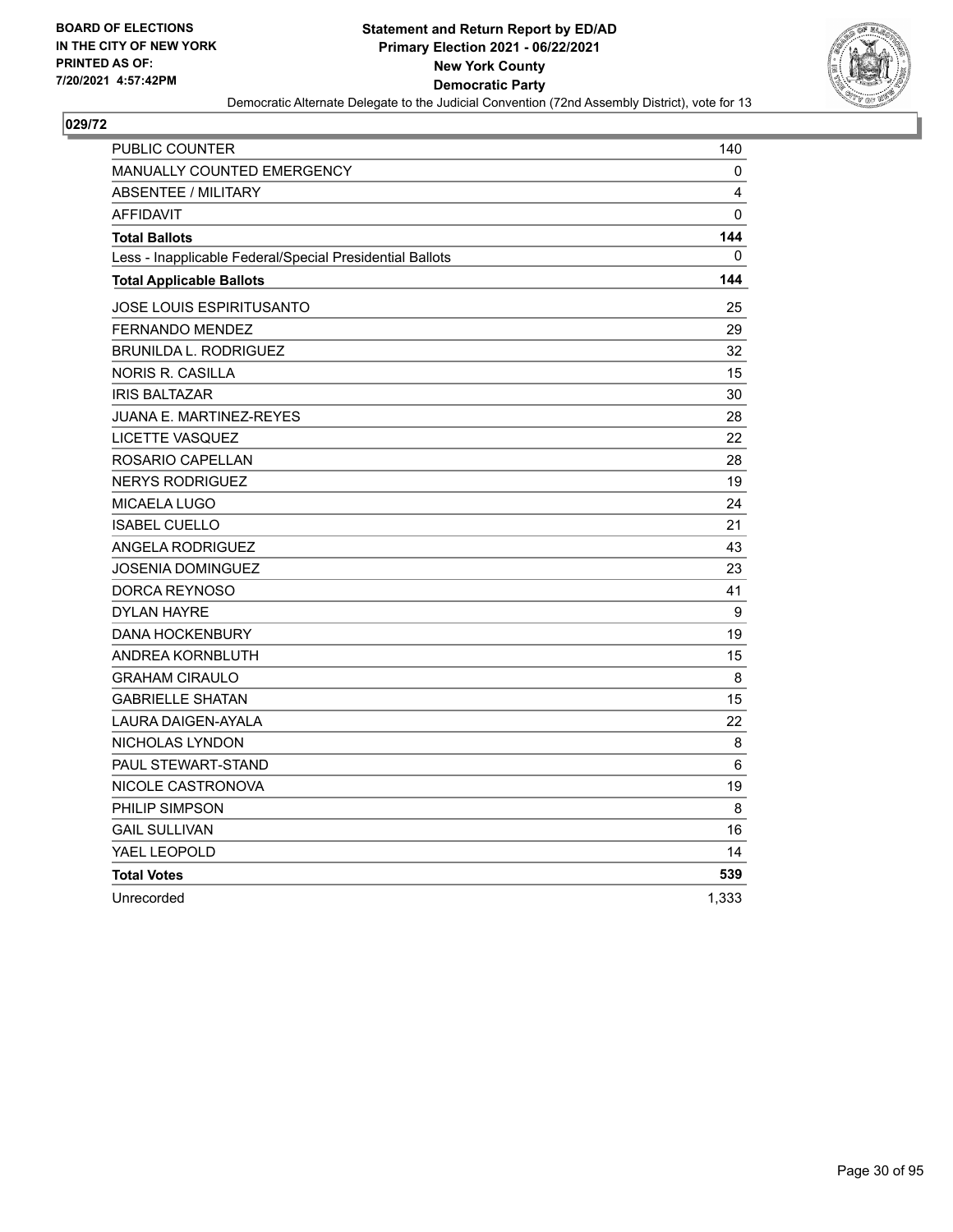**BOARD OF ELECTIONS IN THE CITY OF NEW YORK PRINTED AS OF: 7/20/2021 4:57:42PM**

**Statement and Return Report by ED/AD Primary Election 2021 - 06/22/2021 New York County Democratic Party**

Democratic Alternate Delegate to the Judicial Convention (72nd Assembly District), vote for 13

## 029/72

| | |
|---|---|
| PUBLIC COUNTER | 140 |
| MANUALLY COUNTED EMERGENCY | 0 |
| ABSENTEE / MILITARY | 4 |
| AFFIDAVIT | 0 |
| **Total Ballots** | **144** |
| Less - Inapplicable Federal/Special Presidential Ballots | 0 |
| **Total Applicable Ballots** | **144** |
| JOSE LOUIS ESPIRITUSANTO | 25 |
| FERNANDO MENDEZ | 29 |
| BRUNILDA L. RODRIGUEZ | 32 |
| NORIS R. CASILLA | 15 |
| IRIS BALTAZAR | 30 |
| JUANA E. MARTINEZ-REYES | 28 |
| LICETTE VASQUEZ | 22 |
| ROSARIO CAPELLAN | 28 |
| NERYS RODRIGUEZ | 19 |
| MICAELA LUGO | 24 |
| ISABEL CUELLO | 21 |
| ANGELA RODRIGUEZ | 43 |
| JOSENIA DOMINGUEZ | 23 |
| DORCA REYNOSO | 41 |
| DYLAN HAYRE | 9 |
| DANA HOCKENBURY | 19 |
| ANDREA KORNBLUTH | 15 |
| GRAHAM CIRAULO | 8 |
| GABRIELLE SHATAN | 15 |
| LAURA DAIGEN-AYALA | 22 |
| NICHOLAS LYNDON | 8 |
| PAUL STEWART-STAND | 6 |
| NICOLE CASTRONOVA | 19 |
| PHILIP SIMPSON | 8 |
| GAIL SULLIVAN | 16 |
| YAEL LEOPOLD | 14 |
| **Total Votes** | **539** |
| Unrecorded | 1,333 |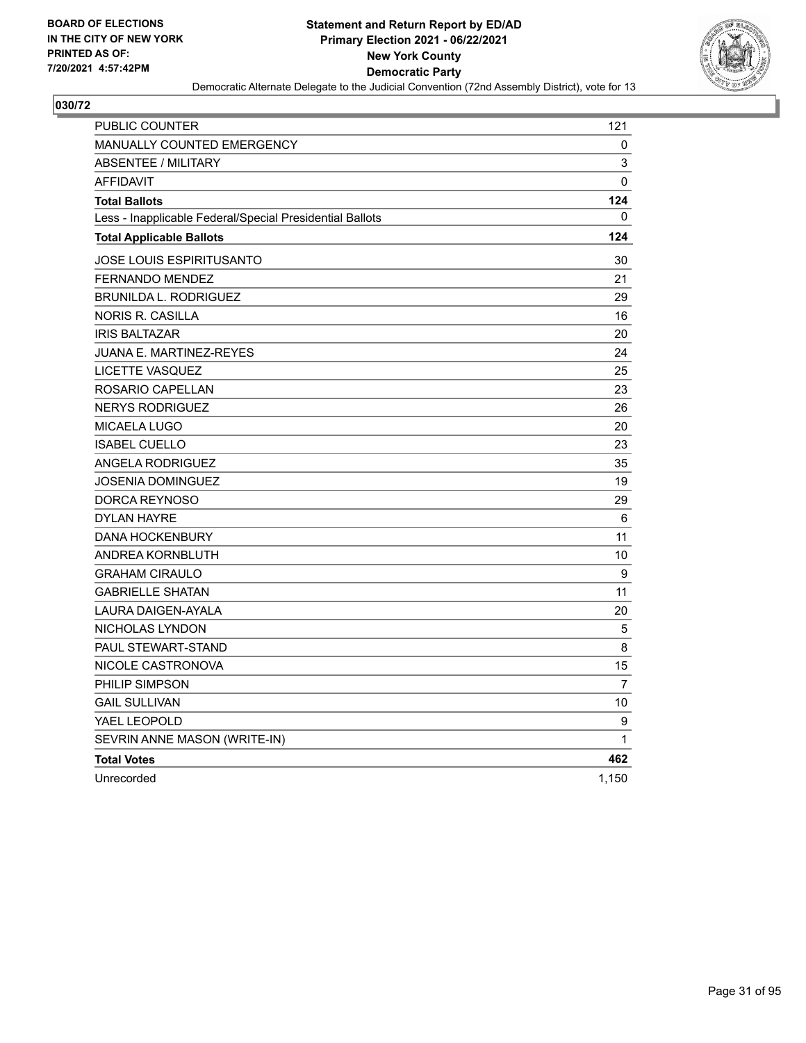BOARD OF ELECTIONS
IN THE CITY OF NEW YORK
PRINTED AS OF:
7/20/2021 4:57:42PM

**Statement and Return Report by ED/AD**
**Primary Election 2021 - 06/22/2021**
**New York County**
**Democratic Party**
Democratic Alternate Delegate to the Judicial Convention (72nd Assembly District), vote for 13

## 030/72

| | |
|---|---|
| PUBLIC COUNTER | 121 |
| MANUALLY COUNTED EMERGENCY | 0 |
| ABSENTEE / MILITARY | 3 |
| AFFIDAVIT | 0 |
| **Total Ballots** | **124** |
| Less - Inapplicable Federal/Special Presidential Ballots | 0 |
| **Total Applicable Ballots** | **124** |
| JOSE LOUIS ESPIRITUSANTO | 30 |
| FERNANDO MENDEZ | 21 |
| BRUNILDA L. RODRIGUEZ | 29 |
| NORIS R. CASILLA | 16 |
| IRIS BALTAZAR | 20 |
| JUANA E. MARTINEZ-REYES | 24 |
| LICETTE VASQUEZ | 25 |
| ROSARIO CAPELLAN | 23 |
| NERYS RODRIGUEZ | 26 |
| MICAELA LUGO | 20 |
| ISABEL CUELLO | 23 |
| ANGELA RODRIGUEZ | 35 |
| JOSENIA DOMINGUEZ | 19 |
| DORCA REYNOSO | 29 |
| DYLAN HAYRE | 6 |
| DANA HOCKENBURY | 11 |
| ANDREA KORNBLUTH | 10 |
| GRAHAM CIRAULO | 9 |
| GABRIELLE SHATAN | 11 |
| LAURA DAIGEN-AYALA | 20 |
| NICHOLAS LYNDON | 5 |
| PAUL STEWART-STAND | 8 |
| NICOLE CASTRONOVA | 15 |
| PHILIP SIMPSON | 7 |
| GAIL SULLIVAN | 10 |
| YAEL LEOPOLD | 9 |
| SEVRIN ANNE MASON (WRITE-IN) | 1 |
| **Total Votes** | **462** |
| Unrecorded | 1,150 |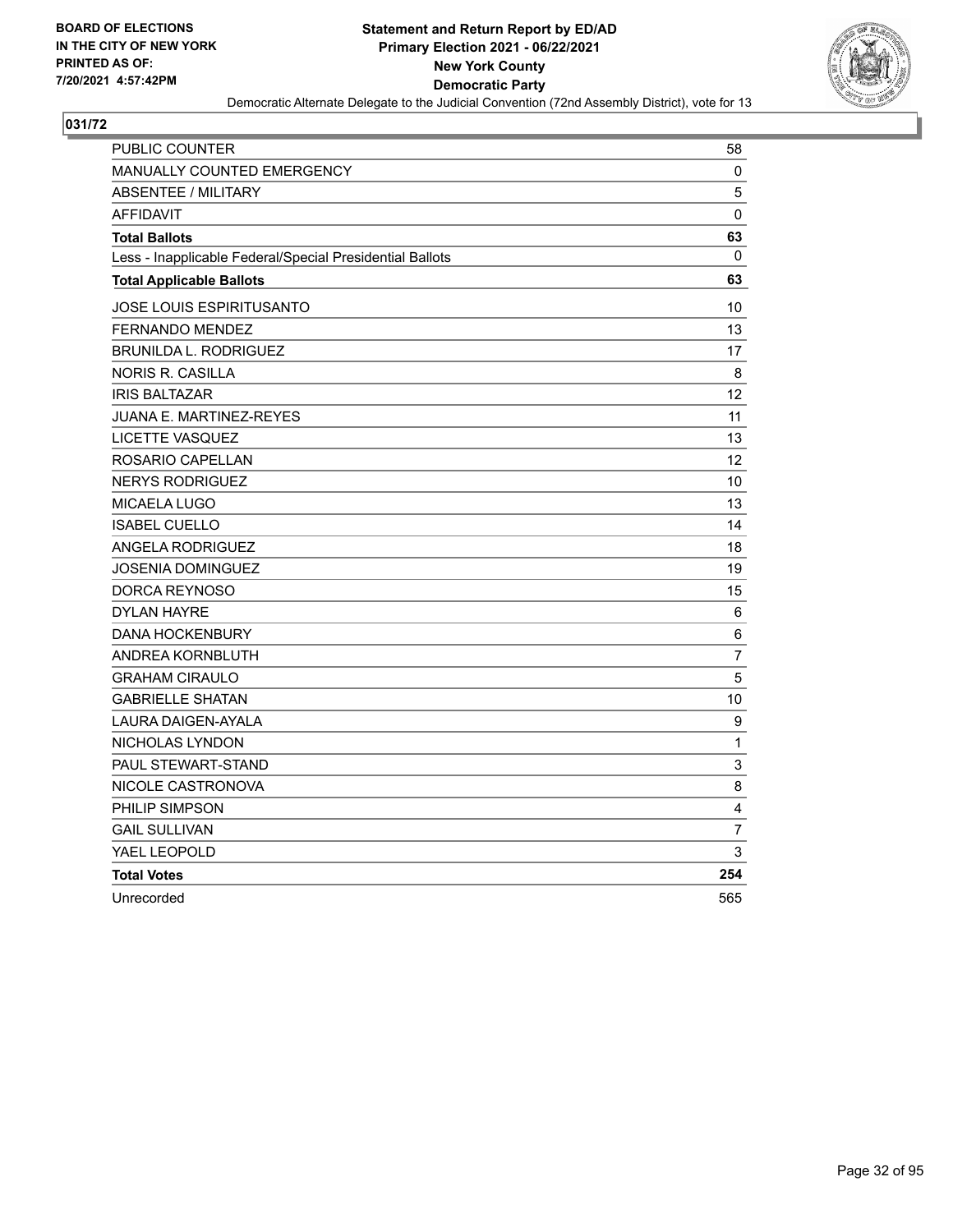**BOARD OF ELECTIONS IN THE CITY OF NEW YORK PRINTED AS OF: 7/20/2021 4:57:42PM**

**Statement and Return Report by ED/AD Primary Election 2021 - 06/22/2021 New York County Democratic Party**

Democratic Alternate Delegate to the Judicial Convention (72nd Assembly District), vote for 13

**031/72**

| | |
|---|---|
| PUBLIC COUNTER | 58 |
| MANUALLY COUNTED EMERGENCY | 0 |
| ABSENTEE / MILITARY | 5 |
| AFFIDAVIT | 0 |
| **Total Ballots** | **63** |
| Less - Inapplicable Federal/Special Presidential Ballots | 0 |
| **Total Applicable Ballots** | **63** |
| JOSE LOUIS ESPIRITUSANTO | 10 |
| FERNANDO MENDEZ | 13 |
| BRUNILDA L. RODRIGUEZ | 17 |
| NORIS R. CASILLA | 8 |
| IRIS BALTAZAR | 12 |
| JUANA E. MARTINEZ-REYES | 11 |
| LICETTE VASQUEZ | 13 |
| ROSARIO CAPELLAN | 12 |
| NERYS RODRIGUEZ | 10 |
| MICAELA LUGO | 13 |
| ISABEL CUELLO | 14 |
| ANGELA RODRIGUEZ | 18 |
| JOSENIA DOMINGUEZ | 19 |
| DORCA REYNOSO | 15 |
| DYLAN HAYRE | 6 |
| DANA HOCKENBURY | 6 |
| ANDREA KORNBLUTH | 7 |
| GRAHAM CIRAULO | 5 |
| GABRIELLE SHATAN | 10 |
| LAURA DAIGEN-AYALA | 9 |
| NICHOLAS LYNDON | 1 |
| PAUL STEWART-STAND | 3 |
| NICOLE CASTRONOVA | 8 |
| PHILIP SIMPSON | 4 |
| GAIL SULLIVAN | 7 |
| YAEL LEOPOLD | 3 |
| **Total Votes** | **254** |
| Unrecorded | 565 |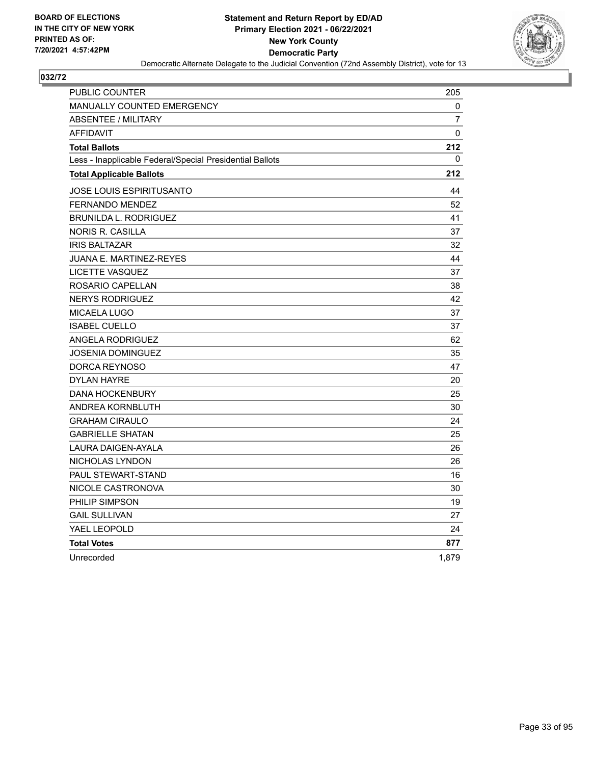**BOARD OF ELECTIONS IN THE CITY OF NEW YORK PRINTED AS OF: 7/20/2021 4:57:42PM**

# Statement and Return Report by ED/AD
## Primary Election 2021 - 06/22/2021
## New York County
## Democratic Party
### Democratic Alternate Delegate to the Judicial Convention (72nd Assembly District), vote for 13

**032/72**

| | |
|---|---|
| PUBLIC COUNTER | 205 |
| MANUALLY COUNTED EMERGENCY | 0 |
| ABSENTEE / MILITARY | 7 |
| AFFIDAVIT | 0 |
| **Total Ballots** | **212** |
| Less - Inapplicable Federal/Special Presidential Ballots | 0 |
| **Total Applicable Ballots** | **212** |
| JOSE LOUIS ESPIRITUSANTO | 44 |
| FERNANDO MENDEZ | 52 |
| BRUNILDA L. RODRIGUEZ | 41 |
| NORIS R. CASILLA | 37 |
| IRIS BALTAZAR | 32 |
| JUANA E. MARTINEZ-REYES | 44 |
| LICETTE VASQUEZ | 37 |
| ROSARIO CAPELLAN | 38 |
| NERYS RODRIGUEZ | 42 |
| MICAELA LUGO | 37 |
| ISABEL CUELLO | 37 |
| ANGELA RODRIGUEZ | 62 |
| JOSENIA DOMINGUEZ | 35 |
| DORCA REYNOSO | 47 |
| DYLAN HAYRE | 20 |
| DANA HOCKENBURY | 25 |
| ANDREA KORNBLUTH | 30 |
| GRAHAM CIRAULO | 24 |
| GABRIELLE SHATAN | 25 |
| LAURA DAIGEN-AYALA | 26 |
| NICHOLAS LYNDON | 26 |
| PAUL STEWART-STAND | 16 |
| NICOLE CASTRONOVA | 30 |
| PHILIP SIMPSON | 19 |
| GAIL SULLIVAN | 27 |
| YAEL LEOPOLD | 24 |
| **Total Votes** | **877** |
| Unrecorded | 1,879 |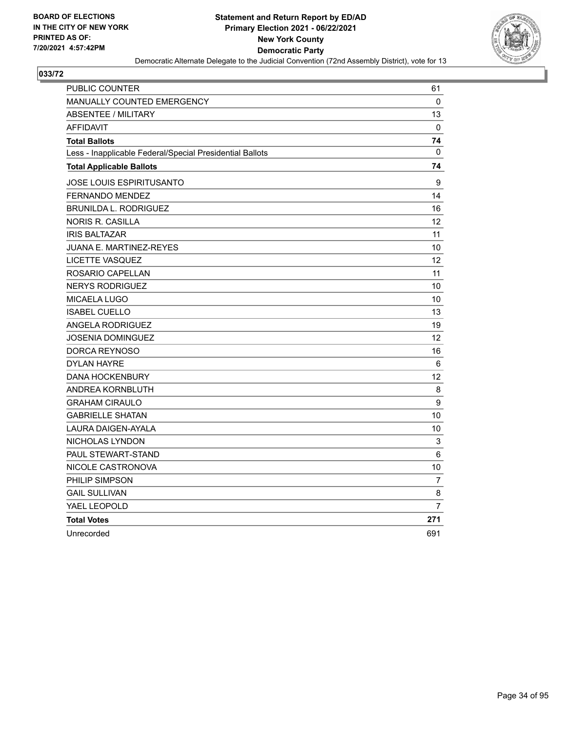BOARD OF ELECTIONS
IN THE CITY OF NEW YORK
PRINTED AS OF:
7/20/2021 4:57:42PM

**Statement and Return Report by ED/AD**
**Primary Election 2021 - 06/22/2021**
**New York County**
**Democratic Party**
Democratic Alternate Delegate to the Judicial Convention (72nd Assembly District), vote for 13

## 033/72

| | |
|---|---|
| PUBLIC COUNTER | 61 |
| MANUALLY COUNTED EMERGENCY | 0 |
| ABSENTEE / MILITARY | 13 |
| AFFIDAVIT | 0 |
| **Total Ballots** | **74** |
| Less - Inapplicable Federal/Special Presidential Ballots | 0 |
| **Total Applicable Ballots** | **74** |
| JOSE LOUIS ESPIRITUSANTO | 9 |
| FERNANDO MENDEZ | 14 |
| BRUNILDA L. RODRIGUEZ | 16 |
| NORIS R. CASILLA | 12 |
| IRIS BALTAZAR | 11 |
| JUANA E. MARTINEZ-REYES | 10 |
| LICETTE VASQUEZ | 12 |
| ROSARIO CAPELLAN | 11 |
| NERYS RODRIGUEZ | 10 |
| MICAELA LUGO | 10 |
| ISABEL CUELLO | 13 |
| ANGELA RODRIGUEZ | 19 |
| JOSENIA DOMINGUEZ | 12 |
| DORCA REYNOSO | 16 |
| DYLAN HAYRE | 6 |
| DANA HOCKENBURY | 12 |
| ANDREA KORNBLUTH | 8 |
| GRAHAM CIRAULO | 9 |
| GABRIELLE SHATAN | 10 |
| LAURA DAIGEN-AYALA | 10 |
| NICHOLAS LYNDON | 3 |
| PAUL STEWART-STAND | 6 |
| NICOLE CASTRONOVA | 10 |
| PHILIP SIMPSON | 7 |
| GAIL SULLIVAN | 8 |
| YAEL LEOPOLD | 7 |
| **Total Votes** | **271** |
| Unrecorded | 691 |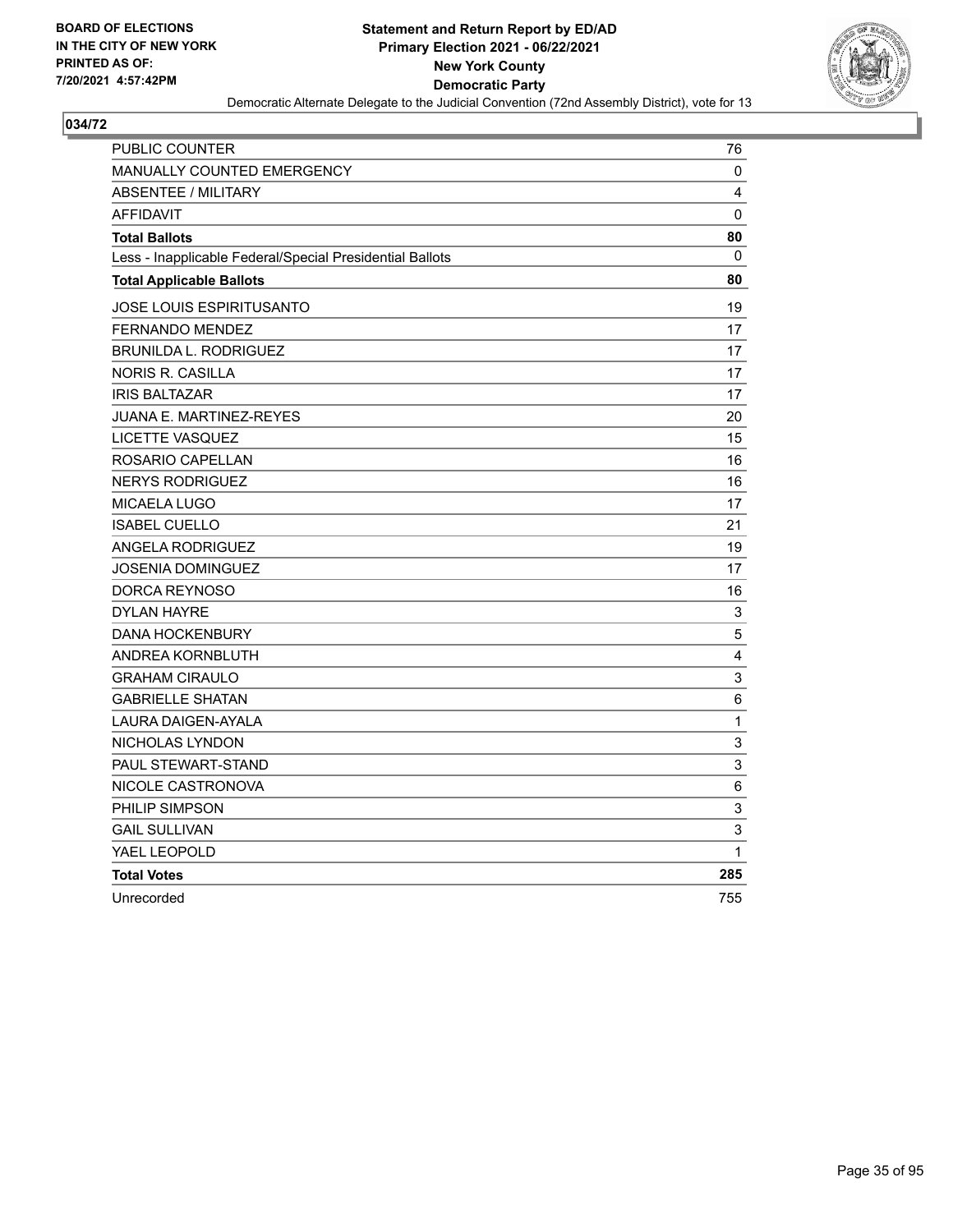**BOARD OF ELECTIONS IN THE CITY OF NEW YORK PRINTED AS OF: 7/20/2021 4:57:42PM**

**Statement and Return Report by ED/AD Primary Election 2021 - 06/22/2021 New York County Democratic Party**

Democratic Alternate Delegate to the Judicial Convention (72nd Assembly District), vote for 13

## 034/72

| | |
|---|---|
| PUBLIC COUNTER | 76 |
| MANUALLY COUNTED EMERGENCY | 0 |
| ABSENTEE / MILITARY | 4 |
| AFFIDAVIT | 0 |
| **Total Ballots** | **80** |
| Less - Inapplicable Federal/Special Presidential Ballots | 0 |
| **Total Applicable Ballots** | **80** |
| JOSE LOUIS ESPIRITUSANTO | 19 |
| FERNANDO MENDEZ | 17 |
| BRUNILDA L. RODRIGUEZ | 17 |
| NORIS R. CASILLA | 17 |
| IRIS BALTAZAR | 17 |
| JUANA E. MARTINEZ-REYES | 20 |
| LICETTE VASQUEZ | 15 |
| ROSARIO CAPELLAN | 16 |
| NERYS RODRIGUEZ | 16 |
| MICAELA LUGO | 17 |
| ISABEL CUELLO | 21 |
| ANGELA RODRIGUEZ | 19 |
| JOSENIA DOMINGUEZ | 17 |
| DORCA REYNOSO | 16 |
| DYLAN HAYRE | 3 |
| DANA HOCKENBURY | 5 |
| ANDREA KORNBLUTH | 4 |
| GRAHAM CIRAULO | 3 |
| GABRIELLE SHATAN | 6 |
| LAURA DAIGEN-AYALA | 1 |
| NICHOLAS LYNDON | 3 |
| PAUL STEWART-STAND | 3 |
| NICOLE CASTRONOVA | 6 |
| PHILIP SIMPSON | 3 |
| GAIL SULLIVAN | 3 |
| YAEL LEOPOLD | 1 |
| **Total Votes** | **285** |
| Unrecorded | 755 |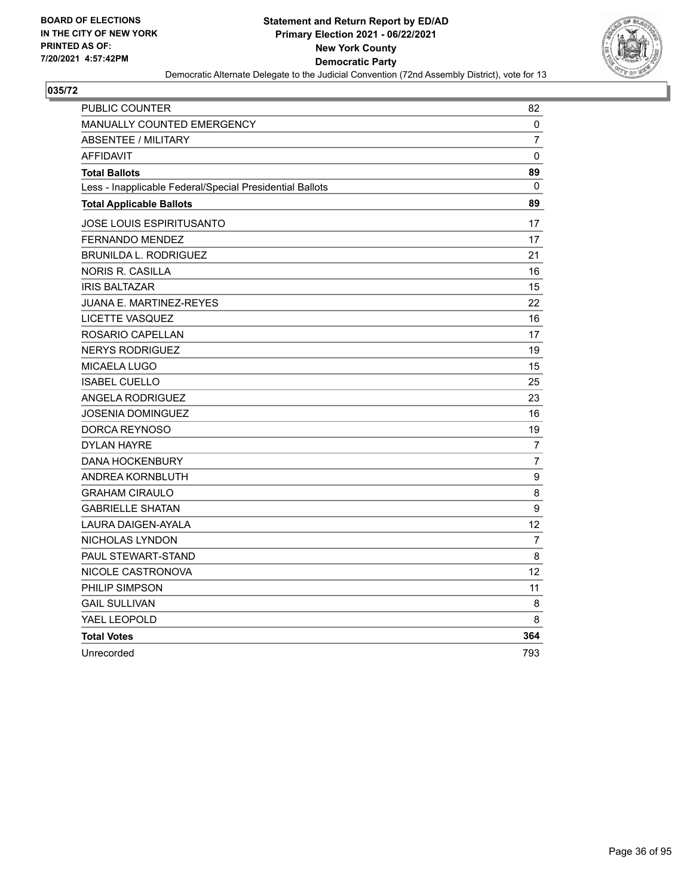**BOARD OF ELECTIONS IN THE CITY OF NEW YORK PRINTED AS OF: 7/20/2021 4:57:42PM**

# Statement and Return Report by ED/AD
## Primary Election 2021 - 06/22/2021
## New York County
## Democratic Party

Democratic Alternate Delegate to the Judicial Convention (72nd Assembly District), vote for 13

### 035/72

| | |
|---|---|
| PUBLIC COUNTER | 82 |
| MANUALLY COUNTED EMERGENCY | 0 |
| ABSENTEE / MILITARY | 7 |
| AFFIDAVIT | 0 |
| **Total Ballots** | **89** |
| Less - Inapplicable Federal/Special Presidential Ballots | 0 |
| **Total Applicable Ballots** | **89** |
| JOSE LOUIS ESPIRITUSANTO | 17 |
| FERNANDO MENDEZ | 17 |
| BRUNILDA L. RODRIGUEZ | 21 |
| NORIS R. CASILLA | 16 |
| IRIS BALTAZAR | 15 |
| JUANA E. MARTINEZ-REYES | 22 |
| LICETTE VASQUEZ | 16 |
| ROSARIO CAPELLAN | 17 |
| NERYS RODRIGUEZ | 19 |
| MICAELA LUGO | 15 |
| ISABEL CUELLO | 25 |
| ANGELA RODRIGUEZ | 23 |
| JOSENIA DOMINGUEZ | 16 |
| DORCA REYNOSO | 19 |
| DYLAN HAYRE | 7 |
| DANA HOCKENBURY | 7 |
| ANDREA KORNBLUTH | 9 |
| GRAHAM CIRAULO | 8 |
| GABRIELLE SHATAN | 9 |
| LAURA DAIGEN-AYALA | 12 |
| NICHOLAS LYNDON | 7 |
| PAUL STEWART-STAND | 8 |
| NICOLE CASTRONOVA | 12 |
| PHILIP SIMPSON | 11 |
| GAIL SULLIVAN | 8 |
| YAEL LEOPOLD | 8 |
| **Total Votes** | **364** |
| Unrecorded | 793 |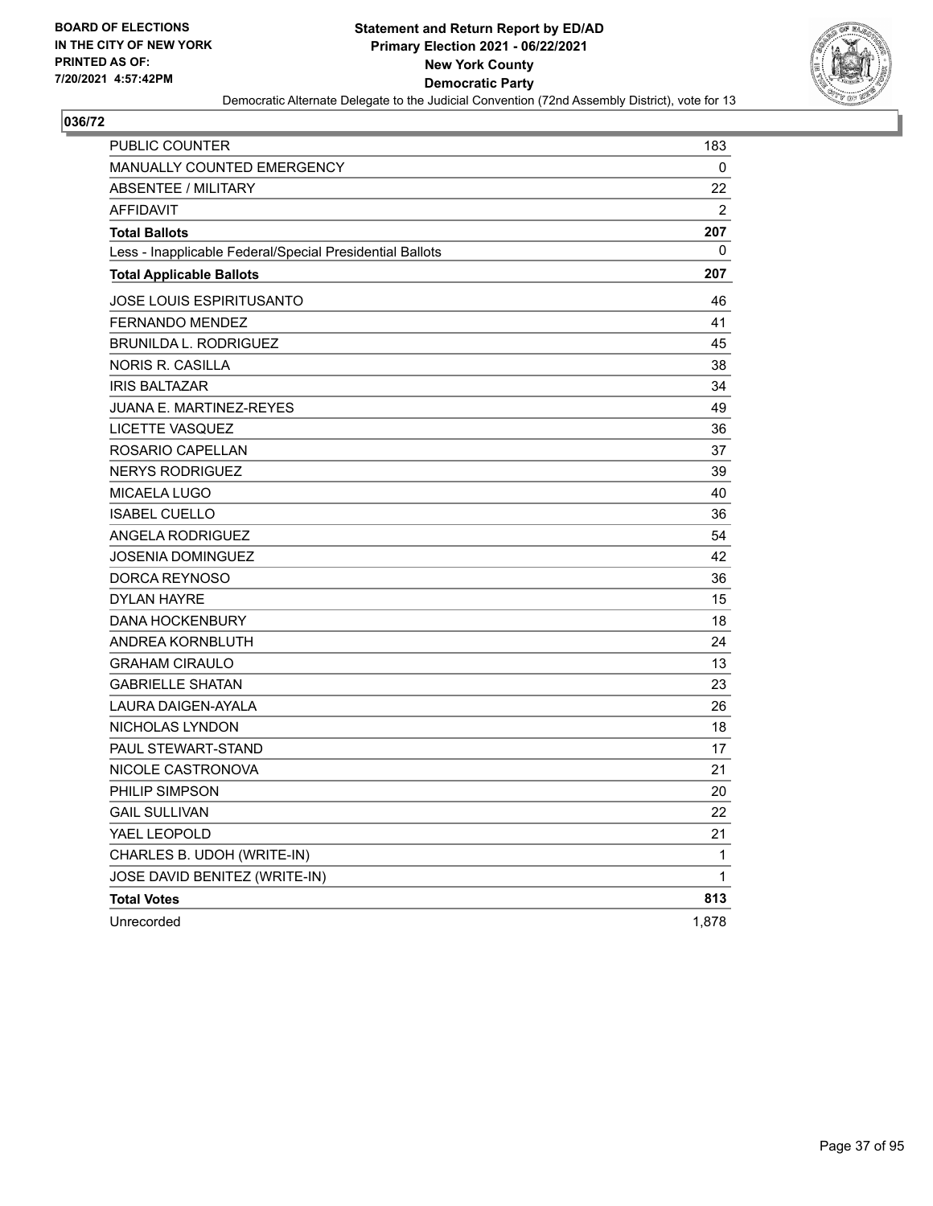**BOARD OF ELECTIONS IN THE CITY OF NEW YORK PRINTED AS OF: 7/20/2021 4:57:42PM**

# Statement and Return Report by ED/AD
## Primary Election 2021 - 06/22/2021
## New York County
## Democratic Party
### Democratic Alternate Delegate to the Judicial Convention (72nd Assembly District), vote for 13

**036/72**

| | |
|---|---|
| PUBLIC COUNTER | 183 |
| MANUALLY COUNTED EMERGENCY | 0 |
| ABSENTEE / MILITARY | 22 |
| AFFIDAVIT | 2 |
| **Total Ballots** | **207** |
| Less - Inapplicable Federal/Special Presidential Ballots | 0 |
| **Total Applicable Ballots** | **207** |
| JOSE LOUIS ESPIRITUSANTO | 46 |
| FERNANDO MENDEZ | 41 |
| BRUNILDA L. RODRIGUEZ | 45 |
| NORIS R. CASILLA | 38 |
| IRIS BALTAZAR | 34 |
| JUANA E. MARTINEZ-REYES | 49 |
| LICETTE VASQUEZ | 36 |
| ROSARIO CAPELLAN | 37 |
| NERYS RODRIGUEZ | 39 |
| MICAELA LUGO | 40 |
| ISABEL CUELLO | 36 |
| ANGELA RODRIGUEZ | 54 |
| JOSENIA DOMINGUEZ | 42 |
| DORCA REYNOSO | 36 |
| DYLAN HAYRE | 15 |
| DANA HOCKENBURY | 18 |
| ANDREA KORNBLUTH | 24 |
| GRAHAM CIRAULO | 13 |
| GABRIELLE SHATAN | 23 |
| LAURA DAIGEN-AYALA | 26 |
| NICHOLAS LYNDON | 18 |
| PAUL STEWART-STAND | 17 |
| NICOLE CASTRONOVA | 21 |
| PHILIP SIMPSON | 20 |
| GAIL SULLIVAN | 22 |
| YAEL LEOPOLD | 21 |
| CHARLES B. UDOH (WRITE-IN) | 1 |
| JOSE DAVID BENITEZ (WRITE-IN) | 1 |
| **Total Votes** | **813** |
| Unrecorded | 1,878 |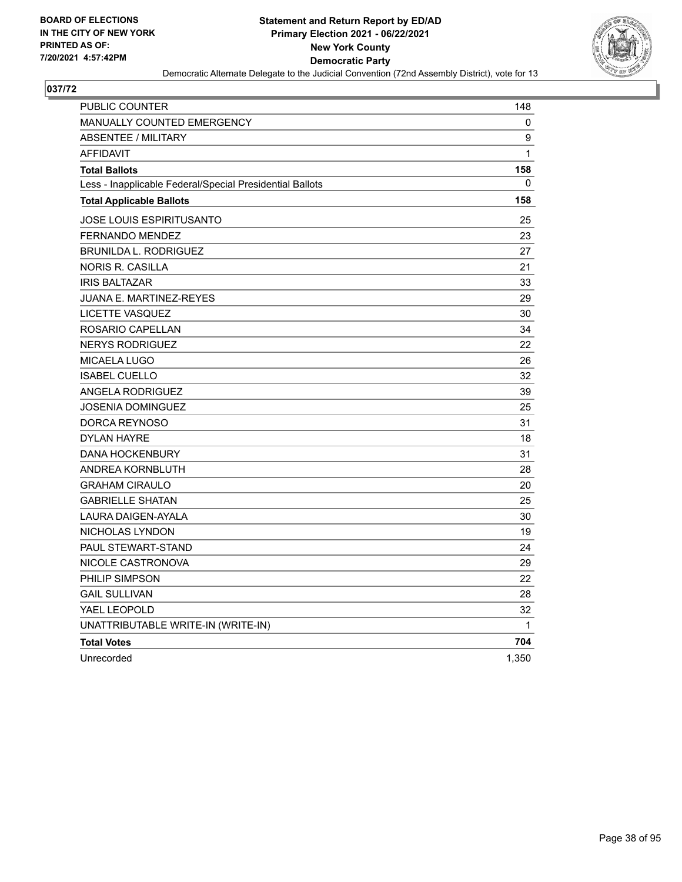**BOARD OF ELECTIONS IN THE CITY OF NEW YORK PRINTED AS OF: 7/20/2021 4:57:42PM**

**Statement and Return Report by ED/AD Primary Election 2021 - 06/22/2021 New York County Democratic Party**

Democratic Alternate Delegate to the Judicial Convention (72nd Assembly District), vote for 13

**037/72**

| | |
|---|---|
| PUBLIC COUNTER | 148 |
| MANUALLY COUNTED EMERGENCY | 0 |
| ABSENTEE / MILITARY | 9 |
| AFFIDAVIT | 1 |
| **Total Ballots** | **158** |
| Less - Inapplicable Federal/Special Presidential Ballots | 0 |
| **Total Applicable Ballots** | **158** |
| JOSE LOUIS ESPIRITUSANTO | 25 |
| FERNANDO MENDEZ | 23 |
| BRUNILDA L. RODRIGUEZ | 27 |
| NORIS R. CASILLA | 21 |
| IRIS BALTAZAR | 33 |
| JUANA E. MARTINEZ-REYES | 29 |
| LICETTE VASQUEZ | 30 |
| ROSARIO CAPELLAN | 34 |
| NERYS RODRIGUEZ | 22 |
| MICAELA LUGO | 26 |
| ISABEL CUELLO | 32 |
| ANGELA RODRIGUEZ | 39 |
| JOSENIA DOMINGUEZ | 25 |
| DORCA REYNOSO | 31 |
| DYLAN HAYRE | 18 |
| DANA HOCKENBURY | 31 |
| ANDREA KORNBLUTH | 28 |
| GRAHAM CIRAULO | 20 |
| GABRIELLE SHATAN | 25 |
| LAURA DAIGEN-AYALA | 30 |
| NICHOLAS LYNDON | 19 |
| PAUL STEWART-STAND | 24 |
| NICOLE CASTRONOVA | 29 |
| PHILIP SIMPSON | 22 |
| GAIL SULLIVAN | 28 |
| YAEL LEOPOLD | 32 |
| UNATTRIBUTABLE WRITE-IN (WRITE-IN) | 1 |
| **Total Votes** | **704** |
| Unrecorded | 1,350 |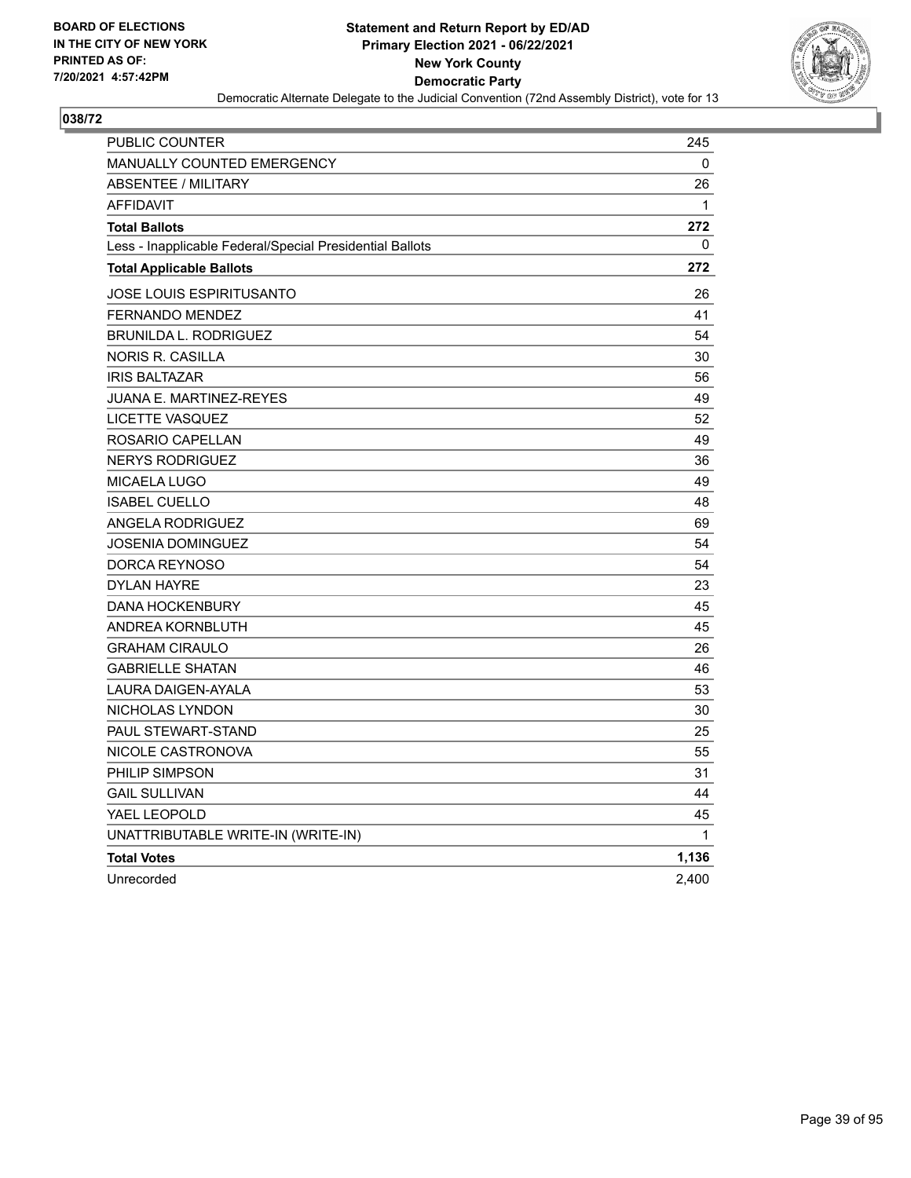**BOARD OF ELECTIONS IN THE CITY OF NEW YORK PRINTED AS OF: 7/20/2021 4:57:42PM**

**Statement and Return Report by ED/AD**
**Primary Election 2021 - 06/22/2021**
**New York County**
**Democratic Party**
Democratic Alternate Delegate to the Judicial Convention (72nd Assembly District), vote for 13

## 038/72

| | |
|---|---|
| PUBLIC COUNTER | 245 |
| MANUALLY COUNTED EMERGENCY | 0 |
| ABSENTEE / MILITARY | 26 |
| AFFIDAVIT | 1 |
| **Total Ballots** | **272** |
| Less - Inapplicable Federal/Special Presidential Ballots | 0 |
| **Total Applicable Ballots** | **272** |
| JOSE LOUIS ESPIRITUSANTO | 26 |
| FERNANDO MENDEZ | 41 |
| BRUNILDA L. RODRIGUEZ | 54 |
| NORIS R. CASILLA | 30 |
| IRIS BALTAZAR | 56 |
| JUANA E. MARTINEZ-REYES | 49 |
| LICETTE VASQUEZ | 52 |
| ROSARIO CAPELLAN | 49 |
| NERYS RODRIGUEZ | 36 |
| MICAELA LUGO | 49 |
| ISABEL CUELLO | 48 |
| ANGELA RODRIGUEZ | 69 |
| JOSENIA DOMINGUEZ | 54 |
| DORCA REYNOSO | 54 |
| DYLAN HAYRE | 23 |
| DANA HOCKENBURY | 45 |
| ANDREA KORNBLUTH | 45 |
| GRAHAM CIRAULO | 26 |
| GABRIELLE SHATAN | 46 |
| LAURA DAIGEN-AYALA | 53 |
| NICHOLAS LYNDON | 30 |
| PAUL STEWART-STAND | 25 |
| NICOLE CASTRONOVA | 55 |
| PHILIP SIMPSON | 31 |
| GAIL SULLIVAN | 44 |
| YAEL LEOPOLD | 45 |
| UNATTRIBUTABLE WRITE-IN (WRITE-IN) | 1 |
| **Total Votes** | **1,136** |
| Unrecorded | 2,400 |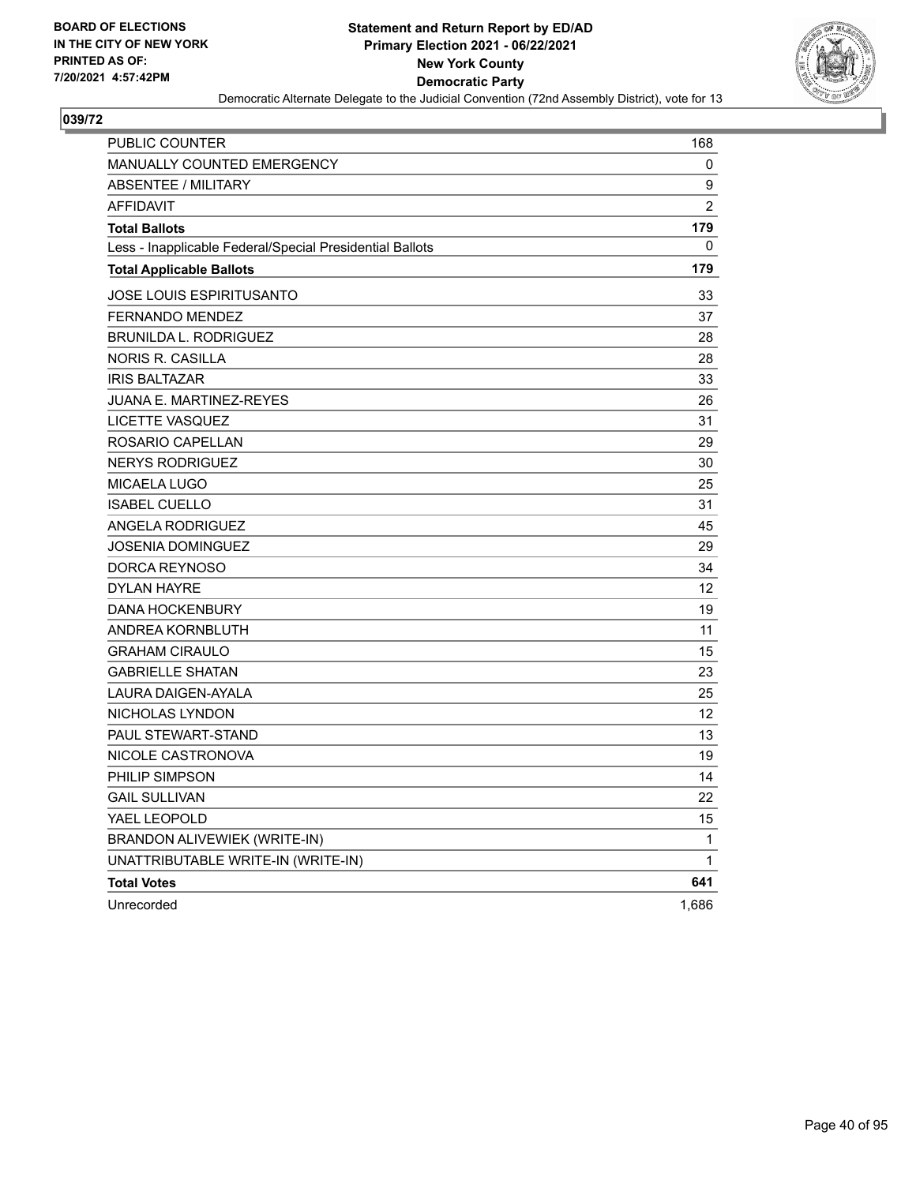**BOARD OF ELECTIONS IN THE CITY OF NEW YORK**
**PRINTED AS OF: 7/20/2021 4:57:42PM**

**Statement and Return Report by ED/AD**
**Primary Election 2021 - 06/22/2021**
**New York County**
**Democratic Party**
Democratic Alternate Delegate to the Judicial Convention (72nd Assembly District), vote for 13

## 039/72

| | |
|---|---|
| PUBLIC COUNTER | 168 |
| MANUALLY COUNTED EMERGENCY | 0 |
| ABSENTEE / MILITARY | 9 |
| AFFIDAVIT | 2 |
| **Total Ballots** | **179** |
| Less - Inapplicable Federal/Special Presidential Ballots | 0 |
| **Total Applicable Ballots** | **179** |
| JOSE LOUIS ESPIRITUSANTO | 33 |
| FERNANDO MENDEZ | 37 |
| BRUNILDA L. RODRIGUEZ | 28 |
| NORIS R. CASILLA | 28 |
| IRIS BALTAZAR | 33 |
| JUANA E. MARTINEZ-REYES | 26 |
| LICETTE VASQUEZ | 31 |
| ROSARIO CAPELLAN | 29 |
| NERYS RODRIGUEZ | 30 |
| MICAELA LUGO | 25 |
| ISABEL CUELLO | 31 |
| ANGELA RODRIGUEZ | 45 |
| JOSENIA DOMINGUEZ | 29 |
| DORCA REYNOSO | 34 |
| DYLAN HAYRE | 12 |
| DANA HOCKENBURY | 19 |
| ANDREA KORNBLUTH | 11 |
| GRAHAM CIRAULO | 15 |
| GABRIELLE SHATAN | 23 |
| LAURA DAIGEN-AYALA | 25 |
| NICHOLAS LYNDON | 12 |
| PAUL STEWART-STAND | 13 |
| NICOLE CASTRONOVA | 19 |
| PHILIP SIMPSON | 14 |
| GAIL SULLIVAN | 22 |
| YAEL LEOPOLD | 15 |
| BRANDON ALIVEWIEK (WRITE-IN) | 1 |
| UNATTRIBUTABLE WRITE-IN (WRITE-IN) | 1 |
| **Total Votes** | **641** |
| Unrecorded | 1,686 |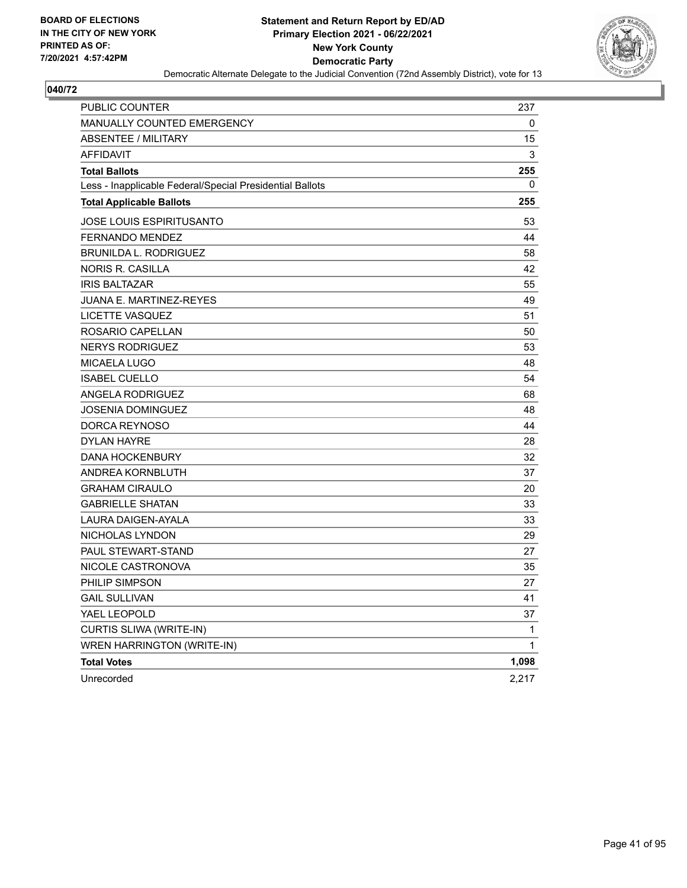BOARD OF ELECTIONS
IN THE CITY OF NEW YORK
PRINTED AS OF:
7/20/2021 4:57:42PM

**Statement and Return Report by ED/AD**
**Primary Election 2021 - 06/22/2021**
**New York County**
**Democratic Party**
Democratic Alternate Delegate to the Judicial Convention (72nd Assembly District), vote for 13

## 040/72

| | |
|---|---|
| PUBLIC COUNTER | 237 |
| MANUALLY COUNTED EMERGENCY | 0 |
| ABSENTEE / MILITARY | 15 |
| AFFIDAVIT | 3 |
| **Total Ballots** | **255** |
| Less - Inapplicable Federal/Special Presidential Ballots | 0 |
| **Total Applicable Ballots** | **255** |
| JOSE LOUIS ESPIRITUSANTO | 53 |
| FERNANDO MENDEZ | 44 |
| BRUNILDA L. RODRIGUEZ | 58 |
| NORIS R. CASILLA | 42 |
| IRIS BALTAZAR | 55 |
| JUANA E. MARTINEZ-REYES | 49 |
| LICETTE VASQUEZ | 51 |
| ROSARIO CAPELLAN | 50 |
| NERYS RODRIGUEZ | 53 |
| MICAELA LUGO | 48 |
| ISABEL CUELLO | 54 |
| ANGELA RODRIGUEZ | 68 |
| JOSENIA DOMINGUEZ | 48 |
| DORCA REYNOSO | 44 |
| DYLAN HAYRE | 28 |
| DANA HOCKENBURY | 32 |
| ANDREA KORNBLUTH | 37 |
| GRAHAM CIRAULO | 20 |
| GABRIELLE SHATAN | 33 |
| LAURA DAIGEN-AYALA | 33 |
| NICHOLAS LYNDON | 29 |
| PAUL STEWART-STAND | 27 |
| NICOLE CASTRONOVA | 35 |
| PHILIP SIMPSON | 27 |
| GAIL SULLIVAN | 41 |
| YAEL LEOPOLD | 37 |
| CURTIS SLIWA (WRITE-IN) | 1 |
| WREN HARRINGTON (WRITE-IN) | 1 |
| **Total Votes** | **1,098** |
| Unrecorded | 2,217 |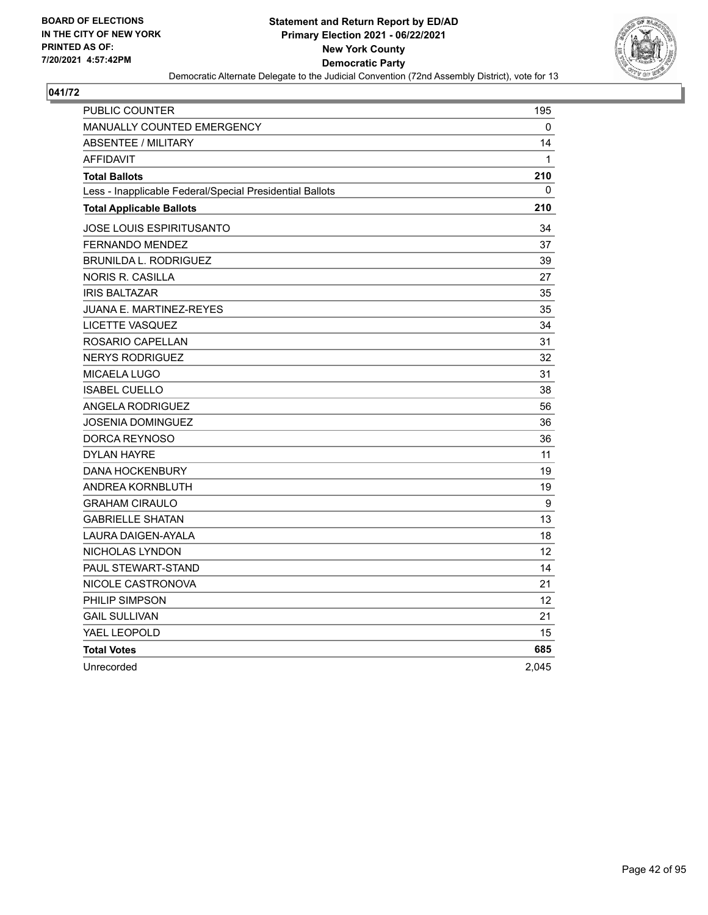**BOARD OF ELECTIONS IN THE CITY OF NEW YORK PRINTED AS OF: 7/20/2021 4:57:42PM**

**Statement and Return Report by ED/AD**
**Primary Election 2021 - 06/22/2021**
**New York County**
**Democratic Party**
Democratic Alternate Delegate to the Judicial Convention (72nd Assembly District), vote for 13

**041/72**

| | |
|---|---|
| PUBLIC COUNTER | 195 |
| MANUALLY COUNTED EMERGENCY | 0 |
| ABSENTEE / MILITARY | 14 |
| AFFIDAVIT | 1 |
| **Total Ballots** | **210** |
| Less - Inapplicable Federal/Special Presidential Ballots | 0 |
| **Total Applicable Ballots** | **210** |
| JOSE LOUIS ESPIRITUSANTO | 34 |
| FERNANDO MENDEZ | 37 |
| BRUNILDA L. RODRIGUEZ | 39 |
| NORIS R. CASILLA | 27 |
| IRIS BALTAZAR | 35 |
| JUANA E. MARTINEZ-REYES | 35 |
| LICETTE VASQUEZ | 34 |
| ROSARIO CAPELLAN | 31 |
| NERYS RODRIGUEZ | 32 |
| MICAELA LUGO | 31 |
| ISABEL CUELLO | 38 |
| ANGELA RODRIGUEZ | 56 |
| JOSENIA DOMINGUEZ | 36 |
| DORCA REYNOSO | 36 |
| DYLAN HAYRE | 11 |
| DANA HOCKENBURY | 19 |
| ANDREA KORNBLUTH | 19 |
| GRAHAM CIRAULO | 9 |
| GABRIELLE SHATAN | 13 |
| LAURA DAIGEN-AYALA | 18 |
| NICHOLAS LYNDON | 12 |
| PAUL STEWART-STAND | 14 |
| NICOLE CASTRONOVA | 21 |
| PHILIP SIMPSON | 12 |
| GAIL SULLIVAN | 21 |
| YAEL LEOPOLD | 15 |
| **Total Votes** | **685** |
| Unrecorded | 2,045 |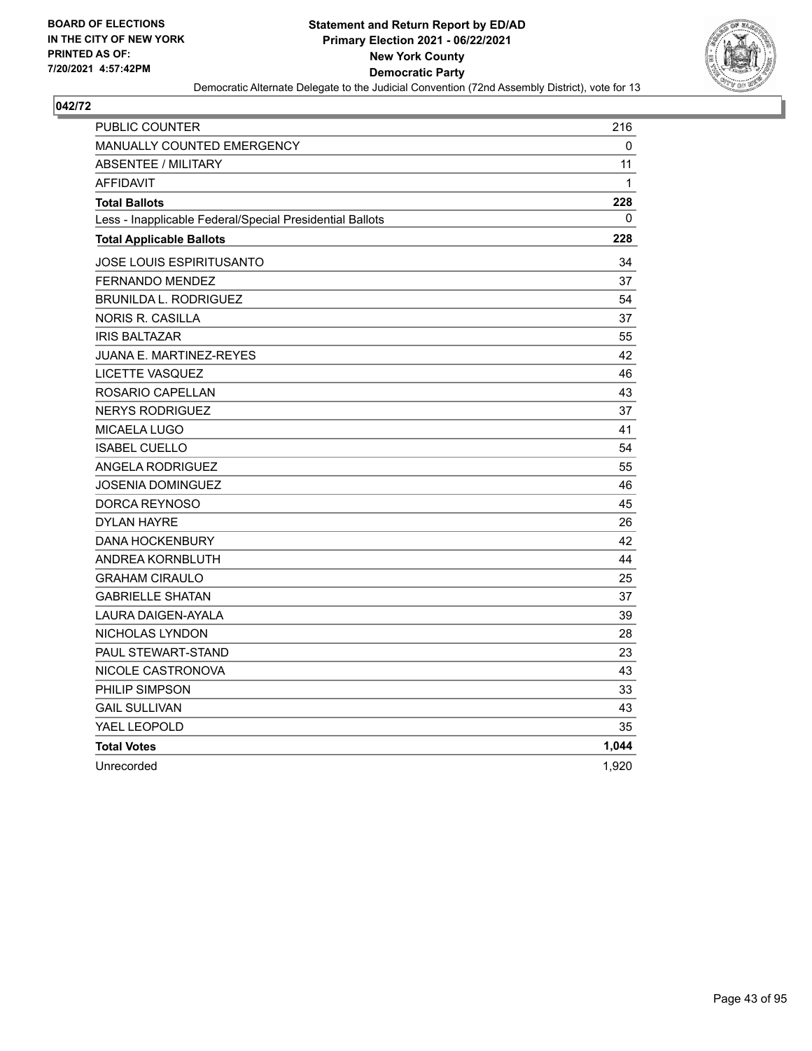BOARD OF ELECTIONS
IN THE CITY OF NEW YORK
PRINTED AS OF:
7/20/2021 4:57:42PM

**Statement and Return Report by ED/AD**
**Primary Election 2021 - 06/22/2021**
**New York County**
**Democratic Party**
Democratic Alternate Delegate to the Judicial Convention (72nd Assembly District), vote for 13

**042/72**

| | |
|---|---|
| PUBLIC COUNTER | 216 |
| MANUALLY COUNTED EMERGENCY | 0 |
| ABSENTEE / MILITARY | 11 |
| AFFIDAVIT | 1 |
| **Total Ballots** | **228** |
| Less - Inapplicable Federal/Special Presidential Ballots | 0 |
| **Total Applicable Ballots** | **228** |
| JOSE LOUIS ESPIRITUSANTO | 34 |
| FERNANDO MENDEZ | 37 |
| BRUNILDA L. RODRIGUEZ | 54 |
| NORIS R. CASILLA | 37 |
| IRIS BALTAZAR | 55 |
| JUANA E. MARTINEZ-REYES | 42 |
| LICETTE VASQUEZ | 46 |
| ROSARIO CAPELLAN | 43 |
| NERYS RODRIGUEZ | 37 |
| MICAELA LUGO | 41 |
| ISABEL CUELLO | 54 |
| ANGELA RODRIGUEZ | 55 |
| JOSENIA DOMINGUEZ | 46 |
| DORCA REYNOSO | 45 |
| DYLAN HAYRE | 26 |
| DANA HOCKENBURY | 42 |
| ANDREA KORNBLUTH | 44 |
| GRAHAM CIRAULO | 25 |
| GABRIELLE SHATAN | 37 |
| LAURA DAIGEN-AYALA | 39 |
| NICHOLAS LYNDON | 28 |
| PAUL STEWART-STAND | 23 |
| NICOLE CASTRONOVA | 43 |
| PHILIP SIMPSON | 33 |
| GAIL SULLIVAN | 43 |
| YAEL LEOPOLD | 35 |
| **Total Votes** | **1,044** |
| Unrecorded | 1,920 |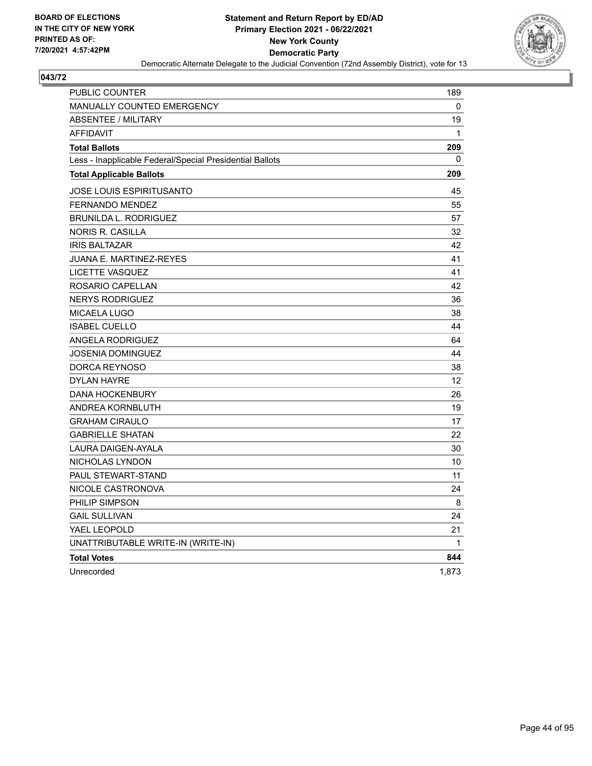BOARD OF ELECTIONS
IN THE CITY OF NEW YORK
PRINTED AS OF:
7/20/2021 4:57:42PM

**Statement and Return Report by ED/AD**
**Primary Election 2021 - 06/22/2021**
**New York County**
**Democratic Party**
Democratic Alternate Delegate to the Judicial Convention (72nd Assembly District), vote for 13

## 043/72

| | |
|---|---|
| PUBLIC COUNTER | 189 |
| MANUALLY COUNTED EMERGENCY | 0 |
| ABSENTEE / MILITARY | 19 |
| AFFIDAVIT | 1 |
| **Total Ballots** | **209** |
| Less - Inapplicable Federal/Special Presidential Ballots | 0 |
| **Total Applicable Ballots** | **209** |
| JOSE LOUIS ESPIRITUSANTO | 45 |
| FERNANDO MENDEZ | 55 |
| BRUNILDA L. RODRIGUEZ | 57 |
| NORIS R. CASILLA | 32 |
| IRIS BALTAZAR | 42 |
| JUANA E. MARTINEZ-REYES | 41 |
| LICETTE VASQUEZ | 41 |
| ROSARIO CAPELLAN | 42 |
| NERYS RODRIGUEZ | 36 |
| MICAELA LUGO | 38 |
| ISABEL CUELLO | 44 |
| ANGELA RODRIGUEZ | 64 |
| JOSENIA DOMINGUEZ | 44 |
| DORCA REYNOSO | 38 |
| DYLAN HAYRE | 12 |
| DANA HOCKENBURY | 26 |
| ANDREA KORNBLUTH | 19 |
| GRAHAM CIRAULO | 17 |
| GABRIELLE SHATAN | 22 |
| LAURA DAIGEN-AYALA | 30 |
| NICHOLAS LYNDON | 10 |
| PAUL STEWART-STAND | 11 |
| NICOLE CASTRONOVA | 24 |
| PHILIP SIMPSON | 8 |
| GAIL SULLIVAN | 24 |
| YAEL LEOPOLD | 21 |
| UNATTRIBUTABLE WRITE-IN (WRITE-IN) | 1 |
| **Total Votes** | **844** |
| Unrecorded | 1,873 |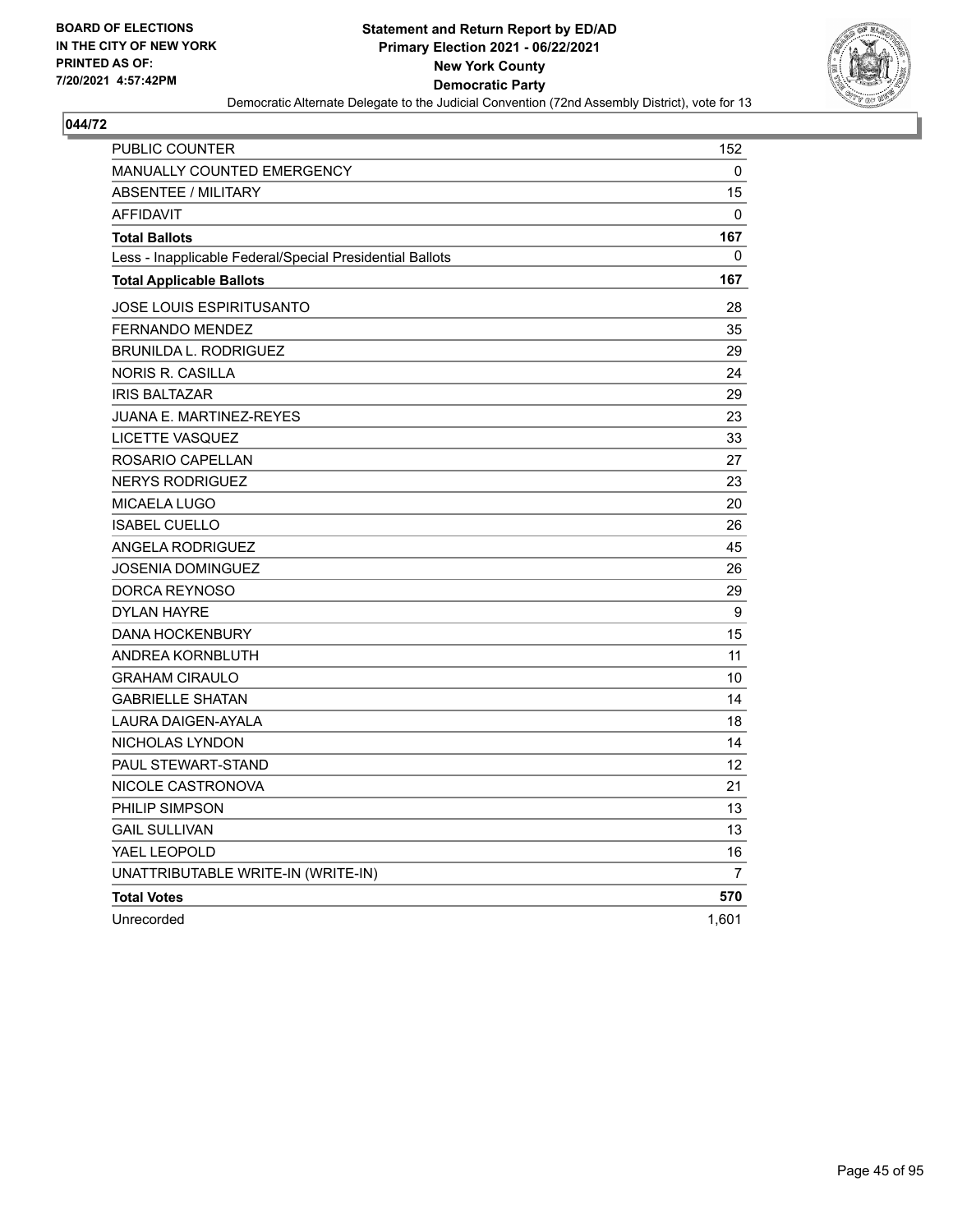BOARD OF ELECTIONS
IN THE CITY OF NEW YORK
PRINTED AS OF:
7/20/2021 4:57:42PM

**Statement and Return Report by ED/AD**
**Primary Election 2021 - 06/22/2021**
**New York County**
**Democratic Party**
Democratic Alternate Delegate to the Judicial Convention (72nd Assembly District), vote for 13

## 044/72

| | |
|---|---|
| PUBLIC COUNTER | 152 |
| MANUALLY COUNTED EMERGENCY | 0 |
| ABSENTEE / MILITARY | 15 |
| AFFIDAVIT | 0 |
| **Total Ballots** | **167** |
| Less - Inapplicable Federal/Special Presidential Ballots | 0 |
| **Total Applicable Ballots** | **167** |
| JOSE LOUIS ESPIRITUSANTO | 28 |
| FERNANDO MENDEZ | 35 |
| BRUNILDA L. RODRIGUEZ | 29 |
| NORIS R. CASILLA | 24 |
| IRIS BALTAZAR | 29 |
| JUANA E. MARTINEZ-REYES | 23 |
| LICETTE VASQUEZ | 33 |
| ROSARIO CAPELLAN | 27 |
| NERYS RODRIGUEZ | 23 |
| MICAELA LUGO | 20 |
| ISABEL CUELLO | 26 |
| ANGELA RODRIGUEZ | 45 |
| JOSENIA DOMINGUEZ | 26 |
| DORCA REYNOSO | 29 |
| DYLAN HAYRE | 9 |
| DANA HOCKENBURY | 15 |
| ANDREA KORNBLUTH | 11 |
| GRAHAM CIRAULO | 10 |
| GABRIELLE SHATAN | 14 |
| LAURA DAIGEN-AYALA | 18 |
| NICHOLAS LYNDON | 14 |
| PAUL STEWART-STAND | 12 |
| NICOLE CASTRONOVA | 21 |
| PHILIP SIMPSON | 13 |
| GAIL SULLIVAN | 13 |
| YAEL LEOPOLD | 16 |
| UNATTRIBUTABLE WRITE-IN (WRITE-IN) | 7 |
| **Total Votes** | **570** |
| Unrecorded | 1,601 |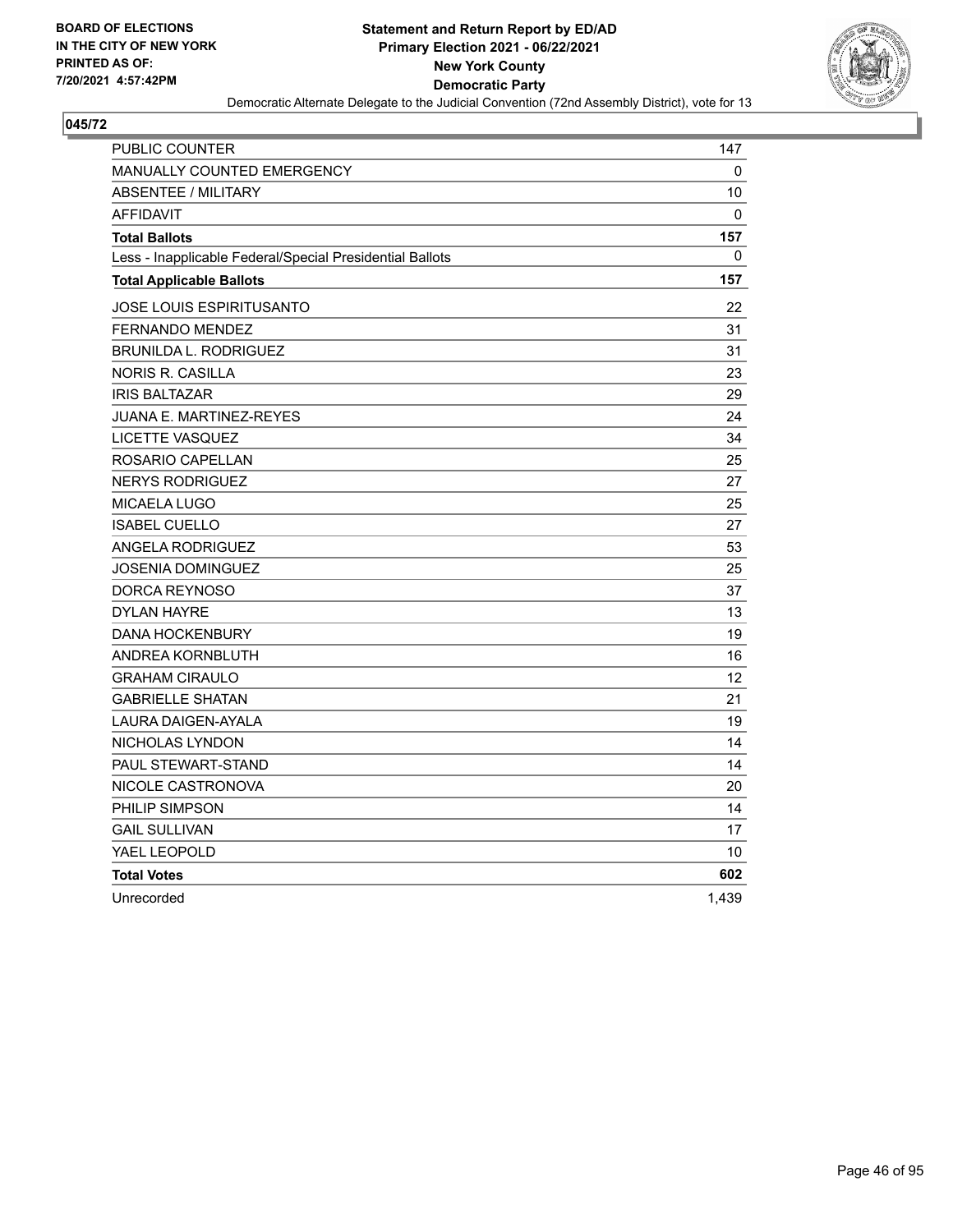BOARD OF ELECTIONS
IN THE CITY OF NEW YORK
PRINTED AS OF:
7/20/2021 4:57:42PM

**Statement and Return Report by ED/AD**
**Primary Election 2021 - 06/22/2021**
**New York County**
**Democratic Party**
Democratic Alternate Delegate to the Judicial Convention (72nd Assembly District), vote for 13

## 045/72

| | |
|---|---|
| PUBLIC COUNTER | 147 |
| MANUALLY COUNTED EMERGENCY | 0 |
| ABSENTEE / MILITARY | 10 |
| AFFIDAVIT | 0 |
| **Total Ballots** | **157** |
| Less - Inapplicable Federal/Special Presidential Ballots | 0 |
| **Total Applicable Ballots** | **157** |
| JOSE LOUIS ESPIRITUSANTO | 22 |
| FERNANDO MENDEZ | 31 |
| BRUNILDA L. RODRIGUEZ | 31 |
| NORIS R. CASILLA | 23 |
| IRIS BALTAZAR | 29 |
| JUANA E. MARTINEZ-REYES | 24 |
| LICETTE VASQUEZ | 34 |
| ROSARIO CAPELLAN | 25 |
| NERYS RODRIGUEZ | 27 |
| MICAELA LUGO | 25 |
| ISABEL CUELLO | 27 |
| ANGELA RODRIGUEZ | 53 |
| JOSENIA DOMINGUEZ | 25 |
| DORCA REYNOSO | 37 |
| DYLAN HAYRE | 13 |
| DANA HOCKENBURY | 19 |
| ANDREA KORNBLUTH | 16 |
| GRAHAM CIRAULO | 12 |
| GABRIELLE SHATAN | 21 |
| LAURA DAIGEN-AYALA | 19 |
| NICHOLAS LYNDON | 14 |
| PAUL STEWART-STAND | 14 |
| NICOLE CASTRONOVA | 20 |
| PHILIP SIMPSON | 14 |
| GAIL SULLIVAN | 17 |
| YAEL LEOPOLD | 10 |
| **Total Votes** | **602** |
| Unrecorded | 1,439 |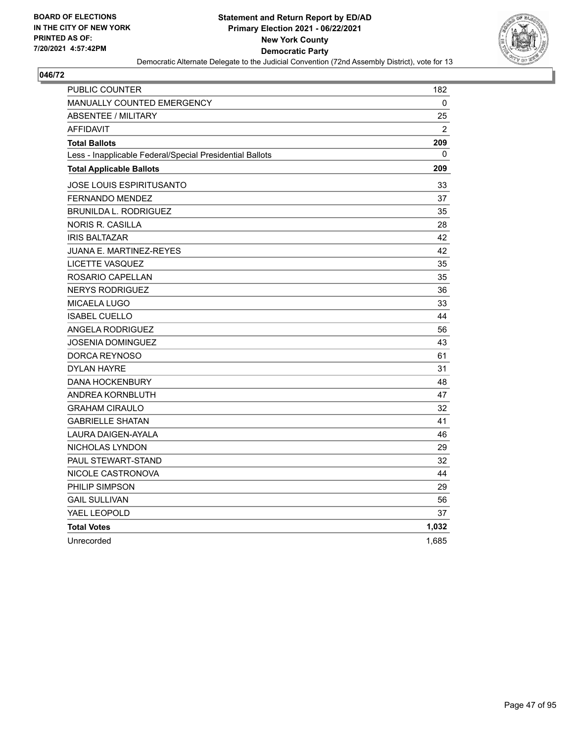**BOARD OF ELECTIONS IN THE CITY OF NEW YORK PRINTED AS OF: 7/20/2021 4:57:42PM**

**Statement and Return Report by ED/AD**
**Primary Election 2021 - 06/22/2021**
**New York County**
**Democratic Party**
Democratic Alternate Delegate to the Judicial Convention (72nd Assembly District), vote for 13

**046/72**

| | |
|---|---|
| PUBLIC COUNTER | 182 |
| MANUALLY COUNTED EMERGENCY | 0 |
| ABSENTEE / MILITARY | 25 |
| AFFIDAVIT | 2 |
| **Total Ballots** | **209** |
| Less - Inapplicable Federal/Special Presidential Ballots | 0 |
| **Total Applicable Ballots** | **209** |
| JOSE LOUIS ESPIRITUSANTO | 33 |
| FERNANDO MENDEZ | 37 |
| BRUNILDA L. RODRIGUEZ | 35 |
| NORIS R. CASILLA | 28 |
| IRIS BALTAZAR | 42 |
| JUANA E. MARTINEZ-REYES | 42 |
| LICETTE VASQUEZ | 35 |
| ROSARIO CAPELLAN | 35 |
| NERYS RODRIGUEZ | 36 |
| MICAELA LUGO | 33 |
| ISABEL CUELLO | 44 |
| ANGELA RODRIGUEZ | 56 |
| JOSENIA DOMINGUEZ | 43 |
| DORCA REYNOSO | 61 |
| DYLAN HAYRE | 31 |
| DANA HOCKENBURY | 48 |
| ANDREA KORNBLUTH | 47 |
| GRAHAM CIRAULO | 32 |
| GABRIELLE SHATAN | 41 |
| LAURA DAIGEN-AYALA | 46 |
| NICHOLAS LYNDON | 29 |
| PAUL STEWART-STAND | 32 |
| NICOLE CASTRONOVA | 44 |
| PHILIP SIMPSON | 29 |
| GAIL SULLIVAN | 56 |
| YAEL LEOPOLD | 37 |
| **Total Votes** | **1,032** |
| Unrecorded | 1,685 |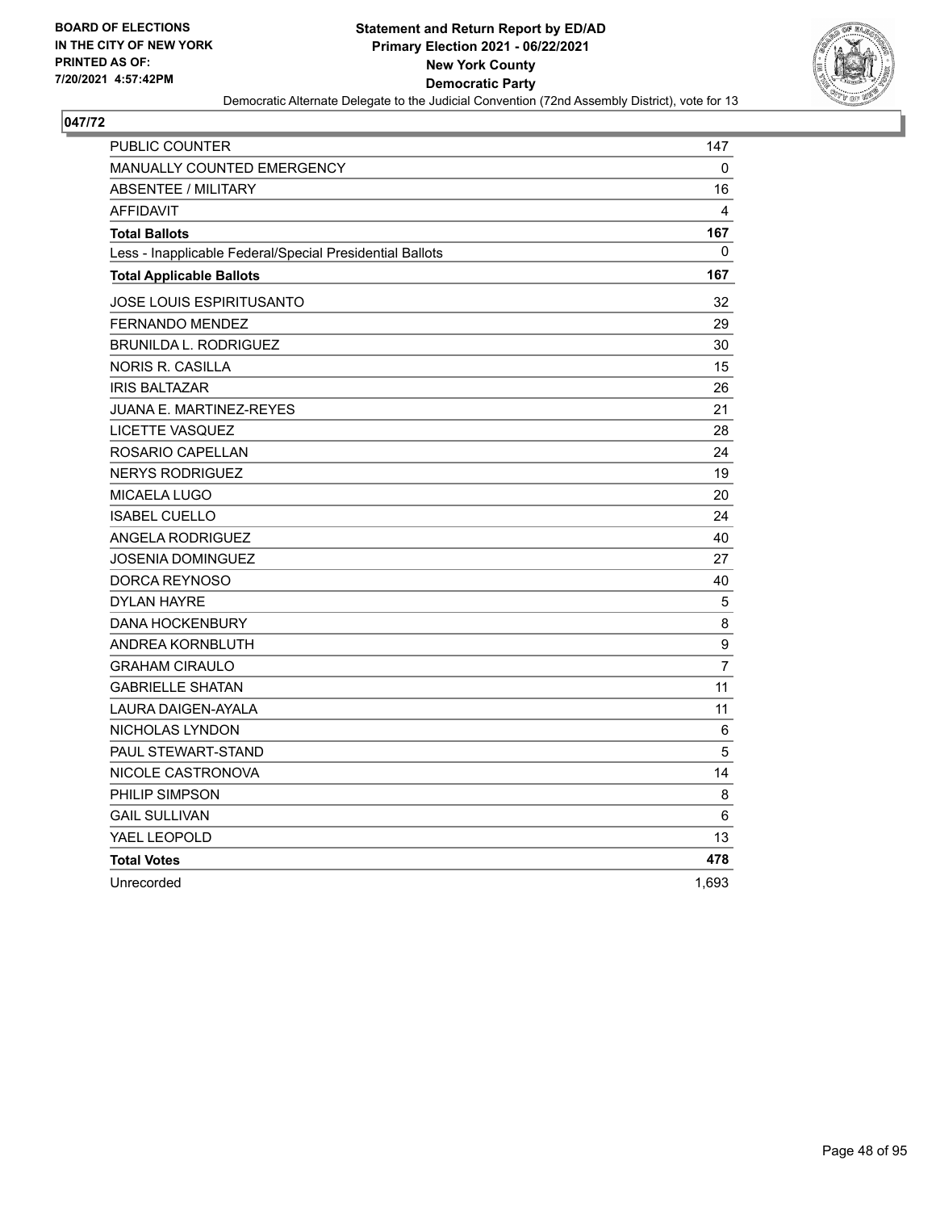**BOARD OF ELECTIONS IN THE CITY OF NEW YORK PRINTED AS OF: 7/20/2021 4:57:42PM**

**Statement and Return Report by ED/AD Primary Election 2021 - 06/22/2021 New York County Democratic Party**

Democratic Alternate Delegate to the Judicial Convention (72nd Assembly District), vote for 13

**047/72**

| | |
|---|---|
| PUBLIC COUNTER | 147 |
| MANUALLY COUNTED EMERGENCY | 0 |
| ABSENTEE / MILITARY | 16 |
| AFFIDAVIT | 4 |
| **Total Ballots** | **167** |
| Less - Inapplicable Federal/Special Presidential Ballots | 0 |
| **Total Applicable Ballots** | **167** |
| JOSE LOUIS ESPIRITUSANTO | 32 |
| FERNANDO MENDEZ | 29 |
| BRUNILDA L. RODRIGUEZ | 30 |
| NORIS R. CASILLA | 15 |
| IRIS BALTAZAR | 26 |
| JUANA E. MARTINEZ-REYES | 21 |
| LICETTE VASQUEZ | 28 |
| ROSARIO CAPELLAN | 24 |
| NERYS RODRIGUEZ | 19 |
| MICAELA LUGO | 20 |
| ISABEL CUELLO | 24 |
| ANGELA RODRIGUEZ | 40 |
| JOSENIA DOMINGUEZ | 27 |
| DORCA REYNOSO | 40 |
| DYLAN HAYRE | 5 |
| DANA HOCKENBURY | 8 |
| ANDREA KORNBLUTH | 9 |
| GRAHAM CIRAULO | 7 |
| GABRIELLE SHATAN | 11 |
| LAURA DAIGEN-AYALA | 11 |
| NICHOLAS LYNDON | 6 |
| PAUL STEWART-STAND | 5 |
| NICOLE CASTRONOVA | 14 |
| PHILIP SIMPSON | 8 |
| GAIL SULLIVAN | 6 |
| YAEL LEOPOLD | 13 |
| **Total Votes** | **478** |
| Unrecorded | 1,693 |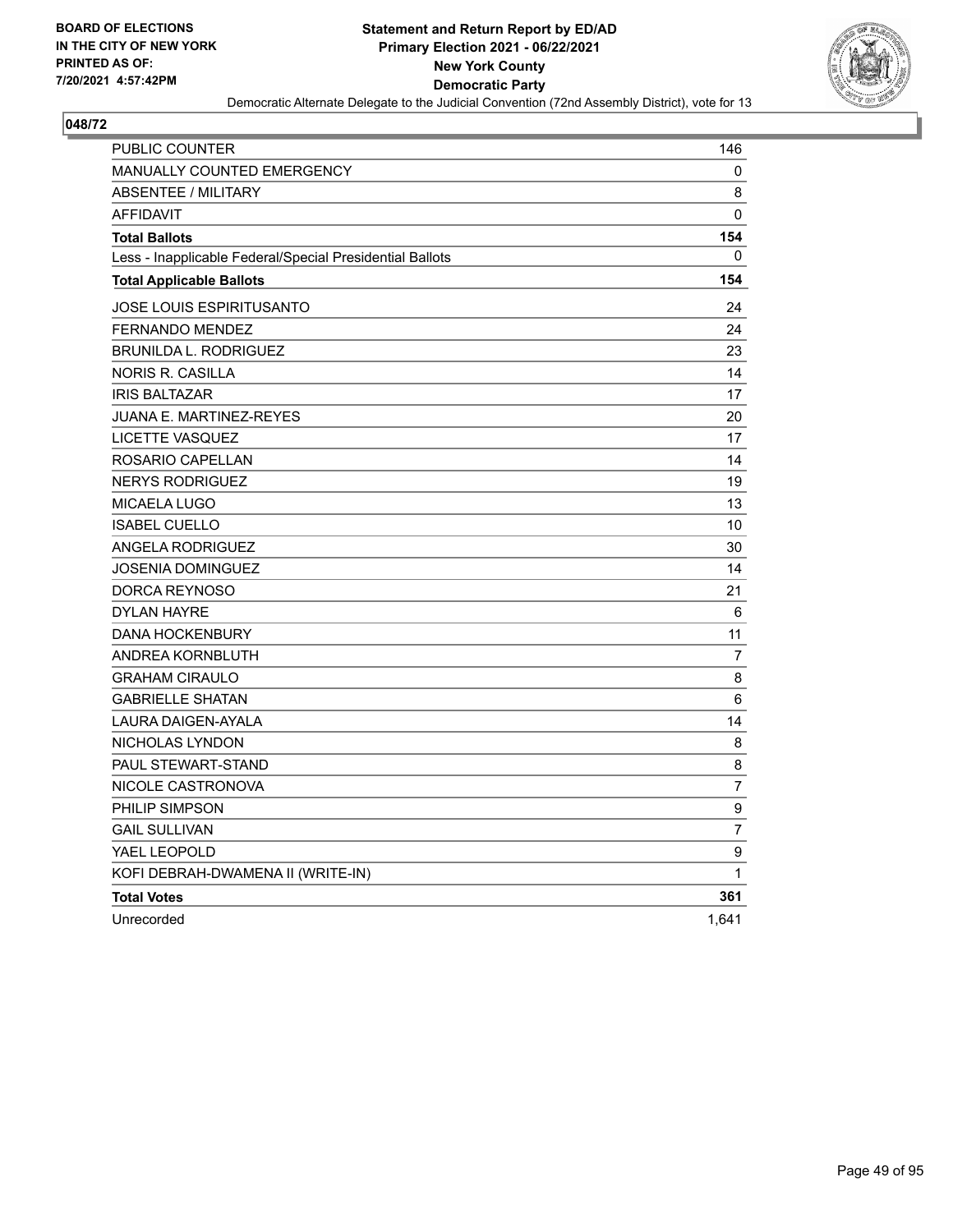**BOARD OF ELECTIONS IN THE CITY OF NEW YORK PRINTED AS OF: 7/20/2021 4:57:42PM**

**Statement and Return Report by ED/AD Primary Election 2021 - 06/22/2021 New York County Democratic Party**

Democratic Alternate Delegate to the Judicial Convention (72nd Assembly District), vote for 13

**048/72**

| | |
|---|---|
| PUBLIC COUNTER | 146 |
| MANUALLY COUNTED EMERGENCY | 0 |
| ABSENTEE / MILITARY | 8 |
| AFFIDAVIT | 0 |
| **Total Ballots** | **154** |
| Less - Inapplicable Federal/Special Presidential Ballots | 0 |
| **Total Applicable Ballots** | **154** |
| JOSE LOUIS ESPIRITUSANTO | 24 |
| FERNANDO MENDEZ | 24 |
| BRUNILDA L. RODRIGUEZ | 23 |
| NORIS R. CASILLA | 14 |
| IRIS BALTAZAR | 17 |
| JUANA E. MARTINEZ-REYES | 20 |
| LICETTE VASQUEZ | 17 |
| ROSARIO CAPELLAN | 14 |
| NERYS RODRIGUEZ | 19 |
| MICAELA LUGO | 13 |
| ISABEL CUELLO | 10 |
| ANGELA RODRIGUEZ | 30 |
| JOSENIA DOMINGUEZ | 14 |
| DORCA REYNOSO | 21 |
| DYLAN HAYRE | 6 |
| DANA HOCKENBURY | 11 |
| ANDREA KORNBLUTH | 7 |
| GRAHAM CIRAULO | 8 |
| GABRIELLE SHATAN | 6 |
| LAURA DAIGEN-AYALA | 14 |
| NICHOLAS LYNDON | 8 |
| PAUL STEWART-STAND | 8 |
| NICOLE CASTRONOVA | 7 |
| PHILIP SIMPSON | 9 |
| GAIL SULLIVAN | 7 |
| YAEL LEOPOLD | 9 |
| KOFI DEBRAH-DWAMENA II (WRITE-IN) | 1 |
| **Total Votes** | **361** |
| Unrecorded | 1,641 |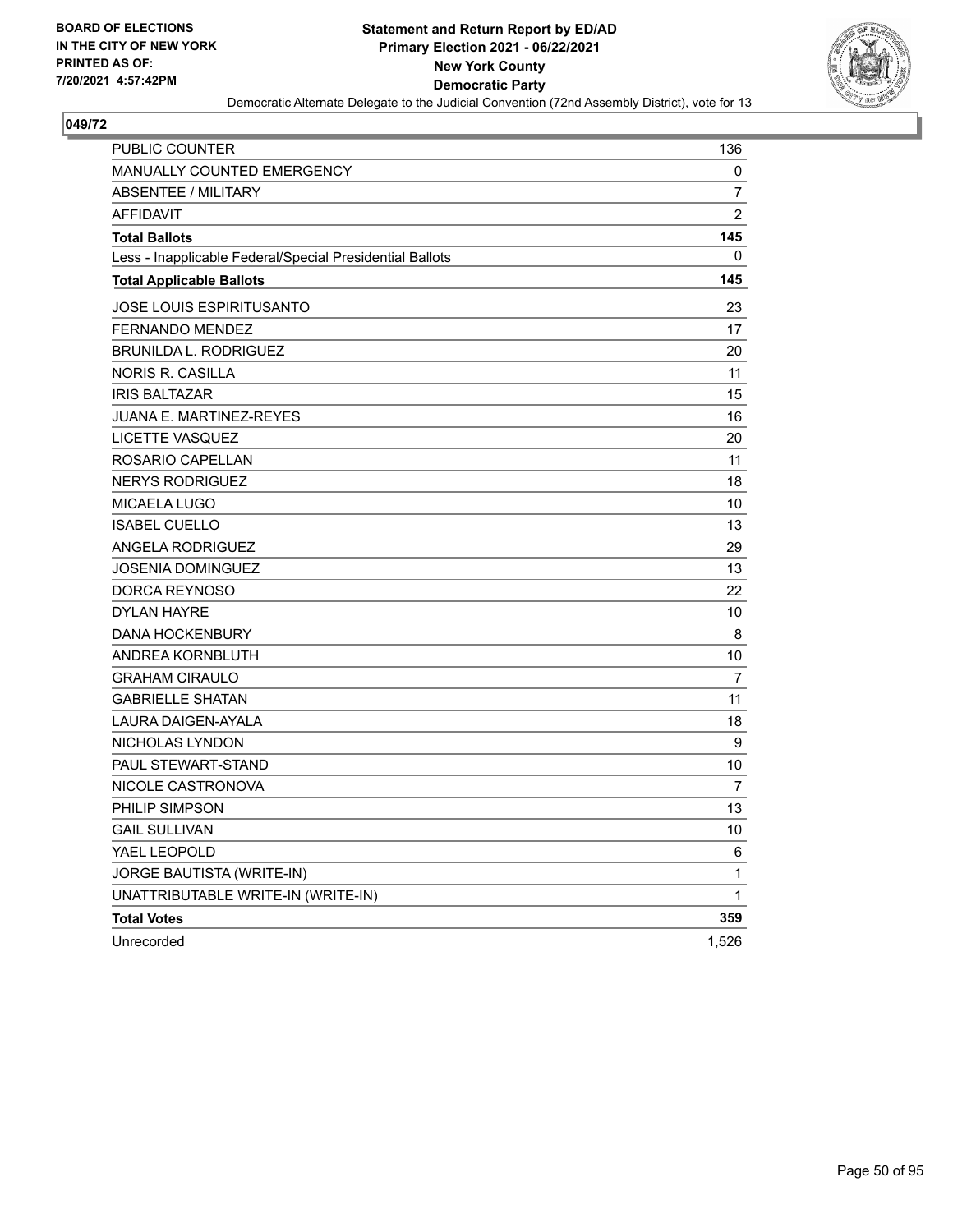BOARD OF ELECTIONS
IN THE CITY OF NEW YORK
PRINTED AS OF:
7/20/2021 4:57:42PM

**Statement and Return Report by ED/AD**
**Primary Election 2021 - 06/22/2021**
**New York County**
**Democratic Party**
Democratic Alternate Delegate to the Judicial Convention (72nd Assembly District), vote for 13

## 049/72

| | |
|---|---|
| PUBLIC COUNTER | 136 |
| MANUALLY COUNTED EMERGENCY | 0 |
| ABSENTEE / MILITARY | 7 |
| AFFIDAVIT | 2 |
| **Total Ballots** | **145** |
| Less - Inapplicable Federal/Special Presidential Ballots | 0 |
| **Total Applicable Ballots** | **145** |
| JOSE LOUIS ESPIRITUSANTO | 23 |
| FERNANDO MENDEZ | 17 |
| BRUNILDA L. RODRIGUEZ | 20 |
| NORIS R. CASILLA | 11 |
| IRIS BALTAZAR | 15 |
| JUANA E. MARTINEZ-REYES | 16 |
| LICETTE VASQUEZ | 20 |
| ROSARIO CAPELLAN | 11 |
| NERYS RODRIGUEZ | 18 |
| MICAELA LUGO | 10 |
| ISABEL CUELLO | 13 |
| ANGELA RODRIGUEZ | 29 |
| JOSENIA DOMINGUEZ | 13 |
| DORCA REYNOSO | 22 |
| DYLAN HAYRE | 10 |
| DANA HOCKENBURY | 8 |
| ANDREA KORNBLUTH | 10 |
| GRAHAM CIRAULO | 7 |
| GABRIELLE SHATAN | 11 |
| LAURA DAIGEN-AYALA | 18 |
| NICHOLAS LYNDON | 9 |
| PAUL STEWART-STAND | 10 |
| NICOLE CASTRONOVA | 7 |
| PHILIP SIMPSON | 13 |
| GAIL SULLIVAN | 10 |
| YAEL LEOPOLD | 6 |
| JORGE BAUTISTA (WRITE-IN) | 1 |
| UNATTRIBUTABLE WRITE-IN (WRITE-IN) | 1 |
| **Total Votes** | **359** |
| Unrecorded | 1,526 |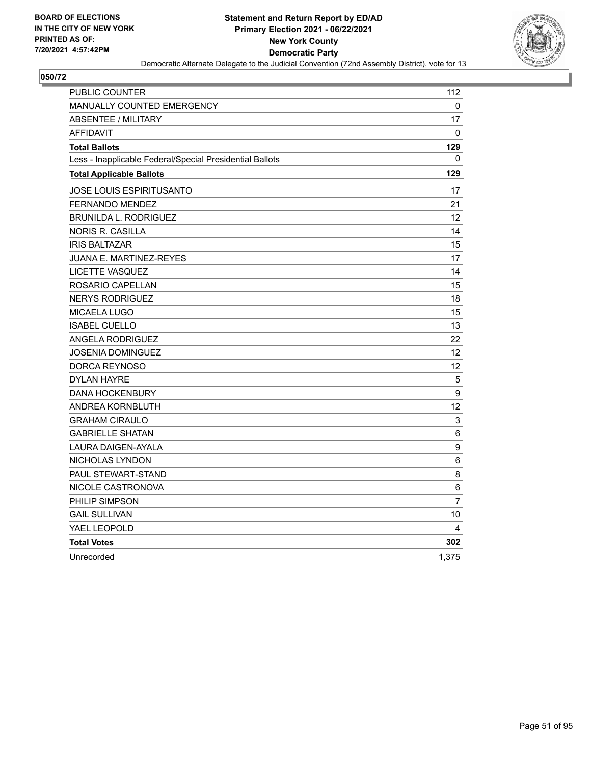**BOARD OF ELECTIONS IN THE CITY OF NEW YORK PRINTED AS OF: 7/20/2021 4:57:42PM**

**Statement and Return Report by ED/AD Primary Election 2021 - 06/22/2021 New York County Democratic Party**

Democratic Alternate Delegate to the Judicial Convention (72nd Assembly District), vote for 13

**050/72**

| | |
|---|---|
| PUBLIC COUNTER | 112 |
| MANUALLY COUNTED EMERGENCY | 0 |
| ABSENTEE / MILITARY | 17 |
| AFFIDAVIT | 0 |
| **Total Ballots** | **129** |
| Less - Inapplicable Federal/Special Presidential Ballots | 0 |
| **Total Applicable Ballots** | **129** |
| JOSE LOUIS ESPIRITUSANTO | 17 |
| FERNANDO MENDEZ | 21 |
| BRUNILDA L. RODRIGUEZ | 12 |
| NORIS R. CASILLA | 14 |
| IRIS BALTAZAR | 15 |
| JUANA E. MARTINEZ-REYES | 17 |
| LICETTE VASQUEZ | 14 |
| ROSARIO CAPELLAN | 15 |
| NERYS RODRIGUEZ | 18 |
| MICAELA LUGO | 15 |
| ISABEL CUELLO | 13 |
| ANGELA RODRIGUEZ | 22 |
| JOSENIA DOMINGUEZ | 12 |
| DORCA REYNOSO | 12 |
| DYLAN HAYRE | 5 |
| DANA HOCKENBURY | 9 |
| ANDREA KORNBLUTH | 12 |
| GRAHAM CIRAULO | 3 |
| GABRIELLE SHATAN | 6 |
| LAURA DAIGEN-AYALA | 9 |
| NICHOLAS LYNDON | 6 |
| PAUL STEWART-STAND | 8 |
| NICOLE CASTRONOVA | 6 |
| PHILIP SIMPSON | 7 |
| GAIL SULLIVAN | 10 |
| YAEL LEOPOLD | 4 |
| **Total Votes** | **302** |
| Unrecorded | 1,375 |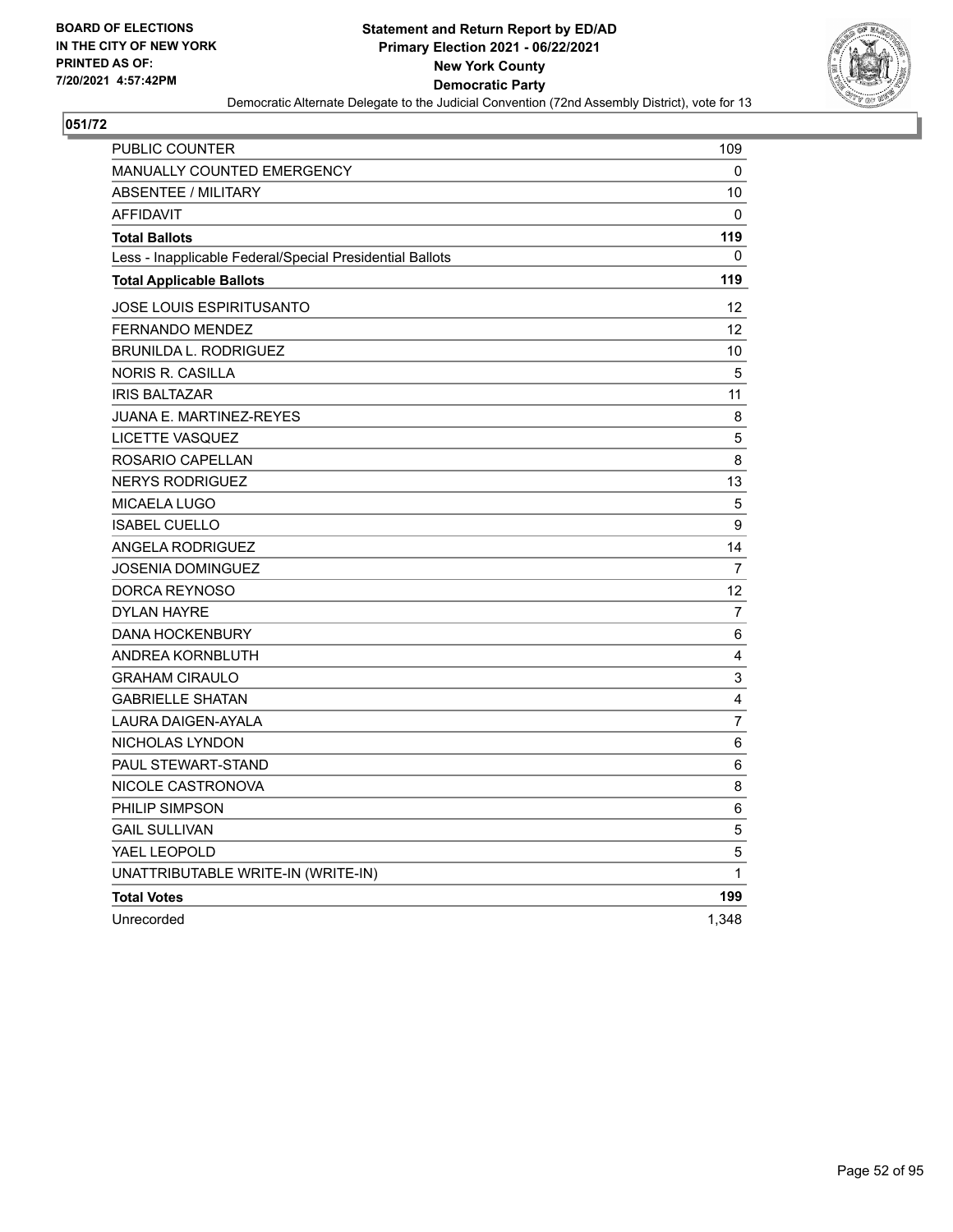**BOARD OF ELECTIONS IN THE CITY OF NEW YORK PRINTED AS OF: 7/20/2021 4:57:42PM**

**Statement and Return Report by ED/AD**
**Primary Election 2021 - 06/22/2021**
**New York County**
**Democratic Party**
Democratic Alternate Delegate to the Judicial Convention (72nd Assembly District), vote for 13

## 051/72

| | |
|---|---|
| PUBLIC COUNTER | 109 |
| MANUALLY COUNTED EMERGENCY | 0 |
| ABSENTEE / MILITARY | 10 |
| AFFIDAVIT | 0 |
| **Total Ballots** | **119** |
| Less - Inapplicable Federal/Special Presidential Ballots | 0 |
| **Total Applicable Ballots** | **119** |
| JOSE LOUIS ESPIRITUSANTO | 12 |
| FERNANDO MENDEZ | 12 |
| BRUNILDA L. RODRIGUEZ | 10 |
| NORIS R. CASILLA | 5 |
| IRIS BALTAZAR | 11 |
| JUANA E. MARTINEZ-REYES | 8 |
| LICETTE VASQUEZ | 5 |
| ROSARIO CAPELLAN | 8 |
| NERYS RODRIGUEZ | 13 |
| MICAELA LUGO | 5 |
| ISABEL CUELLO | 9 |
| ANGELA RODRIGUEZ | 14 |
| JOSENIA DOMINGUEZ | 7 |
| DORCA REYNOSO | 12 |
| DYLAN HAYRE | 7 |
| DANA HOCKENBURY | 6 |
| ANDREA KORNBLUTH | 4 |
| GRAHAM CIRAULO | 3 |
| GABRIELLE SHATAN | 4 |
| LAURA DAIGEN-AYALA | 7 |
| NICHOLAS LYNDON | 6 |
| PAUL STEWART-STAND | 6 |
| NICOLE CASTRONOVA | 8 |
| PHILIP SIMPSON | 6 |
| GAIL SULLIVAN | 5 |
| YAEL LEOPOLD | 5 |
| UNATTRIBUTABLE WRITE-IN (WRITE-IN) | 1 |
| **Total Votes** | **199** |
| Unrecorded | 1,348 |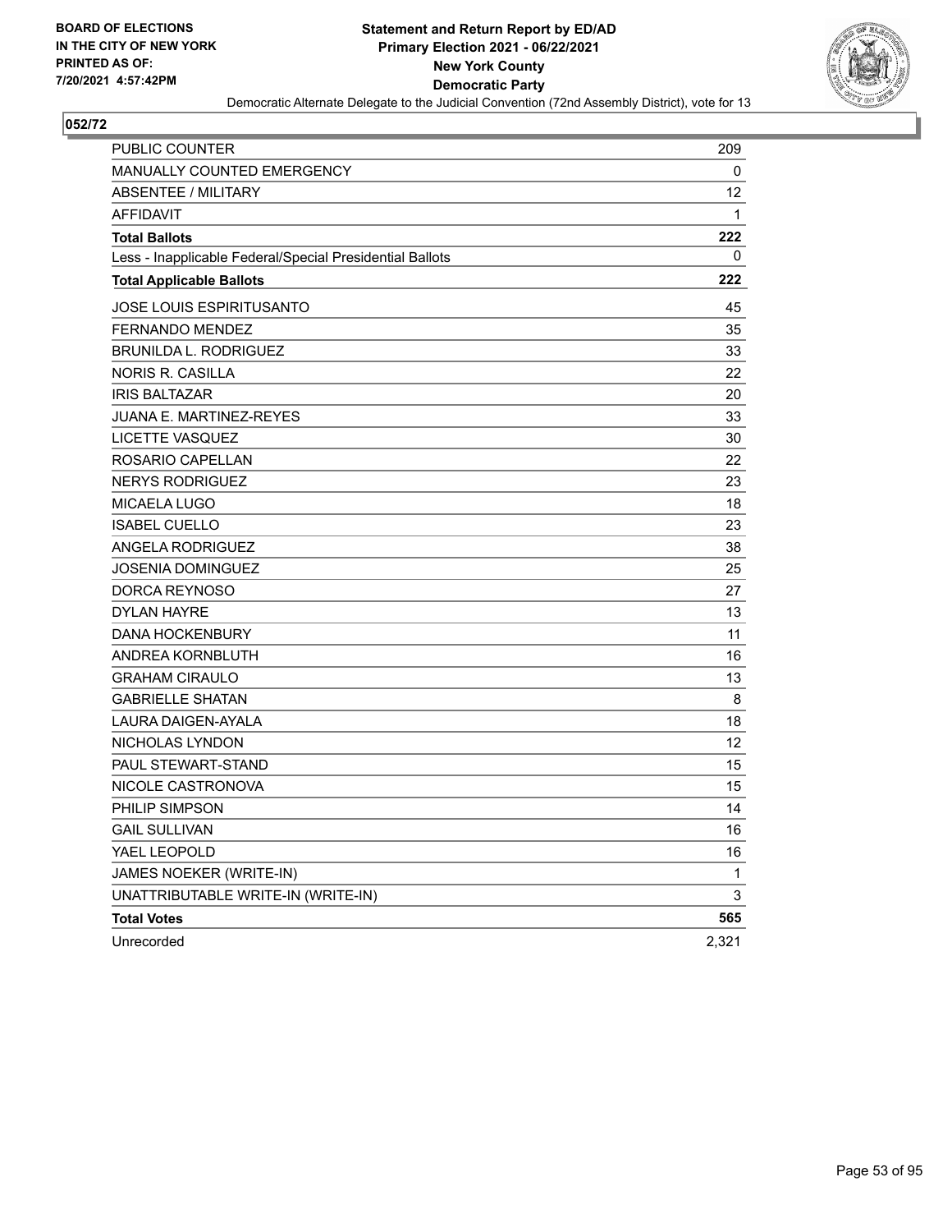**BOARD OF ELECTIONS IN THE CITY OF NEW YORK PRINTED AS OF: 7/20/2021 4:57:42PM**

**Statement and Return Report by ED/AD**
**Primary Election 2021 - 06/22/2021**
**New York County**
**Democratic Party**
Democratic Alternate Delegate to the Judicial Convention (72nd Assembly District), vote for 13

## 052/72

| | |
|---|---|
| PUBLIC COUNTER | 209 |
| MANUALLY COUNTED EMERGENCY | 0 |
| ABSENTEE / MILITARY | 12 |
| AFFIDAVIT | 1 |
| **Total Ballots** | **222** |
| Less - Inapplicable Federal/Special Presidential Ballots | 0 |
| **Total Applicable Ballots** | **222** |
| JOSE LOUIS ESPIRITUSANTO | 45 |
| FERNANDO MENDEZ | 35 |
| BRUNILDA L. RODRIGUEZ | 33 |
| NORIS R. CASILLA | 22 |
| IRIS BALTAZAR | 20 |
| JUANA E. MARTINEZ-REYES | 33 |
| LICETTE VASQUEZ | 30 |
| ROSARIO CAPELLAN | 22 |
| NERYS RODRIGUEZ | 23 |
| MICAELA LUGO | 18 |
| ISABEL CUELLO | 23 |
| ANGELA RODRIGUEZ | 38 |
| JOSENIA DOMINGUEZ | 25 |
| DORCA REYNOSO | 27 |
| DYLAN HAYRE | 13 |
| DANA HOCKENBURY | 11 |
| ANDREA KORNBLUTH | 16 |
| GRAHAM CIRAULO | 13 |
| GABRIELLE SHATAN | 8 |
| LAURA DAIGEN-AYALA | 18 |
| NICHOLAS LYNDON | 12 |
| PAUL STEWART-STAND | 15 |
| NICOLE CASTRONOVA | 15 |
| PHILIP SIMPSON | 14 |
| GAIL SULLIVAN | 16 |
| YAEL LEOPOLD | 16 |
| JAMES NOEKER (WRITE-IN) | 1 |
| UNATTRIBUTABLE WRITE-IN (WRITE-IN) | 3 |
| **Total Votes** | **565** |
| Unrecorded | 2,321 |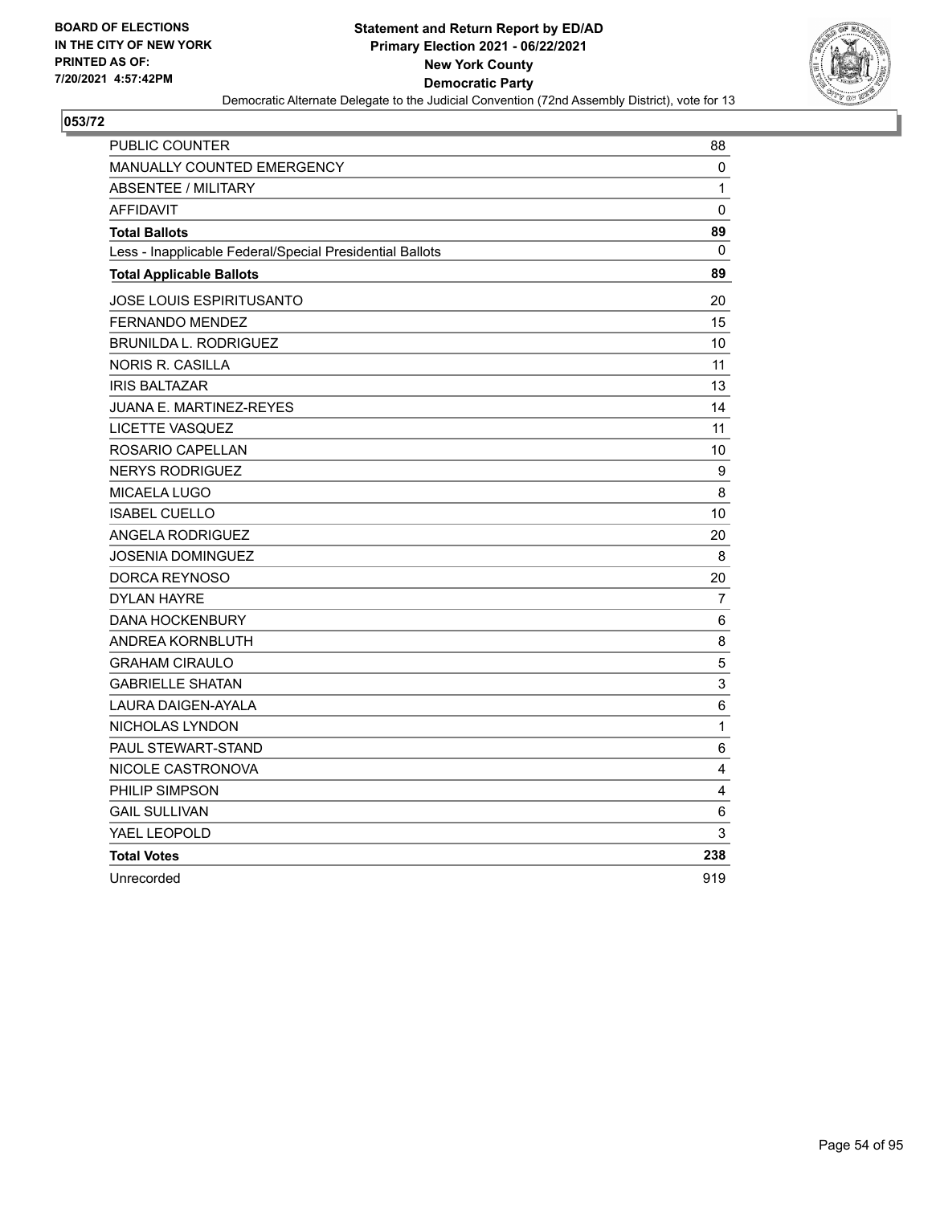**BOARD OF ELECTIONS IN THE CITY OF NEW YORK PRINTED AS OF: 7/20/2021 4:57:42PM**

**Statement and Return Report by ED/AD**
**Primary Election 2021 - 06/22/2021**
**New York County**
**Democratic Party**
Democratic Alternate Delegate to the Judicial Convention (72nd Assembly District), vote for 13

**053/72**

| | |
|---|---|
| PUBLIC COUNTER | 88 |
| MANUALLY COUNTED EMERGENCY | 0 |
| ABSENTEE / MILITARY | 1 |
| AFFIDAVIT | 0 |
| **Total Ballots** | **89** |
| Less - Inapplicable Federal/Special Presidential Ballots | 0 |
| **Total Applicable Ballots** | **89** |
| JOSE LOUIS ESPIRITUSANTO | 20 |
| FERNANDO MENDEZ | 15 |
| BRUNILDA L. RODRIGUEZ | 10 |
| NORIS R. CASILLA | 11 |
| IRIS BALTAZAR | 13 |
| JUANA E. MARTINEZ-REYES | 14 |
| LICETTE VASQUEZ | 11 |
| ROSARIO CAPELLAN | 10 |
| NERYS RODRIGUEZ | 9 |
| MICAELA LUGO | 8 |
| ISABEL CUELLO | 10 |
| ANGELA RODRIGUEZ | 20 |
| JOSENIA DOMINGUEZ | 8 |
| DORCA REYNOSO | 20 |
| DYLAN HAYRE | 7 |
| DANA HOCKENBURY | 6 |
| ANDREA KORNBLUTH | 8 |
| GRAHAM CIRAULO | 5 |
| GABRIELLE SHATAN | 3 |
| LAURA DAIGEN-AYALA | 6 |
| NICHOLAS LYNDON | 1 |
| PAUL STEWART-STAND | 6 |
| NICOLE CASTRONOVA | 4 |
| PHILIP SIMPSON | 4 |
| GAIL SULLIVAN | 6 |
| YAEL LEOPOLD | 3 |
| **Total Votes** | **238** |
| Unrecorded | 919 |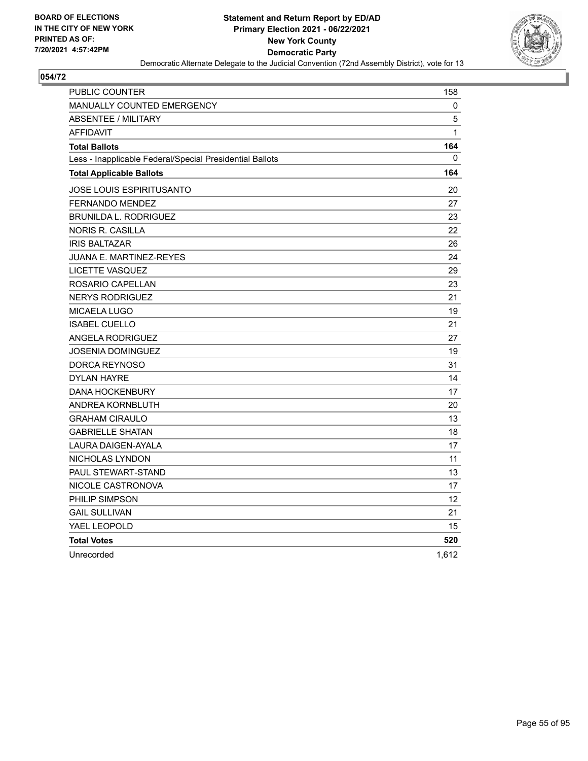BOARD OF ELECTIONS
IN THE CITY OF NEW YORK
PRINTED AS OF:
7/20/2021 4:57:42PM

# Statement and Return Report by ED/AD
## Primary Election 2021 - 06/22/2021
## New York County
## Democratic Party

Democratic Alternate Delegate to the Judicial Convention (72nd Assembly District), vote for 13

### 054/72

| | |
|---|---|
| PUBLIC COUNTER | 158 |
| MANUALLY COUNTED EMERGENCY | 0 |
| ABSENTEE / MILITARY | 5 |
| AFFIDAVIT | 1 |
| **Total Ballots** | **164** |
| Less - Inapplicable Federal/Special Presidential Ballots | 0 |
| **Total Applicable Ballots** | **164** |
| JOSE LOUIS ESPIRITUSANTO | 20 |
| FERNANDO MENDEZ | 27 |
| BRUNILDA L. RODRIGUEZ | 23 |
| NORIS R. CASILLA | 22 |
| IRIS BALTAZAR | 26 |
| JUANA E. MARTINEZ-REYES | 24 |
| LICETTE VASQUEZ | 29 |
| ROSARIO CAPELLAN | 23 |
| NERYS RODRIGUEZ | 21 |
| MICAELA LUGO | 19 |
| ISABEL CUELLO | 21 |
| ANGELA RODRIGUEZ | 27 |
| JOSENIA DOMINGUEZ | 19 |
| DORCA REYNOSO | 31 |
| DYLAN HAYRE | 14 |
| DANA HOCKENBURY | 17 |
| ANDREA KORNBLUTH | 20 |
| GRAHAM CIRAULO | 13 |
| GABRIELLE SHATAN | 18 |
| LAURA DAIGEN-AYALA | 17 |
| NICHOLAS LYNDON | 11 |
| PAUL STEWART-STAND | 13 |
| NICOLE CASTRONOVA | 17 |
| PHILIP SIMPSON | 12 |
| GAIL SULLIVAN | 21 |
| YAEL LEOPOLD | 15 |
| **Total Votes** | **520** |
| Unrecorded | 1,612 |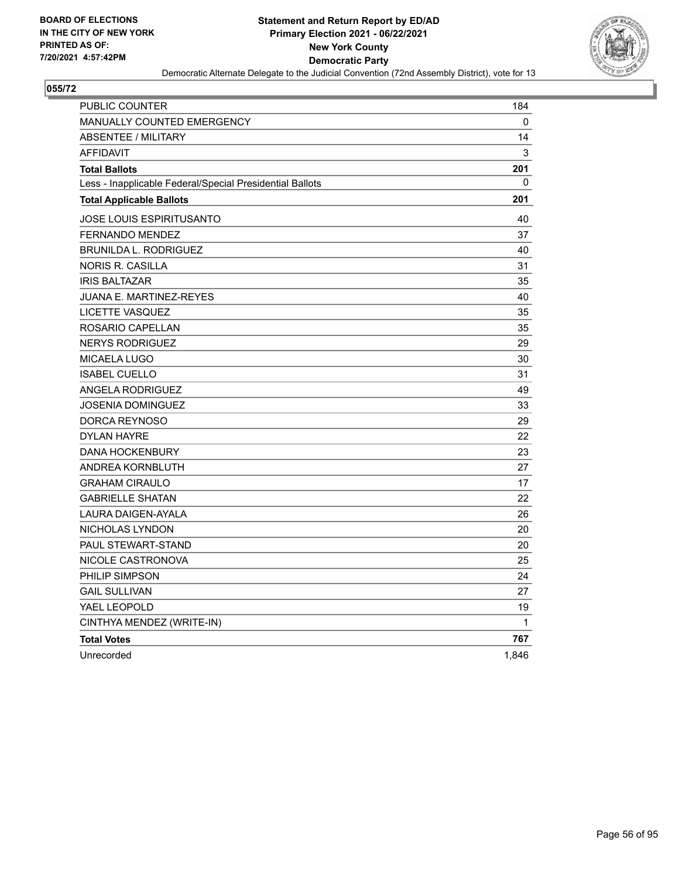BOARD OF ELECTIONS
IN THE CITY OF NEW YORK
PRINTED AS OF:
7/20/2021 4:57:42PM

**Statement and Return Report by ED/AD**
**Primary Election 2021 - 06/22/2021**
**New York County**
**Democratic Party**
Democratic Alternate Delegate to the Judicial Convention (72nd Assembly District), vote for 13

## 055/72

| | |
|---|---|
| PUBLIC COUNTER | 184 |
| MANUALLY COUNTED EMERGENCY | 0 |
| ABSENTEE / MILITARY | 14 |
| AFFIDAVIT | 3 |
| **Total Ballots** | **201** |
| Less - Inapplicable Federal/Special Presidential Ballots | 0 |
| **Total Applicable Ballots** | **201** |
| JOSE LOUIS ESPIRITUSANTO | 40 |
| FERNANDO MENDEZ | 37 |
| BRUNILDA L. RODRIGUEZ | 40 |
| NORIS R. CASILLA | 31 |
| IRIS BALTAZAR | 35 |
| JUANA E. MARTINEZ-REYES | 40 |
| LICETTE VASQUEZ | 35 |
| ROSARIO CAPELLAN | 35 |
| NERYS RODRIGUEZ | 29 |
| MICAELA LUGO | 30 |
| ISABEL CUELLO | 31 |
| ANGELA RODRIGUEZ | 49 |
| JOSENIA DOMINGUEZ | 33 |
| DORCA REYNOSO | 29 |
| DYLAN HAYRE | 22 |
| DANA HOCKENBURY | 23 |
| ANDREA KORNBLUTH | 27 |
| GRAHAM CIRAULO | 17 |
| GABRIELLE SHATAN | 22 |
| LAURA DAIGEN-AYALA | 26 |
| NICHOLAS LYNDON | 20 |
| PAUL STEWART-STAND | 20 |
| NICOLE CASTRONOVA | 25 |
| PHILIP SIMPSON | 24 |
| GAIL SULLIVAN | 27 |
| YAEL LEOPOLD | 19 |
| CINTHYA MENDEZ (WRITE-IN) | 1 |
| **Total Votes** | **767** |
| Unrecorded | 1,846 |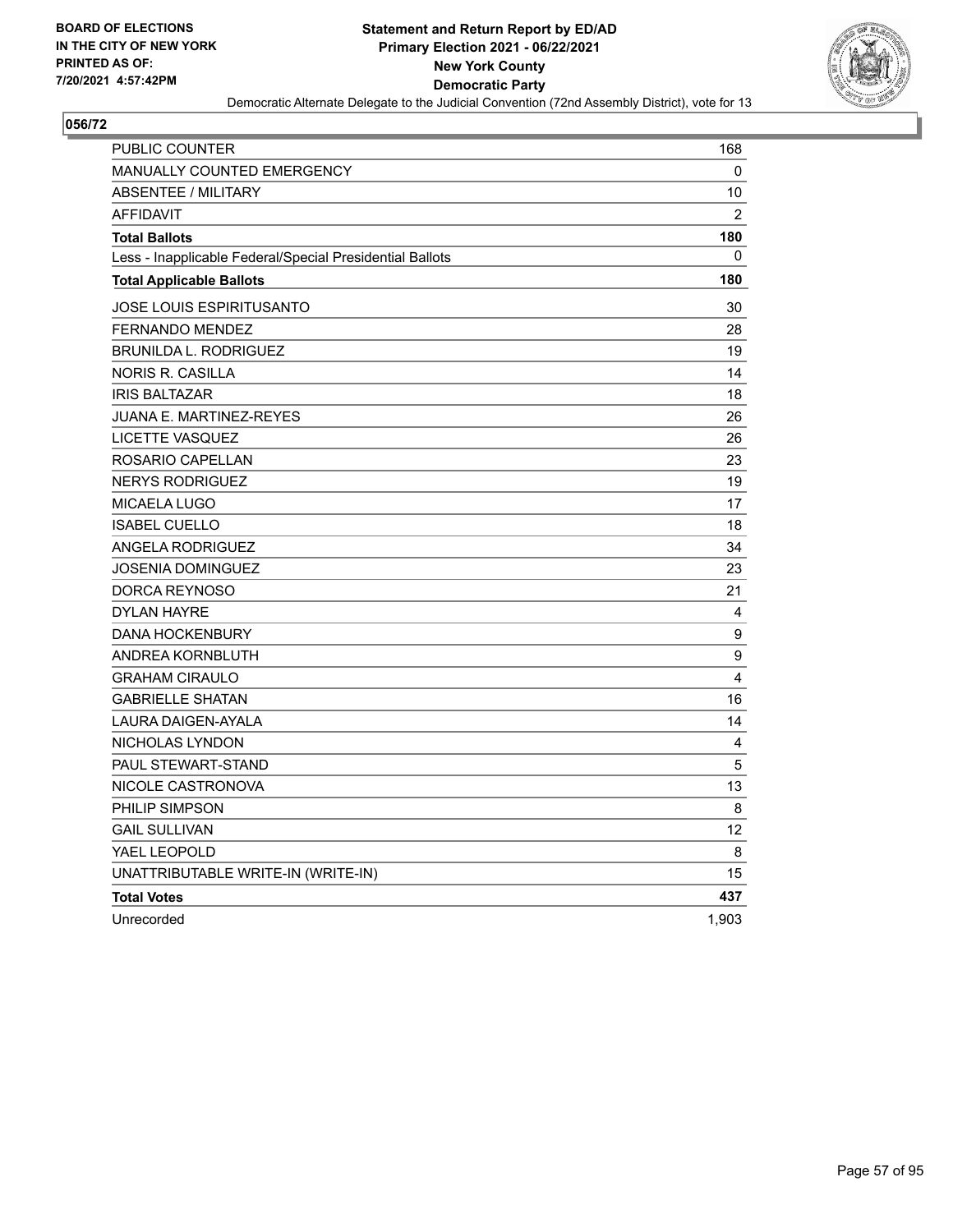BOARD OF ELECTIONS
IN THE CITY OF NEW YORK
PRINTED AS OF:
7/20/2021 4:57:42PM

**Statement and Return Report by ED/AD**
**Primary Election 2021 - 06/22/2021**
**New York County**
**Democratic Party**
Democratic Alternate Delegate to the Judicial Convention (72nd Assembly District), vote for 13

## 056/72

| | |
|---|---|
| PUBLIC COUNTER | 168 |
| MANUALLY COUNTED EMERGENCY | 0 |
| ABSENTEE / MILITARY | 10 |
| AFFIDAVIT | 2 |
| **Total Ballots** | **180** |
| Less - Inapplicable Federal/Special Presidential Ballots | 0 |
| **Total Applicable Ballots** | **180** |
| JOSE LOUIS ESPIRITUSANTO | 30 |
| FERNANDO MENDEZ | 28 |
| BRUNILDA L. RODRIGUEZ | 19 |
| NORIS R. CASILLA | 14 |
| IRIS BALTAZAR | 18 |
| JUANA E. MARTINEZ-REYES | 26 |
| LICETTE VASQUEZ | 26 |
| ROSARIO CAPELLAN | 23 |
| NERYS RODRIGUEZ | 19 |
| MICAELA LUGO | 17 |
| ISABEL CUELLO | 18 |
| ANGELA RODRIGUEZ | 34 |
| JOSENIA DOMINGUEZ | 23 |
| DORCA REYNOSO | 21 |
| DYLAN HAYRE | 4 |
| DANA HOCKENBURY | 9 |
| ANDREA KORNBLUTH | 9 |
| GRAHAM CIRAULO | 4 |
| GABRIELLE SHATAN | 16 |
| LAURA DAIGEN-AYALA | 14 |
| NICHOLAS LYNDON | 4 |
| PAUL STEWART-STAND | 5 |
| NICOLE CASTRONOVA | 13 |
| PHILIP SIMPSON | 8 |
| GAIL SULLIVAN | 12 |
| YAEL LEOPOLD | 8 |
| UNATTRIBUTABLE WRITE-IN (WRITE-IN) | 15 |
| **Total Votes** | **437** |
| Unrecorded | 1,903 |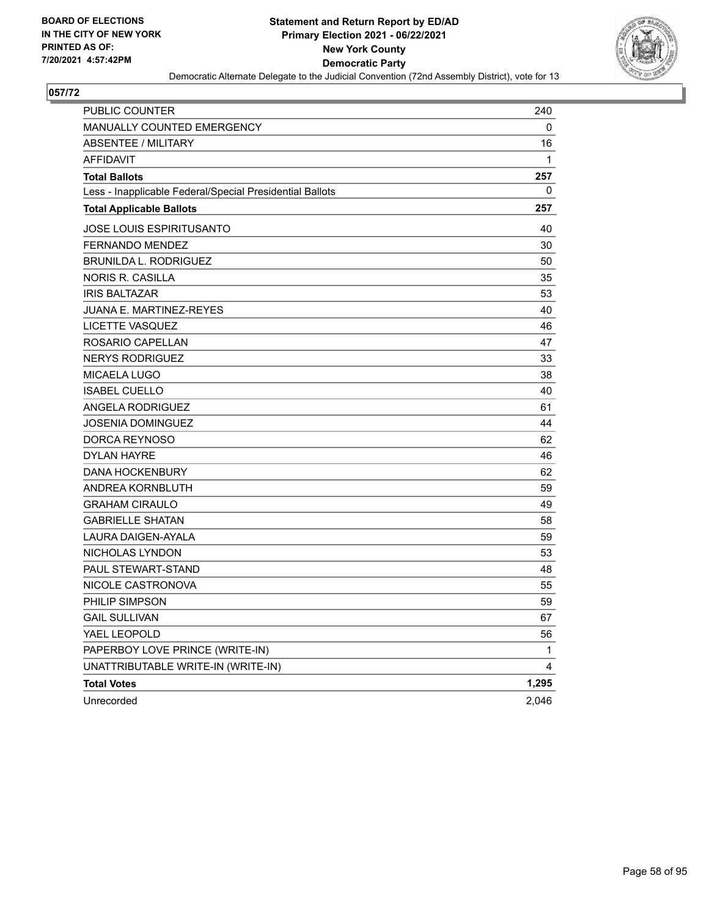**Statement and Return Report by ED/AD**
**Primary Election 2021 - 06/22/2021**
**New York County**
**Democratic Party**
Democratic Alternate Delegate to the Judicial Convention (72nd Assembly District), vote for 13

BOARD OF ELECTIONS
IN THE CITY OF NEW YORK
PRINTED AS OF:
7/20/2021 4:57:42PM

## 057/72

| | |
|---|---|
| PUBLIC COUNTER | 240 |
| MANUALLY COUNTED EMERGENCY | 0 |
| ABSENTEE / MILITARY | 16 |
| AFFIDAVIT | 1 |
| **Total Ballots** | **257** |
| Less - Inapplicable Federal/Special Presidential Ballots | 0 |
| **Total Applicable Ballots** | **257** |
| JOSE LOUIS ESPIRITUSANTO | 40 |
| FERNANDO MENDEZ | 30 |
| BRUNILDA L. RODRIGUEZ | 50 |
| NORIS R. CASILLA | 35 |
| IRIS BALTAZAR | 53 |
| JUANA E. MARTINEZ-REYES | 40 |
| LICETTE VASQUEZ | 46 |
| ROSARIO CAPELLAN | 47 |
| NERYS RODRIGUEZ | 33 |
| MICAELA LUGO | 38 |
| ISABEL CUELLO | 40 |
| ANGELA RODRIGUEZ | 61 |
| JOSENIA DOMINGUEZ | 44 |
| DORCA REYNOSO | 62 |
| DYLAN HAYRE | 46 |
| DANA HOCKENBURY | 62 |
| ANDREA KORNBLUTH | 59 |
| GRAHAM CIRAULO | 49 |
| GABRIELLE SHATAN | 58 |
| LAURA DAIGEN-AYALA | 59 |
| NICHOLAS LYNDON | 53 |
| PAUL STEWART-STAND | 48 |
| NICOLE CASTRONOVA | 55 |
| PHILIP SIMPSON | 59 |
| GAIL SULLIVAN | 67 |
| YAEL LEOPOLD | 56 |
| PAPERBOY LOVE PRINCE (WRITE-IN) | 1 |
| UNATTRIBUTABLE WRITE-IN (WRITE-IN) | 4 |
| **Total Votes** | **1,295** |
| Unrecorded | 2,046 |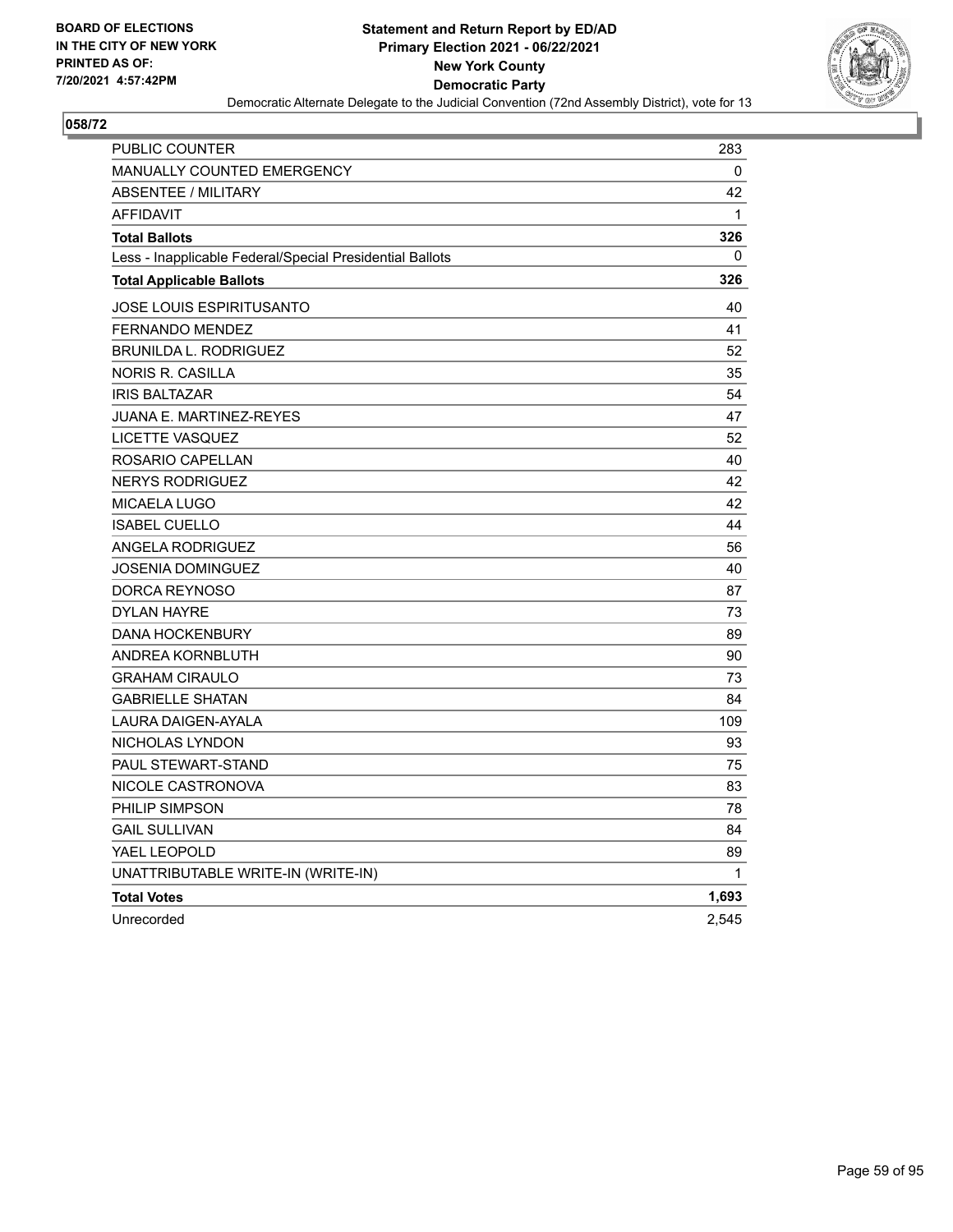BOARD OF ELECTIONS
IN THE CITY OF NEW YORK
PRINTED AS OF:
7/20/2021 4:57:42PM

**Statement and Return Report by ED/AD**
**Primary Election 2021 - 06/22/2021**
**New York County**
**Democratic Party**
Democratic Alternate Delegate to the Judicial Convention (72nd Assembly District), vote for 13

**058/72**

| | |
|---|---|
| PUBLIC COUNTER | 283 |
| MANUALLY COUNTED EMERGENCY | 0 |
| ABSENTEE / MILITARY | 42 |
| AFFIDAVIT | 1 |
| **Total Ballots** | **326** |
| Less - Inapplicable Federal/Special Presidential Ballots | 0 |
| **Total Applicable Ballots** | **326** |
| JOSE LOUIS ESPIRITUSANTO | 40 |
| FERNANDO MENDEZ | 41 |
| BRUNILDA L. RODRIGUEZ | 52 |
| NORIS R. CASILLA | 35 |
| IRIS BALTAZAR | 54 |
| JUANA E. MARTINEZ-REYES | 47 |
| LICETTE VASQUEZ | 52 |
| ROSARIO CAPELLAN | 40 |
| NERYS RODRIGUEZ | 42 |
| MICAELA LUGO | 42 |
| ISABEL CUELLO | 44 |
| ANGELA RODRIGUEZ | 56 |
| JOSENIA DOMINGUEZ | 40 |
| DORCA REYNOSO | 87 |
| DYLAN HAYRE | 73 |
| DANA HOCKENBURY | 89 |
| ANDREA KORNBLUTH | 90 |
| GRAHAM CIRAULO | 73 |
| GABRIELLE SHATAN | 84 |
| LAURA DAIGEN-AYALA | 109 |
| NICHOLAS LYNDON | 93 |
| PAUL STEWART-STAND | 75 |
| NICOLE CASTRONOVA | 83 |
| PHILIP SIMPSON | 78 |
| GAIL SULLIVAN | 84 |
| YAEL LEOPOLD | 89 |
| UNATTRIBUTABLE WRITE-IN (WRITE-IN) | 1 |
| **Total Votes** | **1,693** |
| Unrecorded | 2,545 |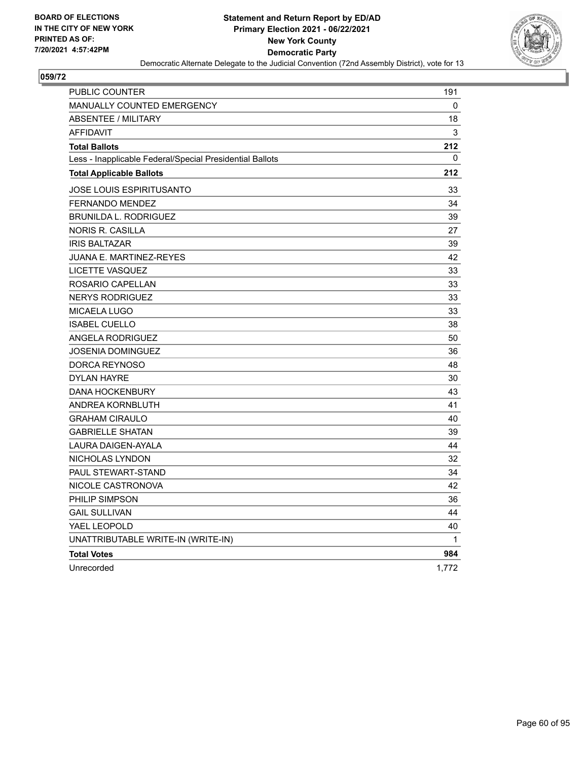**BOARD OF ELECTIONS IN THE CITY OF NEW YORK PRINTED AS OF: 7/20/2021 4:57:42PM**

**Statement and Return Report by ED/AD**
**Primary Election 2021 - 06/22/2021**
**New York County**
**Democratic Party**
Democratic Alternate Delegate to the Judicial Convention (72nd Assembly District), vote for 13

**059/72**

| | |
|---|---|
| PUBLIC COUNTER | 191 |
| MANUALLY COUNTED EMERGENCY | 0 |
| ABSENTEE / MILITARY | 18 |
| AFFIDAVIT | 3 |
| **Total Ballots** | **212** |
| Less - Inapplicable Federal/Special Presidential Ballots | 0 |
| **Total Applicable Ballots** | **212** |
| JOSE LOUIS ESPIRITUSANTO | 33 |
| FERNANDO MENDEZ | 34 |
| BRUNILDA L. RODRIGUEZ | 39 |
| NORIS R. CASILLA | 27 |
| IRIS BALTAZAR | 39 |
| JUANA E. MARTINEZ-REYES | 42 |
| LICETTE VASQUEZ | 33 |
| ROSARIO CAPELLAN | 33 |
| NERYS RODRIGUEZ | 33 |
| MICAELA LUGO | 33 |
| ISABEL CUELLO | 38 |
| ANGELA RODRIGUEZ | 50 |
| JOSENIA DOMINGUEZ | 36 |
| DORCA REYNOSO | 48 |
| DYLAN HAYRE | 30 |
| DANA HOCKENBURY | 43 |
| ANDREA KORNBLUTH | 41 |
| GRAHAM CIRAULO | 40 |
| GABRIELLE SHATAN | 39 |
| LAURA DAIGEN-AYALA | 44 |
| NICHOLAS LYNDON | 32 |
| PAUL STEWART-STAND | 34 |
| NICOLE CASTRONOVA | 42 |
| PHILIP SIMPSON | 36 |
| GAIL SULLIVAN | 44 |
| YAEL LEOPOLD | 40 |
| UNATTRIBUTABLE WRITE-IN (WRITE-IN) | 1 |
| **Total Votes** | **984** |
| Unrecorded | 1,772 |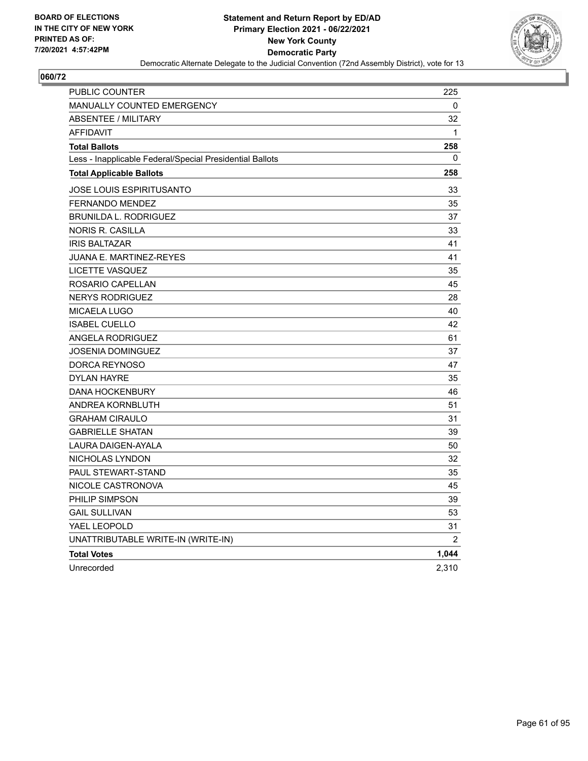**BOARD OF ELECTIONS IN THE CITY OF NEW YORK PRINTED AS OF: 7/20/2021 4:57:42PM**

# Statement and Return Report by ED/AD
## Primary Election 2021 - 06/22/2021
## New York County
## Democratic Party

Democratic Alternate Delegate to the Judicial Convention (72nd Assembly District), vote for 13

**060/72**

| | |
|---|---|
| PUBLIC COUNTER | 225 |
| MANUALLY COUNTED EMERGENCY | 0 |
| ABSENTEE / MILITARY | 32 |
| AFFIDAVIT | 1 |
| **Total Ballots** | **258** |
| Less - Inapplicable Federal/Special Presidential Ballots | 0 |
| **Total Applicable Ballots** | **258** |
| JOSE LOUIS ESPIRITUSANTO | 33 |
| FERNANDO MENDEZ | 35 |
| BRUNILDA L. RODRIGUEZ | 37 |
| NORIS R. CASILLA | 33 |
| IRIS BALTAZAR | 41 |
| JUANA E. MARTINEZ-REYES | 41 |
| LICETTE VASQUEZ | 35 |
| ROSARIO CAPELLAN | 45 |
| NERYS RODRIGUEZ | 28 |
| MICAELA LUGO | 40 |
| ISABEL CUELLO | 42 |
| ANGELA RODRIGUEZ | 61 |
| JOSENIA DOMINGUEZ | 37 |
| DORCA REYNOSO | 47 |
| DYLAN HAYRE | 35 |
| DANA HOCKENBURY | 46 |
| ANDREA KORNBLUTH | 51 |
| GRAHAM CIRAULO | 31 |
| GABRIELLE SHATAN | 39 |
| LAURA DAIGEN-AYALA | 50 |
| NICHOLAS LYNDON | 32 |
| PAUL STEWART-STAND | 35 |
| NICOLE CASTRONOVA | 45 |
| PHILIP SIMPSON | 39 |
| GAIL SULLIVAN | 53 |
| YAEL LEOPOLD | 31 |
| UNATTRIBUTABLE WRITE-IN (WRITE-IN) | 2 |
| **Total Votes** | **1,044** |
| Unrecorded | 2,310 |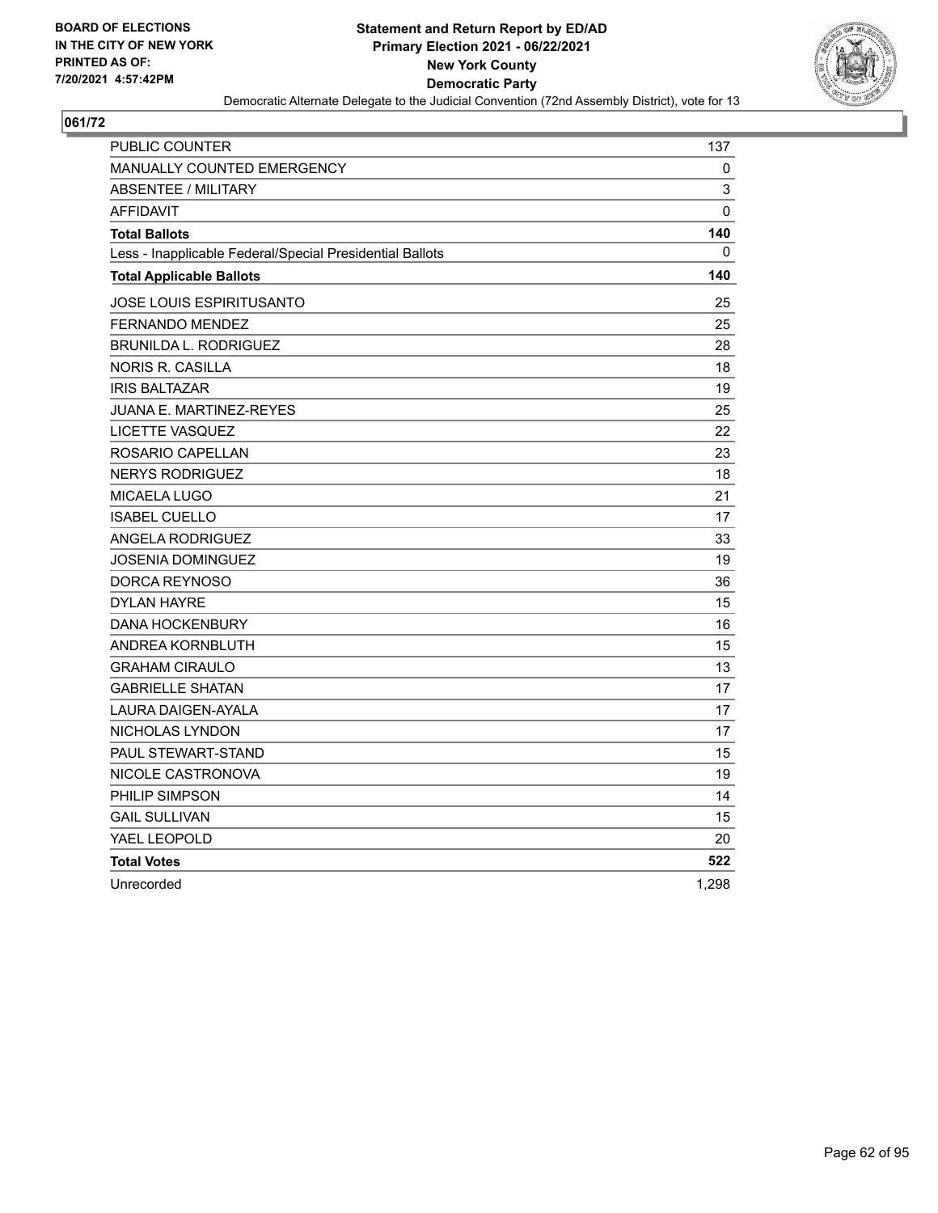**BOARD OF ELECTIONS IN THE CITY OF NEW YORK PRINTED AS OF: 7/20/2021 4:57:42PM**

**Statement and Return Report by ED/AD Primary Election 2021 - 06/22/2021 New York County Democratic Party**

Democratic Alternate Delegate to the Judicial Convention (72nd Assembly District), vote for 13

## 061/72

| | |
|---|---|
| PUBLIC COUNTER | 137 |
| MANUALLY COUNTED EMERGENCY | 0 |
| ABSENTEE / MILITARY | 3 |
| AFFIDAVIT | 0 |
| **Total Ballots** | **140** |
| Less - Inapplicable Federal/Special Presidential Ballots | 0 |
| **Total Applicable Ballots** | **140** |
| JOSE LOUIS ESPIRITUSANTO | 25 |
| FERNANDO MENDEZ | 25 |
| BRUNILDA L. RODRIGUEZ | 28 |
| NORIS R. CASILLA | 18 |
| IRIS BALTAZAR | 19 |
| JUANA E. MARTINEZ-REYES | 25 |
| LICETTE VASQUEZ | 22 |
| ROSARIO CAPELLAN | 23 |
| NERYS RODRIGUEZ | 18 |
| MICAELA LUGO | 21 |
| ISABEL CUELLO | 17 |
| ANGELA RODRIGUEZ | 33 |
| JOSENIA DOMINGUEZ | 19 |
| DORCA REYNOSO | 36 |
| DYLAN HAYRE | 15 |
| DANA HOCKENBURY | 16 |
| ANDREA KORNBLUTH | 15 |
| GRAHAM CIRAULO | 13 |
| GABRIELLE SHATAN | 17 |
| LAURA DAIGEN-AYALA | 17 |
| NICHOLAS LYNDON | 17 |
| PAUL STEWART-STAND | 15 |
| NICOLE CASTRONOVA | 19 |
| PHILIP SIMPSON | 14 |
| GAIL SULLIVAN | 15 |
| YAEL LEOPOLD | 20 |
| **Total Votes** | **522** |
| Unrecorded | 1,298 |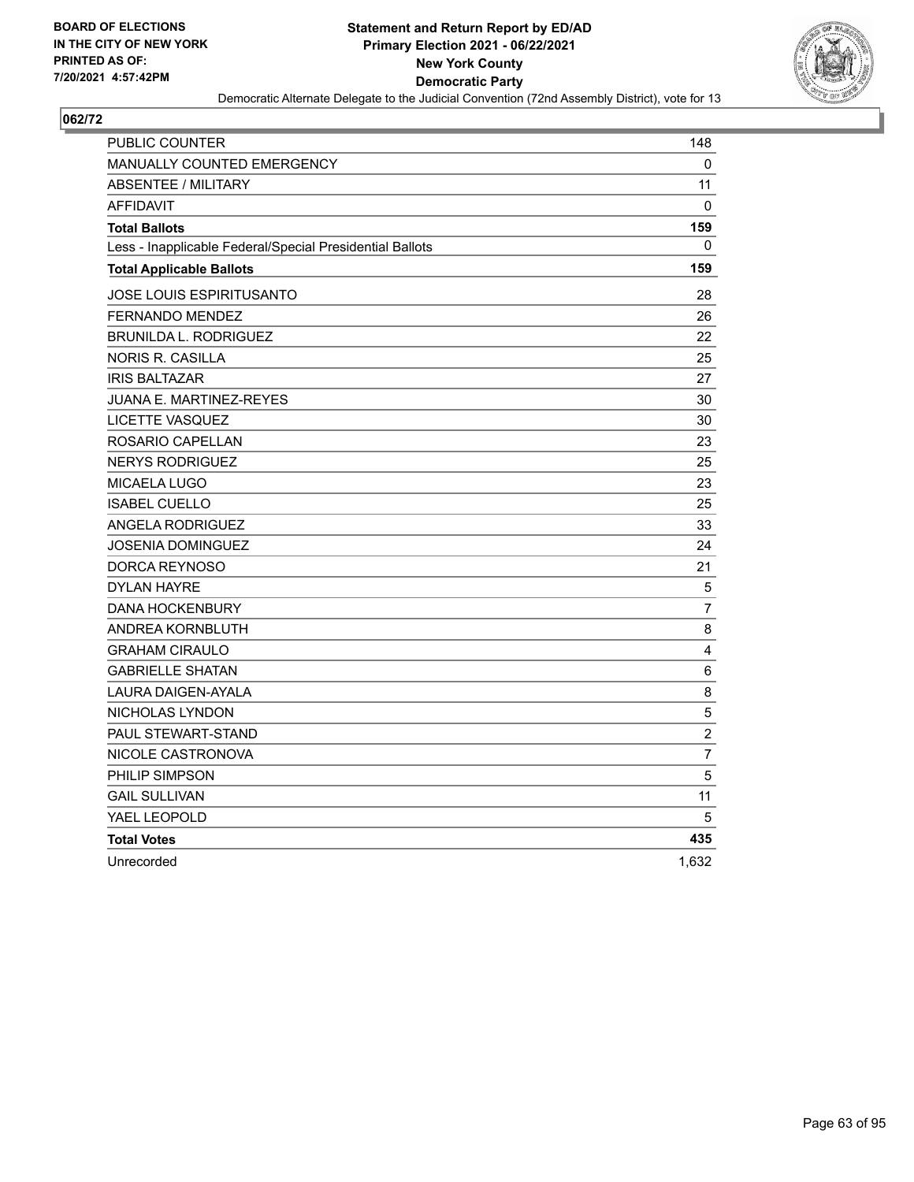**BOARD OF ELECTIONS IN THE CITY OF NEW YORK PRINTED AS OF: 7/20/2021 4:57:42PM**

**Statement and Return Report by ED/AD**
**Primary Election 2021 - 06/22/2021**
**New York County**
**Democratic Party**
Democratic Alternate Delegate to the Judicial Convention (72nd Assembly District), vote for 13

## 062/72

| | |
|---|---|
| PUBLIC COUNTER | 148 |
| MANUALLY COUNTED EMERGENCY | 0 |
| ABSENTEE / MILITARY | 11 |
| AFFIDAVIT | 0 |
| **Total Ballots** | **159** |
| Less - Inapplicable Federal/Special Presidential Ballots | 0 |
| **Total Applicable Ballots** | **159** |
| JOSE LOUIS ESPIRITUSANTO | 28 |
| FERNANDO MENDEZ | 26 |
| BRUNILDA L. RODRIGUEZ | 22 |
| NORIS R. CASILLA | 25 |
| IRIS BALTAZAR | 27 |
| JUANA E. MARTINEZ-REYES | 30 |
| LICETTE VASQUEZ | 30 |
| ROSARIO CAPELLAN | 23 |
| NERYS RODRIGUEZ | 25 |
| MICAELA LUGO | 23 |
| ISABEL CUELLO | 25 |
| ANGELA RODRIGUEZ | 33 |
| JOSENIA DOMINGUEZ | 24 |
| DORCA REYNOSO | 21 |
| DYLAN HAYRE | 5 |
| DANA HOCKENBURY | 7 |
| ANDREA KORNBLUTH | 8 |
| GRAHAM CIRAULO | 4 |
| GABRIELLE SHATAN | 6 |
| LAURA DAIGEN-AYALA | 8 |
| NICHOLAS LYNDON | 5 |
| PAUL STEWART-STAND | 2 |
| NICOLE CASTRONOVA | 7 |
| PHILIP SIMPSON | 5 |
| GAIL SULLIVAN | 11 |
| YAEL LEOPOLD | 5 |
| **Total Votes** | **435** |
| Unrecorded | 1,632 |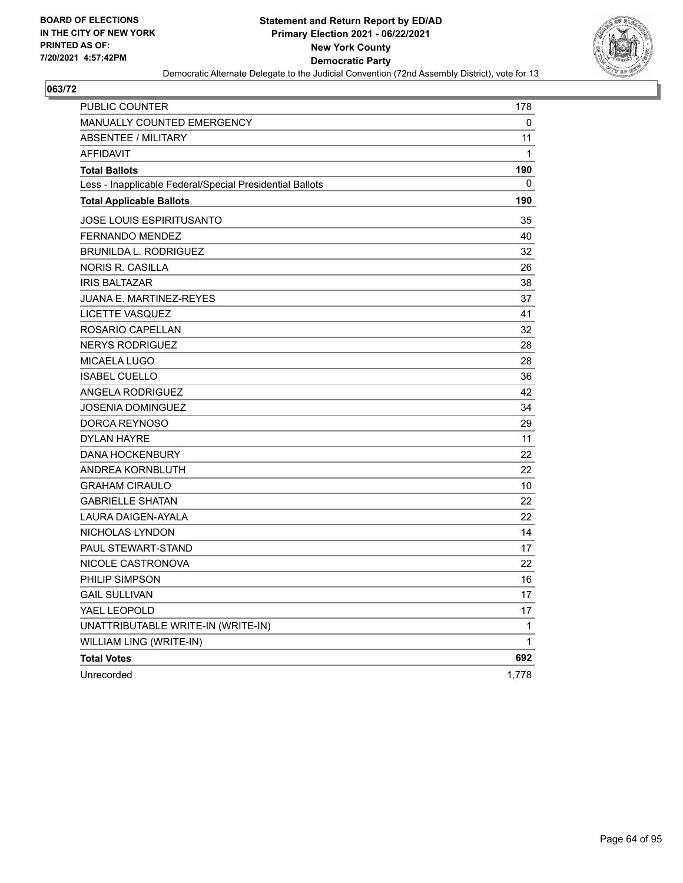BOARD OF ELECTIONS
IN THE CITY OF NEW YORK
PRINTED AS OF:
7/20/2021 4:57:42PM

**Statement and Return Report by ED/AD**
**Primary Election 2021 - 06/22/2021**
**New York County**
**Democratic Party**
Democratic Alternate Delegate to the Judicial Convention (72nd Assembly District), vote for 13

## 063/72

| | |
|---|---|
| PUBLIC COUNTER | 178 |
| MANUALLY COUNTED EMERGENCY | 0 |
| ABSENTEE / MILITARY | 11 |
| AFFIDAVIT | 1 |
| **Total Ballots** | **190** |
| Less - Inapplicable Federal/Special Presidential Ballots | 0 |
| **Total Applicable Ballots** | **190** |
| JOSE LOUIS ESPIRITUSANTO | 35 |
| FERNANDO MENDEZ | 40 |
| BRUNILDA L. RODRIGUEZ | 32 |
| NORIS R. CASILLA | 26 |
| IRIS BALTAZAR | 38 |
| JUANA E. MARTINEZ-REYES | 37 |
| LICETTE VASQUEZ | 41 |
| ROSARIO CAPELLAN | 32 |
| NERYS RODRIGUEZ | 28 |
| MICAELA LUGO | 28 |
| ISABEL CUELLO | 36 |
| ANGELA RODRIGUEZ | 42 |
| JOSENIA DOMINGUEZ | 34 |
| DORCA REYNOSO | 29 |
| DYLAN HAYRE | 11 |
| DANA HOCKENBURY | 22 |
| ANDREA KORNBLUTH | 22 |
| GRAHAM CIRAULO | 10 |
| GABRIELLE SHATAN | 22 |
| LAURA DAIGEN-AYALA | 22 |
| NICHOLAS LYNDON | 14 |
| PAUL STEWART-STAND | 17 |
| NICOLE CASTRONOVA | 22 |
| PHILIP SIMPSON | 16 |
| GAIL SULLIVAN | 17 |
| YAEL LEOPOLD | 17 |
| UNATTRIBUTABLE WRITE-IN (WRITE-IN) | 1 |
| WILLIAM LING (WRITE-IN) | 1 |
| **Total Votes** | **692** |
| Unrecorded | 1,778 |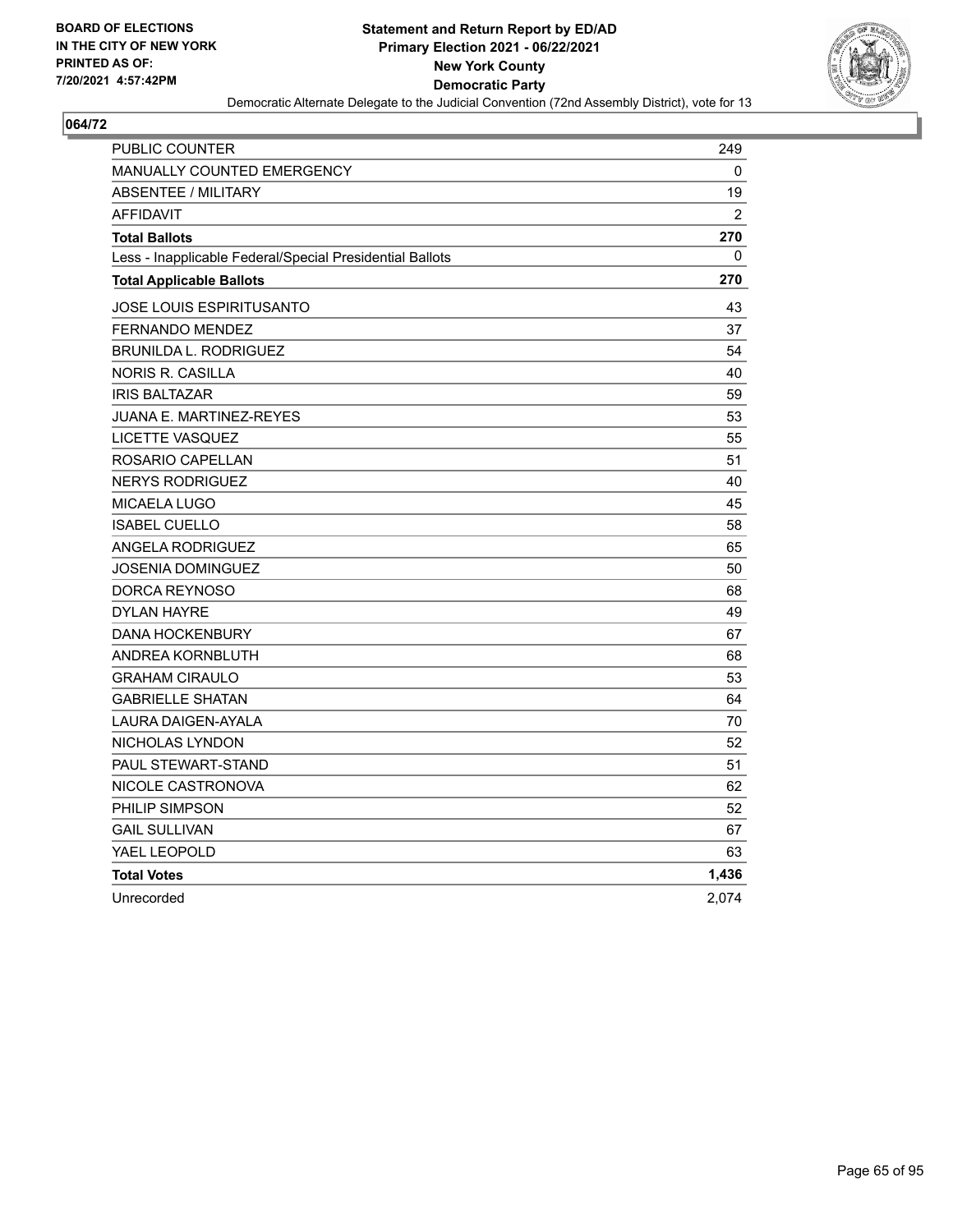**BOARD OF ELECTIONS IN THE CITY OF NEW YORK PRINTED AS OF: 7/20/2021 4:57:42PM**

**Statement and Return Report by ED/AD Primary Election 2021 - 06/22/2021 New York County Democratic Party**

Democratic Alternate Delegate to the Judicial Convention (72nd Assembly District), vote for 13

**064/72**

| | |
|---|---|
| PUBLIC COUNTER | 249 |
| MANUALLY COUNTED EMERGENCY | 0 |
| ABSENTEE / MILITARY | 19 |
| AFFIDAVIT | 2 |
| **Total Ballots** | **270** |
| Less - Inapplicable Federal/Special Presidential Ballots | 0 |
| **Total Applicable Ballots** | **270** |
| JOSE LOUIS ESPIRITUSANTO | 43 |
| FERNANDO MENDEZ | 37 |
| BRUNILDA L. RODRIGUEZ | 54 |
| NORIS R. CASILLA | 40 |
| IRIS BALTAZAR | 59 |
| JUANA E. MARTINEZ-REYES | 53 |
| LICETTE VASQUEZ | 55 |
| ROSARIO CAPELLAN | 51 |
| NERYS RODRIGUEZ | 40 |
| MICAELA LUGO | 45 |
| ISABEL CUELLO | 58 |
| ANGELA RODRIGUEZ | 65 |
| JOSENIA DOMINGUEZ | 50 |
| DORCA REYNOSO | 68 |
| DYLAN HAYRE | 49 |
| DANA HOCKENBURY | 67 |
| ANDREA KORNBLUTH | 68 |
| GRAHAM CIRAULO | 53 |
| GABRIELLE SHATAN | 64 |
| LAURA DAIGEN-AYALA | 70 |
| NICHOLAS LYNDON | 52 |
| PAUL STEWART-STAND | 51 |
| NICOLE CASTRONOVA | 62 |
| PHILIP SIMPSON | 52 |
| GAIL SULLIVAN | 67 |
| YAEL LEOPOLD | 63 |
| **Total Votes** | **1,436** |
| Unrecorded | 2,074 |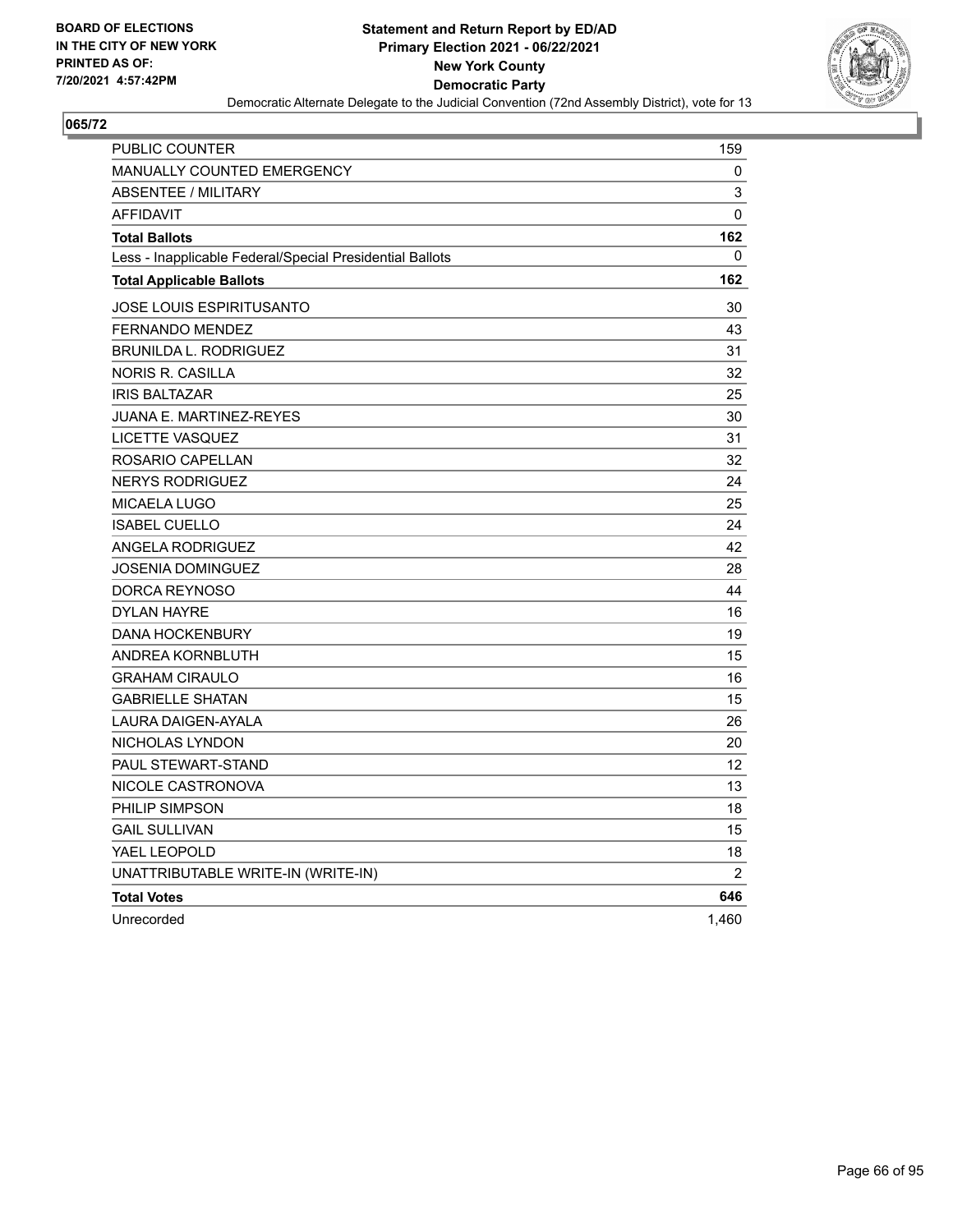**BOARD OF ELECTIONS IN THE CITY OF NEW YORK PRINTED AS OF: 7/20/2021 4:57:42PM**

# Statement and Return Report by ED/AD
## Primary Election 2021 - 06/22/2021
## New York County
## Democratic Party

Democratic Alternate Delegate to the Judicial Convention (72nd Assembly District), vote for 13

**065/72**

| | |
|---|---|
| PUBLIC COUNTER | 159 |
| MANUALLY COUNTED EMERGENCY | 0 |
| ABSENTEE / MILITARY | 3 |
| AFFIDAVIT | 0 |
| **Total Ballots** | **162** |
| Less - Inapplicable Federal/Special Presidential Ballots | 0 |
| **Total Applicable Ballots** | **162** |
| JOSE LOUIS ESPIRITUSANTO | 30 |
| FERNANDO MENDEZ | 43 |
| BRUNILDA L. RODRIGUEZ | 31 |
| NORIS R. CASILLA | 32 |
| IRIS BALTAZAR | 25 |
| JUANA E. MARTINEZ-REYES | 30 |
| LICETTE VASQUEZ | 31 |
| ROSARIO CAPELLAN | 32 |
| NERYS RODRIGUEZ | 24 |
| MICAELA LUGO | 25 |
| ISABEL CUELLO | 24 |
| ANGELA RODRIGUEZ | 42 |
| JOSENIA DOMINGUEZ | 28 |
| DORCA REYNOSO | 44 |
| DYLAN HAYRE | 16 |
| DANA HOCKENBURY | 19 |
| ANDREA KORNBLUTH | 15 |
| GRAHAM CIRAULO | 16 |
| GABRIELLE SHATAN | 15 |
| LAURA DAIGEN-AYALA | 26 |
| NICHOLAS LYNDON | 20 |
| PAUL STEWART-STAND | 12 |
| NICOLE CASTRONOVA | 13 |
| PHILIP SIMPSON | 18 |
| GAIL SULLIVAN | 15 |
| YAEL LEOPOLD | 18 |
| UNATTRIBUTABLE WRITE-IN (WRITE-IN) | 2 |
| **Total Votes** | **646** |
| Unrecorded | 1,460 |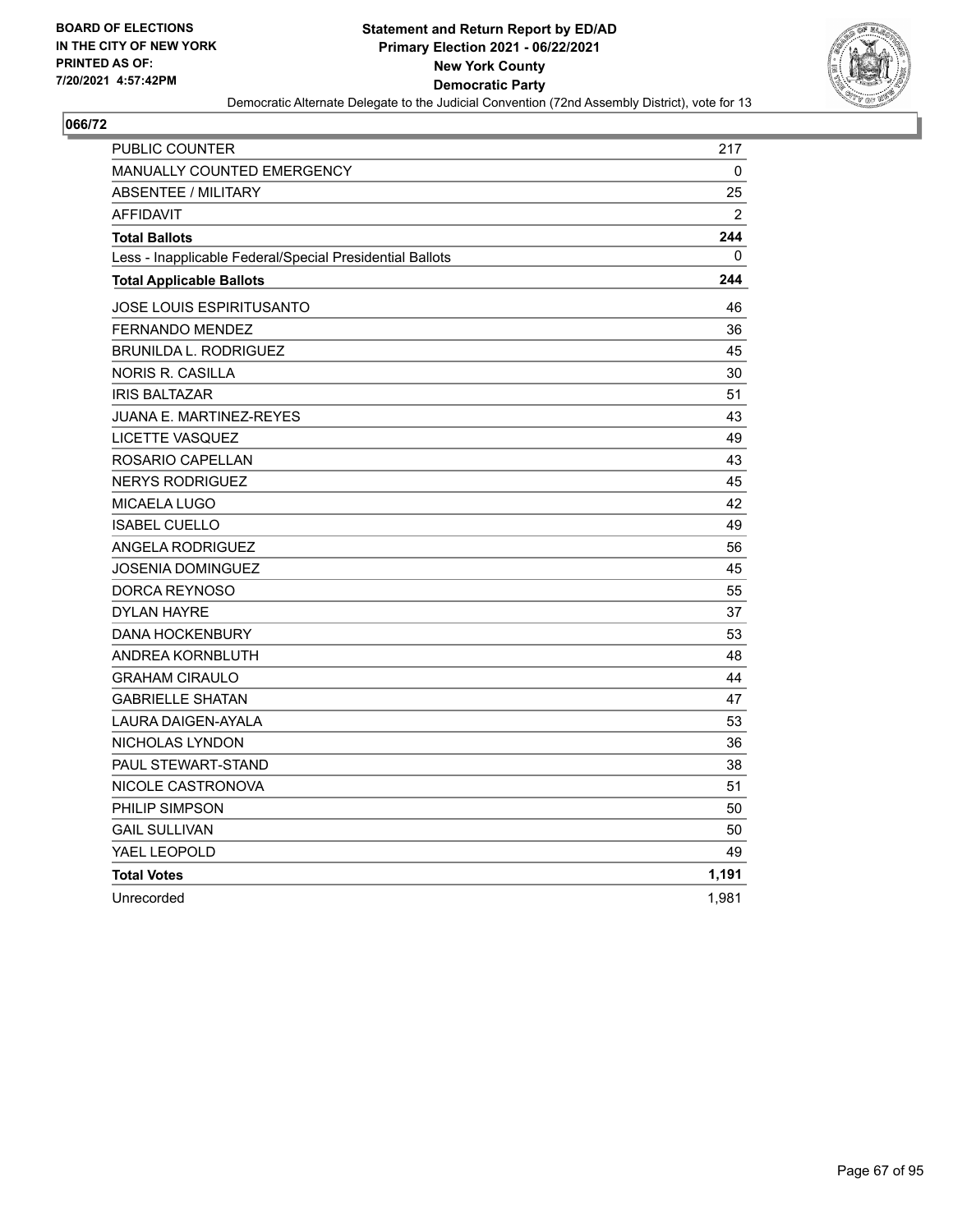**BOARD OF ELECTIONS**
**IN THE CITY OF NEW YORK**
**PRINTED AS OF:**
**7/20/2021 4:57:42PM**

**Statement and Return Report by ED/AD**
**Primary Election 2021 - 06/22/2021**
**New York County**
**Democratic Party**
Democratic Alternate Delegate to the Judicial Convention (72nd Assembly District), vote for 13

## 066/72

| | |
|---|---|
| PUBLIC COUNTER | 217 |
| MANUALLY COUNTED EMERGENCY | 0 |
| ABSENTEE / MILITARY | 25 |
| AFFIDAVIT | 2 |
| **Total Ballots** | **244** |
| Less - Inapplicable Federal/Special Presidential Ballots | 0 |
| **Total Applicable Ballots** | **244** |
| JOSE LOUIS ESPIRITUSANTO | 46 |
| FERNANDO MENDEZ | 36 |
| BRUNILDA L. RODRIGUEZ | 45 |
| NORIS R. CASILLA | 30 |
| IRIS BALTAZAR | 51 |
| JUANA E. MARTINEZ-REYES | 43 |
| LICETTE VASQUEZ | 49 |
| ROSARIO CAPELLAN | 43 |
| NERYS RODRIGUEZ | 45 |
| MICAELA LUGO | 42 |
| ISABEL CUELLO | 49 |
| ANGELA RODRIGUEZ | 56 |
| JOSENIA DOMINGUEZ | 45 |
| DORCA REYNOSO | 55 |
| DYLAN HAYRE | 37 |
| DANA HOCKENBURY | 53 |
| ANDREA KORNBLUTH | 48 |
| GRAHAM CIRAULO | 44 |
| GABRIELLE SHATAN | 47 |
| LAURA DAIGEN-AYALA | 53 |
| NICHOLAS LYNDON | 36 |
| PAUL STEWART-STAND | 38 |
| NICOLE CASTRONOVA | 51 |
| PHILIP SIMPSON | 50 |
| GAIL SULLIVAN | 50 |
| YAEL LEOPOLD | 49 |
| **Total Votes** | **1,191** |
| Unrecorded | 1,981 |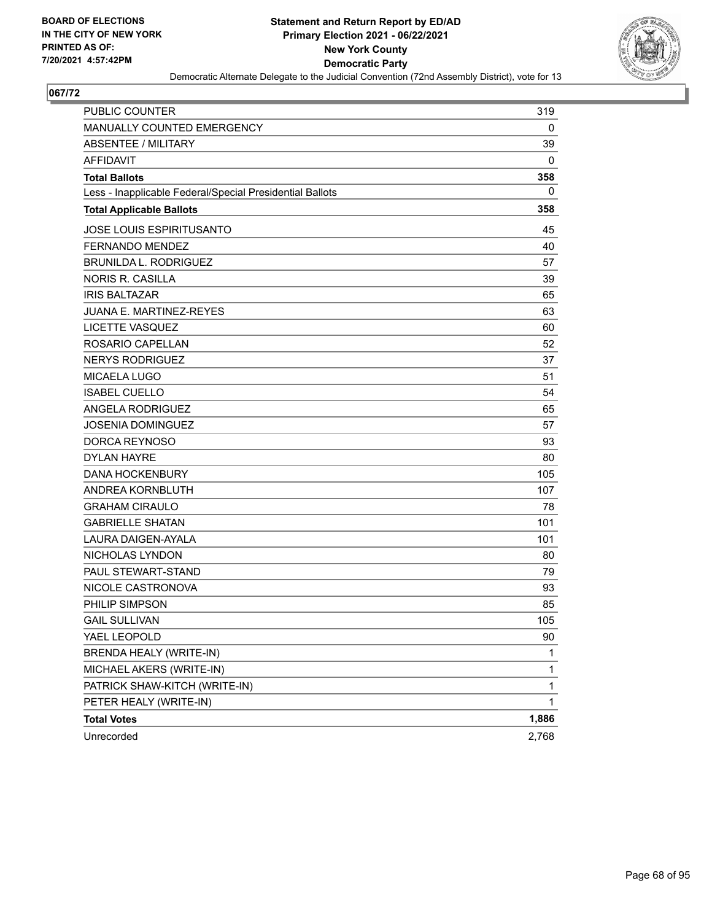**BOARD OF ELECTIONS IN THE CITY OF NEW YORK PRINTED AS OF: 7/20/2021 4:57:42PM**

**Statement and Return Report by ED/AD Primary Election 2021 - 06/22/2021 New York County Democratic Party**

Democratic Alternate Delegate to the Judicial Convention (72nd Assembly District), vote for 13

## 067/72

| | |
|---|---|
| PUBLIC COUNTER | 319 |
| MANUALLY COUNTED EMERGENCY | 0 |
| ABSENTEE / MILITARY | 39 |
| AFFIDAVIT | 0 |
| **Total Ballots** | **358** |
| Less - Inapplicable Federal/Special Presidential Ballots | 0 |
| **Total Applicable Ballots** | **358** |
| JOSE LOUIS ESPIRITUSANTO | 45 |
| FERNANDO MENDEZ | 40 |
| BRUNILDA L. RODRIGUEZ | 57 |
| NORIS R. CASILLA | 39 |
| IRIS BALTAZAR | 65 |
| JUANA E. MARTINEZ-REYES | 63 |
| LICETTE VASQUEZ | 60 |
| ROSARIO CAPELLAN | 52 |
| NERYS RODRIGUEZ | 37 |
| MICAELA LUGO | 51 |
| ISABEL CUELLO | 54 |
| ANGELA RODRIGUEZ | 65 |
| JOSENIA DOMINGUEZ | 57 |
| DORCA REYNOSO | 93 |
| DYLAN HAYRE | 80 |
| DANA HOCKENBURY | 105 |
| ANDREA KORNBLUTH | 107 |
| GRAHAM CIRAULO | 78 |
| GABRIELLE SHATAN | 101 |
| LAURA DAIGEN-AYALA | 101 |
| NICHOLAS LYNDON | 80 |
| PAUL STEWART-STAND | 79 |
| NICOLE CASTRONOVA | 93 |
| PHILIP SIMPSON | 85 |
| GAIL SULLIVAN | 105 |
| YAEL LEOPOLD | 90 |
| BRENDA HEALY (WRITE-IN) | 1 |
| MICHAEL AKERS (WRITE-IN) | 1 |
| PATRICK SHAW-KITCH (WRITE-IN) | 1 |
| PETER HEALY (WRITE-IN) | 1 |
| **Total Votes** | **1,886** |
| Unrecorded | 2,768 |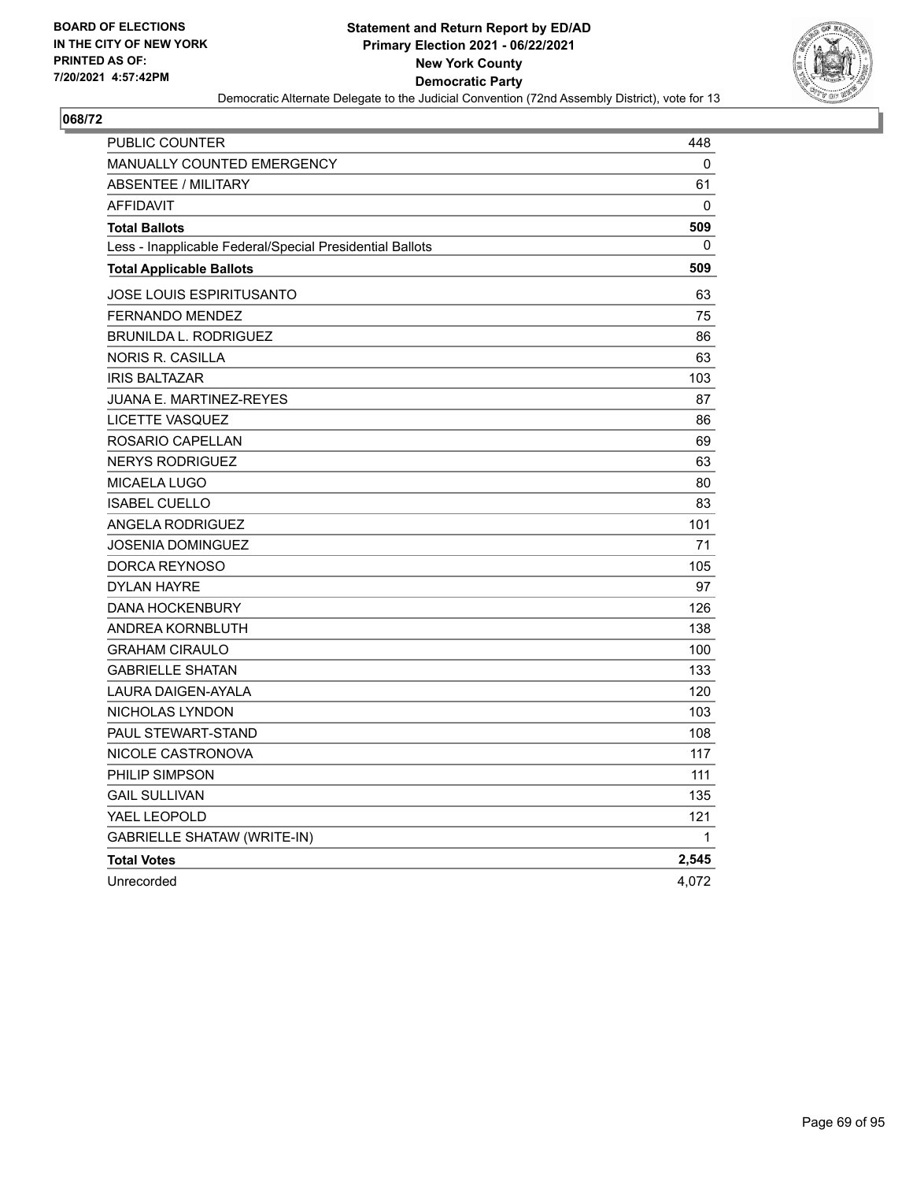BOARD OF ELECTIONS
IN THE CITY OF NEW YORK
PRINTED AS OF:
7/20/2021 4:57:42PM

**Statement and Return Report by ED/AD**
**Primary Election 2021 - 06/22/2021**
**New York County**
**Democratic Party**
Democratic Alternate Delegate to the Judicial Convention (72nd Assembly District), vote for 13

**068/72**

| | |
|---|---|
| PUBLIC COUNTER | 448 |
| MANUALLY COUNTED EMERGENCY | 0 |
| ABSENTEE / MILITARY | 61 |
| AFFIDAVIT | 0 |
| **Total Ballots** | **509** |
| Less - Inapplicable Federal/Special Presidential Ballots | 0 |
| **Total Applicable Ballots** | **509** |
| JOSE LOUIS ESPIRITUSANTO | 63 |
| FERNANDO MENDEZ | 75 |
| BRUNILDA L. RODRIGUEZ | 86 |
| NORIS R. CASILLA | 63 |
| IRIS BALTAZAR | 103 |
| JUANA E. MARTINEZ-REYES | 87 |
| LICETTE VASQUEZ | 86 |
| ROSARIO CAPELLAN | 69 |
| NERYS RODRIGUEZ | 63 |
| MICAELA LUGO | 80 |
| ISABEL CUELLO | 83 |
| ANGELA RODRIGUEZ | 101 |
| JOSENIA DOMINGUEZ | 71 |
| DORCA REYNOSO | 105 |
| DYLAN HAYRE | 97 |
| DANA HOCKENBURY | 126 |
| ANDREA KORNBLUTH | 138 |
| GRAHAM CIRAULO | 100 |
| GABRIELLE SHATAN | 133 |
| LAURA DAIGEN-AYALA | 120 |
| NICHOLAS LYNDON | 103 |
| PAUL STEWART-STAND | 108 |
| NICOLE CASTRONOVA | 117 |
| PHILIP SIMPSON | 111 |
| GAIL SULLIVAN | 135 |
| YAEL LEOPOLD | 121 |
| GABRIELLE SHATAW (WRITE-IN) | 1 |
| **Total Votes** | **2,545** |
| Unrecorded | 4,072 |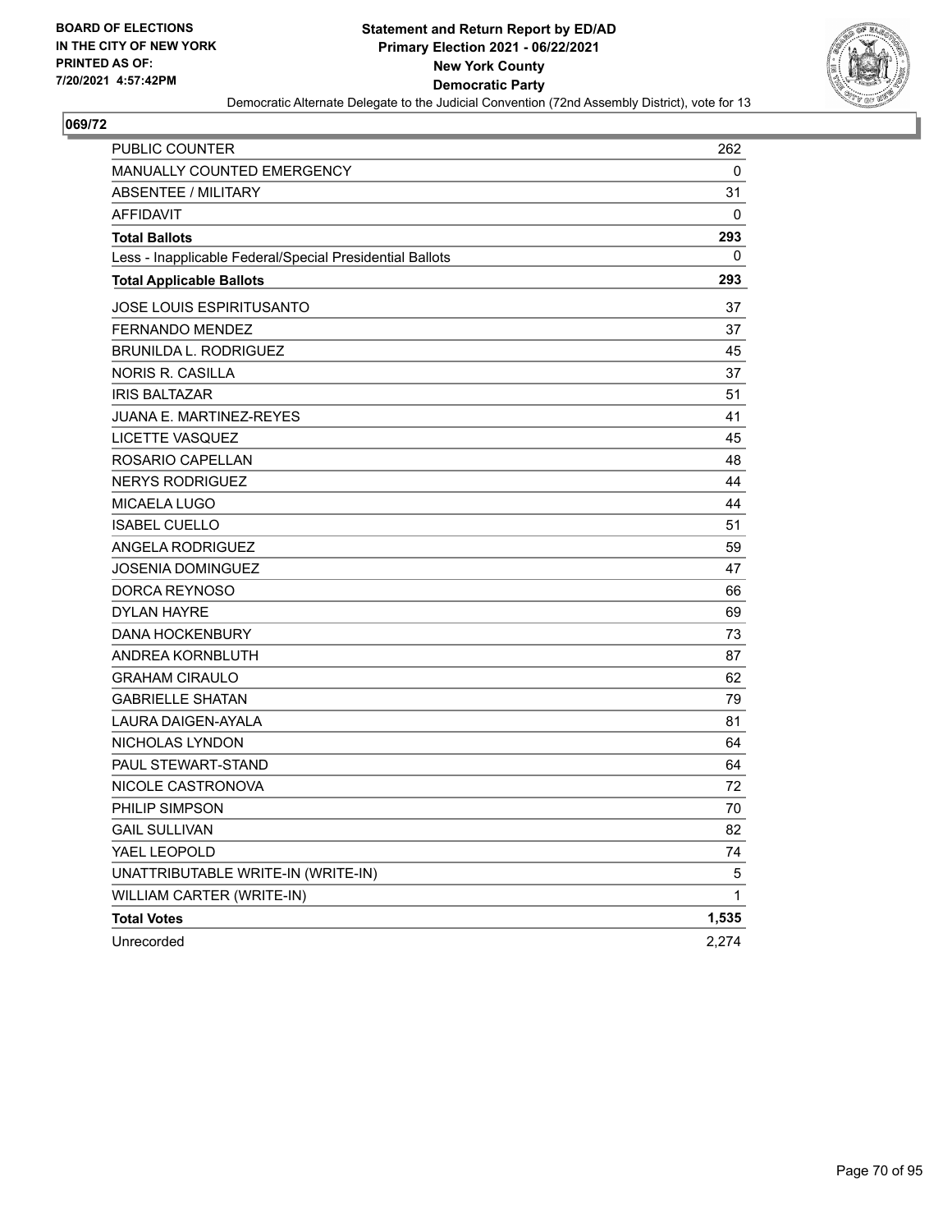BOARD OF ELECTIONS
IN THE CITY OF NEW YORK
PRINTED AS OF:
7/20/2021 4:57:42PM

**Statement and Return Report by ED/AD**
**Primary Election 2021 - 06/22/2021**
**New York County**
**Democratic Party**
Democratic Alternate Delegate to the Judicial Convention (72nd Assembly District), vote for 13

## 069/72

| | |
|---|---|
| PUBLIC COUNTER | 262 |
| MANUALLY COUNTED EMERGENCY | 0 |
| ABSENTEE / MILITARY | 31 |
| AFFIDAVIT | 0 |
| **Total Ballots** | **293** |
| Less - Inapplicable Federal/Special Presidential Ballots | 0 |
| **Total Applicable Ballots** | **293** |
| JOSE LOUIS ESPIRITUSANTO | 37 |
| FERNANDO MENDEZ | 37 |
| BRUNILDA L. RODRIGUEZ | 45 |
| NORIS R. CASILLA | 37 |
| IRIS BALTAZAR | 51 |
| JUANA E. MARTINEZ-REYES | 41 |
| LICETTE VASQUEZ | 45 |
| ROSARIO CAPELLAN | 48 |
| NERYS RODRIGUEZ | 44 |
| MICAELA LUGO | 44 |
| ISABEL CUELLO | 51 |
| ANGELA RODRIGUEZ | 59 |
| JOSENIA DOMINGUEZ | 47 |
| DORCA REYNOSO | 66 |
| DYLAN HAYRE | 69 |
| DANA HOCKENBURY | 73 |
| ANDREA KORNBLUTH | 87 |
| GRAHAM CIRAULO | 62 |
| GABRIELLE SHATAN | 79 |
| LAURA DAIGEN-AYALA | 81 |
| NICHOLAS LYNDON | 64 |
| PAUL STEWART-STAND | 64 |
| NICOLE CASTRONOVA | 72 |
| PHILIP SIMPSON | 70 |
| GAIL SULLIVAN | 82 |
| YAEL LEOPOLD | 74 |
| UNATTRIBUTABLE WRITE-IN (WRITE-IN) | 5 |
| WILLIAM CARTER (WRITE-IN) | 1 |
| **Total Votes** | **1,535** |
| Unrecorded | 2,274 |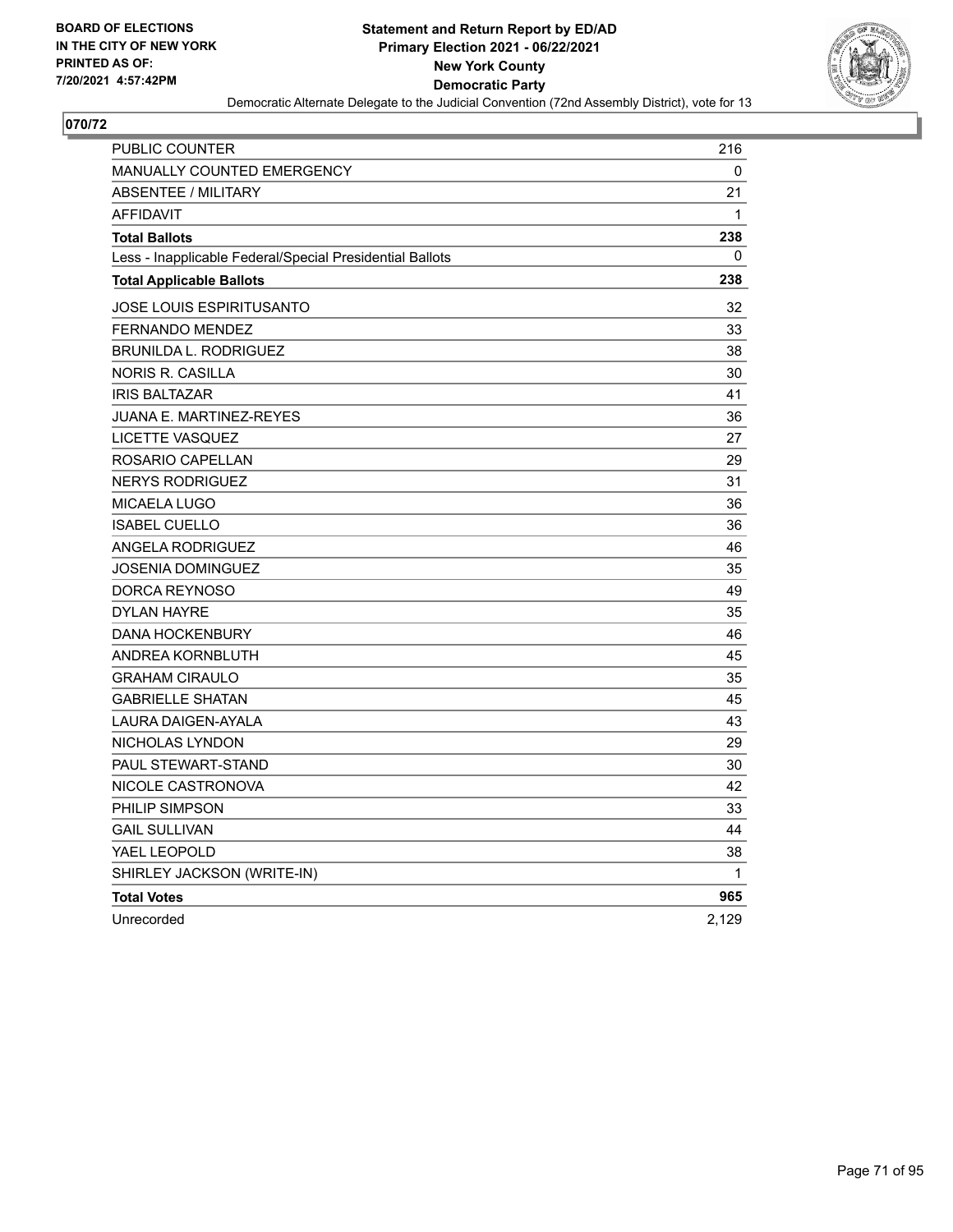**BOARD OF ELECTIONS IN THE CITY OF NEW YORK PRINTED AS OF: 7/20/2021 4:57:42PM**

**Statement and Return Report by ED/AD**
**Primary Election 2021 - 06/22/2021**
**New York County**
**Democratic Party**
Democratic Alternate Delegate to the Judicial Convention (72nd Assembly District), vote for 13

## 070/72

| | |
|---|---|
| PUBLIC COUNTER | 216 |
| MANUALLY COUNTED EMERGENCY | 0 |
| ABSENTEE / MILITARY | 21 |
| AFFIDAVIT | 1 |
| **Total Ballots** | **238** |
| Less - Inapplicable Federal/Special Presidential Ballots | 0 |
| **Total Applicable Ballots** | **238** |
| JOSE LOUIS ESPIRITUSANTO | 32 |
| FERNANDO MENDEZ | 33 |
| BRUNILDA L. RODRIGUEZ | 38 |
| NORIS R. CASILLA | 30 |
| IRIS BALTAZAR | 41 |
| JUANA E. MARTINEZ-REYES | 36 |
| LICETTE VASQUEZ | 27 |
| ROSARIO CAPELLAN | 29 |
| NERYS RODRIGUEZ | 31 |
| MICAELA LUGO | 36 |
| ISABEL CUELLO | 36 |
| ANGELA RODRIGUEZ | 46 |
| JOSENIA DOMINGUEZ | 35 |
| DORCA REYNOSO | 49 |
| DYLAN HAYRE | 35 |
| DANA HOCKENBURY | 46 |
| ANDREA KORNBLUTH | 45 |
| GRAHAM CIRAULO | 35 |
| GABRIELLE SHATAN | 45 |
| LAURA DAIGEN-AYALA | 43 |
| NICHOLAS LYNDON | 29 |
| PAUL STEWART-STAND | 30 |
| NICOLE CASTRONOVA | 42 |
| PHILIP SIMPSON | 33 |
| GAIL SULLIVAN | 44 |
| YAEL LEOPOLD | 38 |
| SHIRLEY JACKSON (WRITE-IN) | 1 |
| **Total Votes** | **965** |
| Unrecorded | 2,129 |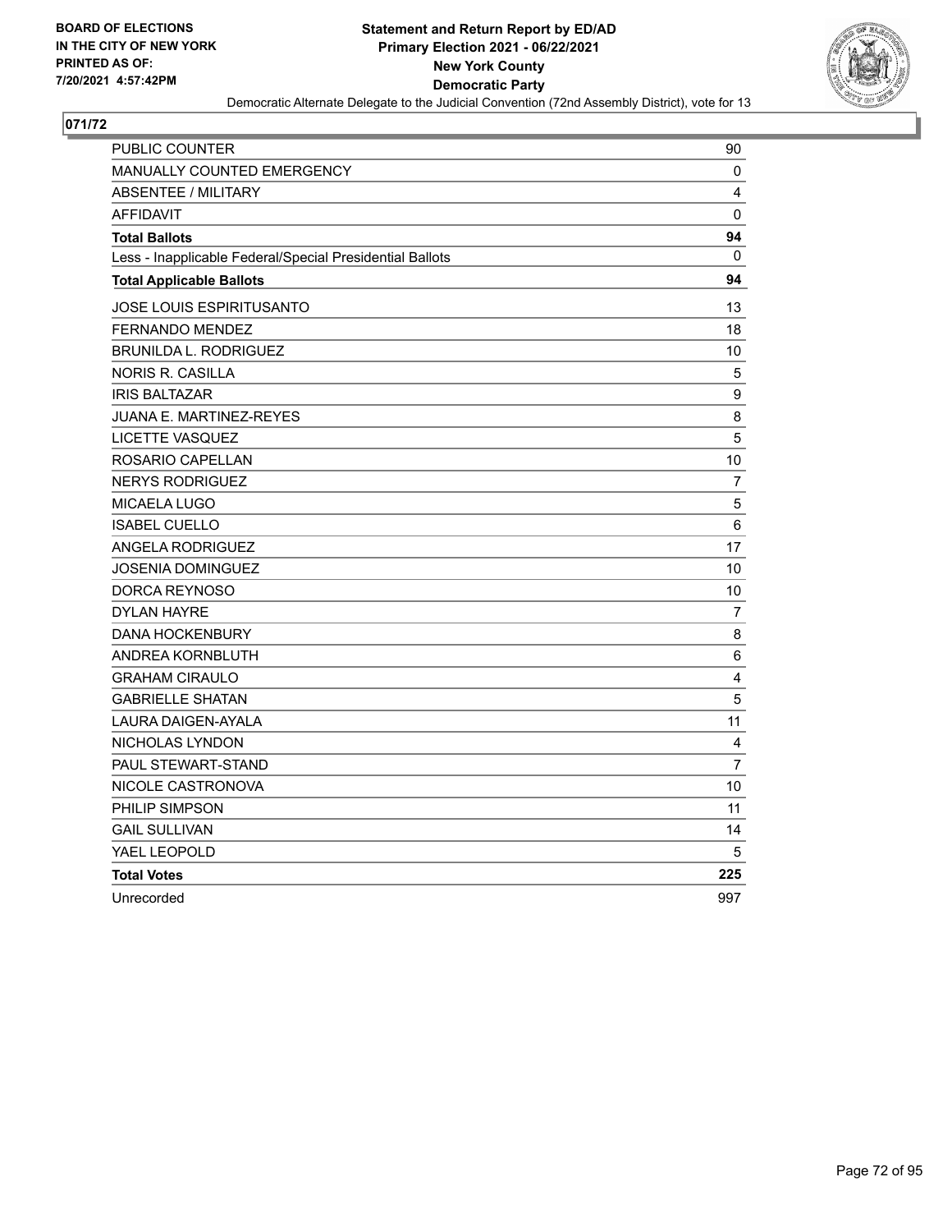**BOARD OF ELECTIONS IN THE CITY OF NEW YORK PRINTED AS OF: 7/20/2021 4:57:42PM**

**Statement and Return Report by ED/AD**
**Primary Election 2021 - 06/22/2021**
**New York County**
**Democratic Party**
Democratic Alternate Delegate to the Judicial Convention (72nd Assembly District), vote for 13

## 071/72

| | |
|---|---|
| PUBLIC COUNTER | 90 |
| MANUALLY COUNTED EMERGENCY | 0 |
| ABSENTEE / MILITARY | 4 |
| AFFIDAVIT | 0 |
| **Total Ballots** | **94** |
| Less - Inapplicable Federal/Special Presidential Ballots | 0 |
| **Total Applicable Ballots** | **94** |
| JOSE LOUIS ESPIRITUSANTO | 13 |
| FERNANDO MENDEZ | 18 |
| BRUNILDA L. RODRIGUEZ | 10 |
| NORIS R. CASILLA | 5 |
| IRIS BALTAZAR | 9 |
| JUANA E. MARTINEZ-REYES | 8 |
| LICETTE VASQUEZ | 5 |
| ROSARIO CAPELLAN | 10 |
| NERYS RODRIGUEZ | 7 |
| MICAELA LUGO | 5 |
| ISABEL CUELLO | 6 |
| ANGELA RODRIGUEZ | 17 |
| JOSENIA DOMINGUEZ | 10 |
| DORCA REYNOSO | 10 |
| DYLAN HAYRE | 7 |
| DANA HOCKENBURY | 8 |
| ANDREA KORNBLUTH | 6 |
| GRAHAM CIRAULO | 4 |
| GABRIELLE SHATAN | 5 |
| LAURA DAIGEN-AYALA | 11 |
| NICHOLAS LYNDON | 4 |
| PAUL STEWART-STAND | 7 |
| NICOLE CASTRONOVA | 10 |
| PHILIP SIMPSON | 11 |
| GAIL SULLIVAN | 14 |
| YAEL LEOPOLD | 5 |
| **Total Votes** | **225** |
| Unrecorded | 997 |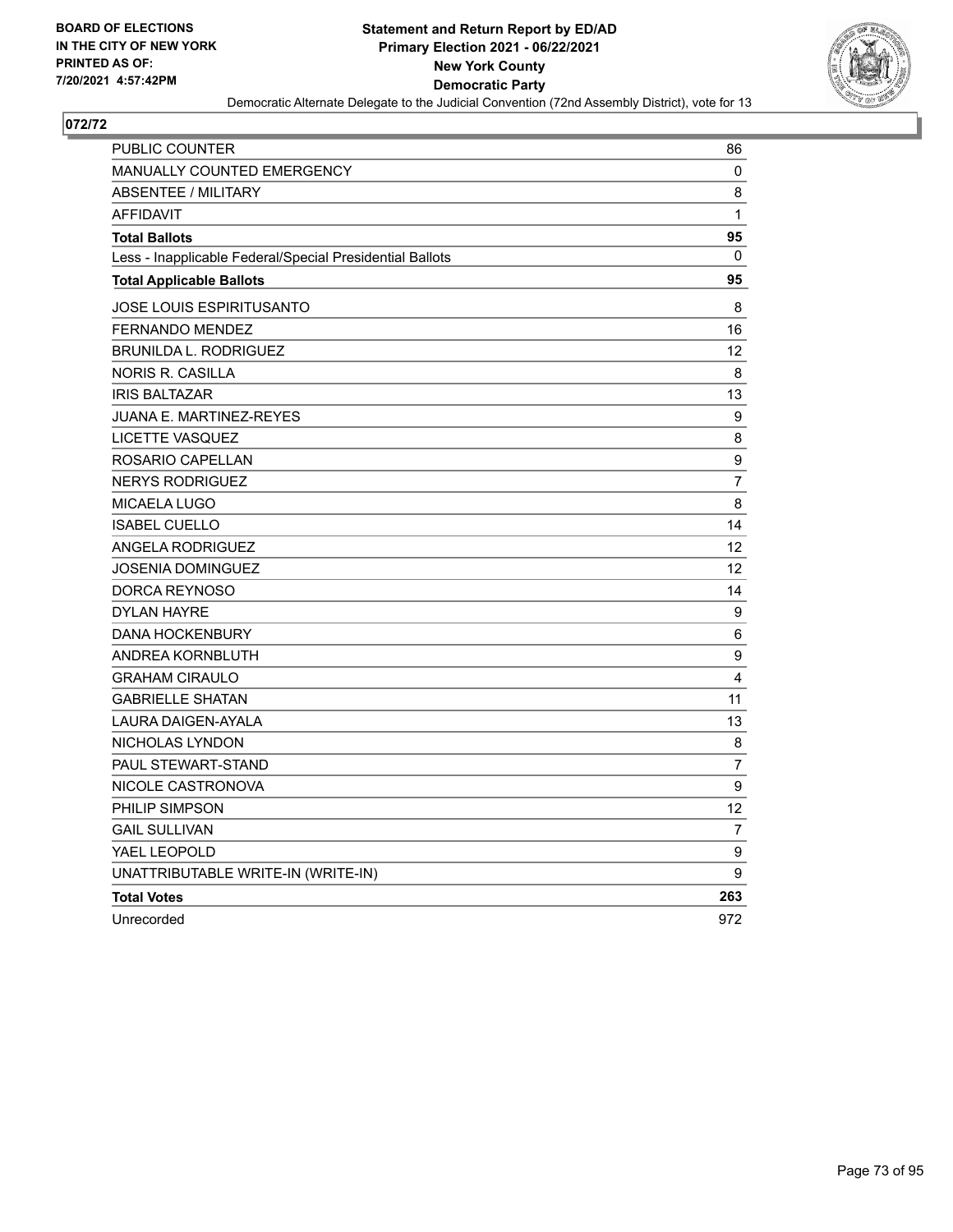BOARD OF ELECTIONS
IN THE CITY OF NEW YORK
PRINTED AS OF:
7/20/2021 4:57:42PM

**Statement and Return Report by ED/AD**
**Primary Election 2021 - 06/22/2021**
**New York County**
**Democratic Party**
Democratic Alternate Delegate to the Judicial Convention (72nd Assembly District), vote for 13

## 072/72

| | |
|---|---|
| PUBLIC COUNTER | 86 |
| MANUALLY COUNTED EMERGENCY | 0 |
| ABSENTEE / MILITARY | 8 |
| AFFIDAVIT | 1 |
| **Total Ballots** | **95** |
| Less - Inapplicable Federal/Special Presidential Ballots | 0 |
| **Total Applicable Ballots** | **95** |
| JOSE LOUIS ESPIRITUSANTO | 8 |
| FERNANDO MENDEZ | 16 |
| BRUNILDA L. RODRIGUEZ | 12 |
| NORIS R. CASILLA | 8 |
| IRIS BALTAZAR | 13 |
| JUANA E. MARTINEZ-REYES | 9 |
| LICETTE VASQUEZ | 8 |
| ROSARIO CAPELLAN | 9 |
| NERYS RODRIGUEZ | 7 |
| MICAELA LUGO | 8 |
| ISABEL CUELLO | 14 |
| ANGELA RODRIGUEZ | 12 |
| JOSENIA DOMINGUEZ | 12 |
| DORCA REYNOSO | 14 |
| DYLAN HAYRE | 9 |
| DANA HOCKENBURY | 6 |
| ANDREA KORNBLUTH | 9 |
| GRAHAM CIRAULO | 4 |
| GABRIELLE SHATAN | 11 |
| LAURA DAIGEN-AYALA | 13 |
| NICHOLAS LYNDON | 8 |
| PAUL STEWART-STAND | 7 |
| NICOLE CASTRONOVA | 9 |
| PHILIP SIMPSON | 12 |
| GAIL SULLIVAN | 7 |
| YAEL LEOPOLD | 9 |
| UNATTRIBUTABLE WRITE-IN (WRITE-IN) | 9 |
| **Total Votes** | **263** |
| Unrecorded | 972 |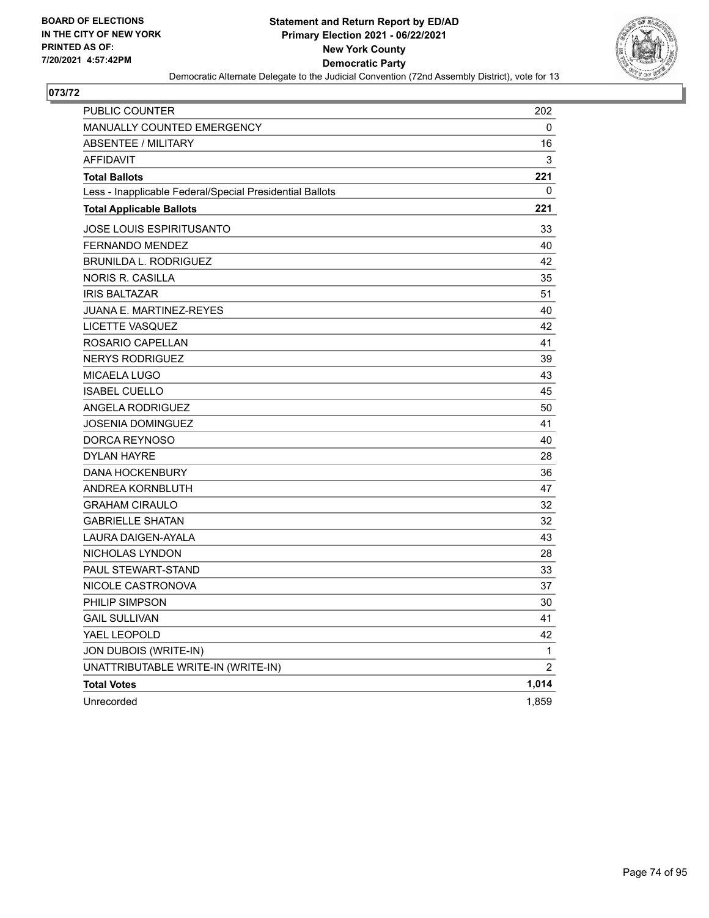BOARD OF ELECTIONS
IN THE CITY OF NEW YORK
PRINTED AS OF:
7/20/2021 4:57:42PM

**Statement and Return Report by ED/AD**
**Primary Election 2021 - 06/22/2021**
**New York County**
**Democratic Party**
Democratic Alternate Delegate to the Judicial Convention (72nd Assembly District), vote for 13

## 073/72

| | |
|---|---|
| PUBLIC COUNTER | 202 |
| MANUALLY COUNTED EMERGENCY | 0 |
| ABSENTEE / MILITARY | 16 |
| AFFIDAVIT | 3 |
| **Total Ballots** | **221** |
| Less - Inapplicable Federal/Special Presidential Ballots | 0 |
| **Total Applicable Ballots** | **221** |
| JOSE LOUIS ESPIRITUSANTO | 33 |
| FERNANDO MENDEZ | 40 |
| BRUNILDA L. RODRIGUEZ | 42 |
| NORIS R. CASILLA | 35 |
| IRIS BALTAZAR | 51 |
| JUANA E. MARTINEZ-REYES | 40 |
| LICETTE VASQUEZ | 42 |
| ROSARIO CAPELLAN | 41 |
| NERYS RODRIGUEZ | 39 |
| MICAELA LUGO | 43 |
| ISABEL CUELLO | 45 |
| ANGELA RODRIGUEZ | 50 |
| JOSENIA DOMINGUEZ | 41 |
| DORCA REYNOSO | 40 |
| DYLAN HAYRE | 28 |
| DANA HOCKENBURY | 36 |
| ANDREA KORNBLUTH | 47 |
| GRAHAM CIRAULO | 32 |
| GABRIELLE SHATAN | 32 |
| LAURA DAIGEN-AYALA | 43 |
| NICHOLAS LYNDON | 28 |
| PAUL STEWART-STAND | 33 |
| NICOLE CASTRONOVA | 37 |
| PHILIP SIMPSON | 30 |
| GAIL SULLIVAN | 41 |
| YAEL LEOPOLD | 42 |
| JON DUBOIS (WRITE-IN) | 1 |
| UNATTRIBUTABLE WRITE-IN (WRITE-IN) | 2 |
| **Total Votes** | **1,014** |
| Unrecorded | 1,859 |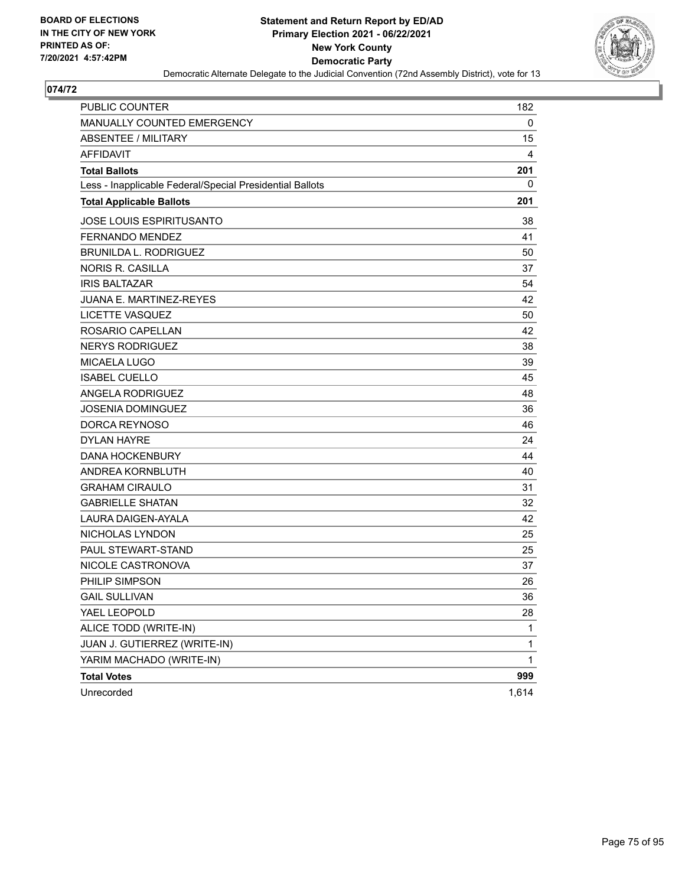**BOARD OF ELECTIONS IN THE CITY OF NEW YORK PRINTED AS OF: 7/20/2021 4:57:42PM**

**Statement and Return Report by ED/AD**
**Primary Election 2021 - 06/22/2021**
**New York County**
**Democratic Party**
Democratic Alternate Delegate to the Judicial Convention (72nd Assembly District), vote for 13

## 074/72

| | |
|---|---|
| PUBLIC COUNTER | 182 |
| MANUALLY COUNTED EMERGENCY | 0 |
| ABSENTEE / MILITARY | 15 |
| AFFIDAVIT | 4 |
| **Total Ballots** | **201** |
| Less - Inapplicable Federal/Special Presidential Ballots | 0 |
| **Total Applicable Ballots** | **201** |
| JOSE LOUIS ESPIRITUSANTO | 38 |
| FERNANDO MENDEZ | 41 |
| BRUNILDA L. RODRIGUEZ | 50 |
| NORIS R. CASILLA | 37 |
| IRIS BALTAZAR | 54 |
| JUANA E. MARTINEZ-REYES | 42 |
| LICETTE VASQUEZ | 50 |
| ROSARIO CAPELLAN | 42 |
| NERYS RODRIGUEZ | 38 |
| MICAELA LUGO | 39 |
| ISABEL CUELLO | 45 |
| ANGELA RODRIGUEZ | 48 |
| JOSENIA DOMINGUEZ | 36 |
| DORCA REYNOSO | 46 |
| DYLAN HAYRE | 24 |
| DANA HOCKENBURY | 44 |
| ANDREA KORNBLUTH | 40 |
| GRAHAM CIRAULO | 31 |
| GABRIELLE SHATAN | 32 |
| LAURA DAIGEN-AYALA | 42 |
| NICHOLAS LYNDON | 25 |
| PAUL STEWART-STAND | 25 |
| NICOLE CASTRONOVA | 37 |
| PHILIP SIMPSON | 26 |
| GAIL SULLIVAN | 36 |
| YAEL LEOPOLD | 28 |
| ALICE TODD (WRITE-IN) | 1 |
| JUAN J. GUTIERREZ (WRITE-IN) | 1 |
| YARIM MACHADO (WRITE-IN) | 1 |
| **Total Votes** | **999** |
| Unrecorded | 1,614 |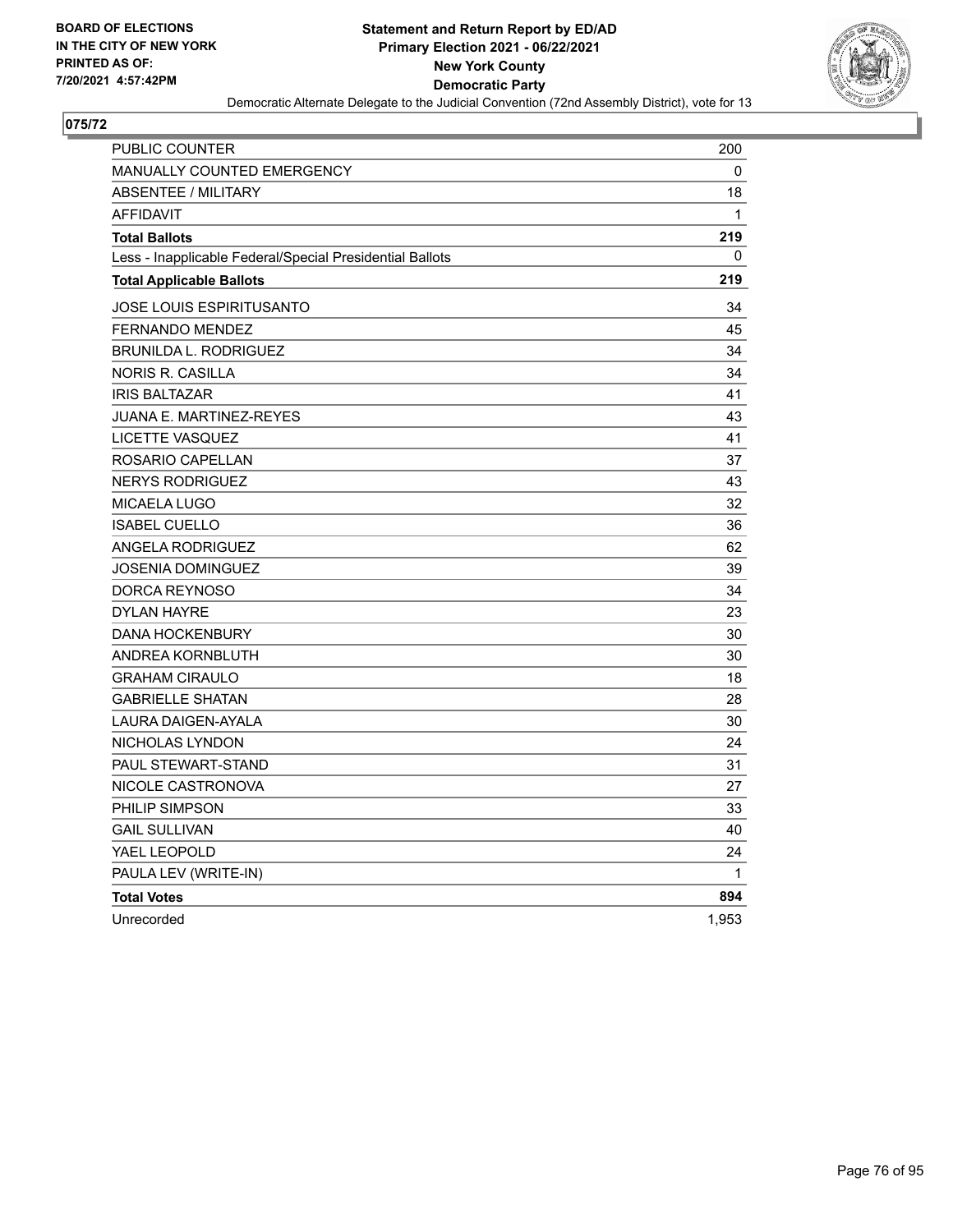**BOARD OF ELECTIONS IN THE CITY OF NEW YORK PRINTED AS OF: 7/20/2021 4:57:42PM**

**Statement and Return Report by ED/AD**
**Primary Election 2021 - 06/22/2021**
**New York County**
**Democratic Party**
Democratic Alternate Delegate to the Judicial Convention (72nd Assembly District), vote for 13

## 075/72

| | |
|---|---|
| PUBLIC COUNTER | 200 |
| MANUALLY COUNTED EMERGENCY | 0 |
| ABSENTEE / MILITARY | 18 |
| AFFIDAVIT | 1 |
| **Total Ballots** | **219** |
| Less - Inapplicable Federal/Special Presidential Ballots | 0 |
| **Total Applicable Ballots** | **219** |
| JOSE LOUIS ESPIRITUSANTO | 34 |
| FERNANDO MENDEZ | 45 |
| BRUNILDA L. RODRIGUEZ | 34 |
| NORIS R. CASILLA | 34 |
| IRIS BALTAZAR | 41 |
| JUANA E. MARTINEZ-REYES | 43 |
| LICETTE VASQUEZ | 41 |
| ROSARIO CAPELLAN | 37 |
| NERYS RODRIGUEZ | 43 |
| MICAELA LUGO | 32 |
| ISABEL CUELLO | 36 |
| ANGELA RODRIGUEZ | 62 |
| JOSENIA DOMINGUEZ | 39 |
| DORCA REYNOSO | 34 |
| DYLAN HAYRE | 23 |
| DANA HOCKENBURY | 30 |
| ANDREA KORNBLUTH | 30 |
| GRAHAM CIRAULO | 18 |
| GABRIELLE SHATAN | 28 |
| LAURA DAIGEN-AYALA | 30 |
| NICHOLAS LYNDON | 24 |
| PAUL STEWART-STAND | 31 |
| NICOLE CASTRONOVA | 27 |
| PHILIP SIMPSON | 33 |
| GAIL SULLIVAN | 40 |
| YAEL LEOPOLD | 24 |
| PAULA LEV (WRITE-IN) | 1 |
| **Total Votes** | **894** |
| Unrecorded | 1,953 |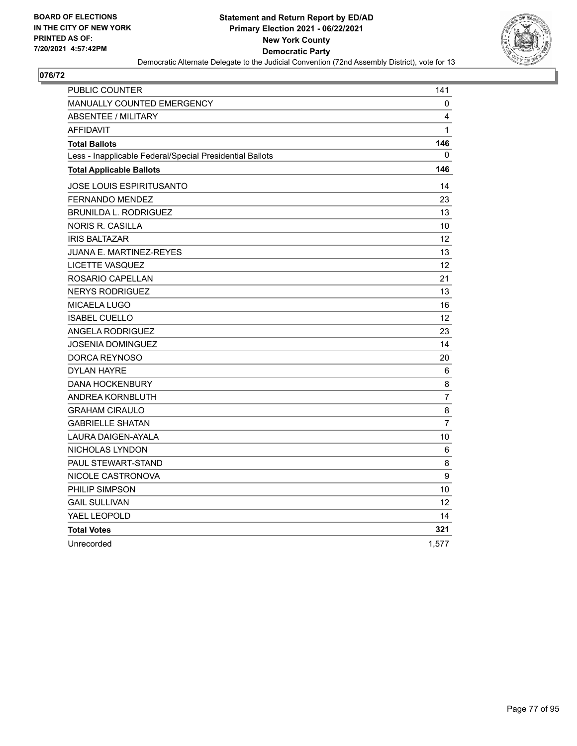BOARD OF ELECTIONS
IN THE CITY OF NEW YORK
PRINTED AS OF:
7/20/2021 4:57:42PM

**Statement and Return Report by ED/AD**
**Primary Election 2021 - 06/22/2021**
**New York County**
**Democratic Party**
Democratic Alternate Delegate to the Judicial Convention (72nd Assembly District), vote for 13

## 076/72

| | |
|---|---|
| PUBLIC COUNTER | 141 |
| MANUALLY COUNTED EMERGENCY | 0 |
| ABSENTEE / MILITARY | 4 |
| AFFIDAVIT | 1 |
| **Total Ballots** | **146** |
| Less - Inapplicable Federal/Special Presidential Ballots | 0 |
| **Total Applicable Ballots** | **146** |
| JOSE LOUIS ESPIRITUSANTO | 14 |
| FERNANDO MENDEZ | 23 |
| BRUNILDA L. RODRIGUEZ | 13 |
| NORIS R. CASILLA | 10 |
| IRIS BALTAZAR | 12 |
| JUANA E. MARTINEZ-REYES | 13 |
| LICETTE VASQUEZ | 12 |
| ROSARIO CAPELLAN | 21 |
| NERYS RODRIGUEZ | 13 |
| MICAELA LUGO | 16 |
| ISABEL CUELLO | 12 |
| ANGELA RODRIGUEZ | 23 |
| JOSENIA DOMINGUEZ | 14 |
| DORCA REYNOSO | 20 |
| DYLAN HAYRE | 6 |
| DANA HOCKENBURY | 8 |
| ANDREA KORNBLUTH | 7 |
| GRAHAM CIRAULO | 8 |
| GABRIELLE SHATAN | 7 |
| LAURA DAIGEN-AYALA | 10 |
| NICHOLAS LYNDON | 6 |
| PAUL STEWART-STAND | 8 |
| NICOLE CASTRONOVA | 9 |
| PHILIP SIMPSON | 10 |
| GAIL SULLIVAN | 12 |
| YAEL LEOPOLD | 14 |
| **Total Votes** | **321** |
| Unrecorded | 1,577 |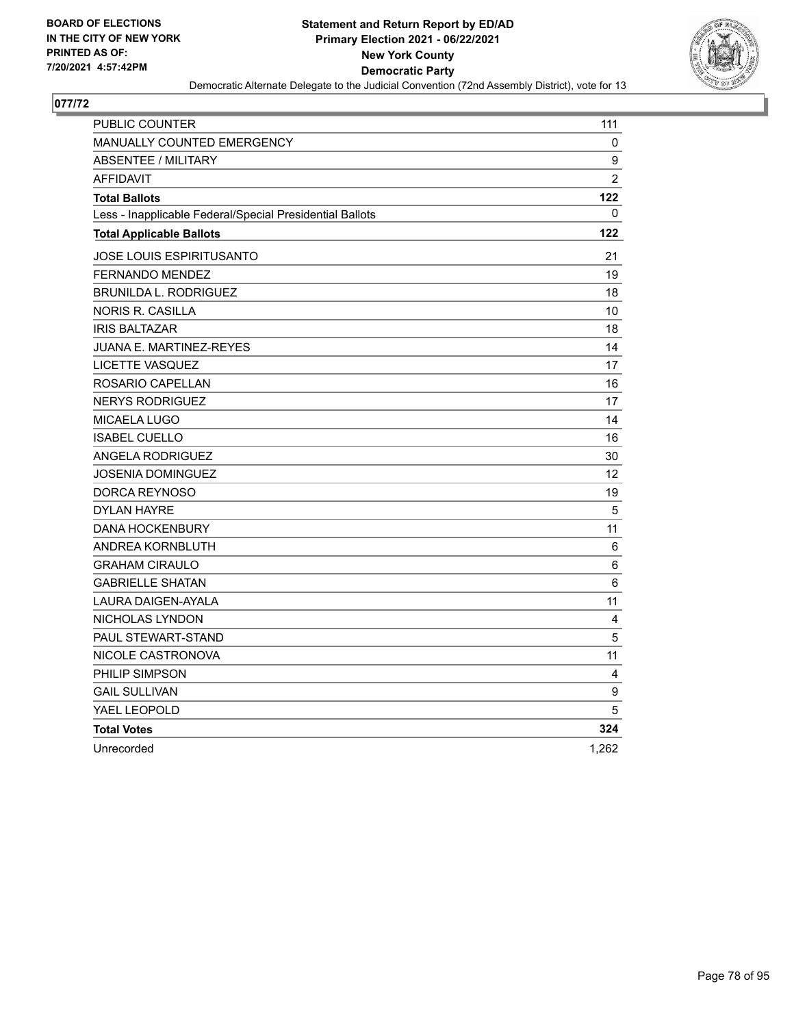**BOARD OF ELECTIONS IN THE CITY OF NEW YORK PRINTED AS OF: 7/20/2021 4:57:42PM**

**Statement and Return Report by ED/AD**
**Primary Election 2021 - 06/22/2021**
**New York County**
**Democratic Party**
Democratic Alternate Delegate to the Judicial Convention (72nd Assembly District), vote for 13

## 077/72

| | |
|---|---|
| PUBLIC COUNTER | 111 |
| MANUALLY COUNTED EMERGENCY | 0 |
| ABSENTEE / MILITARY | 9 |
| AFFIDAVIT | 2 |
| **Total Ballots** | **122** |
| Less - Inapplicable Federal/Special Presidential Ballots | 0 |
| **Total Applicable Ballots** | **122** |
| JOSE LOUIS ESPIRITUSANTO | 21 |
| FERNANDO MENDEZ | 19 |
| BRUNILDA L. RODRIGUEZ | 18 |
| NORIS R. CASILLA | 10 |
| IRIS BALTAZAR | 18 |
| JUANA E. MARTINEZ-REYES | 14 |
| LICETTE VASQUEZ | 17 |
| ROSARIO CAPELLAN | 16 |
| NERYS RODRIGUEZ | 17 |
| MICAELA LUGO | 14 |
| ISABEL CUELLO | 16 |
| ANGELA RODRIGUEZ | 30 |
| JOSENIA DOMINGUEZ | 12 |
| DORCA REYNOSO | 19 |
| DYLAN HAYRE | 5 |
| DANA HOCKENBURY | 11 |
| ANDREA KORNBLUTH | 6 |
| GRAHAM CIRAULO | 6 |
| GABRIELLE SHATAN | 6 |
| LAURA DAIGEN-AYALA | 11 |
| NICHOLAS LYNDON | 4 |
| PAUL STEWART-STAND | 5 |
| NICOLE CASTRONOVA | 11 |
| PHILIP SIMPSON | 4 |
| GAIL SULLIVAN | 9 |
| YAEL LEOPOLD | 5 |
| **Total Votes** | **324** |
| Unrecorded | 1,262 |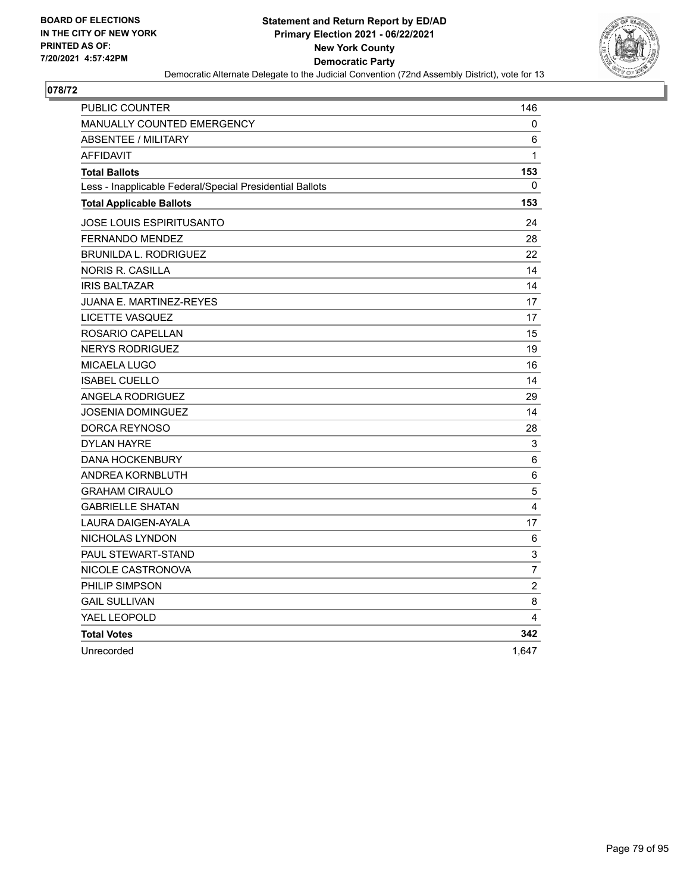BOARD OF ELECTIONS
IN THE CITY OF NEW YORK
PRINTED AS OF:
7/20/2021 4:57:42PM

**Statement and Return Report by ED/AD**
**Primary Election 2021 - 06/22/2021**
**New York County**
**Democratic Party**
Democratic Alternate Delegate to the Judicial Convention (72nd Assembly District), vote for 13

## 078/72

| | |
|---|---|
| PUBLIC COUNTER | 146 |
| MANUALLY COUNTED EMERGENCY | 0 |
| ABSENTEE / MILITARY | 6 |
| AFFIDAVIT | 1 |
| **Total Ballots** | **153** |
| Less - Inapplicable Federal/Special Presidential Ballots | 0 |
| **Total Applicable Ballots** | **153** |
| JOSE LOUIS ESPIRITUSANTO | 24 |
| FERNANDO MENDEZ | 28 |
| BRUNILDA L. RODRIGUEZ | 22 |
| NORIS R. CASILLA | 14 |
| IRIS BALTAZAR | 14 |
| JUANA E. MARTINEZ-REYES | 17 |
| LICETTE VASQUEZ | 17 |
| ROSARIO CAPELLAN | 15 |
| NERYS RODRIGUEZ | 19 |
| MICAELA LUGO | 16 |
| ISABEL CUELLO | 14 |
| ANGELA RODRIGUEZ | 29 |
| JOSENIA DOMINGUEZ | 14 |
| DORCA REYNOSO | 28 |
| DYLAN HAYRE | 3 |
| DANA HOCKENBURY | 6 |
| ANDREA KORNBLUTH | 6 |
| GRAHAM CIRAULO | 5 |
| GABRIELLE SHATAN | 4 |
| LAURA DAIGEN-AYALA | 17 |
| NICHOLAS LYNDON | 6 |
| PAUL STEWART-STAND | 3 |
| NICOLE CASTRONOVA | 7 |
| PHILIP SIMPSON | 2 |
| GAIL SULLIVAN | 8 |
| YAEL LEOPOLD | 4 |
| **Total Votes** | **342** |
| Unrecorded | 1,647 |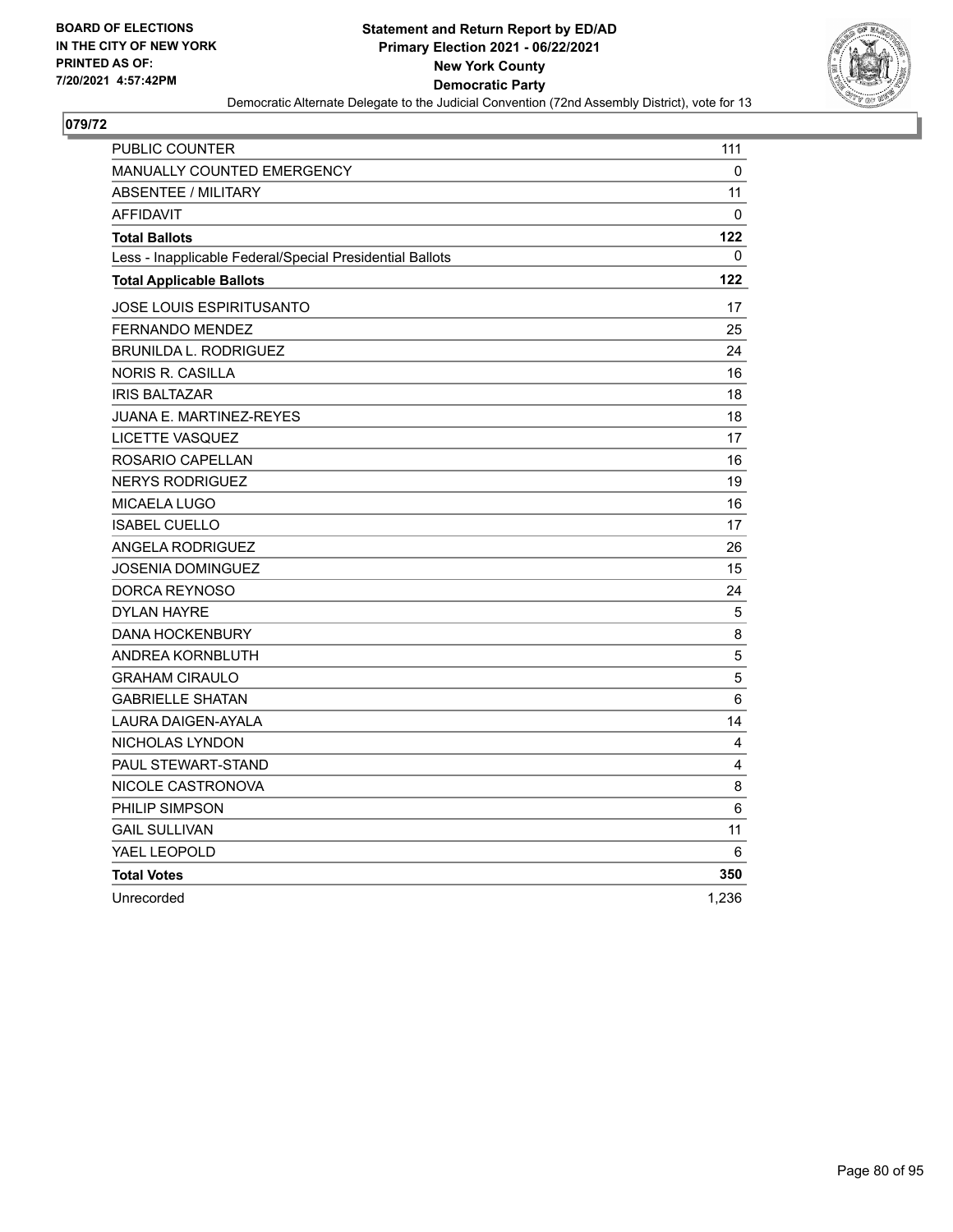**BOARD OF ELECTIONS IN THE CITY OF NEW YORK**
**PRINTED AS OF: 7/20/2021 4:57:42PM**

# Statement and Return Report by ED/AD
## Primary Election 2021 - 06/22/2021
## New York County
## Democratic Party

Democratic Alternate Delegate to the Judicial Convention (72nd Assembly District), vote for 13

### 079/72

| | |
|---|---|
| PUBLIC COUNTER | 111 |
| MANUALLY COUNTED EMERGENCY | 0 |
| ABSENTEE / MILITARY | 11 |
| AFFIDAVIT | 0 |
| **Total Ballots** | **122** |
| Less - Inapplicable Federal/Special Presidential Ballots | 0 |
| **Total Applicable Ballots** | **122** |
| JOSE LOUIS ESPIRITUSANTO | 17 |
| FERNANDO MENDEZ | 25 |
| BRUNILDA L. RODRIGUEZ | 24 |
| NORIS R. CASILLA | 16 |
| IRIS BALTAZAR | 18 |
| JUANA E. MARTINEZ-REYES | 18 |
| LICETTE VASQUEZ | 17 |
| ROSARIO CAPELLAN | 16 |
| NERYS RODRIGUEZ | 19 |
| MICAELA LUGO | 16 |
| ISABEL CUELLO | 17 |
| ANGELA RODRIGUEZ | 26 |
| JOSENIA DOMINGUEZ | 15 |
| DORCA REYNOSO | 24 |
| DYLAN HAYRE | 5 |
| DANA HOCKENBURY | 8 |
| ANDREA KORNBLUTH | 5 |
| GRAHAM CIRAULO | 5 |
| GABRIELLE SHATAN | 6 |
| LAURA DAIGEN-AYALA | 14 |
| NICHOLAS LYNDON | 4 |
| PAUL STEWART-STAND | 4 |
| NICOLE CASTRONOVA | 8 |
| PHILIP SIMPSON | 6 |
| GAIL SULLIVAN | 11 |
| YAEL LEOPOLD | 6 |
| **Total Votes** | **350** |
| Unrecorded | 1,236 |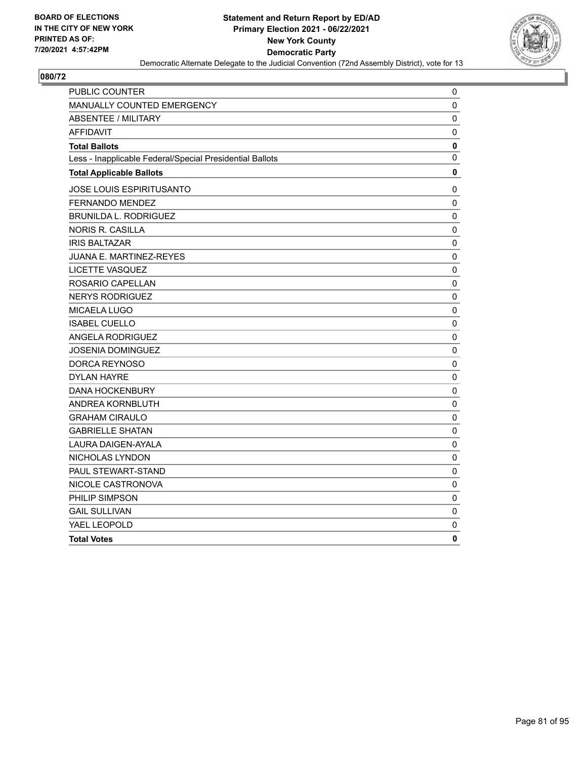BOARD OF ELECTIONS
IN THE CITY OF NEW YORK
PRINTED AS OF:
7/20/2021 4:57:42PM

**Statement and Return Report by ED/AD**
**Primary Election 2021 - 06/22/2021**
**New York County**
**Democratic Party**
Democratic Alternate Delegate to the Judicial Convention (72nd Assembly District), vote for 13

## 080/72

| | |
|---|---|
| PUBLIC COUNTER | 0 |
| MANUALLY COUNTED EMERGENCY | 0 |
| ABSENTEE / MILITARY | 0 |
| AFFIDAVIT | 0 |
| **Total Ballots** | **0** |
| Less - Inapplicable Federal/Special Presidential Ballots | 0 |
| **Total Applicable Ballots** | **0** |
| JOSE LOUIS ESPIRITUSANTO | 0 |
| FERNANDO MENDEZ | 0 |
| BRUNILDA L. RODRIGUEZ | 0 |
| NORIS R. CASILLA | 0 |
| IRIS BALTAZAR | 0 |
| JUANA E. MARTINEZ-REYES | 0 |
| LICETTE VASQUEZ | 0 |
| ROSARIO CAPELLAN | 0 |
| NERYS RODRIGUEZ | 0 |
| MICAELA LUGO | 0 |
| ISABEL CUELLO | 0 |
| ANGELA RODRIGUEZ | 0 |
| JOSENIA DOMINGUEZ | 0 |
| DORCA REYNOSO | 0 |
| DYLAN HAYRE | 0 |
| DANA HOCKENBURY | 0 |
| ANDREA KORNBLUTH | 0 |
| GRAHAM CIRAULO | 0 |
| GABRIELLE SHATAN | 0 |
| LAURA DAIGEN-AYALA | 0 |
| NICHOLAS LYNDON | 0 |
| PAUL STEWART-STAND | 0 |
| NICOLE CASTRONOVA | 0 |
| PHILIP SIMPSON | 0 |
| GAIL SULLIVAN | 0 |
| YAEL LEOPOLD | 0 |
| **Total Votes** | **0** |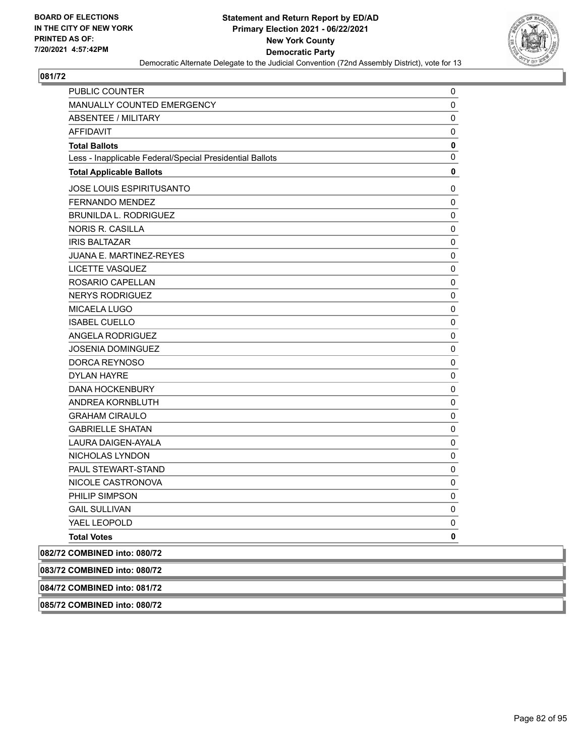## 081/72

| | |
|---|---|
| PUBLIC COUNTER | 0 |
| MANUALLY COUNTED EMERGENCY | 0 |
| ABSENTEE / MILITARY | 0 |
| AFFIDAVIT | 0 |
| **Total Ballots** | **0** |
| Less - Inapplicable Federal/Special Presidential Ballots | 0 |
| **Total Applicable Ballots** | **0** |
| JOSE LOUIS ESPIRITUSANTO | 0 |
| FERNANDO MENDEZ | 0 |
| BRUNILDA L. RODRIGUEZ | 0 |
| NORIS R. CASILLA | 0 |
| IRIS BALTAZAR | 0 |
| JUANA E. MARTINEZ-REYES | 0 |
| LICETTE VASQUEZ | 0 |
| ROSARIO CAPELLAN | 0 |
| NERYS RODRIGUEZ | 0 |
| MICAELA LUGO | 0 |
| ISABEL CUELLO | 0 |
| ANGELA RODRIGUEZ | 0 |
| JOSENIA DOMINGUEZ | 0 |
| DORCA REYNOSO | 0 |
| DYLAN HAYRE | 0 |
| DANA HOCKENBURY | 0 |
| ANDREA KORNBLUTH | 0 |
| GRAHAM CIRAULO | 0 |
| GABRIELLE SHATAN | 0 |
| LAURA DAIGEN-AYALA | 0 |
| NICHOLAS LYNDON | 0 |
| PAUL STEWART-STAND | 0 |
| NICOLE CASTRONOVA | 0 |
| PHILIP SIMPSON | 0 |
| GAIL SULLIVAN | 0 |
| YAEL LEOPOLD | 0 |
| **Total Votes** | **0** |

**082/72 COMBINED into: 080/72**

**083/72 COMBINED into: 080/72**

**084/72 COMBINED into: 081/72**

**085/72 COMBINED into: 080/72**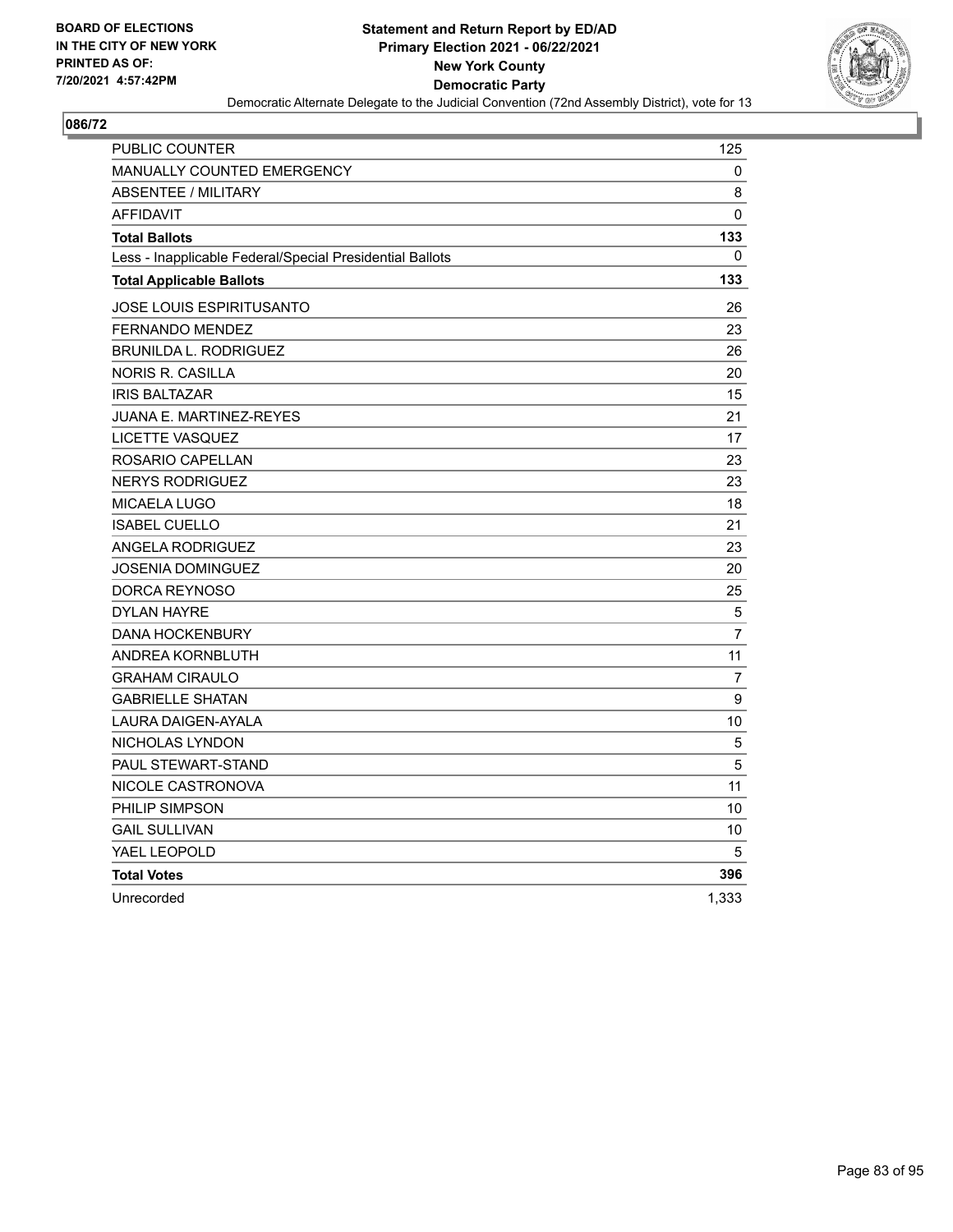**BOARD OF ELECTIONS IN THE CITY OF NEW YORK PRINTED AS OF: 7/20/2021 4:57:42PM**

**Statement and Return Report by ED/AD**
**Primary Election 2021 - 06/22/2021**
**New York County**
**Democratic Party**
Democratic Alternate Delegate to the Judicial Convention (72nd Assembly District), vote for 13

## 086/72

| | |
|---|---|
| PUBLIC COUNTER | 125 |
| MANUALLY COUNTED EMERGENCY | 0 |
| ABSENTEE / MILITARY | 8 |
| AFFIDAVIT | 0 |
| **Total Ballots** | **133** |
| Less - Inapplicable Federal/Special Presidential Ballots | 0 |
| **Total Applicable Ballots** | **133** |
| JOSE LOUIS ESPIRITUSANTO | 26 |
| FERNANDO MENDEZ | 23 |
| BRUNILDA L. RODRIGUEZ | 26 |
| NORIS R. CASILLA | 20 |
| IRIS BALTAZAR | 15 |
| JUANA E. MARTINEZ-REYES | 21 |
| LICETTE VASQUEZ | 17 |
| ROSARIO CAPELLAN | 23 |
| NERYS RODRIGUEZ | 23 |
| MICAELA LUGO | 18 |
| ISABEL CUELLO | 21 |
| ANGELA RODRIGUEZ | 23 |
| JOSENIA DOMINGUEZ | 20 |
| DORCA REYNOSO | 25 |
| DYLAN HAYRE | 5 |
| DANA HOCKENBURY | 7 |
| ANDREA KORNBLUTH | 11 |
| GRAHAM CIRAULO | 7 |
| GABRIELLE SHATAN | 9 |
| LAURA DAIGEN-AYALA | 10 |
| NICHOLAS LYNDON | 5 |
| PAUL STEWART-STAND | 5 |
| NICOLE CASTRONOVA | 11 |
| PHILIP SIMPSON | 10 |
| GAIL SULLIVAN | 10 |
| YAEL LEOPOLD | 5 |
| **Total Votes** | **396** |
| Unrecorded | 1,333 |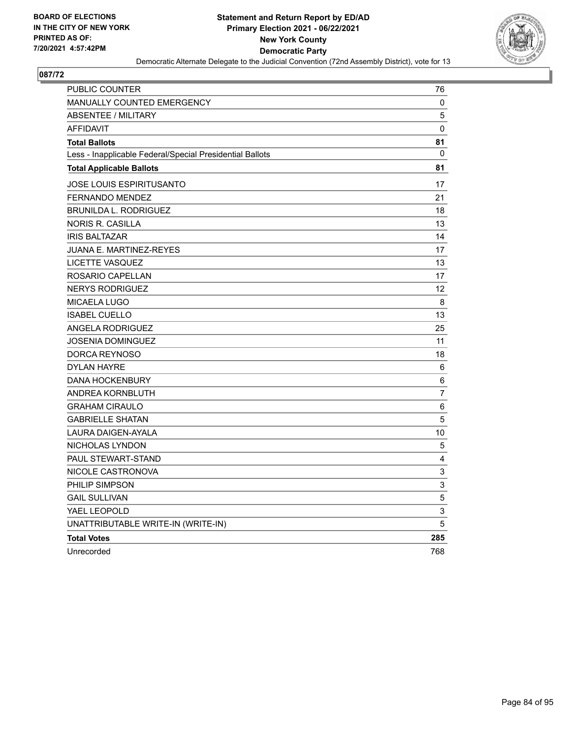BOARD OF ELECTIONS
IN THE CITY OF NEW YORK
PRINTED AS OF:
7/20/2021 4:57:42PM

**Statement and Return Report by ED/AD**
**Primary Election 2021 - 06/22/2021**
**New York County**
**Democratic Party**
Democratic Alternate Delegate to the Judicial Convention (72nd Assembly District), vote for 13

## 087/72

| | |
|---|---|
| PUBLIC COUNTER | 76 |
| MANUALLY COUNTED EMERGENCY | 0 |
| ABSENTEE / MILITARY | 5 |
| AFFIDAVIT | 0 |
| **Total Ballots** | **81** |
| Less - Inapplicable Federal/Special Presidential Ballots | 0 |
| **Total Applicable Ballots** | **81** |
| JOSE LOUIS ESPIRITUSANTO | 17 |
| FERNANDO MENDEZ | 21 |
| BRUNILDA L. RODRIGUEZ | 18 |
| NORIS R. CASILLA | 13 |
| IRIS BALTAZAR | 14 |
| JUANA E. MARTINEZ-REYES | 17 |
| LICETTE VASQUEZ | 13 |
| ROSARIO CAPELLAN | 17 |
| NERYS RODRIGUEZ | 12 |
| MICAELA LUGO | 8 |
| ISABEL CUELLO | 13 |
| ANGELA RODRIGUEZ | 25 |
| JOSENIA DOMINGUEZ | 11 |
| DORCA REYNOSO | 18 |
| DYLAN HAYRE | 6 |
| DANA HOCKENBURY | 6 |
| ANDREA KORNBLUTH | 7 |
| GRAHAM CIRAULO | 6 |
| GABRIELLE SHATAN | 5 |
| LAURA DAIGEN-AYALA | 10 |
| NICHOLAS LYNDON | 5 |
| PAUL STEWART-STAND | 4 |
| NICOLE CASTRONOVA | 3 |
| PHILIP SIMPSON | 3 |
| GAIL SULLIVAN | 5 |
| YAEL LEOPOLD | 3 |
| UNATTRIBUTABLE WRITE-IN (WRITE-IN) | 5 |
| **Total Votes** | **285** |
| Unrecorded | 768 |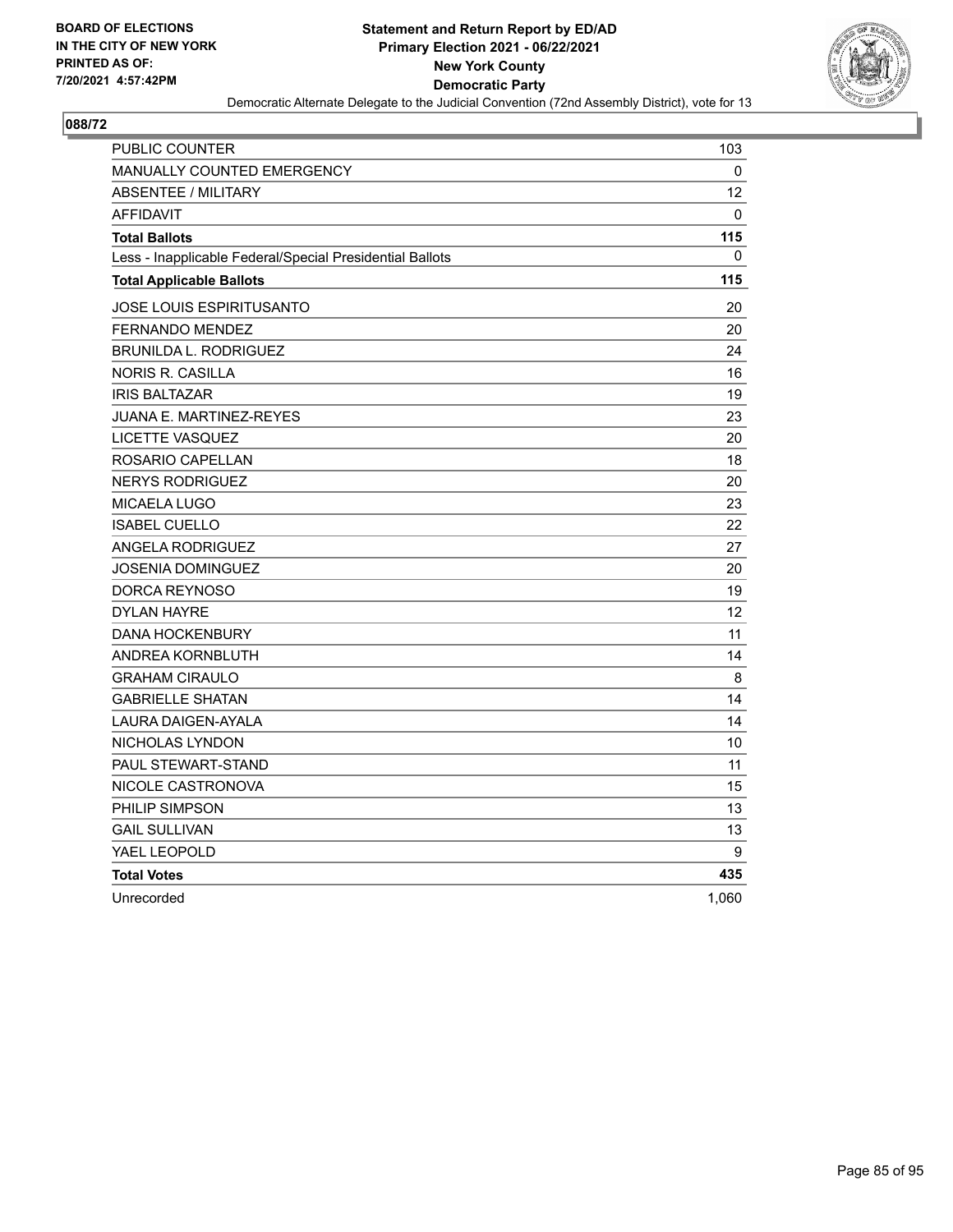BOARD OF ELECTIONS
IN THE CITY OF NEW YORK
PRINTED AS OF:
7/20/2021 4:57:42PM

**Statement and Return Report by ED/AD**
**Primary Election 2021 - 06/22/2021**
**New York County**
**Democratic Party**
Democratic Alternate Delegate to the Judicial Convention (72nd Assembly District), vote for 13

## 088/72

| | |
|---|---|
| PUBLIC COUNTER | 103 |
| MANUALLY COUNTED EMERGENCY | 0 |
| ABSENTEE / MILITARY | 12 |
| AFFIDAVIT | 0 |
| **Total Ballots** | **115** |
| Less - Inapplicable Federal/Special Presidential Ballots | 0 |
| **Total Applicable Ballots** | **115** |
| JOSE LOUIS ESPIRITUSANTO | 20 |
| FERNANDO MENDEZ | 20 |
| BRUNILDA L. RODRIGUEZ | 24 |
| NORIS R. CASILLA | 16 |
| IRIS BALTAZAR | 19 |
| JUANA E. MARTINEZ-REYES | 23 |
| LICETTE VASQUEZ | 20 |
| ROSARIO CAPELLAN | 18 |
| NERYS RODRIGUEZ | 20 |
| MICAELA LUGO | 23 |
| ISABEL CUELLO | 22 |
| ANGELA RODRIGUEZ | 27 |
| JOSENIA DOMINGUEZ | 20 |
| DORCA REYNOSO | 19 |
| DYLAN HAYRE | 12 |
| DANA HOCKENBURY | 11 |
| ANDREA KORNBLUTH | 14 |
| GRAHAM CIRAULO | 8 |
| GABRIELLE SHATAN | 14 |
| LAURA DAIGEN-AYALA | 14 |
| NICHOLAS LYNDON | 10 |
| PAUL STEWART-STAND | 11 |
| NICOLE CASTRONOVA | 15 |
| PHILIP SIMPSON | 13 |
| GAIL SULLIVAN | 13 |
| YAEL LEOPOLD | 9 |
| **Total Votes** | **435** |
| Unrecorded | 1,060 |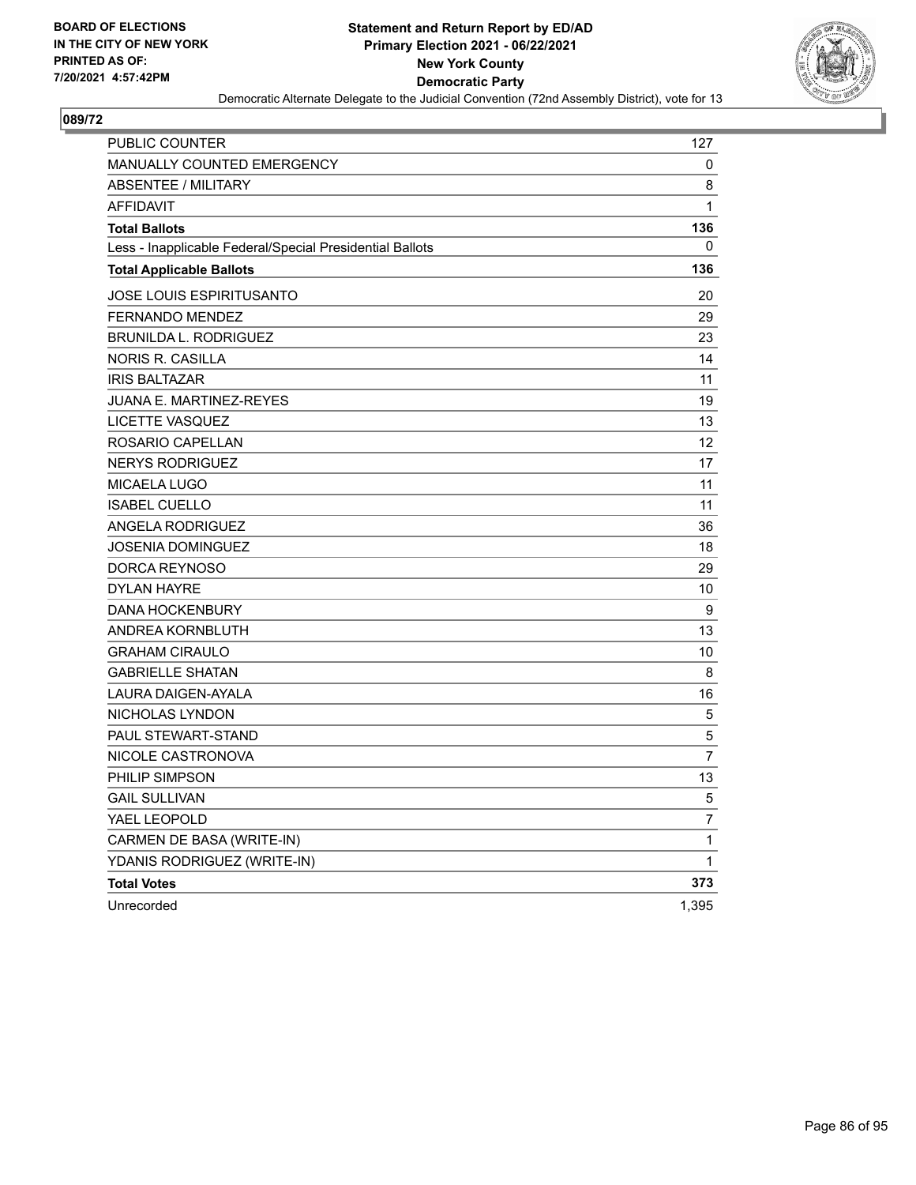BOARD OF ELECTIONS
IN THE CITY OF NEW YORK
PRINTED AS OF:
7/20/2021 4:57:42PM

**Statement and Return Report by ED/AD**
**Primary Election 2021 - 06/22/2021**
**New York County**
**Democratic Party**
Democratic Alternate Delegate to the Judicial Convention (72nd Assembly District), vote for 13

**089/72**

| | |
|---|---|
| PUBLIC COUNTER | 127 |
| MANUALLY COUNTED EMERGENCY | 0 |
| ABSENTEE / MILITARY | 8 |
| AFFIDAVIT | 1 |
| **Total Ballots** | **136** |
| Less - Inapplicable Federal/Special Presidential Ballots | 0 |
| **Total Applicable Ballots** | **136** |
| JOSE LOUIS ESPIRITUSANTO | 20 |
| FERNANDO MENDEZ | 29 |
| BRUNILDA L. RODRIGUEZ | 23 |
| NORIS R. CASILLA | 14 |
| IRIS BALTAZAR | 11 |
| JUANA E. MARTINEZ-REYES | 19 |
| LICETTE VASQUEZ | 13 |
| ROSARIO CAPELLAN | 12 |
| NERYS RODRIGUEZ | 17 |
| MICAELA LUGO | 11 |
| ISABEL CUELLO | 11 |
| ANGELA RODRIGUEZ | 36 |
| JOSENIA DOMINGUEZ | 18 |
| DORCA REYNOSO | 29 |
| DYLAN HAYRE | 10 |
| DANA HOCKENBURY | 9 |
| ANDREA KORNBLUTH | 13 |
| GRAHAM CIRAULO | 10 |
| GABRIELLE SHATAN | 8 |
| LAURA DAIGEN-AYALA | 16 |
| NICHOLAS LYNDON | 5 |
| PAUL STEWART-STAND | 5 |
| NICOLE CASTRONOVA | 7 |
| PHILIP SIMPSON | 13 |
| GAIL SULLIVAN | 5 |
| YAEL LEOPOLD | 7 |
| CARMEN DE BASA (WRITE-IN) | 1 |
| YDANIS RODRIGUEZ (WRITE-IN) | 1 |
| **Total Votes** | **373** |
| Unrecorded | 1,395 |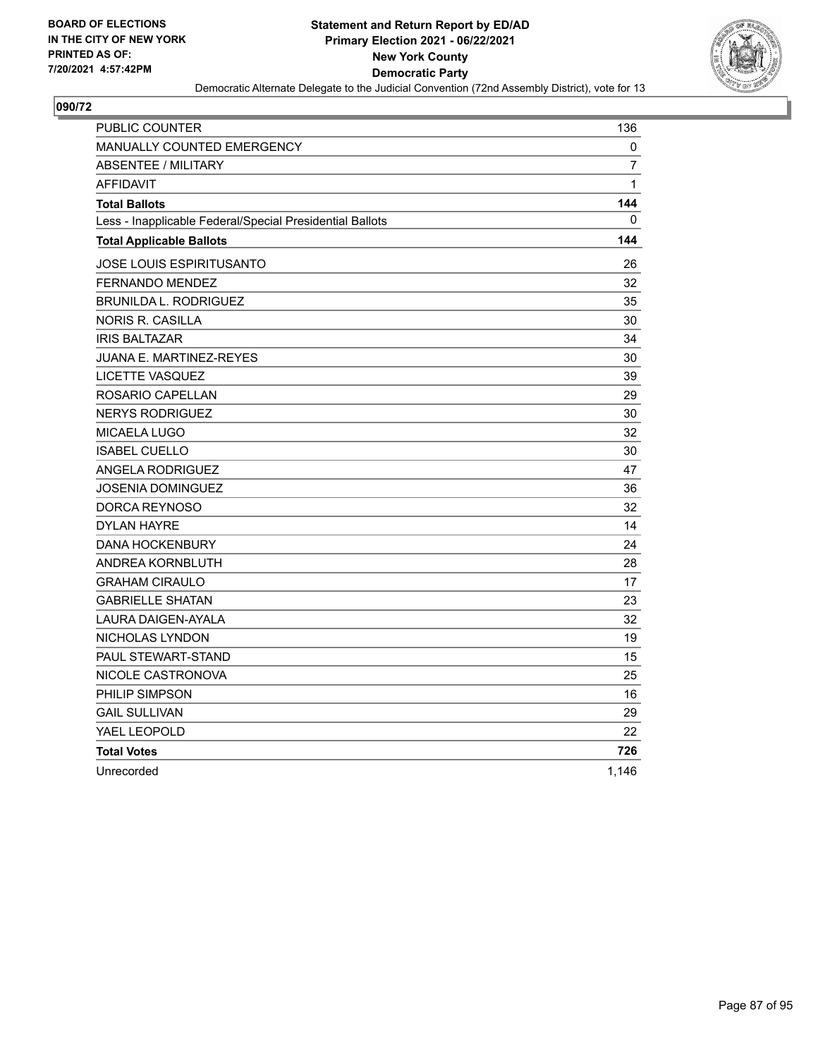**BOARD OF ELECTIONS IN THE CITY OF NEW YORK PRINTED AS OF: 7/20/2021 4:57:42PM**

**Statement and Return Report by ED/AD**
**Primary Election 2021 - 06/22/2021**
**New York County**
**Democratic Party**
Democratic Alternate Delegate to the Judicial Convention (72nd Assembly District), vote for 13

**090/72**

| | |
|---|---|
| PUBLIC COUNTER | 136 |
| MANUALLY COUNTED EMERGENCY | 0 |
| ABSENTEE / MILITARY | 7 |
| AFFIDAVIT | 1 |
| **Total Ballots** | **144** |
| Less - Inapplicable Federal/Special Presidential Ballots | 0 |
| **Total Applicable Ballots** | **144** |
| JOSE LOUIS ESPIRITUSANTO | 26 |
| FERNANDO MENDEZ | 32 |
| BRUNILDA L. RODRIGUEZ | 35 |
| NORIS R. CASILLA | 30 |
| IRIS BALTAZAR | 34 |
| JUANA E. MARTINEZ-REYES | 30 |
| LICETTE VASQUEZ | 39 |
| ROSARIO CAPELLAN | 29 |
| NERYS RODRIGUEZ | 30 |
| MICAELA LUGO | 32 |
| ISABEL CUELLO | 30 |
| ANGELA RODRIGUEZ | 47 |
| JOSENIA DOMINGUEZ | 36 |
| DORCA REYNOSO | 32 |
| DYLAN HAYRE | 14 |
| DANA HOCKENBURY | 24 |
| ANDREA KORNBLUTH | 28 |
| GRAHAM CIRAULO | 17 |
| GABRIELLE SHATAN | 23 |
| LAURA DAIGEN-AYALA | 32 |
| NICHOLAS LYNDON | 19 |
| PAUL STEWART-STAND | 15 |
| NICOLE CASTRONOVA | 25 |
| PHILIP SIMPSON | 16 |
| GAIL SULLIVAN | 29 |
| YAEL LEOPOLD | 22 |
| **Total Votes** | **726** |
| Unrecorded | 1,146 |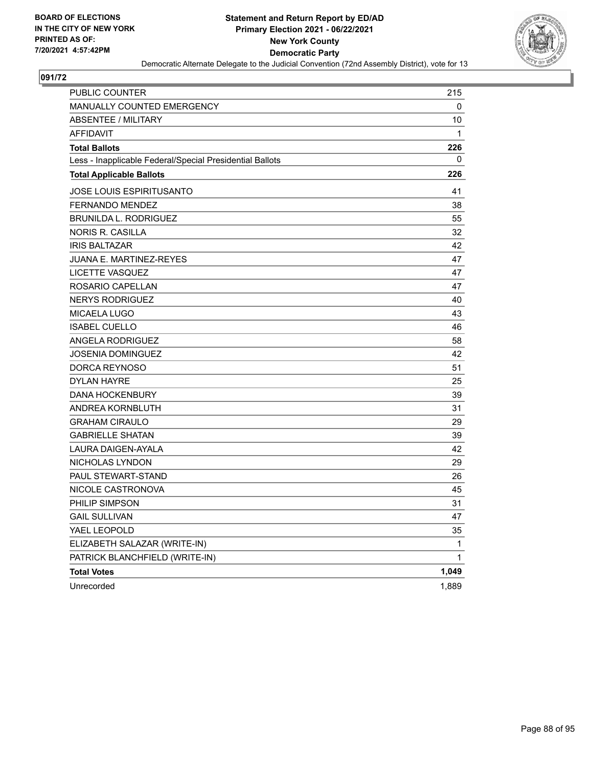BOARD OF ELECTIONS
IN THE CITY OF NEW YORK
PRINTED AS OF:
7/20/2021 4:57:42PM

**Statement and Return Report by ED/AD**
**Primary Election 2021 - 06/22/2021**
**New York County**
**Democratic Party**
Democratic Alternate Delegate to the Judicial Convention (72nd Assembly District), vote for 13

## 091/72

| | |
|---|---|
| PUBLIC COUNTER | 215 |
| MANUALLY COUNTED EMERGENCY | 0 |
| ABSENTEE / MILITARY | 10 |
| AFFIDAVIT | 1 |
| **Total Ballots** | **226** |
| Less - Inapplicable Federal/Special Presidential Ballots | 0 |
| **Total Applicable Ballots** | **226** |
| JOSE LOUIS ESPIRITUSANTO | 41 |
| FERNANDO MENDEZ | 38 |
| BRUNILDA L. RODRIGUEZ | 55 |
| NORIS R. CASILLA | 32 |
| IRIS BALTAZAR | 42 |
| JUANA E. MARTINEZ-REYES | 47 |
| LICETTE VASQUEZ | 47 |
| ROSARIO CAPELLAN | 47 |
| NERYS RODRIGUEZ | 40 |
| MICAELA LUGO | 43 |
| ISABEL CUELLO | 46 |
| ANGELA RODRIGUEZ | 58 |
| JOSENIA DOMINGUEZ | 42 |
| DORCA REYNOSO | 51 |
| DYLAN HAYRE | 25 |
| DANA HOCKENBURY | 39 |
| ANDREA KORNBLUTH | 31 |
| GRAHAM CIRAULO | 29 |
| GABRIELLE SHATAN | 39 |
| LAURA DAIGEN-AYALA | 42 |
| NICHOLAS LYNDON | 29 |
| PAUL STEWART-STAND | 26 |
| NICOLE CASTRONOVA | 45 |
| PHILIP SIMPSON | 31 |
| GAIL SULLIVAN | 47 |
| YAEL LEOPOLD | 35 |
| ELIZABETH SALAZAR (WRITE-IN) | 1 |
| PATRICK BLANCHFIELD (WRITE-IN) | 1 |
| **Total Votes** | **1,049** |
| Unrecorded | 1,889 |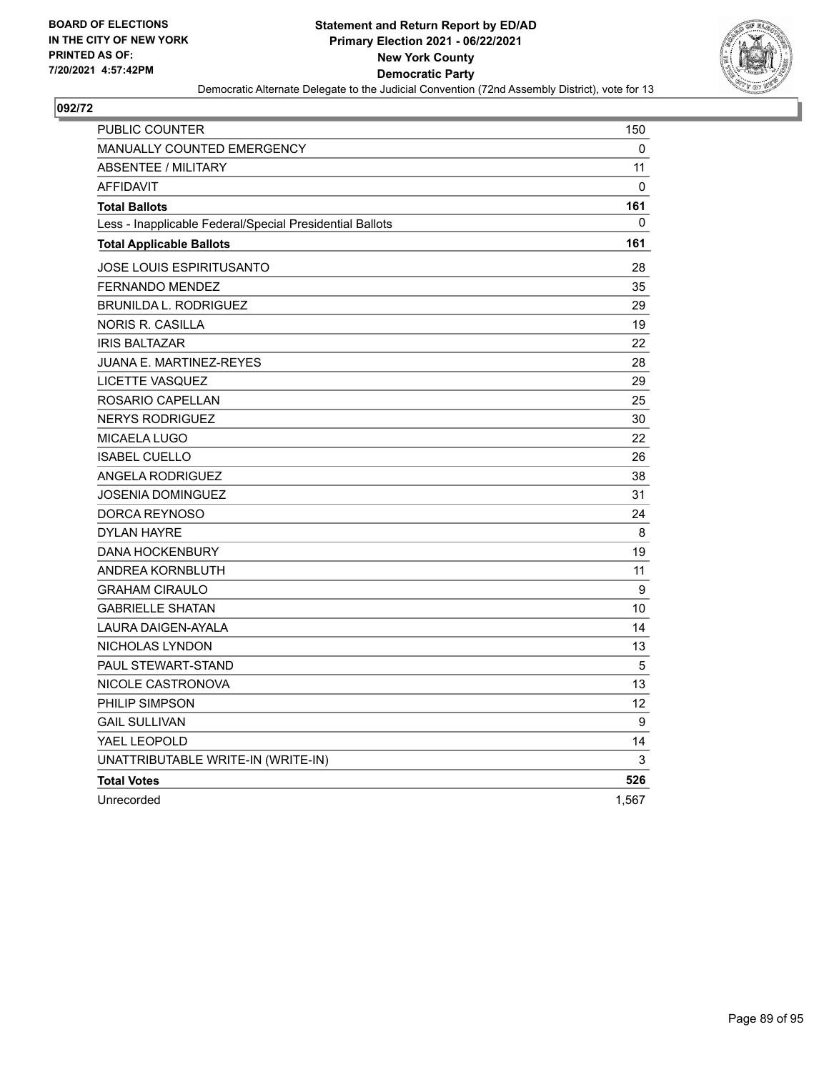BOARD OF ELECTIONS
IN THE CITY OF NEW YORK
PRINTED AS OF:
7/20/2021 4:57:42PM

**Statement and Return Report by ED/AD**
**Primary Election 2021 - 06/22/2021**
**New York County**
**Democratic Party**
Democratic Alternate Delegate to the Judicial Convention (72nd Assembly District), vote for 13

## 092/72

| | |
|---|---|
| PUBLIC COUNTER | 150 |
| MANUALLY COUNTED EMERGENCY | 0 |
| ABSENTEE / MILITARY | 11 |
| AFFIDAVIT | 0 |
| **Total Ballots** | **161** |
| Less - Inapplicable Federal/Special Presidential Ballots | 0 |
| **Total Applicable Ballots** | **161** |
| JOSE LOUIS ESPIRITUSANTO | 28 |
| FERNANDO MENDEZ | 35 |
| BRUNILDA L. RODRIGUEZ | 29 |
| NORIS R. CASILLA | 19 |
| IRIS BALTAZAR | 22 |
| JUANA E. MARTINEZ-REYES | 28 |
| LICETTE VASQUEZ | 29 |
| ROSARIO CAPELLAN | 25 |
| NERYS RODRIGUEZ | 30 |
| MICAELA LUGO | 22 |
| ISABEL CUELLO | 26 |
| ANGELA RODRIGUEZ | 38 |
| JOSENIA DOMINGUEZ | 31 |
| DORCA REYNOSO | 24 |
| DYLAN HAYRE | 8 |
| DANA HOCKENBURY | 19 |
| ANDREA KORNBLUTH | 11 |
| GRAHAM CIRAULO | 9 |
| GABRIELLE SHATAN | 10 |
| LAURA DAIGEN-AYALA | 14 |
| NICHOLAS LYNDON | 13 |
| PAUL STEWART-STAND | 5 |
| NICOLE CASTRONOVA | 13 |
| PHILIP SIMPSON | 12 |
| GAIL SULLIVAN | 9 |
| YAEL LEOPOLD | 14 |
| UNATTRIBUTABLE WRITE-IN (WRITE-IN) | 3 |
| **Total Votes** | **526** |
| Unrecorded | 1,567 |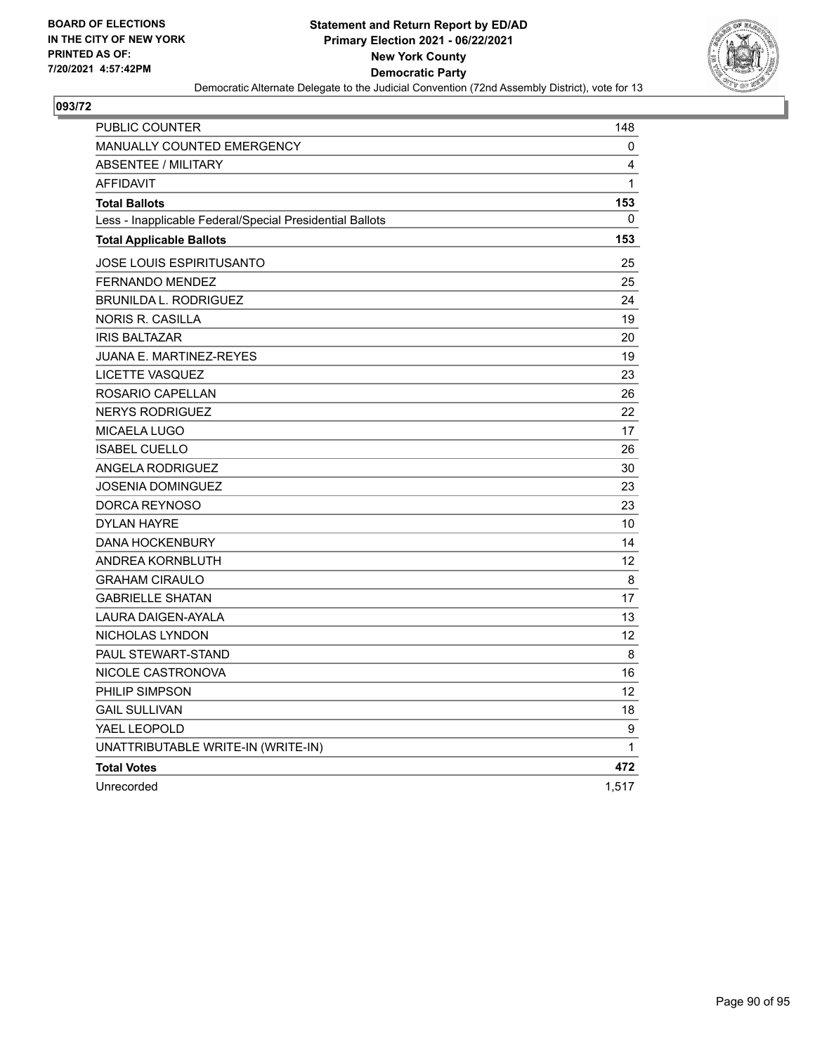BOARD OF ELECTIONS
IN THE CITY OF NEW YORK
PRINTED AS OF:
7/20/2021 4:57:42PM

**Statement and Return Report by ED/AD**
**Primary Election 2021 - 06/22/2021**
**New York County**
**Democratic Party**
Democratic Alternate Delegate to the Judicial Convention (72nd Assembly District), vote for 13

## 093/72

| | |
|---|---|
| PUBLIC COUNTER | 148 |
| MANUALLY COUNTED EMERGENCY | 0 |
| ABSENTEE / MILITARY | 4 |
| AFFIDAVIT | 1 |
| **Total Ballots** | **153** |
| Less - Inapplicable Federal/Special Presidential Ballots | 0 |
| **Total Applicable Ballots** | **153** |
| JOSE LOUIS ESPIRITUSANTO | 25 |
| FERNANDO MENDEZ | 25 |
| BRUNILDA L. RODRIGUEZ | 24 |
| NORIS R. CASILLA | 19 |
| IRIS BALTAZAR | 20 |
| JUANA E. MARTINEZ-REYES | 19 |
| LICETTE VASQUEZ | 23 |
| ROSARIO CAPELLAN | 26 |
| NERYS RODRIGUEZ | 22 |
| MICAELA LUGO | 17 |
| ISABEL CUELLO | 26 |
| ANGELA RODRIGUEZ | 30 |
| JOSENIA DOMINGUEZ | 23 |
| DORCA REYNOSO | 23 |
| DYLAN HAYRE | 10 |
| DANA HOCKENBURY | 14 |
| ANDREA KORNBLUTH | 12 |
| GRAHAM CIRAULO | 8 |
| GABRIELLE SHATAN | 17 |
| LAURA DAIGEN-AYALA | 13 |
| NICHOLAS LYNDON | 12 |
| PAUL STEWART-STAND | 8 |
| NICOLE CASTRONOVA | 16 |
| PHILIP SIMPSON | 12 |
| GAIL SULLIVAN | 18 |
| YAEL LEOPOLD | 9 |
| UNATTRIBUTABLE WRITE-IN (WRITE-IN) | 1 |
| **Total Votes** | **472** |
| Unrecorded | 1,517 |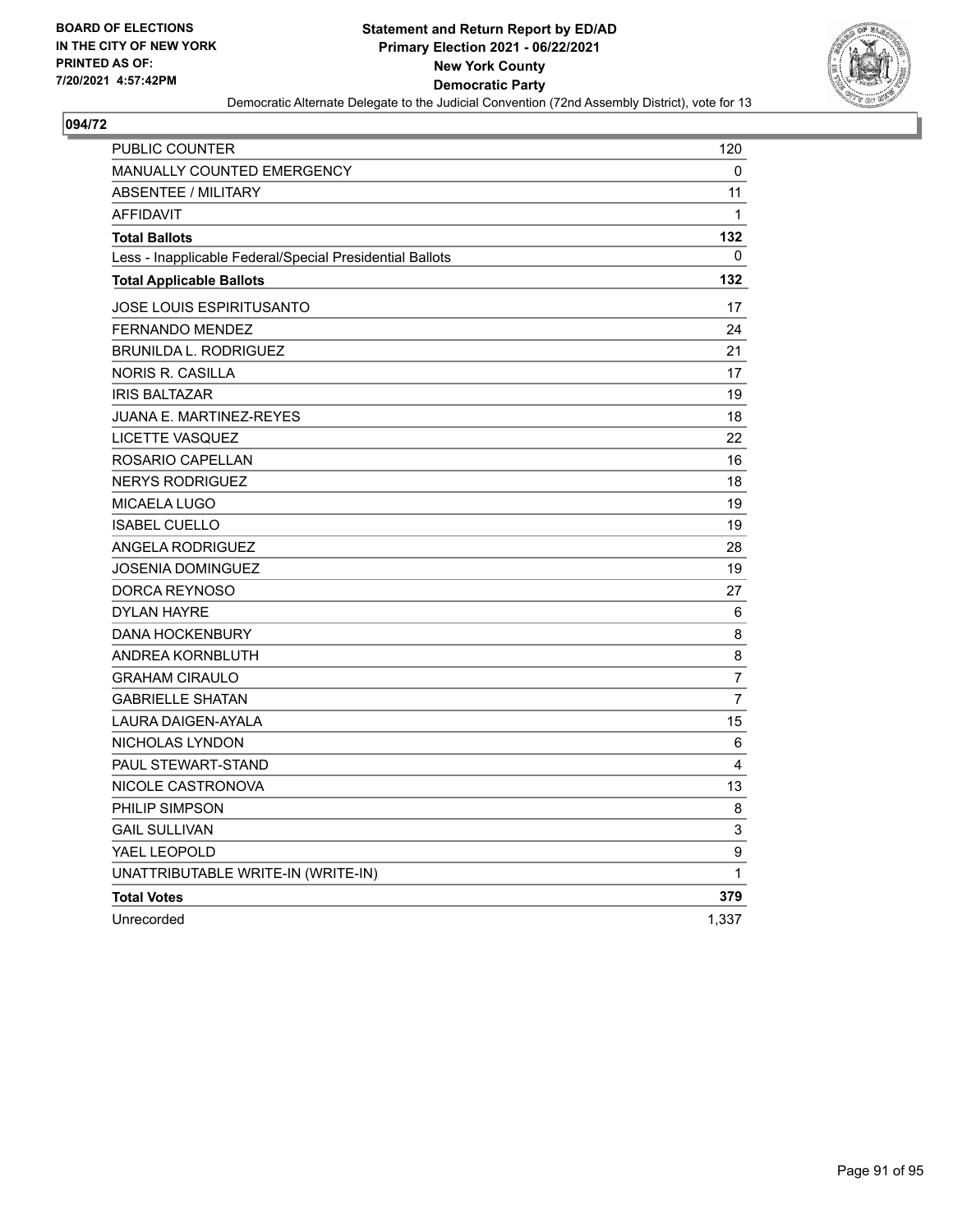**BOARD OF ELECTIONS IN THE CITY OF NEW YORK PRINTED AS OF: 7/20/2021 4:57:42PM**

**Statement and Return Report by ED/AD**
**Primary Election 2021 - 06/22/2021**
**New York County**
**Democratic Party**
Democratic Alternate Delegate to the Judicial Convention (72nd Assembly District), vote for 13

## 094/72

| | |
|---|---|
| PUBLIC COUNTER | 120 |
| MANUALLY COUNTED EMERGENCY | 0 |
| ABSENTEE / MILITARY | 11 |
| AFFIDAVIT | 1 |
| **Total Ballots** | **132** |
| Less - Inapplicable Federal/Special Presidential Ballots | 0 |
| **Total Applicable Ballots** | **132** |
| JOSE LOUIS ESPIRITUSANTO | 17 |
| FERNANDO MENDEZ | 24 |
| BRUNILDA L. RODRIGUEZ | 21 |
| NORIS R. CASILLA | 17 |
| IRIS BALTAZAR | 19 |
| JUANA E. MARTINEZ-REYES | 18 |
| LICETTE VASQUEZ | 22 |
| ROSARIO CAPELLAN | 16 |
| NERYS RODRIGUEZ | 18 |
| MICAELA LUGO | 19 |
| ISABEL CUELLO | 19 |
| ANGELA RODRIGUEZ | 28 |
| JOSENIA DOMINGUEZ | 19 |
| DORCA REYNOSO | 27 |
| DYLAN HAYRE | 6 |
| DANA HOCKENBURY | 8 |
| ANDREA KORNBLUTH | 8 |
| GRAHAM CIRAULO | 7 |
| GABRIELLE SHATAN | 7 |
| LAURA DAIGEN-AYALA | 15 |
| NICHOLAS LYNDON | 6 |
| PAUL STEWART-STAND | 4 |
| NICOLE CASTRONOVA | 13 |
| PHILIP SIMPSON | 8 |
| GAIL SULLIVAN | 3 |
| YAEL LEOPOLD | 9 |
| UNATTRIBUTABLE WRITE-IN (WRITE-IN) | 1 |
| **Total Votes** | **379** |
| Unrecorded | 1,337 |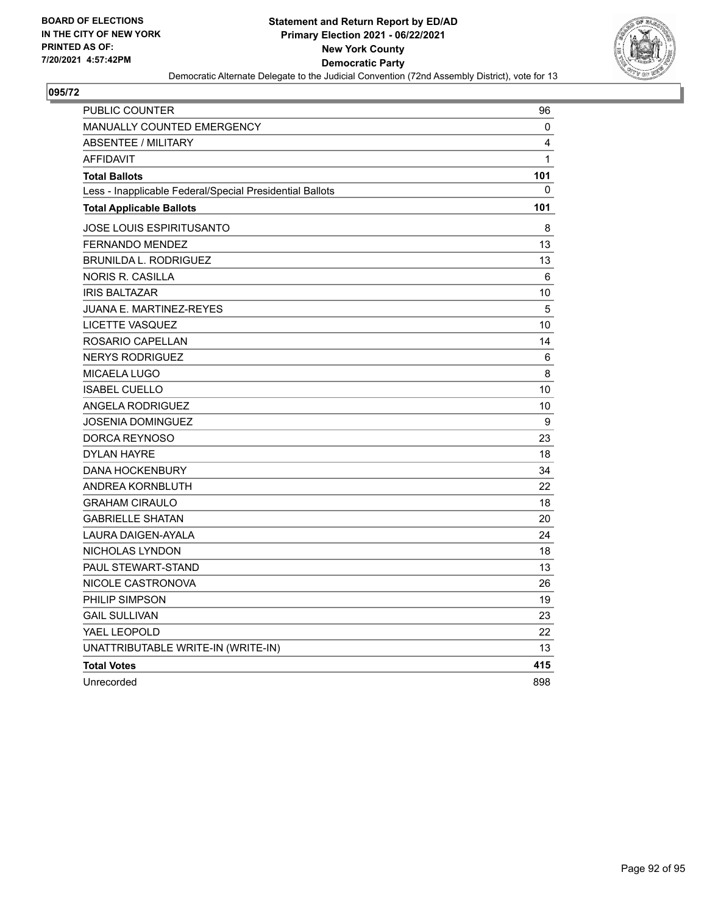**BOARD OF ELECTIONS IN THE CITY OF NEW YORK PRINTED AS OF: 7/20/2021 4:57:42PM**

**Statement and Return Report by ED/AD**
**Primary Election 2021 - 06/22/2021**
**New York County**
**Democratic Party**
Democratic Alternate Delegate to the Judicial Convention (72nd Assembly District), vote for 13

**095/72**

| | |
|---|---|
| PUBLIC COUNTER | 96 |
| MANUALLY COUNTED EMERGENCY | 0 |
| ABSENTEE / MILITARY | 4 |
| AFFIDAVIT | 1 |
| **Total Ballots** | **101** |
| Less - Inapplicable Federal/Special Presidential Ballots | 0 |
| **Total Applicable Ballots** | **101** |
| JOSE LOUIS ESPIRITUSANTO | 8 |
| FERNANDO MENDEZ | 13 |
| BRUNILDA L. RODRIGUEZ | 13 |
| NORIS R. CASILLA | 6 |
| IRIS BALTAZAR | 10 |
| JUANA E. MARTINEZ-REYES | 5 |
| LICETTE VASQUEZ | 10 |
| ROSARIO CAPELLAN | 14 |
| NERYS RODRIGUEZ | 6 |
| MICAELA LUGO | 8 |
| ISABEL CUELLO | 10 |
| ANGELA RODRIGUEZ | 10 |
| JOSENIA DOMINGUEZ | 9 |
| DORCA REYNOSO | 23 |
| DYLAN HAYRE | 18 |
| DANA HOCKENBURY | 34 |
| ANDREA KORNBLUTH | 22 |
| GRAHAM CIRAULO | 18 |
| GABRIELLE SHATAN | 20 |
| LAURA DAIGEN-AYALA | 24 |
| NICHOLAS LYNDON | 18 |
| PAUL STEWART-STAND | 13 |
| NICOLE CASTRONOVA | 26 |
| PHILIP SIMPSON | 19 |
| GAIL SULLIVAN | 23 |
| YAEL LEOPOLD | 22 |
| UNATTRIBUTABLE WRITE-IN (WRITE-IN) | 13 |
| **Total Votes** | **415** |
| Unrecorded | 898 |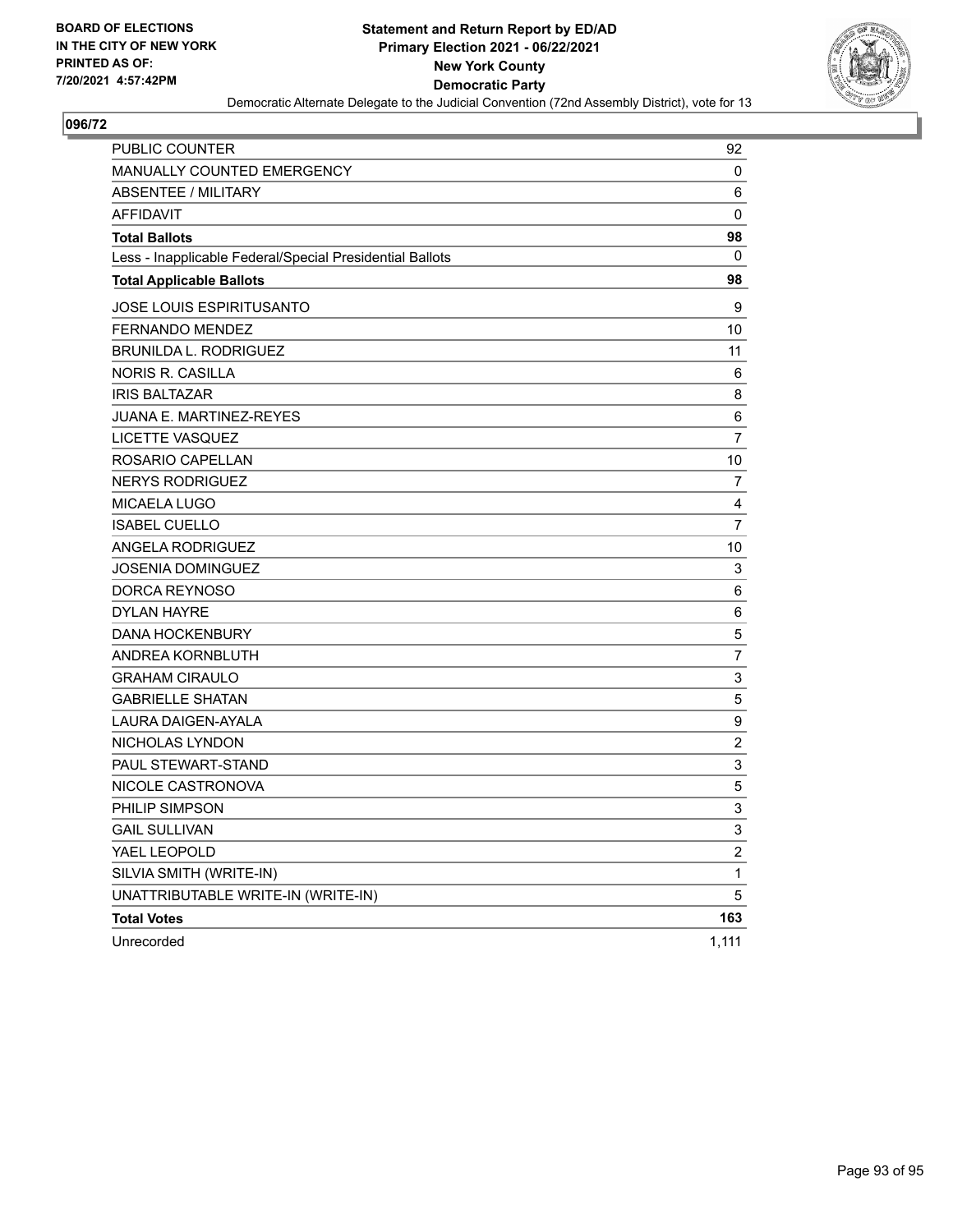BOARD OF ELECTIONS
IN THE CITY OF NEW YORK
PRINTED AS OF:
7/20/2021 4:57:42PM

**Statement and Return Report by ED/AD**
**Primary Election 2021 - 06/22/2021**
**New York County**
**Democratic Party**
Democratic Alternate Delegate to the Judicial Convention (72nd Assembly District), vote for 13

## 096/72

| | |
|---|---|
| PUBLIC COUNTER | 92 |
| MANUALLY COUNTED EMERGENCY | 0 |
| ABSENTEE / MILITARY | 6 |
| AFFIDAVIT | 0 |
| **Total Ballots** | **98** |
| Less - Inapplicable Federal/Special Presidential Ballots | 0 |
| **Total Applicable Ballots** | **98** |
| JOSE LOUIS ESPIRITUSANTO | 9 |
| FERNANDO MENDEZ | 10 |
| BRUNILDA L. RODRIGUEZ | 11 |
| NORIS R. CASILLA | 6 |
| IRIS BALTAZAR | 8 |
| JUANA E. MARTINEZ-REYES | 6 |
| LICETTE VASQUEZ | 7 |
| ROSARIO CAPELLAN | 10 |
| NERYS RODRIGUEZ | 7 |
| MICAELA LUGO | 4 |
| ISABEL CUELLO | 7 |
| ANGELA RODRIGUEZ | 10 |
| JOSENIA DOMINGUEZ | 3 |
| DORCA REYNOSO | 6 |
| DYLAN HAYRE | 6 |
| DANA HOCKENBURY | 5 |
| ANDREA KORNBLUTH | 7 |
| GRAHAM CIRAULO | 3 |
| GABRIELLE SHATAN | 5 |
| LAURA DAIGEN-AYALA | 9 |
| NICHOLAS LYNDON | 2 |
| PAUL STEWART-STAND | 3 |
| NICOLE CASTRONOVA | 5 |
| PHILIP SIMPSON | 3 |
| GAIL SULLIVAN | 3 |
| YAEL LEOPOLD | 2 |
| SILVIA SMITH (WRITE-IN) | 1 |
| UNATTRIBUTABLE WRITE-IN (WRITE-IN) | 5 |
| **Total Votes** | **163** |
| Unrecorded | 1,111 |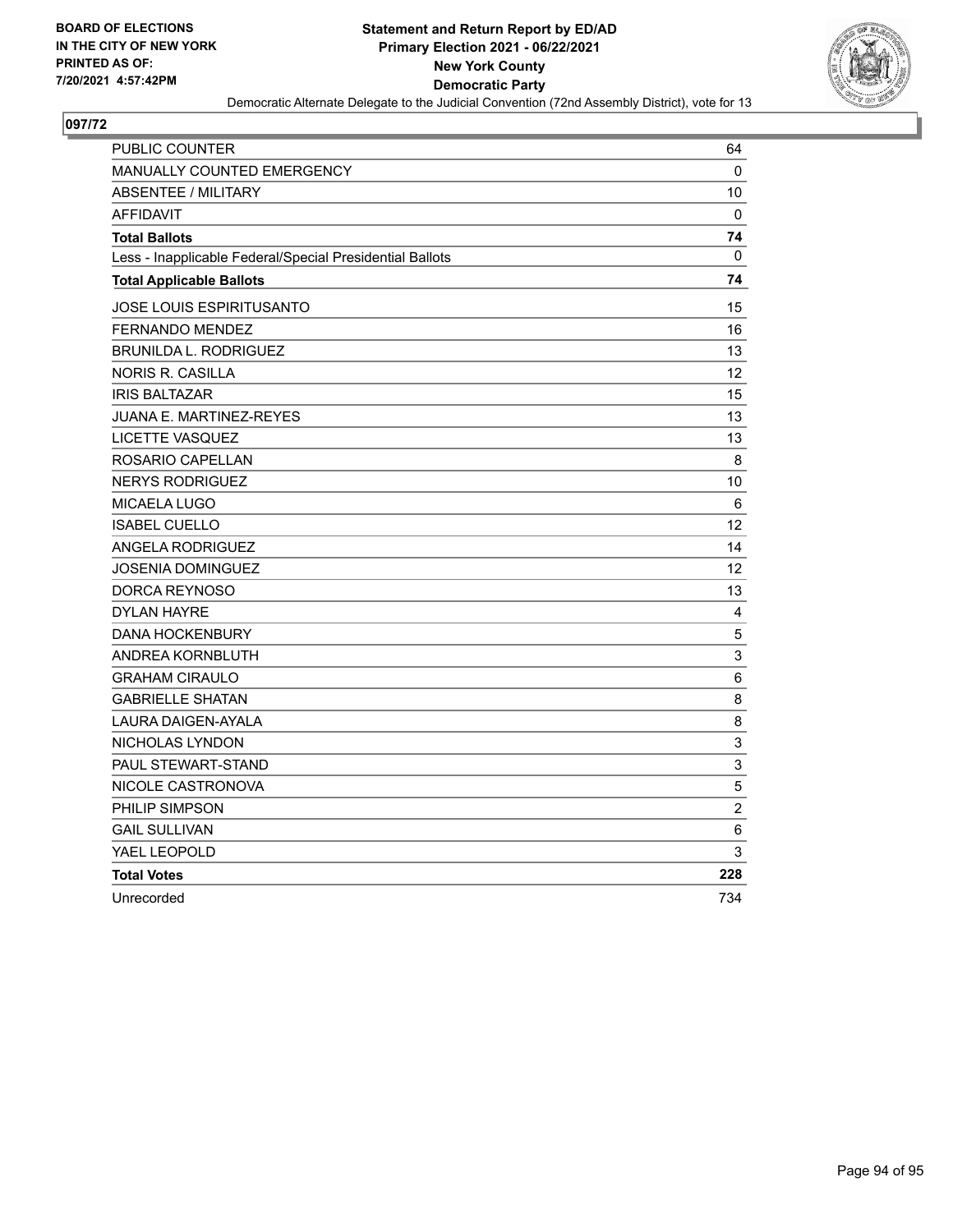BOARD OF ELECTIONS
IN THE CITY OF NEW YORK
PRINTED AS OF:
7/20/2021 4:57:42PM

**Statement and Return Report by ED/AD**
**Primary Election 2021 - 06/22/2021**
**New York County**
**Democratic Party**
Democratic Alternate Delegate to the Judicial Convention (72nd Assembly District), vote for 13

## 097/72

| | |
|---|---|
| PUBLIC COUNTER | 64 |
| MANUALLY COUNTED EMERGENCY | 0 |
| ABSENTEE / MILITARY | 10 |
| AFFIDAVIT | 0 |
| **Total Ballots** | **74** |
| Less - Inapplicable Federal/Special Presidential Ballots | 0 |
| **Total Applicable Ballots** | **74** |
| JOSE LOUIS ESPIRITUSANTO | 15 |
| FERNANDO MENDEZ | 16 |
| BRUNILDA L. RODRIGUEZ | 13 |
| NORIS R. CASILLA | 12 |
| IRIS BALTAZAR | 15 |
| JUANA E. MARTINEZ-REYES | 13 |
| LICETTE VASQUEZ | 13 |
| ROSARIO CAPELLAN | 8 |
| NERYS RODRIGUEZ | 10 |
| MICAELA LUGO | 6 |
| ISABEL CUELLO | 12 |
| ANGELA RODRIGUEZ | 14 |
| JOSENIA DOMINGUEZ | 12 |
| DORCA REYNOSO | 13 |
| DYLAN HAYRE | 4 |
| DANA HOCKENBURY | 5 |
| ANDREA KORNBLUTH | 3 |
| GRAHAM CIRAULO | 6 |
| GABRIELLE SHATAN | 8 |
| LAURA DAIGEN-AYALA | 8 |
| NICHOLAS LYNDON | 3 |
| PAUL STEWART-STAND | 3 |
| NICOLE CASTRONOVA | 5 |
| PHILIP SIMPSON | 2 |
| GAIL SULLIVAN | 6 |
| YAEL LEOPOLD | 3 |
| **Total Votes** | **228** |
| Unrecorded | 734 |